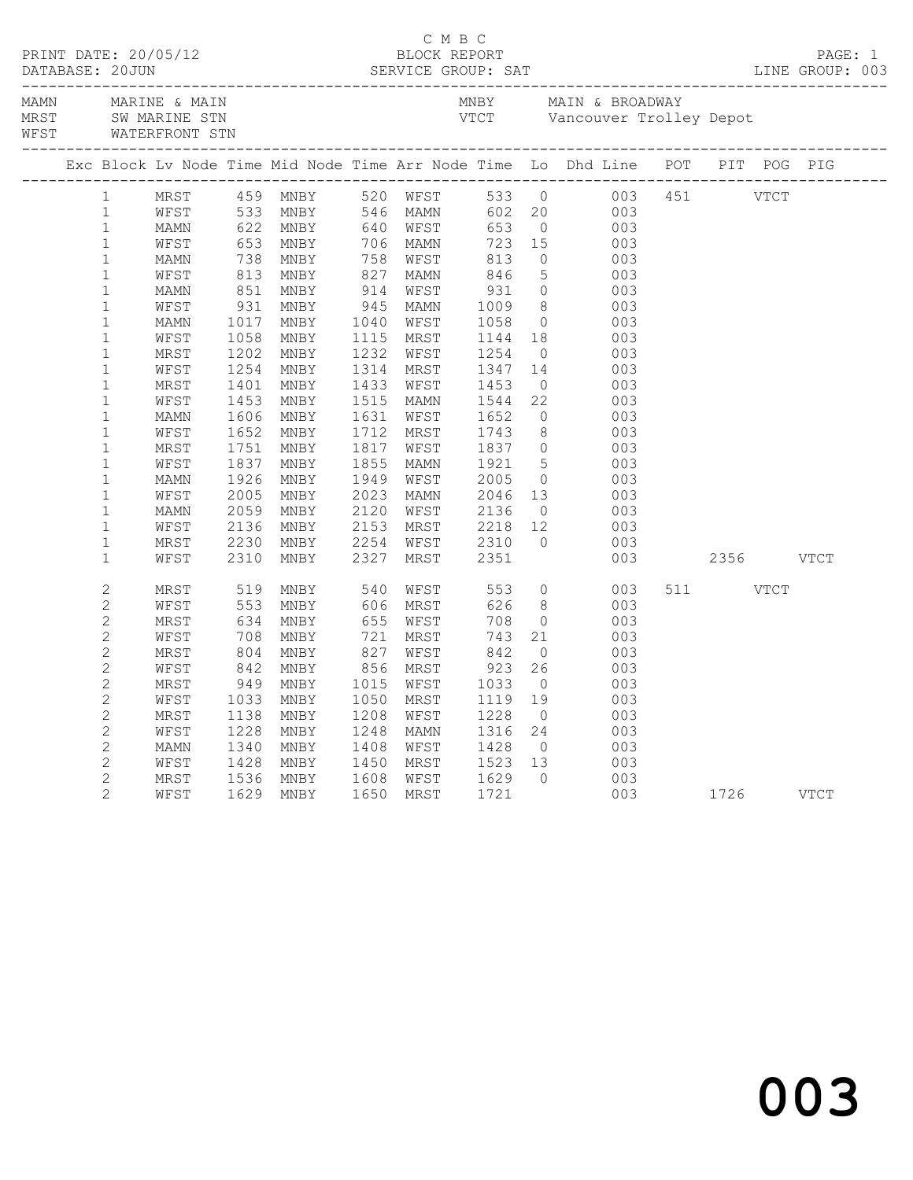# C M B C

PRINT DATE: 20/05/12 — BLOCK REPORT — PAGE: 1

DATABASE: 20JUN — SERVICE GROUP: SAT — LINE GROUP: 003

| Code | Name | Code | Name |
|---|---|---|---|
| MAMN | MARINE & MAIN | MNBY | MAIN & BROADWAY |
| MRST | SW MARINE STN | VTCT | Vancouver Trolley Depot |
| WFST | WATERFRONT STN | | |

| Exc | Block | Lv Node | Time | Mid Node | Time | Arr Node | Time | Lo | Dhd Line | POT | PIT | POG | PIG |
|---|---|---|---|---|---|---|---|---|---|---|---|---|---|
| | 1 | MRST | 459 | MNBY | 520 | WFST | 533 | 0 | 003 | 451 | | VTCT | |
| | 1 | WFST | 533 | MNBY | 546 | MAMN | 602 | 20 | 003 | | | | |
| | 1 | MAMN | 622 | MNBY | 640 | WFST | 653 | 0 | 003 | | | | |
| | 1 | WFST | 653 | MNBY | 706 | MAMN | 723 | 15 | 003 | | | | |
| | 1 | MAMN | 738 | MNBY | 758 | WFST | 813 | 0 | 003 | | | | |
| | 1 | WFST | 813 | MNBY | 827 | MAMN | 846 | 5 | 003 | | | | |
| | 1 | MAMN | 851 | MNBY | 914 | WFST | 931 | 0 | 003 | | | | |
| | 1 | WFST | 931 | MNBY | 945 | MAMN | 1009 | 8 | 003 | | | | |
| | 1 | MAMN | 1017 | MNBY | 1040 | WFST | 1058 | 0 | 003 | | | | |
| | 1 | WFST | 1058 | MNBY | 1115 | MRST | 1144 | 18 | 003 | | | | |
| | 1 | MRST | 1202 | MNBY | 1232 | WFST | 1254 | 0 | 003 | | | | |
| | 1 | WFST | 1254 | MNBY | 1314 | MRST | 1347 | 14 | 003 | | | | |
| | 1 | MRST | 1401 | MNBY | 1433 | WFST | 1453 | 0 | 003 | | | | |
| | 1 | WFST | 1453 | MNBY | 1515 | MAMN | 1544 | 22 | 003 | | | | |
| | 1 | MAMN | 1606 | MNBY | 1631 | WFST | 1652 | 0 | 003 | | | | |
| | 1 | WFST | 1652 | MNBY | 1712 | MRST | 1743 | 8 | 003 | | | | |
| | 1 | MRST | 1751 | MNBY | 1817 | WFST | 1837 | 0 | 003 | | | | |
| | 1 | WFST | 1837 | MNBY | 1855 | MAMN | 1921 | 5 | 003 | | | | |
| | 1 | MAMN | 1926 | MNBY | 1949 | WFST | 2005 | 0 | 003 | | | | |
| | 1 | WFST | 2005 | MNBY | 2023 | MAMN | 2046 | 13 | 003 | | | | |
| | 1 | MAMN | 2059 | MNBY | 2120 | WFST | 2136 | 0 | 003 | | | | |
| | 1 | WFST | 2136 | MNBY | 2153 | MRST | 2218 | 12 | 003 | | | | |
| | 1 | MRST | 2230 | MNBY | 2254 | WFST | 2310 | 0 | 003 | | | | |
| | 1 | WFST | 2310 | MNBY | 2327 | MRST | 2351 | | 003 | | 2356 | | VTCT |
| | 2 | MRST | 519 | MNBY | 540 | WFST | 553 | 0 | 003 | 511 | | VTCT | |
| | 2 | WFST | 553 | MNBY | 606 | MRST | 626 | 8 | 003 | | | | |
| | 2 | MRST | 634 | MNBY | 655 | WFST | 708 | 0 | 003 | | | | |
| | 2 | WFST | 708 | MNBY | 721 | MRST | 743 | 21 | 003 | | | | |
| | 2 | MRST | 804 | MNBY | 827 | WFST | 842 | 0 | 003 | | | | |
| | 2 | WFST | 842 | MNBY | 856 | MRST | 923 | 26 | 003 | | | | |
| | 2 | MRST | 949 | MNBY | 1015 | WFST | 1033 | 0 | 003 | | | | |
| | 2 | WFST | 1033 | MNBY | 1050 | MRST | 1119 | 19 | 003 | | | | |
| | 2 | MRST | 1138 | MNBY | 1208 | WFST | 1228 | 0 | 003 | | | | |
| | 2 | WFST | 1228 | MNBY | 1248 | MAMN | 1316 | 24 | 003 | | | | |
| | 2 | MAMN | 1340 | MNBY | 1408 | WFST | 1428 | 0 | 003 | | | | |
| | 2 | WFST | 1428 | MNBY | 1450 | MRST | 1523 | 13 | 003 | | | | |
| | 2 | MRST | 1536 | MNBY | 1608 | WFST | 1629 | 0 | 003 | | | | |
| | 2 | WFST | 1629 | MNBY | 1650 | MRST | 1721 | | 003 | | 1726 | | VTCT |

003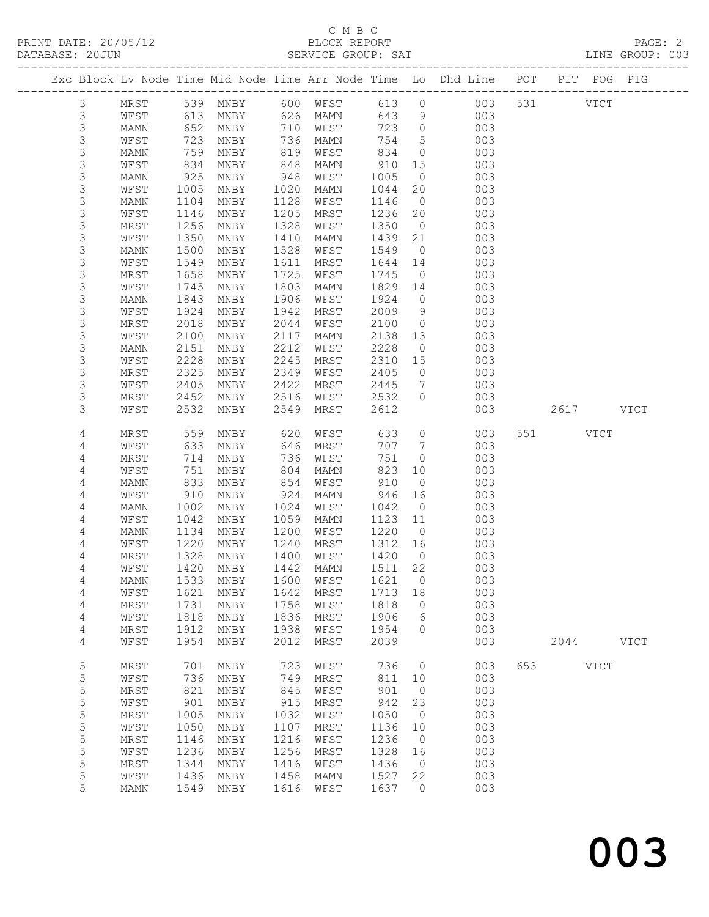C M B C
PRINT DATE: 20/05/12 BLOCK REPORT
DATABASE: 20JUN SERVICE GROUP: SAT LINE GROUP: 003

| Exc | Block | Lv | Node | Time | Mid Node | Time | Arr Node | Time | Lo | Dhd Line | POT | PIT | POG | PIG |
|---|---|---|---|---|---|---|---|---|---|---|---|---|---|---|
| | 3 | | MRST | 539 | MNBY | 600 | WFST | 613 | 0 | 003 | 531 | | VTCT | |
| | 3 | | WFST | 613 | MNBY | 626 | MAMN | 643 | 9 | 003 | | | | |
| | 3 | | MAMN | 652 | MNBY | 710 | WFST | 723 | 0 | 003 | | | | |
| | 3 | | WFST | 723 | MNBY | 736 | MAMN | 754 | 5 | 003 | | | | |
| | 3 | | MAMN | 759 | MNBY | 819 | WFST | 834 | 0 | 003 | | | | |
| | 3 | | WFST | 834 | MNBY | 848 | MAMN | 910 | 15 | 003 | | | | |
| | 3 | | MAMN | 925 | MNBY | 948 | WFST | 1005 | 0 | 003 | | | | |
| | 3 | | WFST | 1005 | MNBY | 1020 | MAMN | 1044 | 20 | 003 | | | | |
| | 3 | | MAMN | 1104 | MNBY | 1128 | WFST | 1146 | 0 | 003 | | | | |
| | 3 | | WFST | 1146 | MNBY | 1205 | MRST | 1236 | 20 | 003 | | | | |
| | 3 | | MRST | 1256 | MNBY | 1328 | WFST | 1350 | 0 | 003 | | | | |
| | 3 | | WFST | 1350 | MNBY | 1410 | MAMN | 1439 | 21 | 003 | | | | |
| | 3 | | MAMN | 1500 | MNBY | 1528 | WFST | 1549 | 0 | 003 | | | | |
| | 3 | | WFST | 1549 | MNBY | 1611 | MRST | 1644 | 14 | 003 | | | | |
| | 3 | | MRST | 1658 | MNBY | 1725 | WFST | 1745 | 0 | 003 | | | | |
| | 3 | | WFST | 1745 | MNBY | 1803 | MAMN | 1829 | 14 | 003 | | | | |
| | 3 | | MAMN | 1843 | MNBY | 1906 | WFST | 1924 | 0 | 003 | | | | |
| | 3 | | WFST | 1924 | MNBY | 1942 | MRST | 2009 | 9 | 003 | | | | |
| | 3 | | MRST | 2018 | MNBY | 2044 | WFST | 2100 | 0 | 003 | | | | |
| | 3 | | WFST | 2100 | MNBY | 2117 | MAMN | 2138 | 13 | 003 | | | | |
| | 3 | | MAMN | 2151 | MNBY | 2212 | WFST | 2228 | 0 | 003 | | | | |
| | 3 | | WFST | 2228 | MNBY | 2245 | MRST | 2310 | 15 | 003 | | | | |
| | 3 | | MRST | 2325 | MNBY | 2349 | WFST | 2405 | 0 | 003 | | | | |
| | 3 | | WFST | 2405 | MNBY | 2422 | MRST | 2445 | 7 | 003 | | | | |
| | 3 | | MRST | 2452 | MNBY | 2516 | WFST | 2532 | 0 | 003 | | | | |
| | 3 | | WFST | 2532 | MNBY | 2549 | MRST | 2612 | | 003 | | 2617 | | VTCT |
| | 4 | | MRST | 559 | MNBY | 620 | WFST | 633 | 0 | 003 | 551 | | VTCT | |
| | 4 | | WFST | 633 | MNBY | 646 | MRST | 707 | 7 | 003 | | | | |
| | 4 | | MRST | 714 | MNBY | 736 | WFST | 751 | 0 | 003 | | | | |
| | 4 | | WFST | 751 | MNBY | 804 | MAMN | 823 | 10 | 003 | | | | |
| | 4 | | MAMN | 833 | MNBY | 854 | WFST | 910 | 0 | 003 | | | | |
| | 4 | | WFST | 910 | MNBY | 924 | MAMN | 946 | 16 | 003 | | | | |
| | 4 | | MAMN | 1002 | MNBY | 1024 | WFST | 1042 | 0 | 003 | | | | |
| | 4 | | WFST | 1042 | MNBY | 1059 | MAMN | 1123 | 11 | 003 | | | | |
| | 4 | | MAMN | 1134 | MNBY | 1200 | WFST | 1220 | 0 | 003 | | | | |
| | 4 | | WFST | 1220 | MNBY | 1240 | MRST | 1312 | 16 | 003 | | | | |
| | 4 | | MRST | 1328 | MNBY | 1400 | WFST | 1420 | 0 | 003 | | | | |
| | 4 | | WFST | 1420 | MNBY | 1442 | MAMN | 1511 | 22 | 003 | | | | |
| | 4 | | MAMN | 1533 | MNBY | 1600 | WFST | 1621 | 0 | 003 | | | | |
| | 4 | | WFST | 1621 | MNBY | 1642 | MRST | 1713 | 18 | 003 | | | | |
| | 4 | | MRST | 1731 | MNBY | 1758 | WFST | 1818 | 0 | 003 | | | | |
| | 4 | | WFST | 1818 | MNBY | 1836 | MRST | 1906 | 6 | 003 | | | | |
| | 4 | | MRST | 1912 | MNBY | 1938 | WFST | 1954 | 0 | 003 | | | | |
| | 4 | | WFST | 1954 | MNBY | 2012 | MRST | 2039 | | 003 | | 2044 | | VTCT |
| | 5 | | MRST | 701 | MNBY | 723 | WFST | 736 | 0 | 003 | 653 | | VTCT | |
| | 5 | | WFST | 736 | MNBY | 749 | MRST | 811 | 10 | 003 | | | | |
| | 5 | | MRST | 821 | MNBY | 845 | WFST | 901 | 0 | 003 | | | | |
| | 5 | | WFST | 901 | MNBY | 915 | MRST | 942 | 23 | 003 | | | | |
| | 5 | | MRST | 1005 | MNBY | 1032 | WFST | 1050 | 0 | 003 | | | | |
| | 5 | | WFST | 1050 | MNBY | 1107 | MRST | 1136 | 10 | 003 | | | | |
| | 5 | | MRST | 1146 | MNBY | 1216 | WFST | 1236 | 0 | 003 | | | | |
| | 5 | | WFST | 1236 | MNBY | 1256 | MRST | 1328 | 16 | 003 | | | | |
| | 5 | | MRST | 1344 | MNBY | 1416 | WFST | 1436 | 0 | 003 | | | | |
| | 5 | | WFST | 1436 | MNBY | 1458 | MAMN | 1527 | 22 | 003 | | | | |
| | 5 | | MAMN | 1549 | MNBY | 1616 | WFST | 1637 | 0 | 003 | | | | |

003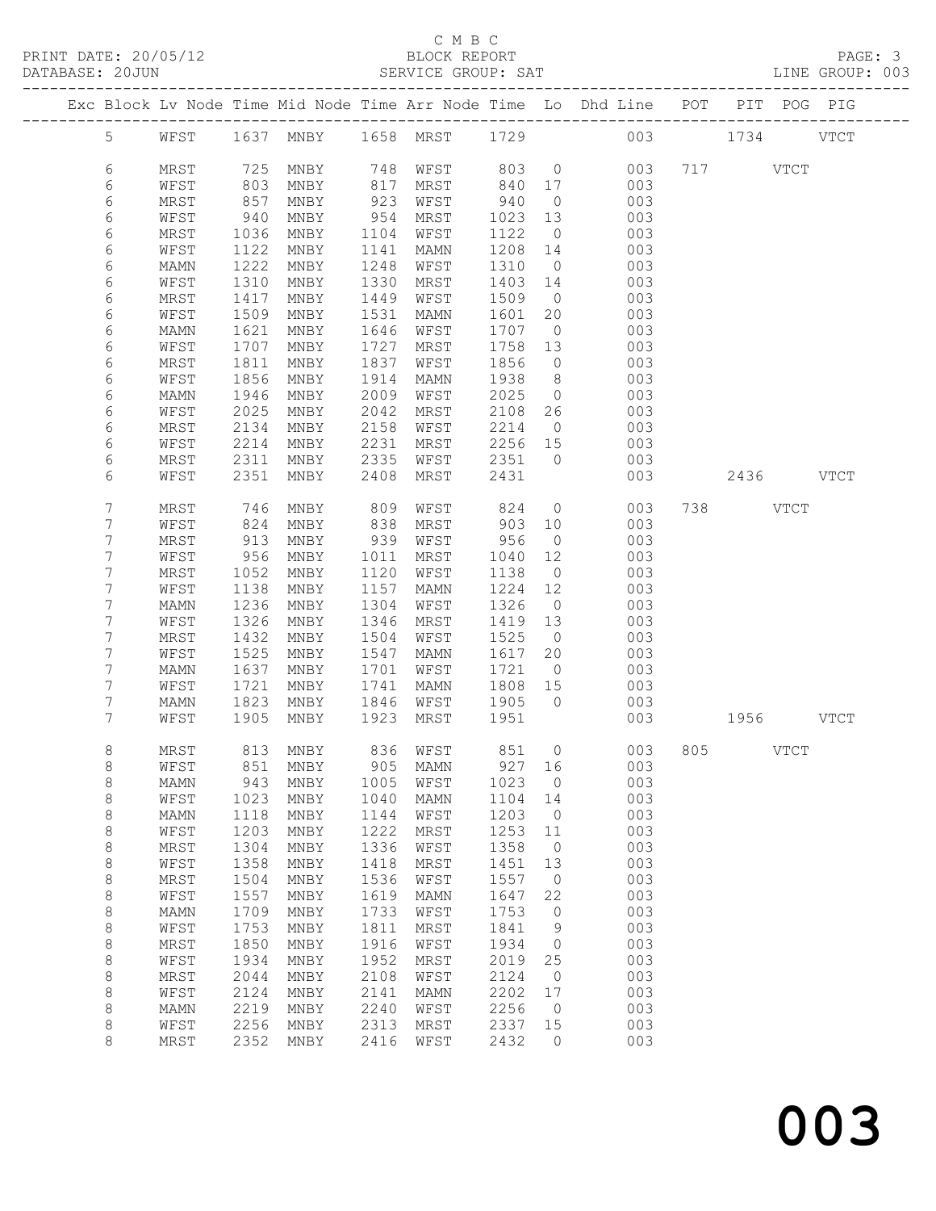C M B C

PRINT DATE: 20/05/12 BLOCK REPORT

DATABASE: 20JUN SERVICE GROUP: SAT LINE GROUP: 003

| Exc | Block | Lv | Node | Time | Mid Node | Time | Arr Node | Time | Lo | Dhd Line | POT | PIT | POG | PIG |
|---|---|---|---|---|---|---|---|---|---|---|---|---|---|---|
| | 5 | | WFST | 1637 | MNBY | 1658 | MRST | 1729 | | 003 | | 1734 | | VTCT |
| | 6 | | MRST | 725 | MNBY | 748 | WFST | 803 | 0 | 003 | 717 | | VTCT | |
| | 6 | | WFST | 803 | MNBY | 817 | MRST | 840 | 17 | 003 | | | | |
| | 6 | | MRST | 857 | MNBY | 923 | WFST | 940 | 0 | 003 | | | | |
| | 6 | | WFST | 940 | MNBY | 954 | MRST | 1023 | 13 | 003 | | | | |
| | 6 | | MRST | 1036 | MNBY | 1104 | WFST | 1122 | 0 | 003 | | | | |
| | 6 | | WFST | 1122 | MNBY | 1141 | MAMN | 1208 | 14 | 003 | | | | |
| | 6 | | MAMN | 1222 | MNBY | 1248 | WFST | 1310 | 0 | 003 | | | | |
| | 6 | | WFST | 1310 | MNBY | 1330 | MRST | 1403 | 14 | 003 | | | | |
| | 6 | | MRST | 1417 | MNBY | 1449 | WFST | 1509 | 0 | 003 | | | | |
| | 6 | | WFST | 1509 | MNBY | 1531 | MAMN | 1601 | 20 | 003 | | | | |
| | 6 | | MAMN | 1621 | MNBY | 1646 | WFST | 1707 | 0 | 003 | | | | |
| | 6 | | WFST | 1707 | MNBY | 1727 | MRST | 1758 | 13 | 003 | | | | |
| | 6 | | MRST | 1811 | MNBY | 1837 | WFST | 1856 | 0 | 003 | | | | |
| | 6 | | WFST | 1856 | MNBY | 1914 | MAMN | 1938 | 8 | 003 | | | | |
| | 6 | | MAMN | 1946 | MNBY | 2009 | WFST | 2025 | 0 | 003 | | | | |
| | 6 | | WFST | 2025 | MNBY | 2042 | MRST | 2108 | 26 | 003 | | | | |
| | 6 | | MRST | 2134 | MNBY | 2158 | WFST | 2214 | 0 | 003 | | | | |
| | 6 | | WFST | 2214 | MNBY | 2231 | MRST | 2256 | 15 | 003 | | | | |
| | 6 | | MRST | 2311 | MNBY | 2335 | WFST | 2351 | 0 | 003 | | | | |
| | 6 | | WFST | 2351 | MNBY | 2408 | MRST | 2431 | | 003 | | 2436 | | VTCT |
| | 7 | | MRST | 746 | MNBY | 809 | WFST | 824 | 0 | 003 | 738 | | VTCT | |
| | 7 | | WFST | 824 | MNBY | 838 | MRST | 903 | 10 | 003 | | | | |
| | 7 | | MRST | 913 | MNBY | 939 | WFST | 956 | 0 | 003 | | | | |
| | 7 | | WFST | 956 | MNBY | 1011 | MRST | 1040 | 12 | 003 | | | | |
| | 7 | | MRST | 1052 | MNBY | 1120 | WFST | 1138 | 0 | 003 | | | | |
| | 7 | | WFST | 1138 | MNBY | 1157 | MAMN | 1224 | 12 | 003 | | | | |
| | 7 | | MAMN | 1236 | MNBY | 1304 | WFST | 1326 | 0 | 003 | | | | |
| | 7 | | WFST | 1326 | MNBY | 1346 | MRST | 1419 | 13 | 003 | | | | |
| | 7 | | MRST | 1432 | MNBY | 1504 | WFST | 1525 | 0 | 003 | | | | |
| | 7 | | WFST | 1525 | MNBY | 1547 | MAMN | 1617 | 20 | 003 | | | | |
| | 7 | | MAMN | 1637 | MNBY | 1701 | WFST | 1721 | 0 | 003 | | | | |
| | 7 | | WFST | 1721 | MNBY | 1741 | MAMN | 1808 | 15 | 003 | | | | |
| | 7 | | MAMN | 1823 | MNBY | 1846 | WFST | 1905 | 0 | 003 | | | | |
| | 7 | | WFST | 1905 | MNBY | 1923 | MRST | 1951 | | 003 | | 1956 | | VTCT |
| | 8 | | MRST | 813 | MNBY | 836 | WFST | 851 | 0 | 003 | 805 | | VTCT | |
| | 8 | | WFST | 851 | MNBY | 905 | MAMN | 927 | 16 | 003 | | | | |
| | 8 | | MAMN | 943 | MNBY | 1005 | WFST | 1023 | 0 | 003 | | | | |
| | 8 | | WFST | 1023 | MNBY | 1040 | MAMN | 1104 | 14 | 003 | | | | |
| | 8 | | MAMN | 1118 | MNBY | 1144 | WFST | 1203 | 0 | 003 | | | | |
| | 8 | | WFST | 1203 | MNBY | 1222 | MRST | 1253 | 11 | 003 | | | | |
| | 8 | | MRST | 1304 | MNBY | 1336 | WFST | 1358 | 0 | 003 | | | | |
| | 8 | | WFST | 1358 | MNBY | 1418 | MRST | 1451 | 13 | 003 | | | | |
| | 8 | | MRST | 1504 | MNBY | 1536 | WFST | 1557 | 0 | 003 | | | | |
| | 8 | | WFST | 1557 | MNBY | 1619 | MAMN | 1647 | 22 | 003 | | | | |
| | 8 | | MAMN | 1709 | MNBY | 1733 | WFST | 1753 | 0 | 003 | | | | |
| | 8 | | WFST | 1753 | MNBY | 1811 | MRST | 1841 | 9 | 003 | | | | |
| | 8 | | MRST | 1850 | MNBY | 1916 | WFST | 1934 | 0 | 003 | | | | |
| | 8 | | WFST | 1934 | MNBY | 1952 | MRST | 2019 | 25 | 003 | | | | |
| | 8 | | MRST | 2044 | MNBY | 2108 | WFST | 2124 | 0 | 003 | | | | |
| | 8 | | WFST | 2124 | MNBY | 2141 | MAMN | 2202 | 17 | 003 | | | | |
| | 8 | | MAMN | 2219 | MNBY | 2240 | WFST | 2256 | 0 | 003 | | | | |
| | 8 | | WFST | 2256 | MNBY | 2313 | MRST | 2337 | 15 | 003 | | | | |
| | 8 | | MRST | 2352 | MNBY | 2416 | WFST | 2432 | 0 | 003 | | | | |

003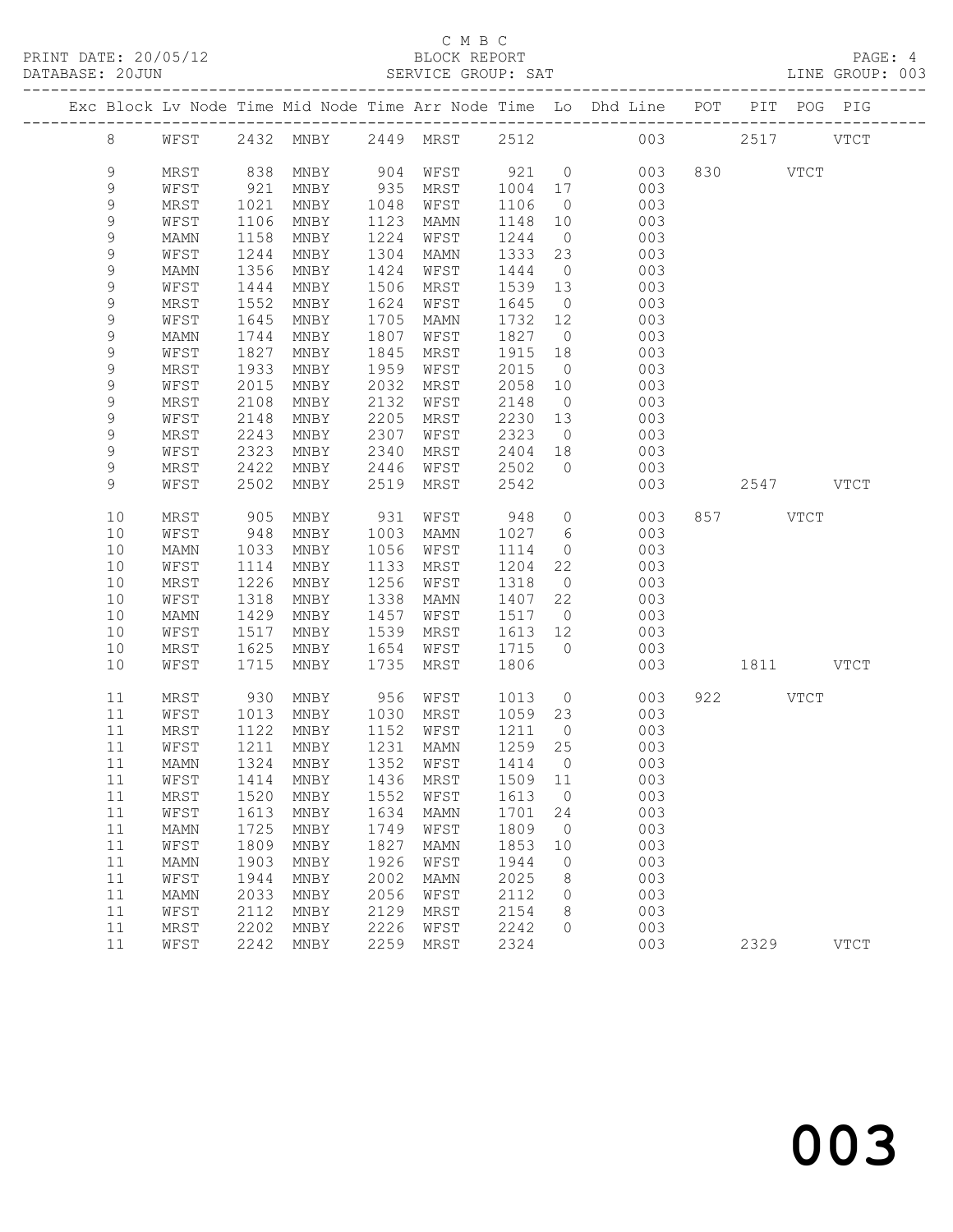C M B C
BLOCK REPORT
SERVICE GROUP: SAT

PRINT DATE: 20/05/12
DATABASE: 20JUN
LINE GROUP: 003

| Exc | Block | Lv | Node | Time | Mid Node | Time | Arr Node | Time | Lo | Dhd Line | POT | PIT | POG | PIG |
|---|---|---|---|---|---|---|---|---|---|---|---|---|---|---|
| | 8 | | WFST | 2432 | MNBY | 2449 | MRST | 2512 | | 003 | | 2517 | | VTCT |
| | 9 | | MRST | 838 | MNBY | 904 | WFST | 921 | 0 | 003 | 830 | | VTCT | |
| | 9 | | WFST | 921 | MNBY | 935 | MRST | 1004 | 17 | 003 | | | | |
| | 9 | | MRST | 1021 | MNBY | 1048 | WFST | 1106 | 0 | 003 | | | | |
| | 9 | | WFST | 1106 | MNBY | 1123 | MAMN | 1148 | 10 | 003 | | | | |
| | 9 | | MAMN | 1158 | MNBY | 1224 | WFST | 1244 | 0 | 003 | | | | |
| | 9 | | WFST | 1244 | MNBY | 1304 | MAMN | 1333 | 23 | 003 | | | | |
| | 9 | | MAMN | 1356 | MNBY | 1424 | WFST | 1444 | 0 | 003 | | | | |
| | 9 | | WFST | 1444 | MNBY | 1506 | MRST | 1539 | 13 | 003 | | | | |
| | 9 | | MRST | 1552 | MNBY | 1624 | WFST | 1645 | 0 | 003 | | | | |
| | 9 | | WFST | 1645 | MNBY | 1705 | MAMN | 1732 | 12 | 003 | | | | |
| | 9 | | MAMN | 1744 | MNBY | 1807 | WFST | 1827 | 0 | 003 | | | | |
| | 9 | | WFST | 1827 | MNBY | 1845 | MRST | 1915 | 18 | 003 | | | | |
| | 9 | | MRST | 1933 | MNBY | 1959 | WFST | 2015 | 0 | 003 | | | | |
| | 9 | | WFST | 2015 | MNBY | 2032 | MRST | 2058 | 10 | 003 | | | | |
| | 9 | | MRST | 2108 | MNBY | 2132 | WFST | 2148 | 0 | 003 | | | | |
| | 9 | | WFST | 2148 | MNBY | 2205 | MRST | 2230 | 13 | 003 | | | | |
| | 9 | | MRST | 2243 | MNBY | 2307 | WFST | 2323 | 0 | 003 | | | | |
| | 9 | | WFST | 2323 | MNBY | 2340 | MRST | 2404 | 18 | 003 | | | | |
| | 9 | | MRST | 2422 | MNBY | 2446 | WFST | 2502 | 0 | 003 | | | | |
| | 9 | | WFST | 2502 | MNBY | 2519 | MRST | 2542 | | 003 | | 2547 | | VTCT |
| | 10 | | MRST | 905 | MNBY | 931 | WFST | 948 | 0 | 003 | 857 | | VTCT | |
| | 10 | | WFST | 948 | MNBY | 1003 | MAMN | 1027 | 6 | 003 | | | | |
| | 10 | | MAMN | 1033 | MNBY | 1056 | WFST | 1114 | 0 | 003 | | | | |
| | 10 | | WFST | 1114 | MNBY | 1133 | MRST | 1204 | 22 | 003 | | | | |
| | 10 | | MRST | 1226 | MNBY | 1256 | WFST | 1318 | 0 | 003 | | | | |
| | 10 | | WFST | 1318 | MNBY | 1338 | MAMN | 1407 | 22 | 003 | | | | |
| | 10 | | MAMN | 1429 | MNBY | 1457 | WFST | 1517 | 0 | 003 | | | | |
| | 10 | | WFST | 1517 | MNBY | 1539 | MRST | 1613 | 12 | 003 | | | | |
| | 10 | | MRST | 1625 | MNBY | 1654 | WFST | 1715 | 0 | 003 | | | | |
| | 10 | | WFST | 1715 | MNBY | 1735 | MRST | 1806 | | 003 | | 1811 | | VTCT |
| | 11 | | MRST | 930 | MNBY | 956 | WFST | 1013 | 0 | 003 | 922 | | VTCT | |
| | 11 | | WFST | 1013 | MNBY | 1030 | MRST | 1059 | 23 | 003 | | | | |
| | 11 | | MRST | 1122 | MNBY | 1152 | WFST | 1211 | 0 | 003 | | | | |
| | 11 | | WFST | 1211 | MNBY | 1231 | MAMN | 1259 | 25 | 003 | | | | |
| | 11 | | MAMN | 1324 | MNBY | 1352 | WFST | 1414 | 0 | 003 | | | | |
| | 11 | | WFST | 1414 | MNBY | 1436 | MRST | 1509 | 11 | 003 | | | | |
| | 11 | | MRST | 1520 | MNBY | 1552 | WFST | 1613 | 0 | 003 | | | | |
| | 11 | | WFST | 1613 | MNBY | 1634 | MAMN | 1701 | 24 | 003 | | | | |
| | 11 | | MAMN | 1725 | MNBY | 1749 | WFST | 1809 | 0 | 003 | | | | |
| | 11 | | WFST | 1809 | MNBY | 1827 | MAMN | 1853 | 10 | 003 | | | | |
| | 11 | | MAMN | 1903 | MNBY | 1926 | WFST | 1944 | 0 | 003 | | | | |
| | 11 | | WFST | 1944 | MNBY | 2002 | MAMN | 2025 | 8 | 003 | | | | |
| | 11 | | MAMN | 2033 | MNBY | 2056 | WFST | 2112 | 0 | 003 | | | | |
| | 11 | | WFST | 2112 | MNBY | 2129 | MRST | 2154 | 8 | 003 | | | | |
| | 11 | | MRST | 2202 | MNBY | 2226 | WFST | 2242 | 0 | 003 | | | | |
| | 11 | | WFST | 2242 | MNBY | 2259 | MRST | 2324 | | 003 | | 2329 | | VTCT |

003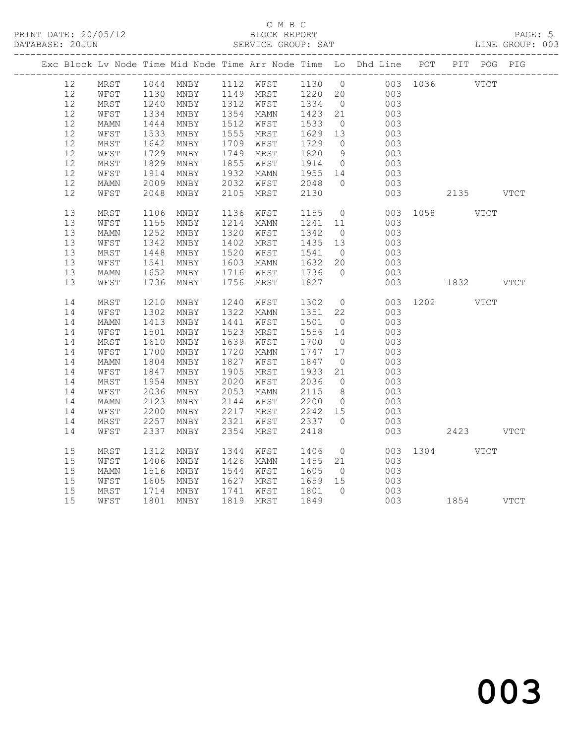C M B C

PRINT DATE: 20/05/12 BLOCK REPORT
DATABASE: 20JUN SERVICE GROUP: SAT LINE GROUP: 003

| Exc | Block | Lv | Node | Time | Mid Node | Time | Arr Node | Time | Lo | Dhd Line | POT | PIT | POG | PIG |
|---|---|---|---|---|---|---|---|---|---|---|---|---|---|---|
| | 12 | | MRST | 1044 | MNBY | 1112 | WFST | 1130 | 0 | 003 | 1036 | | VTCT | |
| | 12 | | WFST | 1130 | MNBY | 1149 | MRST | 1220 | 20 | 003 | | | | |
| | 12 | | MRST | 1240 | MNBY | 1312 | WFST | 1334 | 0 | 003 | | | | |
| | 12 | | WFST | 1334 | MNBY | 1354 | MAMN | 1423 | 21 | 003 | | | | |
| | 12 | | MAMN | 1444 | MNBY | 1512 | WFST | 1533 | 0 | 003 | | | | |
| | 12 | | WFST | 1533 | MNBY | 1555 | MRST | 1629 | 13 | 003 | | | | |
| | 12 | | MRST | 1642 | MNBY | 1709 | WFST | 1729 | 0 | 003 | | | | |
| | 12 | | WFST | 1729 | MNBY | 1749 | MRST | 1820 | 9 | 003 | | | | |
| | 12 | | MRST | 1829 | MNBY | 1855 | WFST | 1914 | 0 | 003 | | | | |
| | 12 | | WFST | 1914 | MNBY | 1932 | MAMN | 1955 | 14 | 003 | | | | |
| | 12 | | MAMN | 2009 | MNBY | 2032 | WFST | 2048 | 0 | 003 | | | | |
| | 12 | | WFST | 2048 | MNBY | 2105 | MRST | 2130 | | 003 | | 2135 | | VTCT |
| | 13 | | MRST | 1106 | MNBY | 1136 | WFST | 1155 | 0 | 003 | 1058 | | VTCT | |
| | 13 | | WFST | 1155 | MNBY | 1214 | MAMN | 1241 | 11 | 003 | | | | |
| | 13 | | MAMN | 1252 | MNBY | 1320 | WFST | 1342 | 0 | 003 | | | | |
| | 13 | | WFST | 1342 | MNBY | 1402 | MRST | 1435 | 13 | 003 | | | | |
| | 13 | | MRST | 1448 | MNBY | 1520 | WFST | 1541 | 0 | 003 | | | | |
| | 13 | | WFST | 1541 | MNBY | 1603 | MAMN | 1632 | 20 | 003 | | | | |
| | 13 | | MAMN | 1652 | MNBY | 1716 | WFST | 1736 | 0 | 003 | | | | |
| | 13 | | WFST | 1736 | MNBY | 1756 | MRST | 1827 | | 003 | | 1832 | | VTCT |
| | 14 | | MRST | 1210 | MNBY | 1240 | WFST | 1302 | 0 | 003 | 1202 | | VTCT | |
| | 14 | | WFST | 1302 | MNBY | 1322 | MAMN | 1351 | 22 | 003 | | | | |
| | 14 | | MAMN | 1413 | MNBY | 1441 | WFST | 1501 | 0 | 003 | | | | |
| | 14 | | WFST | 1501 | MNBY | 1523 | MRST | 1556 | 14 | 003 | | | | |
| | 14 | | MRST | 1610 | MNBY | 1639 | WFST | 1700 | 0 | 003 | | | | |
| | 14 | | WFST | 1700 | MNBY | 1720 | MAMN | 1747 | 17 | 003 | | | | |
| | 14 | | MAMN | 1804 | MNBY | 1827 | WFST | 1847 | 0 | 003 | | | | |
| | 14 | | WFST | 1847 | MNBY | 1905 | MRST | 1933 | 21 | 003 | | | | |
| | 14 | | MRST | 1954 | MNBY | 2020 | WFST | 2036 | 0 | 003 | | | | |
| | 14 | | WFST | 2036 | MNBY | 2053 | MAMN | 2115 | 8 | 003 | | | | |
| | 14 | | MAMN | 2123 | MNBY | 2144 | WFST | 2200 | 0 | 003 | | | | |
| | 14 | | WFST | 2200 | MNBY | 2217 | MRST | 2242 | 15 | 003 | | | | |
| | 14 | | MRST | 2257 | MNBY | 2321 | WFST | 2337 | 0 | 003 | | | | |
| | 14 | | WFST | 2337 | MNBY | 2354 | MRST | 2418 | | 003 | | 2423 | | VTCT |
| | 15 | | MRST | 1312 | MNBY | 1344 | WFST | 1406 | 0 | 003 | 1304 | | VTCT | |
| | 15 | | WFST | 1406 | MNBY | 1426 | MAMN | 1455 | 21 | 003 | | | | |
| | 15 | | MAMN | 1516 | MNBY | 1544 | WFST | 1605 | 0 | 003 | | | | |
| | 15 | | WFST | 1605 | MNBY | 1627 | MRST | 1659 | 15 | 003 | | | | |
| | 15 | | MRST | 1714 | MNBY | 1741 | WFST | 1801 | 0 | 003 | | | | |
| | 15 | | WFST | 1801 | MNBY | 1819 | MRST | 1849 | | 003 | | 1854 | | VTCT |

003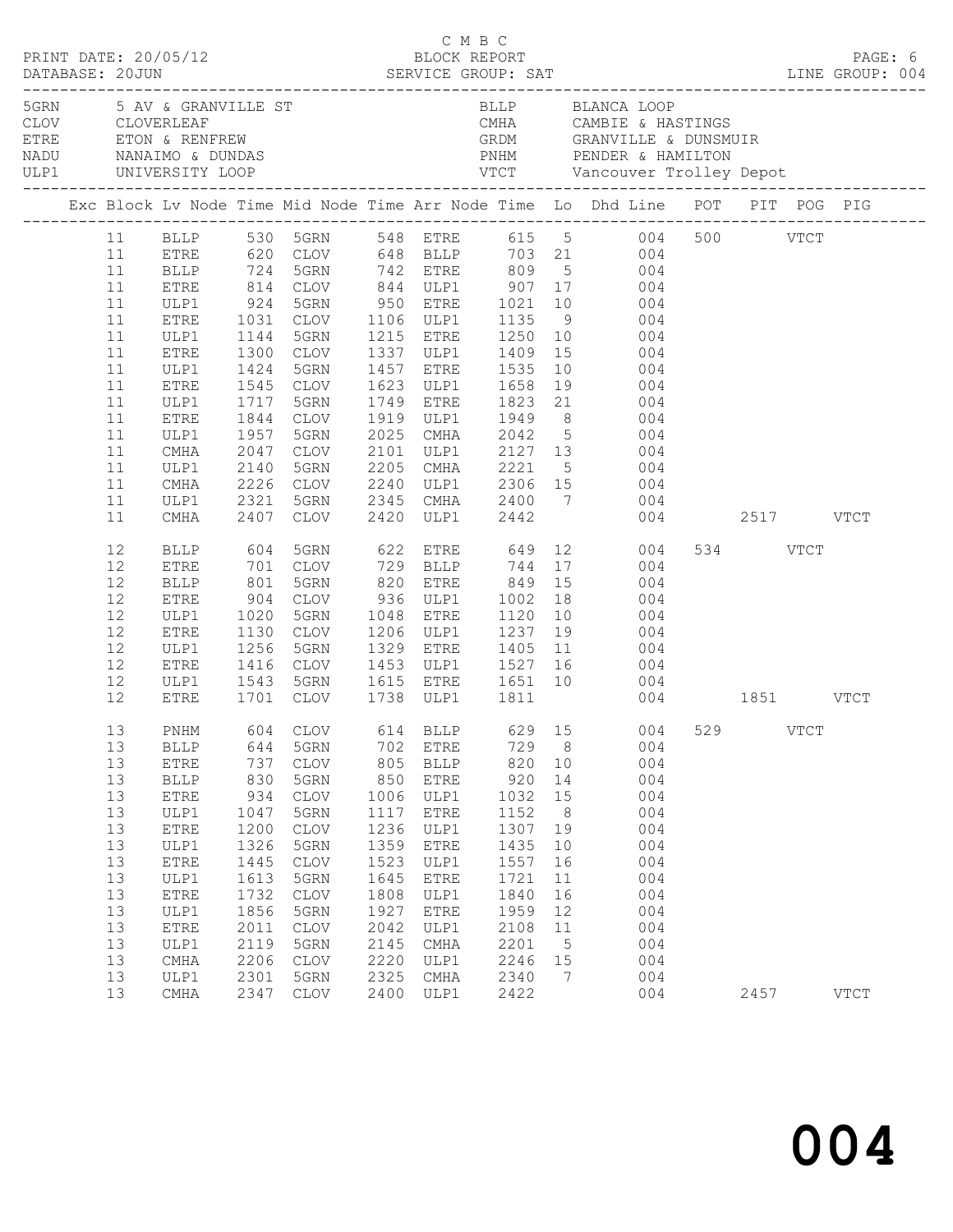C M B C
PRINT DATE: 20/05/12 BLOCK REPORT
DATABASE: 20JUN SERVICE GROUP: SAT LINE GROUP: 004

| Code | Location | Code | Location |
|---|---|---|---|
| 5GRN | 5 AV & GRANVILLE ST | BLLP | BLANCA LOOP |
| CLOV | CLOVERLEAF | CMHA | CAMBIE & HASTINGS |
| ETRE | ETON & RENFREW | GRDM | GRANVILLE & DUNSMUIR |
| NADU | NANAIMO & DUNDAS | PNHM | PENDER & HAMILTON |
| ULP1 | UNIVERSITY LOOP | VTCT | Vancouver Trolley Depot |

| Exc | Block | Lv Node | Time | Mid Node | Time | Arr Node | Time | Lo | Dhd Line | POT | PIT | POG | PIG |
|---|---|---|---|---|---|---|---|---|---|---|---|---|---|
| | 11 | BLLP | 530 | 5GRN | 548 | ETRE | 615 | 5 | 004 | 500 | | VTCT | |
| | 11 | ETRE | 620 | CLOV | 648 | BLLP | 703 | 21 | 004 | | | | |
| | 11 | BLLP | 724 | 5GRN | 742 | ETRE | 809 | 5 | 004 | | | | |
| | 11 | ETRE | 814 | CLOV | 844 | ULP1 | 907 | 17 | 004 | | | | |
| | 11 | ULP1 | 924 | 5GRN | 950 | ETRE | 1021 | 10 | 004 | | | | |
| | 11 | ETRE | 1031 | CLOV | 1106 | ULP1 | 1135 | 9 | 004 | | | | |
| | 11 | ULP1 | 1144 | 5GRN | 1215 | ETRE | 1250 | 10 | 004 | | | | |
| | 11 | ETRE | 1300 | CLOV | 1337 | ULP1 | 1409 | 15 | 004 | | | | |
| | 11 | ULP1 | 1424 | 5GRN | 1457 | ETRE | 1535 | 10 | 004 | | | | |
| | 11 | ETRE | 1545 | CLOV | 1623 | ULP1 | 1658 | 19 | 004 | | | | |
| | 11 | ULP1 | 1717 | 5GRN | 1749 | ETRE | 1823 | 21 | 004 | | | | |
| | 11 | ETRE | 1844 | CLOV | 1919 | ULP1 | 1949 | 8 | 004 | | | | |
| | 11 | ULP1 | 1957 | 5GRN | 2025 | CMHA | 2042 | 5 | 004 | | | | |
| | 11 | CMHA | 2047 | CLOV | 2101 | ULP1 | 2127 | 13 | 004 | | | | |
| | 11 | ULP1 | 2140 | 5GRN | 2205 | CMHA | 2221 | 5 | 004 | | | | |
| | 11 | CMHA | 2226 | CLOV | 2240 | ULP1 | 2306 | 15 | 004 | | | | |
| | 11 | ULP1 | 2321 | 5GRN | 2345 | CMHA | 2400 | 7 | 004 | | | | |
| | 11 | CMHA | 2407 | CLOV | 2420 | ULP1 | 2442 | | 004 | | 2517 | | VTCT |
| | 12 | BLLP | 604 | 5GRN | 622 | ETRE | 649 | 12 | 004 | 534 | | VTCT | |
| | 12 | ETRE | 701 | CLOV | 729 | BLLP | 744 | 17 | 004 | | | | |
| | 12 | BLLP | 801 | 5GRN | 820 | ETRE | 849 | 15 | 004 | | | | |
| | 12 | ETRE | 904 | CLOV | 936 | ULP1 | 1002 | 18 | 004 | | | | |
| | 12 | ULP1 | 1020 | 5GRN | 1048 | ETRE | 1120 | 10 | 004 | | | | |
| | 12 | ETRE | 1130 | CLOV | 1206 | ULP1 | 1237 | 19 | 004 | | | | |
| | 12 | ULP1 | 1256 | 5GRN | 1329 | ETRE | 1405 | 11 | 004 | | | | |
| | 12 | ETRE | 1416 | CLOV | 1453 | ULP1 | 1527 | 16 | 004 | | | | |
| | 12 | ULP1 | 1543 | 5GRN | 1615 | ETRE | 1651 | 10 | 004 | | | | |
| | 12 | ETRE | 1701 | CLOV | 1738 | ULP1 | 1811 | | 004 | | 1851 | | VTCT |
| | 13 | PNHM | 604 | CLOV | 614 | BLLP | 629 | 15 | 004 | 529 | | VTCT | |
| | 13 | BLLP | 644 | 5GRN | 702 | ETRE | 729 | 8 | 004 | | | | |
| | 13 | ETRE | 737 | CLOV | 805 | BLLP | 820 | 10 | 004 | | | | |
| | 13 | BLLP | 830 | 5GRN | 850 | ETRE | 920 | 14 | 004 | | | | |
| | 13 | ETRE | 934 | CLOV | 1006 | ULP1 | 1032 | 15 | 004 | | | | |
| | 13 | ULP1 | 1047 | 5GRN | 1117 | ETRE | 1152 | 8 | 004 | | | | |
| | 13 | ETRE | 1200 | CLOV | 1236 | ULP1 | 1307 | 19 | 004 | | | | |
| | 13 | ULP1 | 1326 | 5GRN | 1359 | ETRE | 1435 | 10 | 004 | | | | |
| | 13 | ETRE | 1445 | CLOV | 1523 | ULP1 | 1557 | 16 | 004 | | | | |
| | 13 | ULP1 | 1613 | 5GRN | 1645 | ETRE | 1721 | 11 | 004 | | | | |
| | 13 | ETRE | 1732 | CLOV | 1808 | ULP1 | 1840 | 16 | 004 | | | | |
| | 13 | ULP1 | 1856 | 5GRN | 1927 | ETRE | 1959 | 12 | 004 | | | | |
| | 13 | ETRE | 2011 | CLOV | 2042 | ULP1 | 2108 | 11 | 004 | | | | |
| | 13 | ULP1 | 2119 | 5GRN | 2145 | CMHA | 2201 | 5 | 004 | | | | |
| | 13 | CMHA | 2206 | CLOV | 2220 | ULP1 | 2246 | 15 | 004 | | | | |
| | 13 | ULP1 | 2301 | 5GRN | 2325 | CMHA | 2340 | 7 | 004 | | | | |
| | 13 | CMHA | 2347 | CLOV | 2400 | ULP1 | 2422 | | 004 | | 2457 | | VTCT |

004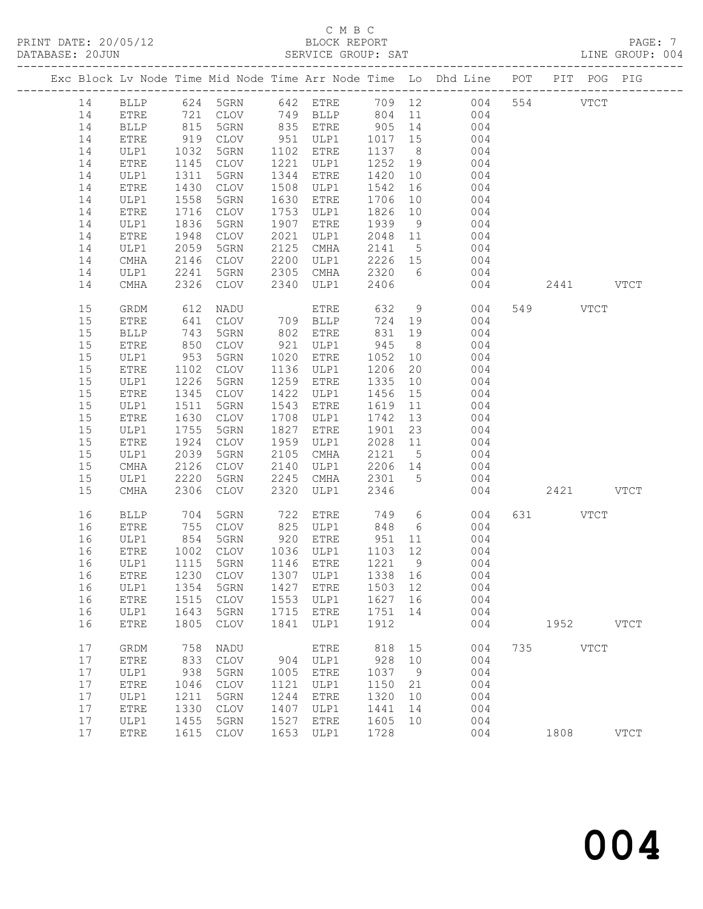C M B C

PRINT DATE: 20/05/12 BLOCK REPORT

DATABASE: 20JUN SERVICE GROUP: SAT LINE GROUP: 004

| Exc | Block | Lv | Node | Time | Mid Node | Time | Arr Node | Time | Lo | Dhd Line | POT | PIT | POG | PIG |
|---|---|---|---|---|---|---|---|---|---|---|---|---|---|---|
| | 14 | | BLLP | 624 | 5GRN | 642 | ETRE | 709 | 12 | 004 | 554 | | VTCT | |
| | 14 | | ETRE | 721 | CLOV | 749 | BLLP | 804 | 11 | 004 | | | | |
| | 14 | | BLLP | 815 | 5GRN | 835 | ETRE | 905 | 14 | 004 | | | | |
| | 14 | | ETRE | 919 | CLOV | 951 | ULP1 | 1017 | 15 | 004 | | | | |
| | 14 | | ULP1 | 1032 | 5GRN | 1102 | ETRE | 1137 | 8 | 004 | | | | |
| | 14 | | ETRE | 1145 | CLOV | 1221 | ULP1 | 1252 | 19 | 004 | | | | |
| | 14 | | ULP1 | 1311 | 5GRN | 1344 | ETRE | 1420 | 10 | 004 | | | | |
| | 14 | | ETRE | 1430 | CLOV | 1508 | ULP1 | 1542 | 16 | 004 | | | | |
| | 14 | | ULP1 | 1558 | 5GRN | 1630 | ETRE | 1706 | 10 | 004 | | | | |
| | 14 | | ETRE | 1716 | CLOV | 1753 | ULP1 | 1826 | 10 | 004 | | | | |
| | 14 | | ULP1 | 1836 | 5GRN | 1907 | ETRE | 1939 | 9 | 004 | | | | |
| | 14 | | ETRE | 1948 | CLOV | 2021 | ULP1 | 2048 | 11 | 004 | | | | |
| | 14 | | ULP1 | 2059 | 5GRN | 2125 | CMHA | 2141 | 5 | 004 | | | | |
| | 14 | | CMHA | 2146 | CLOV | 2200 | ULP1 | 2226 | 15 | 004 | | | | |
| | 14 | | ULP1 | 2241 | 5GRN | 2305 | CMHA | 2320 | 6 | 004 | | | | |
| | 14 | | CMHA | 2326 | CLOV | 2340 | ULP1 | 2406 | | 004 | | 2441 | | VTCT |
| | 15 | | GRDM | 612 | NADU | | ETRE | 632 | 9 | 004 | 549 | | VTCT | |
| | 15 | | ETRE | 641 | CLOV | 709 | BLLP | 724 | 19 | 004 | | | | |
| | 15 | | BLLP | 743 | 5GRN | 802 | ETRE | 831 | 19 | 004 | | | | |
| | 15 | | ETRE | 850 | CLOV | 921 | ULP1 | 945 | 8 | 004 | | | | |
| | 15 | | ULP1 | 953 | 5GRN | 1020 | ETRE | 1052 | 10 | 004 | | | | |
| | 15 | | ETRE | 1102 | CLOV | 1136 | ULP1 | 1206 | 20 | 004 | | | | |
| | 15 | | ULP1 | 1226 | 5GRN | 1259 | ETRE | 1335 | 10 | 004 | | | | |
| | 15 | | ETRE | 1345 | CLOV | 1422 | ULP1 | 1456 | 15 | 004 | | | | |
| | 15 | | ULP1 | 1511 | 5GRN | 1543 | ETRE | 1619 | 11 | 004 | | | | |
| | 15 | | ETRE | 1630 | CLOV | 1708 | ULP1 | 1742 | 13 | 004 | | | | |
| | 15 | | ULP1 | 1755 | 5GRN | 1827 | ETRE | 1901 | 23 | 004 | | | | |
| | 15 | | ETRE | 1924 | CLOV | 1959 | ULP1 | 2028 | 11 | 004 | | | | |
| | 15 | | ULP1 | 2039 | 5GRN | 2105 | CMHA | 2121 | 5 | 004 | | | | |
| | 15 | | CMHA | 2126 | CLOV | 2140 | ULP1 | 2206 | 14 | 004 | | | | |
| | 15 | | ULP1 | 2220 | 5GRN | 2245 | CMHA | 2301 | 5 | 004 | | | | |
| | 15 | | CMHA | 2306 | CLOV | 2320 | ULP1 | 2346 | | 004 | | 2421 | | VTCT |
| | 16 | | BLLP | 704 | 5GRN | 722 | ETRE | 749 | 6 | 004 | 631 | | VTCT | |
| | 16 | | ETRE | 755 | CLOV | 825 | ULP1 | 848 | 6 | 004 | | | | |
| | 16 | | ULP1 | 854 | 5GRN | 920 | ETRE | 951 | 11 | 004 | | | | |
| | 16 | | ETRE | 1002 | CLOV | 1036 | ULP1 | 1103 | 12 | 004 | | | | |
| | 16 | | ULP1 | 1115 | 5GRN | 1146 | ETRE | 1221 | 9 | 004 | | | | |
| | 16 | | ETRE | 1230 | CLOV | 1307 | ULP1 | 1338 | 16 | 004 | | | | |
| | 16 | | ULP1 | 1354 | 5GRN | 1427 | ETRE | 1503 | 12 | 004 | | | | |
| | 16 | | ETRE | 1515 | CLOV | 1553 | ULP1 | 1627 | 16 | 004 | | | | |
| | 16 | | ULP1 | 1643 | 5GRN | 1715 | ETRE | 1751 | 14 | 004 | | | | |
| | 16 | | ETRE | 1805 | CLOV | 1841 | ULP1 | 1912 | | 004 | | 1952 | | VTCT |
| | 17 | | GRDM | 758 | NADU | | ETRE | 818 | 15 | 004 | 735 | | VTCT | |
| | 17 | | ETRE | 833 | CLOV | 904 | ULP1 | 928 | 10 | 004 | | | | |
| | 17 | | ULP1 | 938 | 5GRN | 1005 | ETRE | 1037 | 9 | 004 | | | | |
| | 17 | | ETRE | 1046 | CLOV | 1121 | ULP1 | 1150 | 21 | 004 | | | | |
| | 17 | | ULP1 | 1211 | 5GRN | 1244 | ETRE | 1320 | 10 | 004 | | | | |
| | 17 | | ETRE | 1330 | CLOV | 1407 | ULP1 | 1441 | 14 | 004 | | | | |
| | 17 | | ULP1 | 1455 | 5GRN | 1527 | ETRE | 1605 | 10 | 004 | | | | |
| | 17 | | ETRE | 1615 | CLOV | 1653 | ULP1 | 1728 | | 004 | | 1808 | | VTCT |

004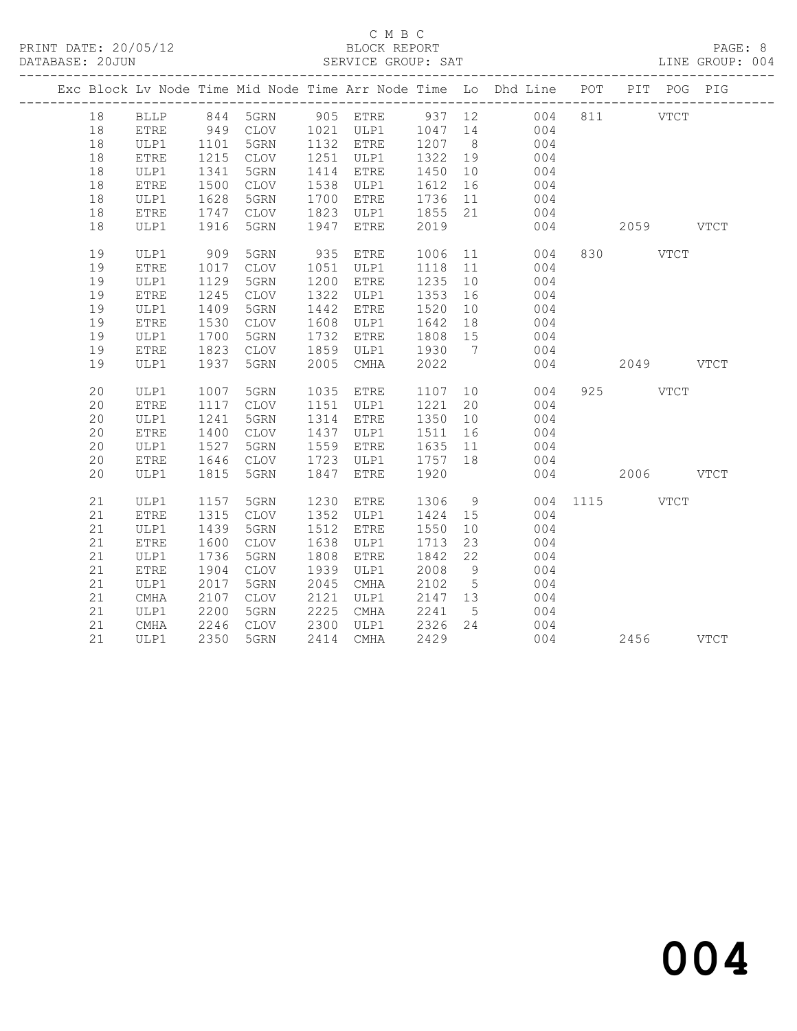C M B C

BLOCK REPORT

SERVICE GROUP: SAT

LINE GROUP: 004

| Exc | Block | Lv Node | Time | Mid Node | Time | Arr Node | Time | Lo | Dhd Line | POT | PIT | POG | PIG |
|---|---|---|---|---|---|---|---|---|---|---|---|---|---|
| | 18 | BLLP | 844 | 5GRN | 905 | ETRE | 937 | 12 | 004 | 811 | | VTCT | |
| | 18 | ETRE | 949 | CLOV | 1021 | ULP1 | 1047 | 14 | 004 | | | | |
| | 18 | ULP1 | 1101 | 5GRN | 1132 | ETRE | 1207 | 8 | 004 | | | | |
| | 18 | ETRE | 1215 | CLOV | 1251 | ULP1 | 1322 | 19 | 004 | | | | |
| | 18 | ULP1 | 1341 | 5GRN | 1414 | ETRE | 1450 | 10 | 004 | | | | |
| | 18 | ETRE | 1500 | CLOV | 1538 | ULP1 | 1612 | 16 | 004 | | | | |
| | 18 | ULP1 | 1628 | 5GRN | 1700 | ETRE | 1736 | 11 | 004 | | | | |
| | 18 | ETRE | 1747 | CLOV | 1823 | ULP1 | 1855 | 21 | 004 | | | | |
| | 18 | ULP1 | 1916 | 5GRN | 1947 | ETRE | 2019 | | 004 | | 2059 | | VTCT |
| | 19 | ULP1 | 909 | 5GRN | 935 | ETRE | 1006 | 11 | 004 | 830 | | VTCT | |
| | 19 | ETRE | 1017 | CLOV | 1051 | ULP1 | 1118 | 11 | 004 | | | | |
| | 19 | ULP1 | 1129 | 5GRN | 1200 | ETRE | 1235 | 10 | 004 | | | | |
| | 19 | ETRE | 1245 | CLOV | 1322 | ULP1 | 1353 | 16 | 004 | | | | |
| | 19 | ULP1 | 1409 | 5GRN | 1442 | ETRE | 1520 | 10 | 004 | | | | |
| | 19 | ETRE | 1530 | CLOV | 1608 | ULP1 | 1642 | 18 | 004 | | | | |
| | 19 | ULP1 | 1700 | 5GRN | 1732 | ETRE | 1808 | 15 | 004 | | | | |
| | 19 | ETRE | 1823 | CLOV | 1859 | ULP1 | 1930 | 7 | 004 | | | | |
| | 19 | ULP1 | 1937 | 5GRN | 2005 | CMHA | 2022 | | 004 | | 2049 | | VTCT |
| | 20 | ULP1 | 1007 | 5GRN | 1035 | ETRE | 1107 | 10 | 004 | 925 | | VTCT | |
| | 20 | ETRE | 1117 | CLOV | 1151 | ULP1 | 1221 | 20 | 004 | | | | |
| | 20 | ULP1 | 1241 | 5GRN | 1314 | ETRE | 1350 | 10 | 004 | | | | |
| | 20 | ETRE | 1400 | CLOV | 1437 | ULP1 | 1511 | 16 | 004 | | | | |
| | 20 | ULP1 | 1527 | 5GRN | 1559 | ETRE | 1635 | 11 | 004 | | | | |
| | 20 | ETRE | 1646 | CLOV | 1723 | ULP1 | 1757 | 18 | 004 | | | | |
| | 20 | ULP1 | 1815 | 5GRN | 1847 | ETRE | 1920 | | 004 | | 2006 | | VTCT |
| | 21 | ULP1 | 1157 | 5GRN | 1230 | ETRE | 1306 | 9 | 004 | 1115 | | VTCT | |
| | 21 | ETRE | 1315 | CLOV | 1352 | ULP1 | 1424 | 15 | 004 | | | | |
| | 21 | ULP1 | 1439 | 5GRN | 1512 | ETRE | 1550 | 10 | 004 | | | | |
| | 21 | ETRE | 1600 | CLOV | 1638 | ULP1 | 1713 | 23 | 004 | | | | |
| | 21 | ULP1 | 1736 | 5GRN | 1808 | ETRE | 1842 | 22 | 004 | | | | |
| | 21 | ETRE | 1904 | CLOV | 1939 | ULP1 | 2008 | 9 | 004 | | | | |
| | 21 | ULP1 | 2017 | 5GRN | 2045 | CMHA | 2102 | 5 | 004 | | | | |
| | 21 | CMHA | 2107 | CLOV | 2121 | ULP1 | 2147 | 13 | 004 | | | | |
| | 21 | ULP1 | 2200 | 5GRN | 2225 | CMHA | 2241 | 5 | 004 | | | | |
| | 21 | CMHA | 2246 | CLOV | 2300 | ULP1 | 2326 | 24 | 004 | | | | |
| | 21 | ULP1 | 2350 | 5GRN | 2414 | CMHA | 2429 | | 004 | | 2456 | | VTCT |

004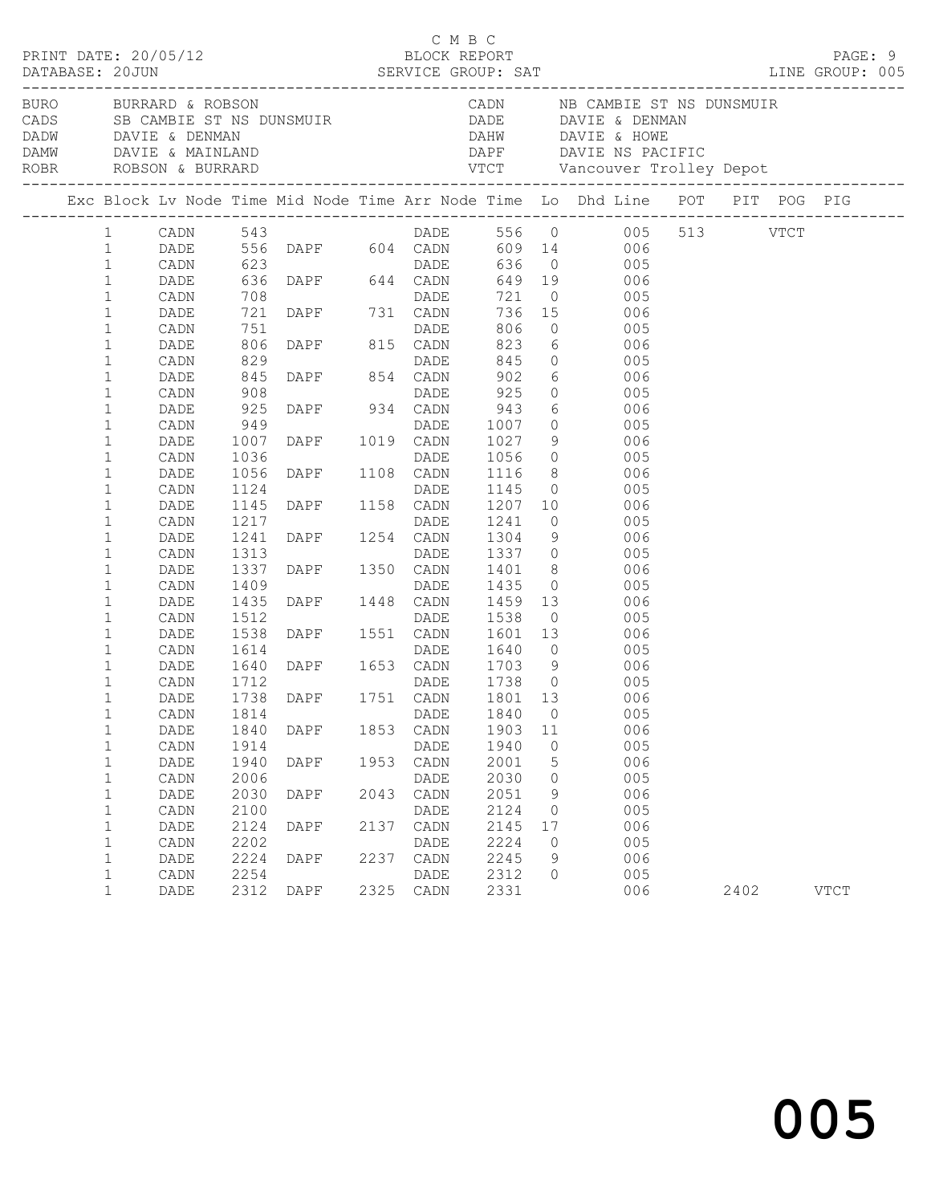C M B C

PRINT DATE: 20/05/12 BLOCK REPORT PAGE: 9
DATABASE: 20JUN SERVICE GROUP: SAT LINE GROUP: 005

| | | | |
|---|---|---|---|
| BURO | BURRARD & ROBSON | CADN | NB CAMBIE ST NS DUNSMUIR |
| CADS | SB CAMBIE ST NS DUNSMUIR | DADE | DAVIE & DENMAN |
| DADW | DAVIE & DENMAN | DAHW | DAVIE & HOWE |
| DAMW | DAVIE & MAINLAND | DAPF | DAVIE NS PACIFIC |
| ROBR | ROBSON & BURRARD | VTCT | Vancouver Trolley Depot |

| Exc | Block | Lv Node | Time | Mid Node | Time | Arr Node | Time | Lo | Dhd Line | POT | PIT | POG | PIG |
|---|---|---|---|---|---|---|---|---|---|---|---|---|---|
| | 1 | CADN | 543 | | | DADE | 556 | 0 | 005 | 513 | | VTCT | |
| | 1 | DADE | 556 | DAPF | 604 | CADN | 609 | 14 | 006 | | | | |
| | 1 | CADN | 623 | | | DADE | 636 | 0 | 005 | | | | |
| | 1 | DADE | 636 | DAPF | 644 | CADN | 649 | 19 | 006 | | | | |
| | 1 | CADN | 708 | | | DADE | 721 | 0 | 005 | | | | |
| | 1 | DADE | 721 | DAPF | 731 | CADN | 736 | 15 | 006 | | | | |
| | 1 | CADN | 751 | | | DADE | 806 | 0 | 005 | | | | |
| | 1 | DADE | 806 | DAPF | 815 | CADN | 823 | 6 | 006 | | | | |
| | 1 | CADN | 829 | | | DADE | 845 | 0 | 005 | | | | |
| | 1 | DADE | 845 | DAPF | 854 | CADN | 902 | 6 | 006 | | | | |
| | 1 | CADN | 908 | | | DADE | 925 | 0 | 005 | | | | |
| | 1 | DADE | 925 | DAPF | 934 | CADN | 943 | 6 | 006 | | | | |
| | 1 | CADN | 949 | | | DADE | 1007 | 0 | 005 | | | | |
| | 1 | DADE | 1007 | DAPF | 1019 | CADN | 1027 | 9 | 006 | | | | |
| | 1 | CADN | 1036 | | | DADE | 1056 | 0 | 005 | | | | |
| | 1 | DADE | 1056 | DAPF | 1108 | CADN | 1116 | 8 | 006 | | | | |
| | 1 | CADN | 1124 | | | DADE | 1145 | 0 | 005 | | | | |
| | 1 | DADE | 1145 | DAPF | 1158 | CADN | 1207 | 10 | 006 | | | | |
| | 1 | CADN | 1217 | | | DADE | 1241 | 0 | 005 | | | | |
| | 1 | DADE | 1241 | DAPF | 1254 | CADN | 1304 | 9 | 006 | | | | |
| | 1 | CADN | 1313 | | | DADE | 1337 | 0 | 005 | | | | |
| | 1 | DADE | 1337 | DAPF | 1350 | CADN | 1401 | 8 | 006 | | | | |
| | 1 | CADN | 1409 | | | DADE | 1435 | 0 | 005 | | | | |
| | 1 | DADE | 1435 | DAPF | 1448 | CADN | 1459 | 13 | 006 | | | | |
| | 1 | CADN | 1512 | | | DADE | 1538 | 0 | 005 | | | | |
| | 1 | DADE | 1538 | DAPF | 1551 | CADN | 1601 | 13 | 006 | | | | |
| | 1 | CADN | 1614 | | | DADE | 1640 | 0 | 005 | | | | |
| | 1 | DADE | 1640 | DAPF | 1653 | CADN | 1703 | 9 | 006 | | | | |
| | 1 | CADN | 1712 | | | DADE | 1738 | 0 | 005 | | | | |
| | 1 | DADE | 1738 | DAPF | 1751 | CADN | 1801 | 13 | 006 | | | | |
| | 1 | CADN | 1814 | | | DADE | 1840 | 0 | 005 | | | | |
| | 1 | DADE | 1840 | DAPF | 1853 | CADN | 1903 | 11 | 006 | | | | |
| | 1 | CADN | 1914 | | | DADE | 1940 | 0 | 005 | | | | |
| | 1 | DADE | 1940 | DAPF | 1953 | CADN | 2001 | 5 | 006 | | | | |
| | 1 | CADN | 2006 | | | DADE | 2030 | 0 | 005 | | | | |
| | 1 | DADE | 2030 | DAPF | 2043 | CADN | 2051 | 9 | 006 | | | | |
| | 1 | CADN | 2100 | | | DADE | 2124 | 0 | 005 | | | | |
| | 1 | DADE | 2124 | DAPF | 2137 | CADN | 2145 | 17 | 006 | | | | |
| | 1 | CADN | 2202 | | | DADE | 2224 | 0 | 005 | | | | |
| | 1 | DADE | 2224 | DAPF | 2237 | CADN | 2245 | 9 | 006 | | | | |
| | 1 | CADN | 2254 | | | DADE | 2312 | 0 | 005 | | | | |
| | 1 | DADE | 2312 | DAPF | 2325 | CADN | 2331 | | 006 | | 2402 | | VTCT |

005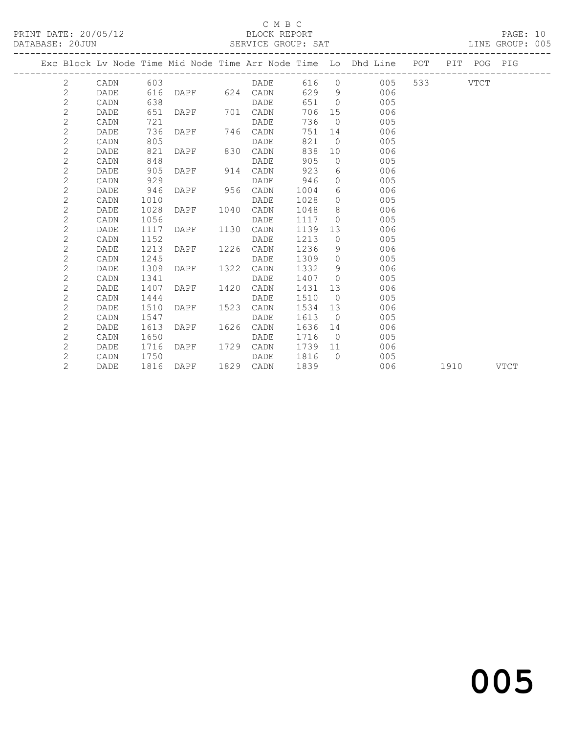C M B C

PRINT DATE: 20/05/12 BLOCK REPORT PAGE: 10
DATABASE: 20JUN SERVICE GROUP: SAT LINE GROUP: 005

| Exc | Block | Lv Node | Time | Mid Node | Time | Arr Node | Time | Lo | Dhd Line | POT | PIT | POG | PIG |
|---|---|---|---|---|---|---|---|---|---|---|---|---|---|
| | 2 | CADN | 603 | | | DADE | 616 | 0 | 005 | 533 | | VTCT | |
| | 2 | DADE | 616 | DAPF | 624 | CADN | 629 | 9 | 006 | | | | |
| | 2 | CADN | 638 | | | DADE | 651 | 0 | 005 | | | | |
| | 2 | DADE | 651 | DAPF | 701 | CADN | 706 | 15 | 006 | | | | |
| | 2 | CADN | 721 | | | DADE | 736 | 0 | 005 | | | | |
| | 2 | DADE | 736 | DAPF | 746 | CADN | 751 | 14 | 006 | | | | |
| | 2 | CADN | 805 | | | DADE | 821 | 0 | 005 | | | | |
| | 2 | DADE | 821 | DAPF | 830 | CADN | 838 | 10 | 006 | | | | |
| | 2 | CADN | 848 | | | DADE | 905 | 0 | 005 | | | | |
| | 2 | DADE | 905 | DAPF | 914 | CADN | 923 | 6 | 006 | | | | |
| | 2 | CADN | 929 | | | DADE | 946 | 0 | 005 | | | | |
| | 2 | DADE | 946 | DAPF | 956 | CADN | 1004 | 6 | 006 | | | | |
| | 2 | CADN | 1010 | | | DADE | 1028 | 0 | 005 | | | | |
| | 2 | DADE | 1028 | DAPF | 1040 | CADN | 1048 | 8 | 006 | | | | |
| | 2 | CADN | 1056 | | | DADE | 1117 | 0 | 005 | | | | |
| | 2 | DADE | 1117 | DAPF | 1130 | CADN | 1139 | 13 | 006 | | | | |
| | 2 | CADN | 1152 | | | DADE | 1213 | 0 | 005 | | | | |
| | 2 | DADE | 1213 | DAPF | 1226 | CADN | 1236 | 9 | 006 | | | | |
| | 2 | CADN | 1245 | | | DADE | 1309 | 0 | 005 | | | | |
| | 2 | DADE | 1309 | DAPF | 1322 | CADN | 1332 | 9 | 006 | | | | |
| | 2 | CADN | 1341 | | | DADE | 1407 | 0 | 005 | | | | |
| | 2 | DADE | 1407 | DAPF | 1420 | CADN | 1431 | 13 | 006 | | | | |
| | 2 | CADN | 1444 | | | DADE | 1510 | 0 | 005 | | | | |
| | 2 | DADE | 1510 | DAPF | 1523 | CADN | 1534 | 13 | 006 | | | | |
| | 2 | CADN | 1547 | | | DADE | 1613 | 0 | 005 | | | | |
| | 2 | DADE | 1613 | DAPF | 1626 | CADN | 1636 | 14 | 006 | | | | |
| | 2 | CADN | 1650 | | | DADE | 1716 | 0 | 005 | | | | |
| | 2 | DADE | 1716 | DAPF | 1729 | CADN | 1739 | 11 | 006 | | | | |
| | 2 | CADN | 1750 | | | DADE | 1816 | 0 | 005 | | | | |
| | 2 | DADE | 1816 | DAPF | 1829 | CADN | 1839 | | 006 | | 1910 | | VTCT |

005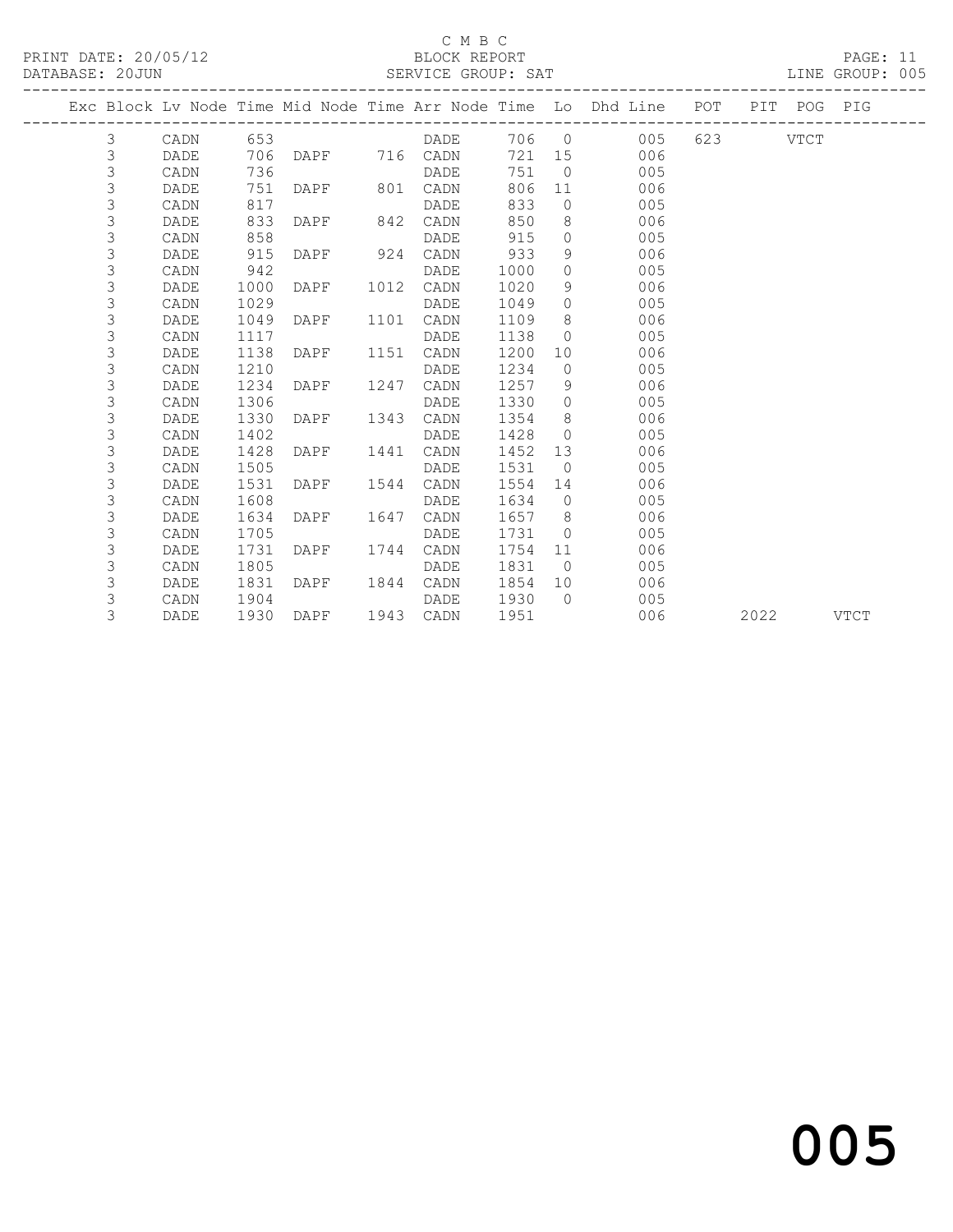C M B C

PRINT DATE: 20/05/12 BLOCK REPORT
DATABASE: 20JUN SERVICE GROUP: SAT LINE GROUP: 005

| Exc | Block | Lv | Node | Time | Mid Node | Time | Arr Node | Time | Lo | Dhd Line | POT | PIT | POG | PIG |
|---|---|---|---|---|---|---|---|---|---|---|---|---|---|---|
| | 3 | | CADN | 653 | | | DADE | 706 | 0 | 005 | 623 | | VTCT | |
| | 3 | | DADE | 706 | DAPF | 716 | CADN | 721 | 15 | 006 | | | | |
| | 3 | | CADN | 736 | | | DADE | 751 | 0 | 005 | | | | |
| | 3 | | DADE | 751 | DAPF | 801 | CADN | 806 | 11 | 006 | | | | |
| | 3 | | CADN | 817 | | | DADE | 833 | 0 | 005 | | | | |
| | 3 | | DADE | 833 | DAPF | 842 | CADN | 850 | 8 | 006 | | | | |
| | 3 | | CADN | 858 | | | DADE | 915 | 0 | 005 | | | | |
| | 3 | | DADE | 915 | DAPF | 924 | CADN | 933 | 9 | 006 | | | | |
| | 3 | | CADN | 942 | | | DADE | 1000 | 0 | 005 | | | | |
| | 3 | | DADE | 1000 | DAPF | 1012 | CADN | 1020 | 9 | 006 | | | | |
| | 3 | | CADN | 1029 | | | DADE | 1049 | 0 | 005 | | | | |
| | 3 | | DADE | 1049 | DAPF | 1101 | CADN | 1109 | 8 | 006 | | | | |
| | 3 | | CADN | 1117 | | | DADE | 1138 | 0 | 005 | | | | |
| | 3 | | DADE | 1138 | DAPF | 1151 | CADN | 1200 | 10 | 006 | | | | |
| | 3 | | CADN | 1210 | | | DADE | 1234 | 0 | 005 | | | | |
| | 3 | | DADE | 1234 | DAPF | 1247 | CADN | 1257 | 9 | 006 | | | | |
| | 3 | | CADN | 1306 | | | DADE | 1330 | 0 | 005 | | | | |
| | 3 | | DADE | 1330 | DAPF | 1343 | CADN | 1354 | 8 | 006 | | | | |
| | 3 | | CADN | 1402 | | | DADE | 1428 | 0 | 005 | | | | |
| | 3 | | DADE | 1428 | DAPF | 1441 | CADN | 1452 | 13 | 006 | | | | |
| | 3 | | CADN | 1505 | | | DADE | 1531 | 0 | 005 | | | | |
| | 3 | | DADE | 1531 | DAPF | 1544 | CADN | 1554 | 14 | 006 | | | | |
| | 3 | | CADN | 1608 | | | DADE | 1634 | 0 | 005 | | | | |
| | 3 | | DADE | 1634 | DAPF | 1647 | CADN | 1657 | 8 | 006 | | | | |
| | 3 | | CADN | 1705 | | | DADE | 1731 | 0 | 005 | | | | |
| | 3 | | DADE | 1731 | DAPF | 1744 | CADN | 1754 | 11 | 006 | | | | |
| | 3 | | CADN | 1805 | | | DADE | 1831 | 0 | 005 | | | | |
| | 3 | | DADE | 1831 | DAPF | 1844 | CADN | 1854 | 10 | 006 | | | | |
| | 3 | | CADN | 1904 | | | DADE | 1930 | 0 | 005 | | | | |
| | 3 | | DADE | 1930 | DAPF | 1943 | CADN | 1951 | | 006 | | 2022 | | VTCT |

005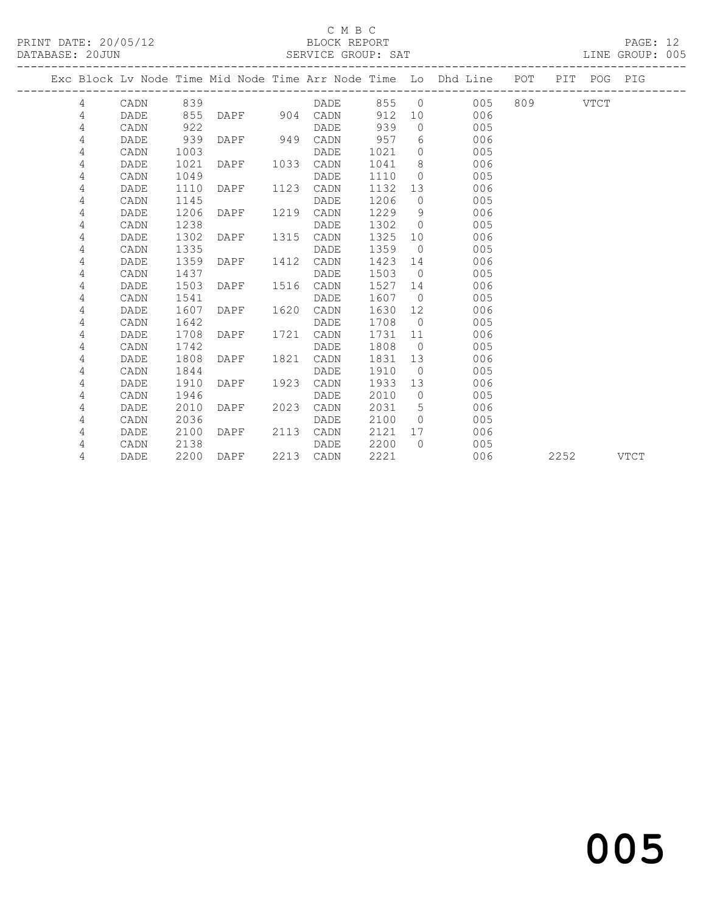C M B C

PRINT DATE: 20/05/12 BLOCK REPORT

DATABASE: 20JUN SERVICE GROUP: SAT LINE GROUP: 005

| Exc | Block | Lv Node | Time | Mid Node | Time | Arr Node | Time | Lo | Dhd Line | POT | PIT | POG | PIG |
|---|---|---|---|---|---|---|---|---|---|---|---|---|---|
| | 4 | CADN | 839 | | | DADE | 855 | 0 | 005 | 809 | | VTCT | |
| | 4 | DADE | 855 | DAPF | 904 | CADN | 912 | 10 | 006 | | | | |
| | 4 | CADN | 922 | | | DADE | 939 | 0 | 005 | | | | |
| | 4 | DADE | 939 | DAPF | 949 | CADN | 957 | 6 | 006 | | | | |
| | 4 | CADN | 1003 | | | DADE | 1021 | 0 | 005 | | | | |
| | 4 | DADE | 1021 | DAPF | 1033 | CADN | 1041 | 8 | 006 | | | | |
| | 4 | CADN | 1049 | | | DADE | 1110 | 0 | 005 | | | | |
| | 4 | DADE | 1110 | DAPF | 1123 | CADN | 1132 | 13 | 006 | | | | |
| | 4 | CADN | 1145 | | | DADE | 1206 | 0 | 005 | | | | |
| | 4 | DADE | 1206 | DAPF | 1219 | CADN | 1229 | 9 | 006 | | | | |
| | 4 | CADN | 1238 | | | DADE | 1302 | 0 | 005 | | | | |
| | 4 | DADE | 1302 | DAPF | 1315 | CADN | 1325 | 10 | 006 | | | | |
| | 4 | CADN | 1335 | | | DADE | 1359 | 0 | 005 | | | | |
| | 4 | DADE | 1359 | DAPF | 1412 | CADN | 1423 | 14 | 006 | | | | |
| | 4 | CADN | 1437 | | | DADE | 1503 | 0 | 005 | | | | |
| | 4 | DADE | 1503 | DAPF | 1516 | CADN | 1527 | 14 | 006 | | | | |
| | 4 | CADN | 1541 | | | DADE | 1607 | 0 | 005 | | | | |
| | 4 | DADE | 1607 | DAPF | 1620 | CADN | 1630 | 12 | 006 | | | | |
| | 4 | CADN | 1642 | | | DADE | 1708 | 0 | 005 | | | | |
| | 4 | DADE | 1708 | DAPF | 1721 | CADN | 1731 | 11 | 006 | | | | |
| | 4 | CADN | 1742 | | | DADE | 1808 | 0 | 005 | | | | |
| | 4 | DADE | 1808 | DAPF | 1821 | CADN | 1831 | 13 | 006 | | | | |
| | 4 | CADN | 1844 | | | DADE | 1910 | 0 | 005 | | | | |
| | 4 | DADE | 1910 | DAPF | 1923 | CADN | 1933 | 13 | 006 | | | | |
| | 4 | CADN | 1946 | | | DADE | 2010 | 0 | 005 | | | | |
| | 4 | DADE | 2010 | DAPF | 2023 | CADN | 2031 | 5 | 006 | | | | |
| | 4 | CADN | 2036 | | | DADE | 2100 | 0 | 005 | | | | |
| | 4 | DADE | 2100 | DAPF | 2113 | CADN | 2121 | 17 | 006 | | | | |
| | 4 | CADN | 2138 | | | DADE | 2200 | 0 | 005 | | | | |
| | 4 | DADE | 2200 | DAPF | 2213 | CADN | 2221 | | 006 | | 2252 | | VTCT |

005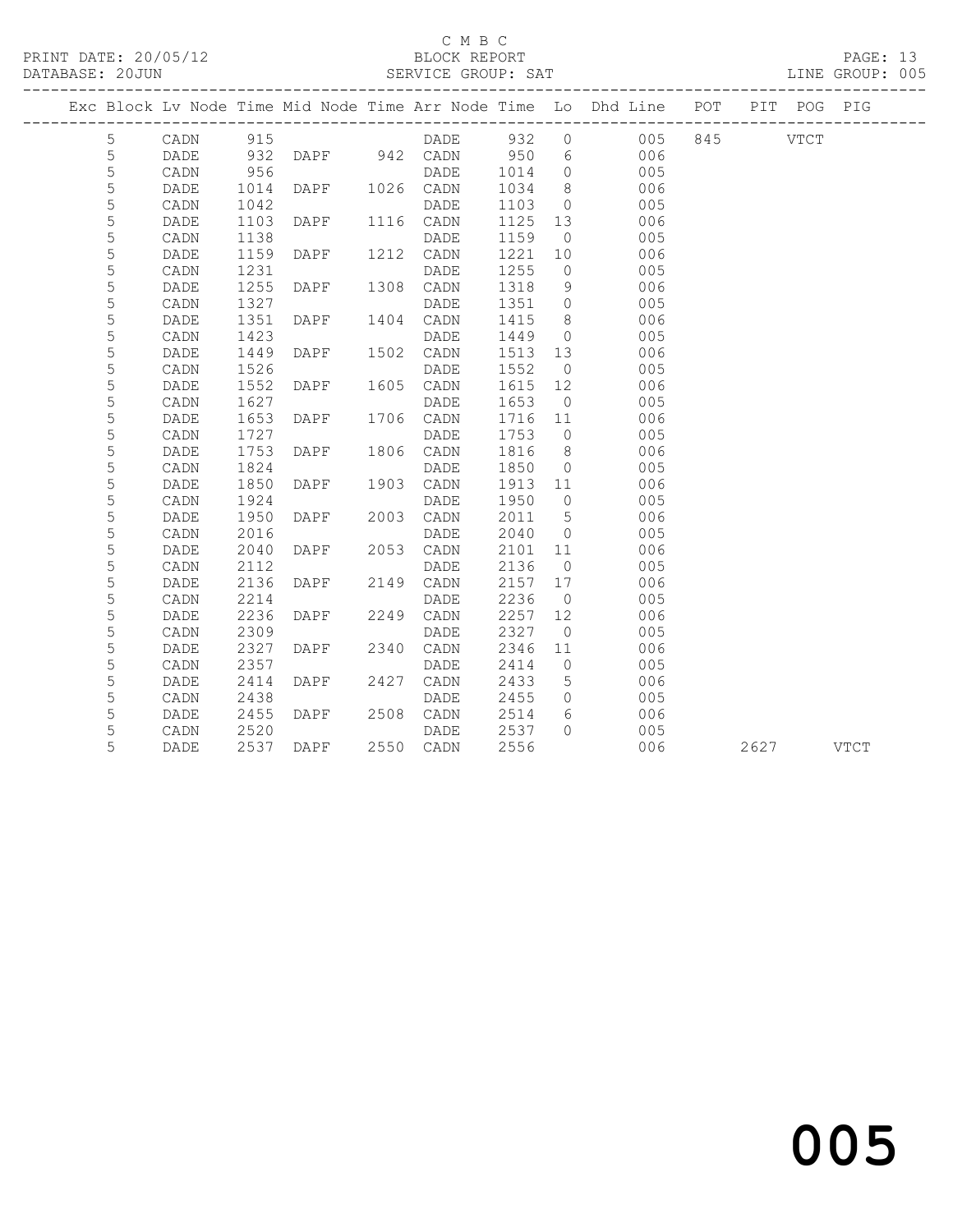C M B C

PRINT DATE: 20/05/12 BLOCK REPORT

DATABASE: 20JUN SERVICE GROUP: SAT LINE GROUP: 005

| Exc | Block | Lv | Node | Time | Mid Node | Time | Arr Node | Time | Lo | Dhd Line | POT | PIT | POG | PIG |
|---|---|---|---|---|---|---|---|---|---|---|---|---|---|---|
| | 5 | | CADN | 915 | | | DADE | 932 | 0 | 005 | 845 | | VTCT | |
| | 5 | | DADE | 932 | DAPF | 942 | CADN | 950 | 6 | 006 | | | | |
| | 5 | | CADN | 956 | | | DADE | 1014 | 0 | 005 | | | | |
| | 5 | | DADE | 1014 | DAPF | 1026 | CADN | 1034 | 8 | 006 | | | | |
| | 5 | | CADN | 1042 | | | DADE | 1103 | 0 | 005 | | | | |
| | 5 | | DADE | 1103 | DAPF | 1116 | CADN | 1125 | 13 | 006 | | | | |
| | 5 | | CADN | 1138 | | | DADE | 1159 | 0 | 005 | | | | |
| | 5 | | DADE | 1159 | DAPF | 1212 | CADN | 1221 | 10 | 006 | | | | |
| | 5 | | CADN | 1231 | | | DADE | 1255 | 0 | 005 | | | | |
| | 5 | | DADE | 1255 | DAPF | 1308 | CADN | 1318 | 9 | 006 | | | | |
| | 5 | | CADN | 1327 | | | DADE | 1351 | 0 | 005 | | | | |
| | 5 | | DADE | 1351 | DAPF | 1404 | CADN | 1415 | 8 | 006 | | | | |
| | 5 | | CADN | 1423 | | | DADE | 1449 | 0 | 005 | | | | |
| | 5 | | DADE | 1449 | DAPF | 1502 | CADN | 1513 | 13 | 006 | | | | |
| | 5 | | CADN | 1526 | | | DADE | 1552 | 0 | 005 | | | | |
| | 5 | | DADE | 1552 | DAPF | 1605 | CADN | 1615 | 12 | 006 | | | | |
| | 5 | | CADN | 1627 | | | DADE | 1653 | 0 | 005 | | | | |
| | 5 | | DADE | 1653 | DAPF | 1706 | CADN | 1716 | 11 | 006 | | | | |
| | 5 | | CADN | 1727 | | | DADE | 1753 | 0 | 005 | | | | |
| | 5 | | DADE | 1753 | DAPF | 1806 | CADN | 1816 | 8 | 006 | | | | |
| | 5 | | CADN | 1824 | | | DADE | 1850 | 0 | 005 | | | | |
| | 5 | | DADE | 1850 | DAPF | 1903 | CADN | 1913 | 11 | 006 | | | | |
| | 5 | | CADN | 1924 | | | DADE | 1950 | 0 | 005 | | | | |
| | 5 | | DADE | 1950 | DAPF | 2003 | CADN | 2011 | 5 | 006 | | | | |
| | 5 | | CADN | 2016 | | | DADE | 2040 | 0 | 005 | | | | |
| | 5 | | DADE | 2040 | DAPF | 2053 | CADN | 2101 | 11 | 006 | | | | |
| | 5 | | CADN | 2112 | | | DADE | 2136 | 0 | 005 | | | | |
| | 5 | | DADE | 2136 | DAPF | 2149 | CADN | 2157 | 17 | 006 | | | | |
| | 5 | | CADN | 2214 | | | DADE | 2236 | 0 | 005 | | | | |
| | 5 | | DADE | 2236 | DAPF | 2249 | CADN | 2257 | 12 | 006 | | | | |
| | 5 | | CADN | 2309 | | | DADE | 2327 | 0 | 005 | | | | |
| | 5 | | DADE | 2327 | DAPF | 2340 | CADN | 2346 | 11 | 006 | | | | |
| | 5 | | CADN | 2357 | | | DADE | 2414 | 0 | 005 | | | | |
| | 5 | | DADE | 2414 | DAPF | 2427 | CADN | 2433 | 5 | 006 | | | | |
| | 5 | | CADN | 2438 | | | DADE | 2455 | 0 | 005 | | | | |
| | 5 | | DADE | 2455 | DAPF | 2508 | CADN | 2514 | 6 | 006 | | | | |
| | 5 | | CADN | 2520 | | | DADE | 2537 | 0 | 005 | | | | |
| | 5 | | DADE | 2537 | DAPF | 2550 | CADN | 2556 | | 006 | | 2627 | | VTCT |

005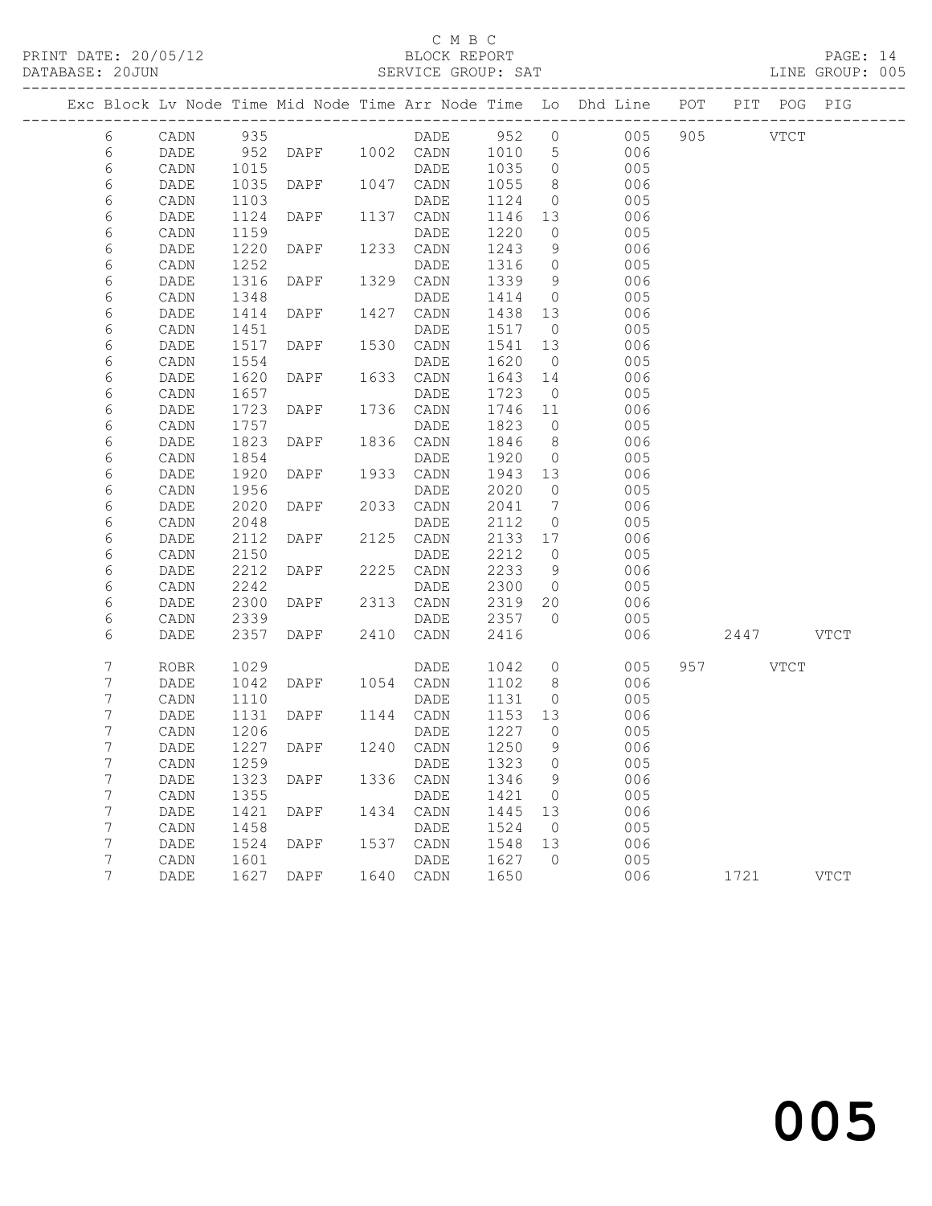C M B C
PRINT DATE: 20/05/12 BLOCK REPORT
DATABASE: 20JUN SERVICE GROUP: SAT LINE GROUP: 005

| Exc | Block | Lv | Node | Time | Mid Node | Time | Arr Node | Time | Lo | Dhd Line | POT | PIT | POG | PIG |
|---|---|---|---|---|---|---|---|---|---|---|---|---|---|---|
| | 6 | | CADN | 935 | | | DADE | 952 | 0 | 005 | 905 | | VTCT | |
| | 6 | | DADE | 952 | DAPF | 1002 | CADN | 1010 | 5 | 006 | | | | |
| | 6 | | CADN | 1015 | | | DADE | 1035 | 0 | 005 | | | | |
| | 6 | | DADE | 1035 | DAPF | 1047 | CADN | 1055 | 8 | 006 | | | | |
| | 6 | | CADN | 1103 | | | DADE | 1124 | 0 | 005 | | | | |
| | 6 | | DADE | 1124 | DAPF | 1137 | CADN | 1146 | 13 | 006 | | | | |
| | 6 | | CADN | 1159 | | | DADE | 1220 | 0 | 005 | | | | |
| | 6 | | DADE | 1220 | DAPF | 1233 | CADN | 1243 | 9 | 006 | | | | |
| | 6 | | CADN | 1252 | | | DADE | 1316 | 0 | 005 | | | | |
| | 6 | | DADE | 1316 | DAPF | 1329 | CADN | 1339 | 9 | 006 | | | | |
| | 6 | | CADN | 1348 | | | DADE | 1414 | 0 | 005 | | | | |
| | 6 | | DADE | 1414 | DAPF | 1427 | CADN | 1438 | 13 | 006 | | | | |
| | 6 | | CADN | 1451 | | | DADE | 1517 | 0 | 005 | | | | |
| | 6 | | DADE | 1517 | DAPF | 1530 | CADN | 1541 | 13 | 006 | | | | |
| | 6 | | CADN | 1554 | | | DADE | 1620 | 0 | 005 | | | | |
| | 6 | | DADE | 1620 | DAPF | 1633 | CADN | 1643 | 14 | 006 | | | | |
| | 6 | | CADN | 1657 | | | DADE | 1723 | 0 | 005 | | | | |
| | 6 | | DADE | 1723 | DAPF | 1736 | CADN | 1746 | 11 | 006 | | | | |
| | 6 | | CADN | 1757 | | | DADE | 1823 | 0 | 005 | | | | |
| | 6 | | DADE | 1823 | DAPF | 1836 | CADN | 1846 | 8 | 006 | | | | |
| | 6 | | CADN | 1854 | | | DADE | 1920 | 0 | 005 | | | | |
| | 6 | | DADE | 1920 | DAPF | 1933 | CADN | 1943 | 13 | 006 | | | | |
| | 6 | | CADN | 1956 | | | DADE | 2020 | 0 | 005 | | | | |
| | 6 | | DADE | 2020 | DAPF | 2033 | CADN | 2041 | 7 | 006 | | | | |
| | 6 | | CADN | 2048 | | | DADE | 2112 | 0 | 005 | | | | |
| | 6 | | DADE | 2112 | DAPF | 2125 | CADN | 2133 | 17 | 006 | | | | |
| | 6 | | CADN | 2150 | | | DADE | 2212 | 0 | 005 | | | | |
| | 6 | | DADE | 2212 | DAPF | 2225 | CADN | 2233 | 9 | 006 | | | | |
| | 6 | | CADN | 2242 | | | DADE | 2300 | 0 | 005 | | | | |
| | 6 | | DADE | 2300 | DAPF | 2313 | CADN | 2319 | 20 | 006 | | | | |
| | 6 | | CADN | 2339 | | | DADE | 2357 | 0 | 005 | | | | |
| | 6 | | DADE | 2357 | DAPF | 2410 | CADN | 2416 | | 006 | | 2447 | | VTCT |
| | 7 | | ROBR | 1029 | | | DADE | 1042 | 0 | 005 | 957 | | VTCT | |
| | 7 | | DADE | 1042 | DAPF | 1054 | CADN | 1102 | 8 | 006 | | | | |
| | 7 | | CADN | 1110 | | | DADE | 1131 | 0 | 005 | | | | |
| | 7 | | DADE | 1131 | DAPF | 1144 | CADN | 1153 | 13 | 006 | | | | |
| | 7 | | CADN | 1206 | | | DADE | 1227 | 0 | 005 | | | | |
| | 7 | | DADE | 1227 | DAPF | 1240 | CADN | 1250 | 9 | 006 | | | | |
| | 7 | | CADN | 1259 | | | DADE | 1323 | 0 | 005 | | | | |
| | 7 | | DADE | 1323 | DAPF | 1336 | CADN | 1346 | 9 | 006 | | | | |
| | 7 | | CADN | 1355 | | | DADE | 1421 | 0 | 005 | | | | |
| | 7 | | DADE | 1421 | DAPF | 1434 | CADN | 1445 | 13 | 006 | | | | |
| | 7 | | CADN | 1458 | | | DADE | 1524 | 0 | 005 | | | | |
| | 7 | | DADE | 1524 | DAPF | 1537 | CADN | 1548 | 13 | 006 | | | | |
| | 7 | | CADN | 1601 | | | DADE | 1627 | 0 | 005 | | | | |
| | 7 | | DADE | 1627 | DAPF | 1640 | CADN | 1650 | | 006 | | 1721 | | VTCT |

005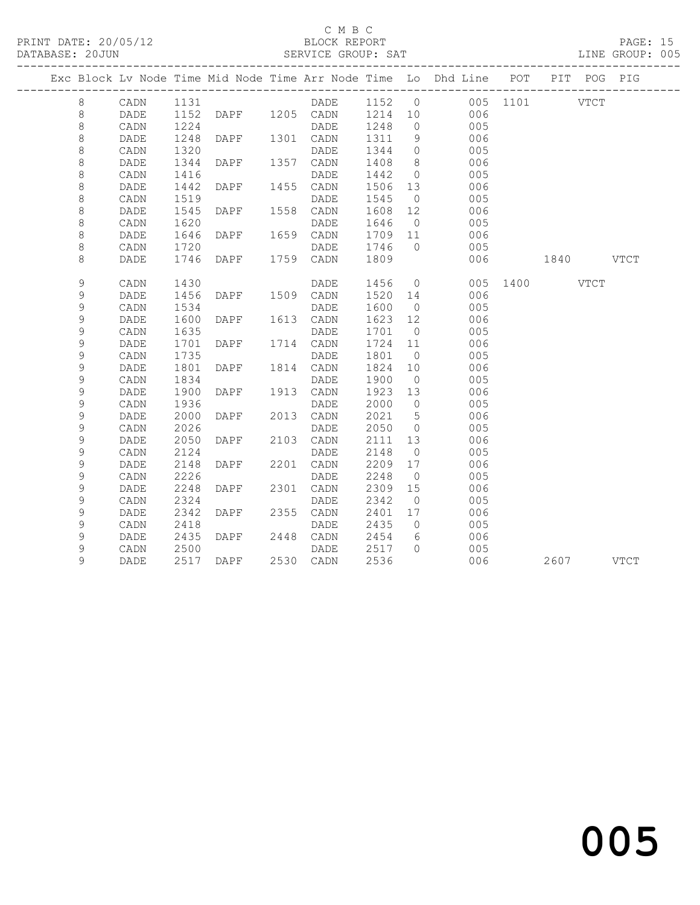C M B C

PRINT DATE: 20/05/12 BLOCK REPORT

DATABASE: 20JUN SERVICE GROUP: SAT LINE GROUP: 005

| Exc | Block | Lv | Node | Time | Mid Node | Time | Arr Node | Time | Lo | Dhd Line | POT | PIT | POG | PIG |
|---|---|---|---|---|---|---|---|---|---|---|---|---|---|---|
| | 8 | | CADN | 1131 | | | DADE | 1152 | 0 | 005 | 1101 | | VTCT | |
| | 8 | | DADE | 1152 | DAPF | 1205 | CADN | 1214 | 10 | 006 | | | | |
| | 8 | | CADN | 1224 | | | DADE | 1248 | 0 | 005 | | | | |
| | 8 | | DADE | 1248 | DAPF | 1301 | CADN | 1311 | 9 | 006 | | | | |
| | 8 | | CADN | 1320 | | | DADE | 1344 | 0 | 005 | | | | |
| | 8 | | DADE | 1344 | DAPF | 1357 | CADN | 1408 | 8 | 006 | | | | |
| | 8 | | CADN | 1416 | | | DADE | 1442 | 0 | 005 | | | | |
| | 8 | | DADE | 1442 | DAPF | 1455 | CADN | 1506 | 13 | 006 | | | | |
| | 8 | | CADN | 1519 | | | DADE | 1545 | 0 | 005 | | | | |
| | 8 | | DADE | 1545 | DAPF | 1558 | CADN | 1608 | 12 | 006 | | | | |
| | 8 | | CADN | 1620 | | | DADE | 1646 | 0 | 005 | | | | |
| | 8 | | DADE | 1646 | DAPF | 1659 | CADN | 1709 | 11 | 006 | | | | |
| | 8 | | CADN | 1720 | | | DADE | 1746 | 0 | 005 | | | | |
| | 8 | | DADE | 1746 | DAPF | 1759 | CADN | 1809 | | 006 | | 1840 | | VTCT |
| | 9 | | CADN | 1430 | | | DADE | 1456 | 0 | 005 | 1400 | | VTCT | |
| | 9 | | DADE | 1456 | DAPF | 1509 | CADN | 1520 | 14 | 006 | | | | |
| | 9 | | CADN | 1534 | | | DADE | 1600 | 0 | 005 | | | | |
| | 9 | | DADE | 1600 | DAPF | 1613 | CADN | 1623 | 12 | 006 | | | | |
| | 9 | | CADN | 1635 | | | DADE | 1701 | 0 | 005 | | | | |
| | 9 | | DADE | 1701 | DAPF | 1714 | CADN | 1724 | 11 | 006 | | | | |
| | 9 | | CADN | 1735 | | | DADE | 1801 | 0 | 005 | | | | |
| | 9 | | DADE | 1801 | DAPF | 1814 | CADN | 1824 | 10 | 006 | | | | |
| | 9 | | CADN | 1834 | | | DADE | 1900 | 0 | 005 | | | | |
| | 9 | | DADE | 1900 | DAPF | 1913 | CADN | 1923 | 13 | 006 | | | | |
| | 9 | | CADN | 1936 | | | DADE | 2000 | 0 | 005 | | | | |
| | 9 | | DADE | 2000 | DAPF | 2013 | CADN | 2021 | 5 | 006 | | | | |
| | 9 | | CADN | 2026 | | | DADE | 2050 | 0 | 005 | | | | |
| | 9 | | DADE | 2050 | DAPF | 2103 | CADN | 2111 | 13 | 006 | | | | |
| | 9 | | CADN | 2124 | | | DADE | 2148 | 0 | 005 | | | | |
| | 9 | | DADE | 2148 | DAPF | 2201 | CADN | 2209 | 17 | 006 | | | | |
| | 9 | | CADN | 2226 | | | DADE | 2248 | 0 | 005 | | | | |
| | 9 | | DADE | 2248 | DAPF | 2301 | CADN | 2309 | 15 | 006 | | | | |
| | 9 | | CADN | 2324 | | | DADE | 2342 | 0 | 005 | | | | |
| | 9 | | DADE | 2342 | DAPF | 2355 | CADN | 2401 | 17 | 006 | | | | |
| | 9 | | CADN | 2418 | | | DADE | 2435 | 0 | 005 | | | | |
| | 9 | | DADE | 2435 | DAPF | 2448 | CADN | 2454 | 6 | 006 | | | | |
| | 9 | | CADN | 2500 | | | DADE | 2517 | 0 | 005 | | | | |
| | 9 | | DADE | 2517 | DAPF | 2530 | CADN | 2536 | | 006 | | 2607 | | VTCT |

005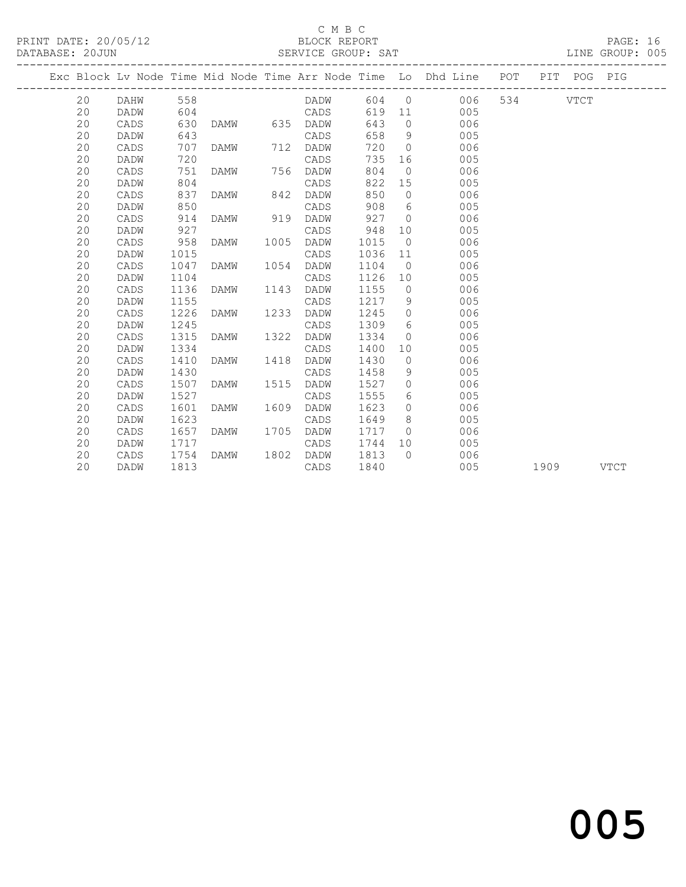C M B C
BLOCK REPORT
SERVICE GROUP: SAT

PRINT DATE: 20/05/12
DATABASE: 20JUN
LINE GROUP: 005

| Exc | Block | Lv Node | Time | Mid Node | Time | Arr Node | Time | Lo | Dhd Line | POT | PIT | POG | PIG |
|---|---|---|---|---|---|---|---|---|---|---|---|---|---|
| | 20 | DAHW | 558 | | | DADW | 604 | 0 | 006 | 534 | | VTCT | |
| | 20 | DADW | 604 | | | CADS | 619 | 11 | 005 | | | | |
| | 20 | CADS | 630 | DAMW | 635 | DADW | 643 | 0 | 006 | | | | |
| | 20 | DADW | 643 | | | CADS | 658 | 9 | 005 | | | | |
| | 20 | CADS | 707 | DAMW | 712 | DADW | 720 | 0 | 006 | | | | |
| | 20 | DADW | 720 | | | CADS | 735 | 16 | 005 | | | | |
| | 20 | CADS | 751 | DAMW | 756 | DADW | 804 | 0 | 006 | | | | |
| | 20 | DADW | 804 | | | CADS | 822 | 15 | 005 | | | | |
| | 20 | CADS | 837 | DAMW | 842 | DADW | 850 | 0 | 006 | | | | |
| | 20 | DADW | 850 | | | CADS | 908 | 6 | 005 | | | | |
| | 20 | CADS | 914 | DAMW | 919 | DADW | 927 | 0 | 006 | | | | |
| | 20 | DADW | 927 | | | CADS | 948 | 10 | 005 | | | | |
| | 20 | CADS | 958 | DAMW | 1005 | DADW | 1015 | 0 | 006 | | | | |
| | 20 | DADW | 1015 | | | CADS | 1036 | 11 | 005 | | | | |
| | 20 | CADS | 1047 | DAMW | 1054 | DADW | 1104 | 0 | 006 | | | | |
| | 20 | DADW | 1104 | | | CADS | 1126 | 10 | 005 | | | | |
| | 20 | CADS | 1136 | DAMW | 1143 | DADW | 1155 | 0 | 006 | | | | |
| | 20 | DADW | 1155 | | | CADS | 1217 | 9 | 005 | | | | |
| | 20 | CADS | 1226 | DAMW | 1233 | DADW | 1245 | 0 | 006 | | | | |
| | 20 | DADW | 1245 | | | CADS | 1309 | 6 | 005 | | | | |
| | 20 | CADS | 1315 | DAMW | 1322 | DADW | 1334 | 0 | 006 | | | | |
| | 20 | DADW | 1334 | | | CADS | 1400 | 10 | 005 | | | | |
| | 20 | CADS | 1410 | DAMW | 1418 | DADW | 1430 | 0 | 006 | | | | |
| | 20 | DADW | 1430 | | | CADS | 1458 | 9 | 005 | | | | |
| | 20 | CADS | 1507 | DAMW | 1515 | DADW | 1527 | 0 | 006 | | | | |
| | 20 | DADW | 1527 | | | CADS | 1555 | 6 | 005 | | | | |
| | 20 | CADS | 1601 | DAMW | 1609 | DADW | 1623 | 0 | 006 | | | | |
| | 20 | DADW | 1623 | | | CADS | 1649 | 8 | 005 | | | | |
| | 20 | CADS | 1657 | DAMW | 1705 | DADW | 1717 | 0 | 006 | | | | |
| | 20 | DADW | 1717 | | | CADS | 1744 | 10 | 005 | | | | |
| | 20 | CADS | 1754 | DAMW | 1802 | DADW | 1813 | 0 | 006 | | | | |
| | 20 | DADW | 1813 | | | CADS | 1840 | | 005 | | 1909 | | VTCT |

005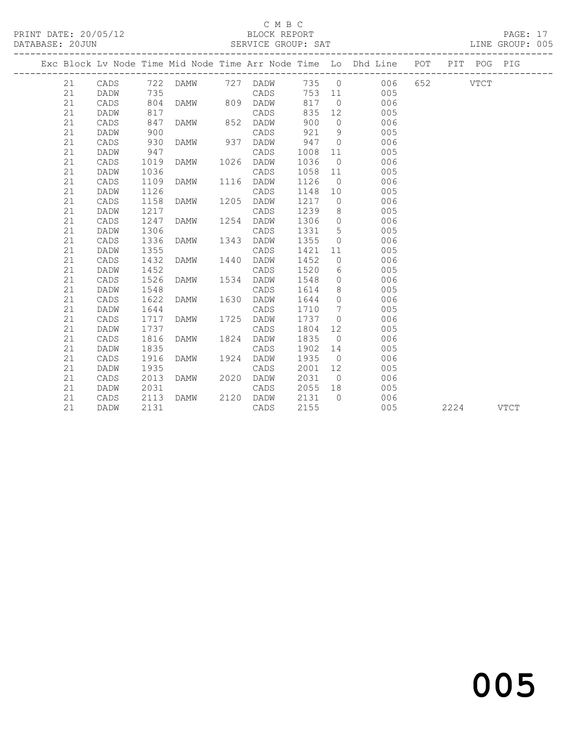C M B C

PRINT DATE: 20/05/12 BLOCK REPORT

DATABASE: 20JUN SERVICE GROUP: SAT LINE GROUP: 005

| Exc | Block | Lv | Node | Time | Mid Node | Time | Arr Node | Time | Lo | Dhd Line | POT | PIT | POG | PIG |
|---|---|---|---|---|---|---|---|---|---|---|---|---|---|---|
| | 21 | | CADS | 722 | DAMW | 727 | DADW | 735 | 0 | 006 | 652 | | VTCT | |
| | 21 | | DADW | 735 | | | CADS | 753 | 11 | 005 | | | | |
| | 21 | | CADS | 804 | DAMW | 809 | DADW | 817 | 0 | 006 | | | | |
| | 21 | | DADW | 817 | | | CADS | 835 | 12 | 005 | | | | |
| | 21 | | CADS | 847 | DAMW | 852 | DADW | 900 | 0 | 006 | | | | |
| | 21 | | DADW | 900 | | | CADS | 921 | 9 | 005 | | | | |
| | 21 | | CADS | 930 | DAMW | 937 | DADW | 947 | 0 | 006 | | | | |
| | 21 | | DADW | 947 | | | CADS | 1008 | 11 | 005 | | | | |
| | 21 | | CADS | 1019 | DAMW | 1026 | DADW | 1036 | 0 | 006 | | | | |
| | 21 | | DADW | 1036 | | | CADS | 1058 | 11 | 005 | | | | |
| | 21 | | CADS | 1109 | DAMW | 1116 | DADW | 1126 | 0 | 006 | | | | |
| | 21 | | DADW | 1126 | | | CADS | 1148 | 10 | 005 | | | | |
| | 21 | | CADS | 1158 | DAMW | 1205 | DADW | 1217 | 0 | 006 | | | | |
| | 21 | | DADW | 1217 | | | CADS | 1239 | 8 | 005 | | | | |
| | 21 | | CADS | 1247 | DAMW | 1254 | DADW | 1306 | 0 | 006 | | | | |
| | 21 | | DADW | 1306 | | | CADS | 1331 | 5 | 005 | | | | |
| | 21 | | CADS | 1336 | DAMW | 1343 | DADW | 1355 | 0 | 006 | | | | |
| | 21 | | DADW | 1355 | | | CADS | 1421 | 11 | 005 | | | | |
| | 21 | | CADS | 1432 | DAMW | 1440 | DADW | 1452 | 0 | 006 | | | | |
| | 21 | | DADW | 1452 | | | CADS | 1520 | 6 | 005 | | | | |
| | 21 | | CADS | 1526 | DAMW | 1534 | DADW | 1548 | 0 | 006 | | | | |
| | 21 | | DADW | 1548 | | | CADS | 1614 | 8 | 005 | | | | |
| | 21 | | CADS | 1622 | DAMW | 1630 | DADW | 1644 | 0 | 006 | | | | |
| | 21 | | DADW | 1644 | | | CADS | 1710 | 7 | 005 | | | | |
| | 21 | | CADS | 1717 | DAMW | 1725 | DADW | 1737 | 0 | 006 | | | | |
| | 21 | | DADW | 1737 | | | CADS | 1804 | 12 | 005 | | | | |
| | 21 | | CADS | 1816 | DAMW | 1824 | DADW | 1835 | 0 | 006 | | | | |
| | 21 | | DADW | 1835 | | | CADS | 1902 | 14 | 005 | | | | |
| | 21 | | CADS | 1916 | DAMW | 1924 | DADW | 1935 | 0 | 006 | | | | |
| | 21 | | DADW | 1935 | | | CADS | 2001 | 12 | 005 | | | | |
| | 21 | | CADS | 2013 | DAMW | 2020 | DADW | 2031 | 0 | 006 | | | | |
| | 21 | | DADW | 2031 | | | CADS | 2055 | 18 | 005 | | | | |
| | 21 | | CADS | 2113 | DAMW | 2120 | DADW | 2131 | 0 | 006 | | | | |
| | 21 | | DADW | 2131 | | | CADS | 2155 | | 005 | | 2224 | | VTCT |

005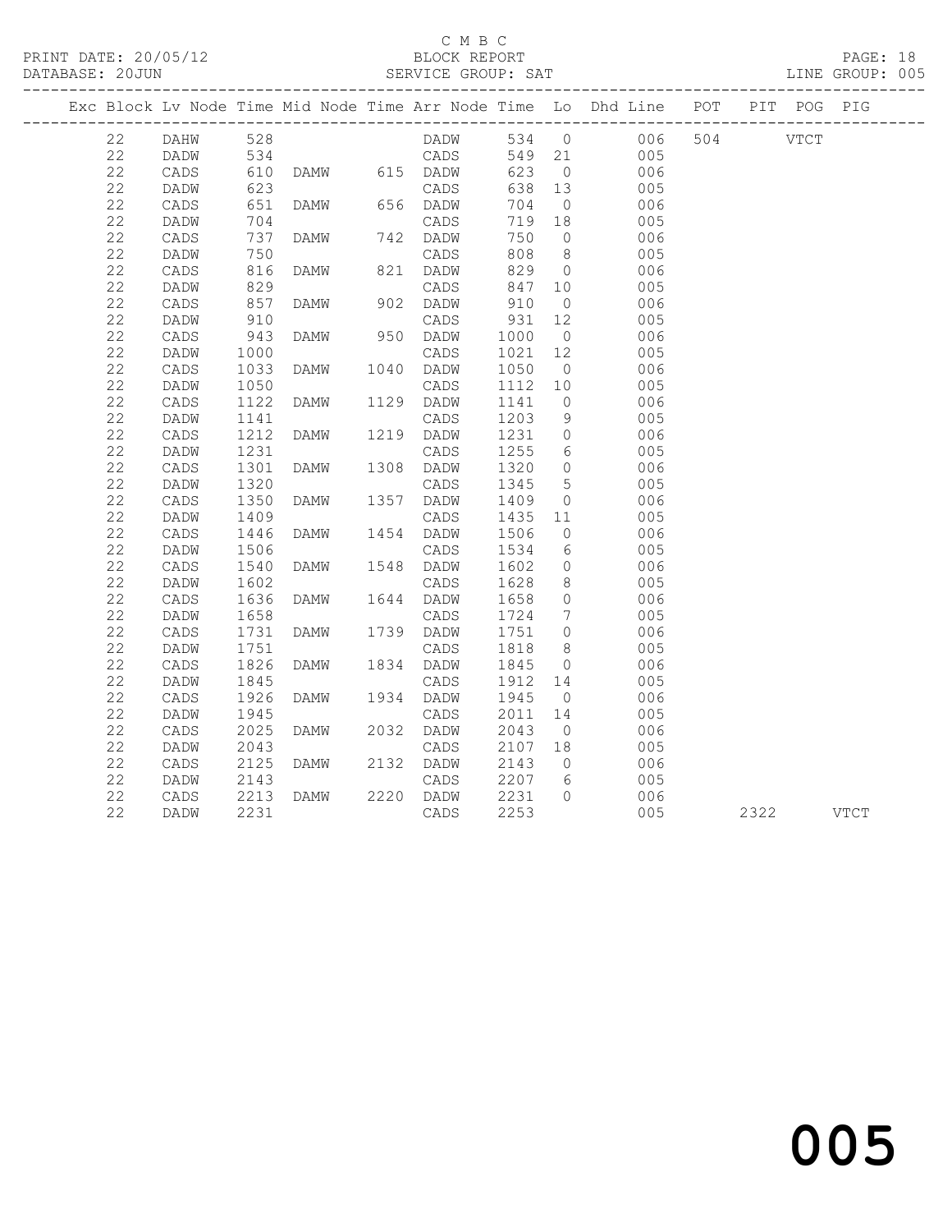C M B C
BLOCK REPORT
SERVICE GROUP: SAT

PRINT DATE: 20/05/12
DATABASE: 20JUN
LINE GROUP: 005

| Exc | Block | Lv | Node | Time | Mid Node | Time | Arr Node | Time | Lo | Dhd Line | POT | PIT | POG | PIG |
|---|---|---|---|---|---|---|---|---|---|---|---|---|---|---|
| | 22 | | DAHW | 528 | | | DADW | 534 | 0 | 006 | 504 | | VTCT | |
| | 22 | | DADW | 534 | | | CADS | 549 | 21 | 005 | | | | |
| | 22 | | CADS | 610 | DAMW | 615 | DADW | 623 | 0 | 006 | | | | |
| | 22 | | DADW | 623 | | | CADS | 638 | 13 | 005 | | | | |
| | 22 | | CADS | 651 | DAMW | 656 | DADW | 704 | 0 | 006 | | | | |
| | 22 | | DADW | 704 | | | CADS | 719 | 18 | 005 | | | | |
| | 22 | | CADS | 737 | DAMW | 742 | DADW | 750 | 0 | 006 | | | | |
| | 22 | | DADW | 750 | | | CADS | 808 | 8 | 005 | | | | |
| | 22 | | CADS | 816 | DAMW | 821 | DADW | 829 | 0 | 006 | | | | |
| | 22 | | DADW | 829 | | | CADS | 847 | 10 | 005 | | | | |
| | 22 | | CADS | 857 | DAMW | 902 | DADW | 910 | 0 | 006 | | | | |
| | 22 | | DADW | 910 | | | CADS | 931 | 12 | 005 | | | | |
| | 22 | | CADS | 943 | DAMW | 950 | DADW | 1000 | 0 | 006 | | | | |
| | 22 | | DADW | 1000 | | | CADS | 1021 | 12 | 005 | | | | |
| | 22 | | CADS | 1033 | DAMW | 1040 | DADW | 1050 | 0 | 006 | | | | |
| | 22 | | DADW | 1050 | | | CADS | 1112 | 10 | 005 | | | | |
| | 22 | | CADS | 1122 | DAMW | 1129 | DADW | 1141 | 0 | 006 | | | | |
| | 22 | | DADW | 1141 | | | CADS | 1203 | 9 | 005 | | | | |
| | 22 | | CADS | 1212 | DAMW | 1219 | DADW | 1231 | 0 | 006 | | | | |
| | 22 | | DADW | 1231 | | | CADS | 1255 | 6 | 005 | | | | |
| | 22 | | CADS | 1301 | DAMW | 1308 | DADW | 1320 | 0 | 006 | | | | |
| | 22 | | DADW | 1320 | | | CADS | 1345 | 5 | 005 | | | | |
| | 22 | | CADS | 1350 | DAMW | 1357 | DADW | 1409 | 0 | 006 | | | | |
| | 22 | | DADW | 1409 | | | CADS | 1435 | 11 | 005 | | | | |
| | 22 | | CADS | 1446 | DAMW | 1454 | DADW | 1506 | 0 | 006 | | | | |
| | 22 | | DADW | 1506 | | | CADS | 1534 | 6 | 005 | | | | |
| | 22 | | CADS | 1540 | DAMW | 1548 | DADW | 1602 | 0 | 006 | | | | |
| | 22 | | DADW | 1602 | | | CADS | 1628 | 8 | 005 | | | | |
| | 22 | | CADS | 1636 | DAMW | 1644 | DADW | 1658 | 0 | 006 | | | | |
| | 22 | | DADW | 1658 | | | CADS | 1724 | 7 | 005 | | | | |
| | 22 | | CADS | 1731 | DAMW | 1739 | DADW | 1751 | 0 | 006 | | | | |
| | 22 | | DADW | 1751 | | | CADS | 1818 | 8 | 005 | | | | |
| | 22 | | CADS | 1826 | DAMW | 1834 | DADW | 1845 | 0 | 006 | | | | |
| | 22 | | DADW | 1845 | | | CADS | 1912 | 14 | 005 | | | | |
| | 22 | | CADS | 1926 | DAMW | 1934 | DADW | 1945 | 0 | 006 | | | | |
| | 22 | | DADW | 1945 | | | CADS | 2011 | 14 | 005 | | | | |
| | 22 | | CADS | 2025 | DAMW | 2032 | DADW | 2043 | 0 | 006 | | | | |
| | 22 | | DADW | 2043 | | | CADS | 2107 | 18 | 005 | | | | |
| | 22 | | CADS | 2125 | DAMW | 2132 | DADW | 2143 | 0 | 006 | | | | |
| | 22 | | DADW | 2143 | | | CADS | 2207 | 6 | 005 | | | | |
| | 22 | | CADS | 2213 | DAMW | 2220 | DADW | 2231 | 0 | 006 | | | | |
| | 22 | | DADW | 2231 | | | CADS | 2253 | | 005 | | 2322 | | VTCT |

005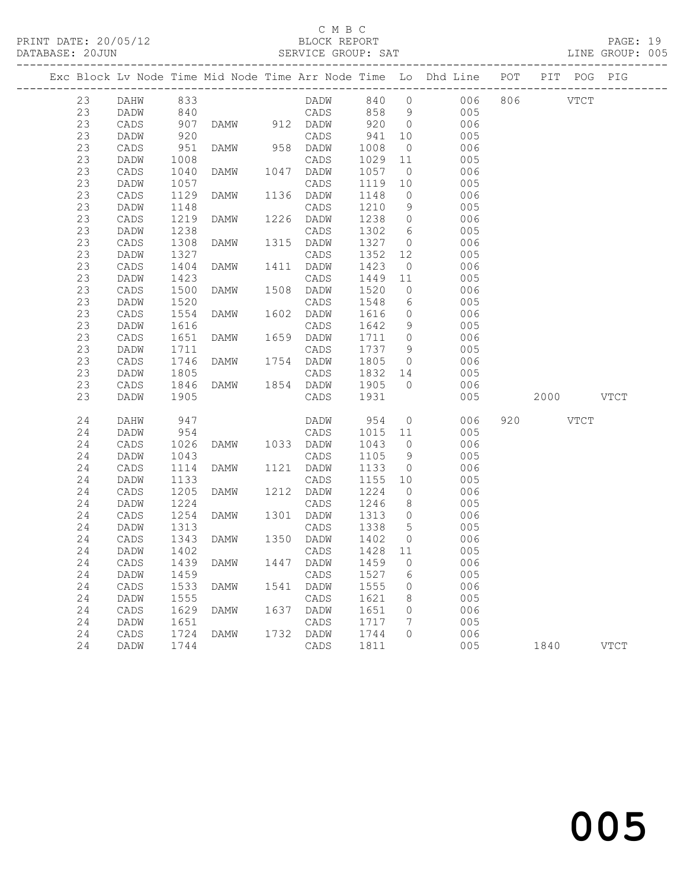C M B C
PRINT DATE: 20/05/12 BLOCK REPORT
DATABASE: 20JUN SERVICE GROUP: SAT LINE GROUP: 005

| Exc | Block | Lv | Node | Time | Mid Node | Time | Arr Node | Time | Lo | Dhd Line | POT | PIT | POG | PIG |
|---|---|---|---|---|---|---|---|---|---|---|---|---|---|---|
| | 23 | | DAHW | 833 | | | DADW | 840 | 0 | 006 | 806 | | VTCT | |
| | 23 | | DADW | 840 | | | CADS | 858 | 9 | 005 | | | | |
| | 23 | | CADS | 907 | DAMW | 912 | DADW | 920 | 0 | 006 | | | | |
| | 23 | | DADW | 920 | | | CADS | 941 | 10 | 005 | | | | |
| | 23 | | CADS | 951 | DAMW | 958 | DADW | 1008 | 0 | 006 | | | | |
| | 23 | | DADW | 1008 | | | CADS | 1029 | 11 | 005 | | | | |
| | 23 | | CADS | 1040 | DAMW | 1047 | DADW | 1057 | 0 | 006 | | | | |
| | 23 | | DADW | 1057 | | | CADS | 1119 | 10 | 005 | | | | |
| | 23 | | CADS | 1129 | DAMW | 1136 | DADW | 1148 | 0 | 006 | | | | |
| | 23 | | DADW | 1148 | | | CADS | 1210 | 9 | 005 | | | | |
| | 23 | | CADS | 1219 | DAMW | 1226 | DADW | 1238 | 0 | 006 | | | | |
| | 23 | | DADW | 1238 | | | CADS | 1302 | 6 | 005 | | | | |
| | 23 | | CADS | 1308 | DAMW | 1315 | DADW | 1327 | 0 | 006 | | | | |
| | 23 | | DADW | 1327 | | | CADS | 1352 | 12 | 005 | | | | |
| | 23 | | CADS | 1404 | DAMW | 1411 | DADW | 1423 | 0 | 006 | | | | |
| | 23 | | DADW | 1423 | | | CADS | 1449 | 11 | 005 | | | | |
| | 23 | | CADS | 1500 | DAMW | 1508 | DADW | 1520 | 0 | 006 | | | | |
| | 23 | | DADW | 1520 | | | CADS | 1548 | 6 | 005 | | | | |
| | 23 | | CADS | 1554 | DAMW | 1602 | DADW | 1616 | 0 | 006 | | | | |
| | 23 | | DADW | 1616 | | | CADS | 1642 | 9 | 005 | | | | |
| | 23 | | CADS | 1651 | DAMW | 1659 | DADW | 1711 | 0 | 006 | | | | |
| | 23 | | DADW | 1711 | | | CADS | 1737 | 9 | 005 | | | | |
| | 23 | | CADS | 1746 | DAMW | 1754 | DADW | 1805 | 0 | 006 | | | | |
| | 23 | | DADW | 1805 | | | CADS | 1832 | 14 | 005 | | | | |
| | 23 | | CADS | 1846 | DAMW | 1854 | DADW | 1905 | 0 | 006 | | | | |
| | 23 | | DADW | 1905 | | | CADS | 1931 | | 005 | | 2000 | | VTCT |
| | 24 | | DAHW | 947 | | | DADW | 954 | 0 | 006 | 920 | | VTCT | |
| | 24 | | DADW | 954 | | | CADS | 1015 | 11 | 005 | | | | |
| | 24 | | CADS | 1026 | DAMW | 1033 | DADW | 1043 | 0 | 006 | | | | |
| | 24 | | DADW | 1043 | | | CADS | 1105 | 9 | 005 | | | | |
| | 24 | | CADS | 1114 | DAMW | 1121 | DADW | 1133 | 0 | 006 | | | | |
| | 24 | | DADW | 1133 | | | CADS | 1155 | 10 | 005 | | | | |
| | 24 | | CADS | 1205 | DAMW | 1212 | DADW | 1224 | 0 | 006 | | | | |
| | 24 | | DADW | 1224 | | | CADS | 1246 | 8 | 005 | | | | |
| | 24 | | CADS | 1254 | DAMW | 1301 | DADW | 1313 | 0 | 006 | | | | |
| | 24 | | DADW | 1313 | | | CADS | 1338 | 5 | 005 | | | | |
| | 24 | | CADS | 1343 | DAMW | 1350 | DADW | 1402 | 0 | 006 | | | | |
| | 24 | | DADW | 1402 | | | CADS | 1428 | 11 | 005 | | | | |
| | 24 | | CADS | 1439 | DAMW | 1447 | DADW | 1459 | 0 | 006 | | | | |
| | 24 | | DADW | 1459 | | | CADS | 1527 | 6 | 005 | | | | |
| | 24 | | CADS | 1533 | DAMW | 1541 | DADW | 1555 | 0 | 006 | | | | |
| | 24 | | DADW | 1555 | | | CADS | 1621 | 8 | 005 | | | | |
| | 24 | | CADS | 1629 | DAMW | 1637 | DADW | 1651 | 0 | 006 | | | | |
| | 24 | | DADW | 1651 | | | CADS | 1717 | 7 | 005 | | | | |
| | 24 | | CADS | 1724 | DAMW | 1732 | DADW | 1744 | 0 | 006 | | | | |
| | 24 | | DADW | 1744 | | | CADS | 1811 | | 005 | | 1840 | | VTCT |

005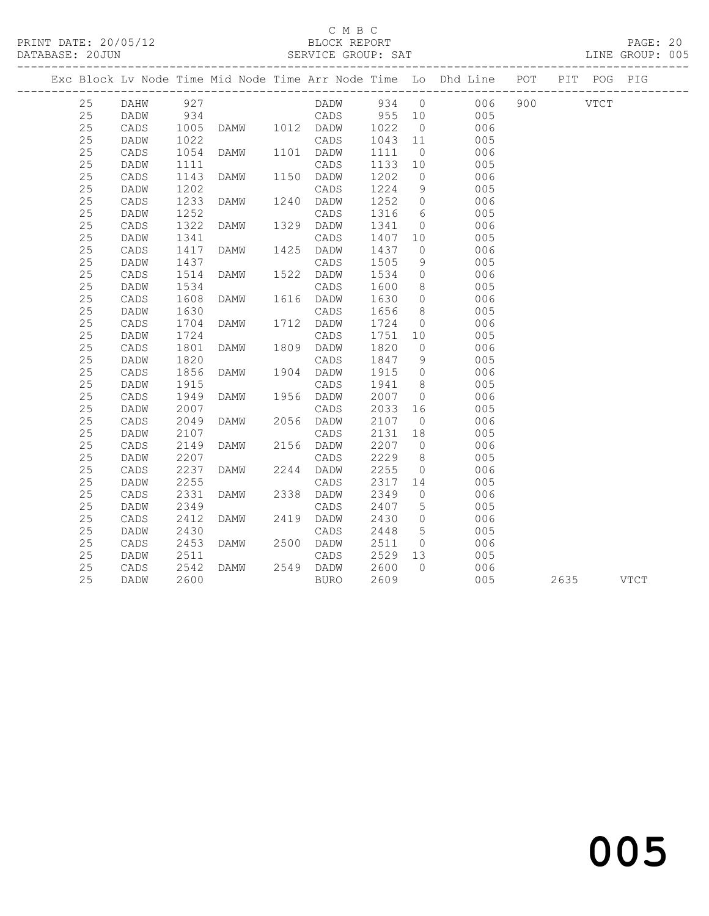C M B C

BLOCK REPORT

SERVICE GROUP: SAT

PRINT DATE: 20/05/12
DATABASE: 20JUN
LINE GROUP: 005

| Exc | Block | Lv | Node | Time | Mid Node | Time | Arr Node | Time | Lo | Dhd Line | POT | PIT | POG | PIG |
|---|---|---|---|---|---|---|---|---|---|---|---|---|---|---|
| | 25 | | DAHW | 927 | | | DADW | 934 | 0 | 006 | 900 | | VTCT | |
| | 25 | | DADW | 934 | | | CADS | 955 | 10 | 005 | | | | |
| | 25 | | CADS | 1005 | DAMW | 1012 | DADW | 1022 | 0 | 006 | | | | |
| | 25 | | DADW | 1022 | | | CADS | 1043 | 11 | 005 | | | | |
| | 25 | | CADS | 1054 | DAMW | 1101 | DADW | 1111 | 0 | 006 | | | | |
| | 25 | | DADW | 1111 | | | CADS | 1133 | 10 | 005 | | | | |
| | 25 | | CADS | 1143 | DAMW | 1150 | DADW | 1202 | 0 | 006 | | | | |
| | 25 | | DADW | 1202 | | | CADS | 1224 | 9 | 005 | | | | |
| | 25 | | CADS | 1233 | DAMW | 1240 | DADW | 1252 | 0 | 006 | | | | |
| | 25 | | DADW | 1252 | | | CADS | 1316 | 6 | 005 | | | | |
| | 25 | | CADS | 1322 | DAMW | 1329 | DADW | 1341 | 0 | 006 | | | | |
| | 25 | | DADW | 1341 | | | CADS | 1407 | 10 | 005 | | | | |
| | 25 | | CADS | 1417 | DAMW | 1425 | DADW | 1437 | 0 | 006 | | | | |
| | 25 | | DADW | 1437 | | | CADS | 1505 | 9 | 005 | | | | |
| | 25 | | CADS | 1514 | DAMW | 1522 | DADW | 1534 | 0 | 006 | | | | |
| | 25 | | DADW | 1534 | | | CADS | 1600 | 8 | 005 | | | | |
| | 25 | | CADS | 1608 | DAMW | 1616 | DADW | 1630 | 0 | 006 | | | | |
| | 25 | | DADW | 1630 | | | CADS | 1656 | 8 | 005 | | | | |
| | 25 | | CADS | 1704 | DAMW | 1712 | DADW | 1724 | 0 | 006 | | | | |
| | 25 | | DADW | 1724 | | | CADS | 1751 | 10 | 005 | | | | |
| | 25 | | CADS | 1801 | DAMW | 1809 | DADW | 1820 | 0 | 006 | | | | |
| | 25 | | DADW | 1820 | | | CADS | 1847 | 9 | 005 | | | | |
| | 25 | | CADS | 1856 | DAMW | 1904 | DADW | 1915 | 0 | 006 | | | | |
| | 25 | | DADW | 1915 | | | CADS | 1941 | 8 | 005 | | | | |
| | 25 | | CADS | 1949 | DAMW | 1956 | DADW | 2007 | 0 | 006 | | | | |
| | 25 | | DADW | 2007 | | | CADS | 2033 | 16 | 005 | | | | |
| | 25 | | CADS | 2049 | DAMW | 2056 | DADW | 2107 | 0 | 006 | | | | |
| | 25 | | DADW | 2107 | | | CADS | 2131 | 18 | 005 | | | | |
| | 25 | | CADS | 2149 | DAMW | 2156 | DADW | 2207 | 0 | 006 | | | | |
| | 25 | | DADW | 2207 | | | CADS | 2229 | 8 | 005 | | | | |
| | 25 | | CADS | 2237 | DAMW | 2244 | DADW | 2255 | 0 | 006 | | | | |
| | 25 | | DADW | 2255 | | | CADS | 2317 | 14 | 005 | | | | |
| | 25 | | CADS | 2331 | DAMW | 2338 | DADW | 2349 | 0 | 006 | | | | |
| | 25 | | DADW | 2349 | | | CADS | 2407 | 5 | 005 | | | | |
| | 25 | | CADS | 2412 | DAMW | 2419 | DADW | 2430 | 0 | 006 | | | | |
| | 25 | | DADW | 2430 | | | CADS | 2448 | 5 | 005 | | | | |
| | 25 | | CADS | 2453 | DAMW | 2500 | DADW | 2511 | 0 | 006 | | | | |
| | 25 | | DADW | 2511 | | | CADS | 2529 | 13 | 005 | | | | |
| | 25 | | CADS | 2542 | DAMW | 2549 | DADW | 2600 | 0 | 006 | | | | |
| | 25 | | DADW | 2600 | | | BURO | 2609 | | 005 | | 2635 | | VTCT |

005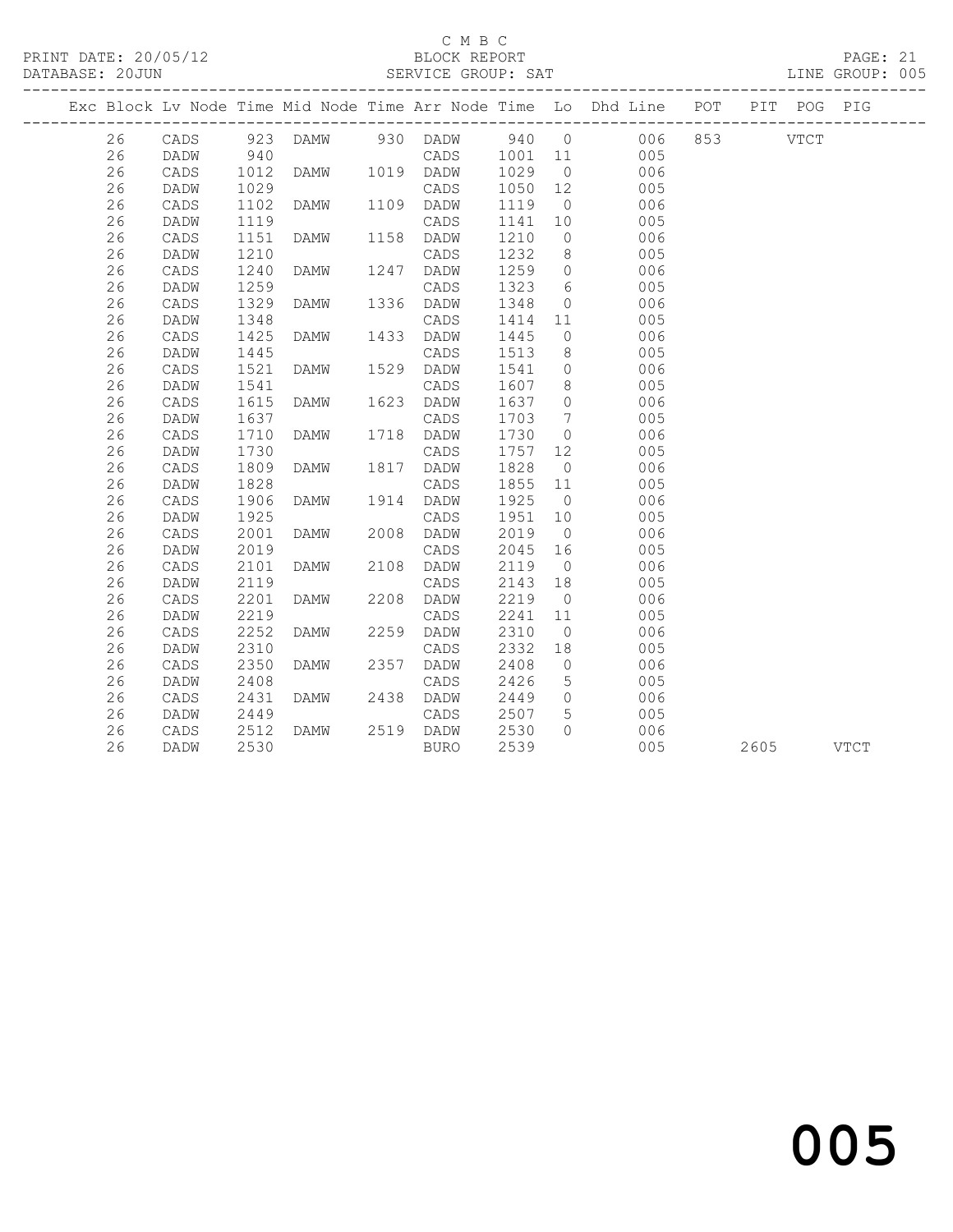C M B C

BLOCK REPORT

SERVICE GROUP: SAT

| Exc | Block | Lv | Node | Time | Mid Node | Time | Arr Node | Time | Lo | Dhd Line | POT | PIT | POG | PIG |
|---|---|---|---|---|---|---|---|---|---|---|---|---|---|---|
| | 26 | | CADS | 923 | DAMW | 930 | DADW | 940 | 0 | 006 | 853 | | VTCT | |
| | 26 | | DADW | 940 | | | CADS | 1001 | 11 | 005 | | | | |
| | 26 | | CADS | 1012 | DAMW | 1019 | DADW | 1029 | 0 | 006 | | | | |
| | 26 | | DADW | 1029 | | | CADS | 1050 | 12 | 005 | | | | |
| | 26 | | CADS | 1102 | DAMW | 1109 | DADW | 1119 | 0 | 006 | | | | |
| | 26 | | DADW | 1119 | | | CADS | 1141 | 10 | 005 | | | | |
| | 26 | | CADS | 1151 | DAMW | 1158 | DADW | 1210 | 0 | 006 | | | | |
| | 26 | | DADW | 1210 | | | CADS | 1232 | 8 | 005 | | | | |
| | 26 | | CADS | 1240 | DAMW | 1247 | DADW | 1259 | 0 | 006 | | | | |
| | 26 | | DADW | 1259 | | | CADS | 1323 | 6 | 005 | | | | |
| | 26 | | CADS | 1329 | DAMW | 1336 | DADW | 1348 | 0 | 006 | | | | |
| | 26 | | DADW | 1348 | | | CADS | 1414 | 11 | 005 | | | | |
| | 26 | | CADS | 1425 | DAMW | 1433 | DADW | 1445 | 0 | 006 | | | | |
| | 26 | | DADW | 1445 | | | CADS | 1513 | 8 | 005 | | | | |
| | 26 | | CADS | 1521 | DAMW | 1529 | DADW | 1541 | 0 | 006 | | | | |
| | 26 | | DADW | 1541 | | | CADS | 1607 | 8 | 005 | | | | |
| | 26 | | CADS | 1615 | DAMW | 1623 | DADW | 1637 | 0 | 006 | | | | |
| | 26 | | DADW | 1637 | | | CADS | 1703 | 7 | 005 | | | | |
| | 26 | | CADS | 1710 | DAMW | 1718 | DADW | 1730 | 0 | 006 | | | | |
| | 26 | | DADW | 1730 | | | CADS | 1757 | 12 | 005 | | | | |
| | 26 | | CADS | 1809 | DAMW | 1817 | DADW | 1828 | 0 | 006 | | | | |
| | 26 | | DADW | 1828 | | | CADS | 1855 | 11 | 005 | | | | |
| | 26 | | CADS | 1906 | DAMW | 1914 | DADW | 1925 | 0 | 006 | | | | |
| | 26 | | DADW | 1925 | | | CADS | 1951 | 10 | 005 | | | | |
| | 26 | | CADS | 2001 | DAMW | 2008 | DADW | 2019 | 0 | 006 | | | | |
| | 26 | | DADW | 2019 | | | CADS | 2045 | 16 | 005 | | | | |
| | 26 | | CADS | 2101 | DAMW | 2108 | DADW | 2119 | 0 | 006 | | | | |
| | 26 | | DADW | 2119 | | | CADS | 2143 | 18 | 005 | | | | |
| | 26 | | CADS | 2201 | DAMW | 2208 | DADW | 2219 | 0 | 006 | | | | |
| | 26 | | DADW | 2219 | | | CADS | 2241 | 11 | 005 | | | | |
| | 26 | | CADS | 2252 | DAMW | 2259 | DADW | 2310 | 0 | 006 | | | | |
| | 26 | | DADW | 2310 | | | CADS | 2332 | 18 | 005 | | | | |
| | 26 | | CADS | 2350 | DAMW | 2357 | DADW | 2408 | 0 | 006 | | | | |
| | 26 | | DADW | 2408 | | | CADS | 2426 | 5 | 005 | | | | |
| | 26 | | CADS | 2431 | DAMW | 2438 | DADW | 2449 | 0 | 006 | | | | |
| | 26 | | DADW | 2449 | | | CADS | 2507 | 5 | 005 | | | | |
| | 26 | | CADS | 2512 | DAMW | 2519 | DADW | 2530 | 0 | 006 | | | | |
| | 26 | | DADW | 2530 | | | BURO | 2539 | | 005 | | 2605 | | VTCT |

005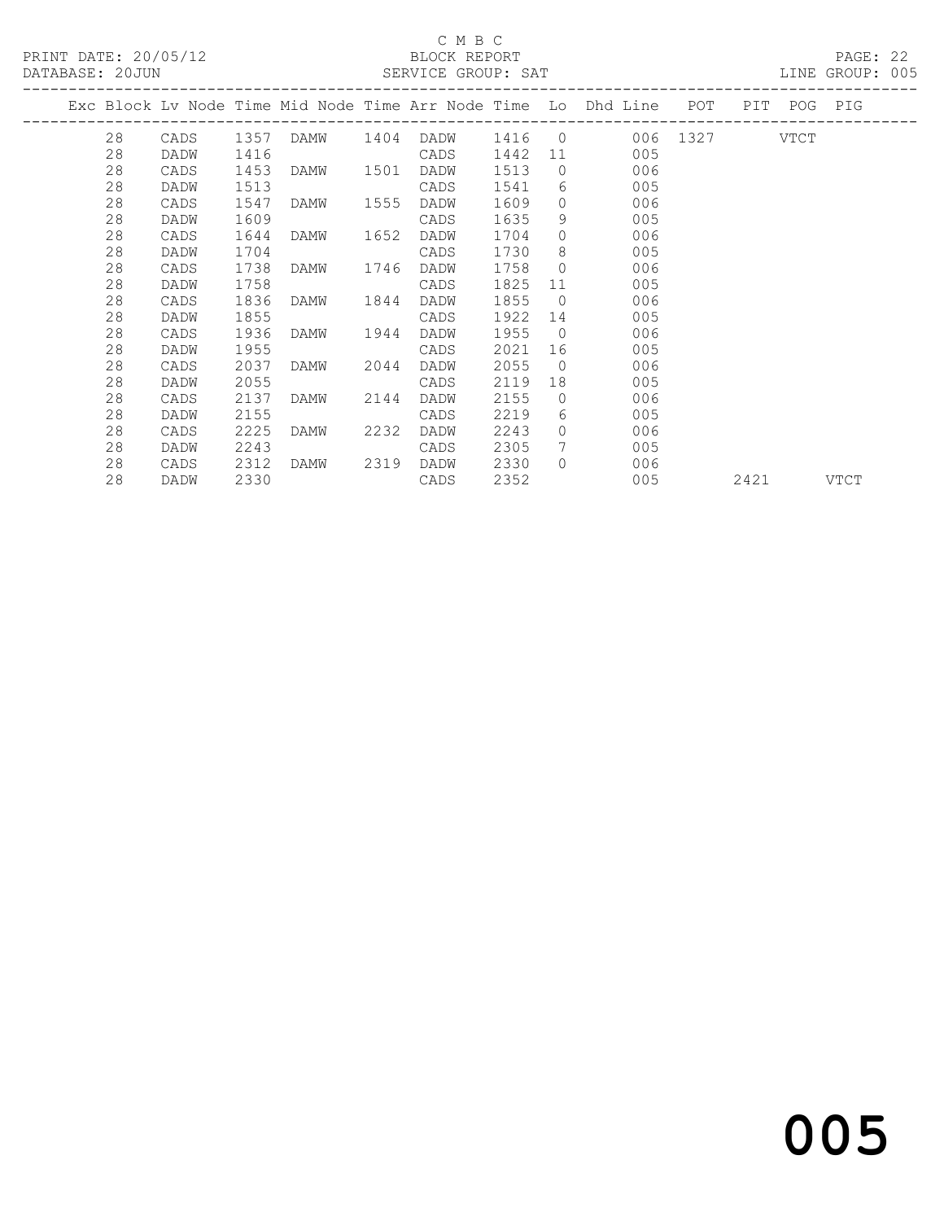C M B C

PRINT DATE: 20/05/12 BLOCK REPORT

DATABASE: 20JUN SERVICE GROUP: SAT LINE GROUP: 005

| Exc | Block | Lv Node | Time | Mid Node | Time | Arr Node | Time | Lo | Dhd Line | POT | PIT | POG | PIG |
|---|---|---|---|---|---|---|---|---|---|---|---|---|---|
| | 28 | CADS | 1357 | DAMW | 1404 | DADW | 1416 | 0 | 006 | 1327 | | VTCT | |
| | 28 | DADW | 1416 | | | CADS | 1442 | 11 | 005 | | | | |
| | 28 | CADS | 1453 | DAMW | 1501 | DADW | 1513 | 0 | 006 | | | | |
| | 28 | DADW | 1513 | | | CADS | 1541 | 6 | 005 | | | | |
| | 28 | CADS | 1547 | DAMW | 1555 | DADW | 1609 | 0 | 006 | | | | |
| | 28 | DADW | 1609 | | | CADS | 1635 | 9 | 005 | | | | |
| | 28 | CADS | 1644 | DAMW | 1652 | DADW | 1704 | 0 | 006 | | | | |
| | 28 | DADW | 1704 | | | CADS | 1730 | 8 | 005 | | | | |
| | 28 | CADS | 1738 | DAMW | 1746 | DADW | 1758 | 0 | 006 | | | | |
| | 28 | DADW | 1758 | | | CADS | 1825 | 11 | 005 | | | | |
| | 28 | CADS | 1836 | DAMW | 1844 | DADW | 1855 | 0 | 006 | | | | |
| | 28 | DADW | 1855 | | | CADS | 1922 | 14 | 005 | | | | |
| | 28 | CADS | 1936 | DAMW | 1944 | DADW | 1955 | 0 | 006 | | | | |
| | 28 | DADW | 1955 | | | CADS | 2021 | 16 | 005 | | | | |
| | 28 | CADS | 2037 | DAMW | 2044 | DADW | 2055 | 0 | 006 | | | | |
| | 28 | DADW | 2055 | | | CADS | 2119 | 18 | 005 | | | | |
| | 28 | CADS | 2137 | DAMW | 2144 | DADW | 2155 | 0 | 006 | | | | |
| | 28 | DADW | 2155 | | | CADS | 2219 | 6 | 005 | | | | |
| | 28 | CADS | 2225 | DAMW | 2232 | DADW | 2243 | 0 | 006 | | | | |
| | 28 | DADW | 2243 | | | CADS | 2305 | 7 | 005 | | | | |
| | 28 | CADS | 2312 | DAMW | 2319 | DADW | 2330 | 0 | 006 | | | | |
| | 28 | DADW | 2330 | | | CADS | 2352 | | 005 | | 2421 | | VTCT |

005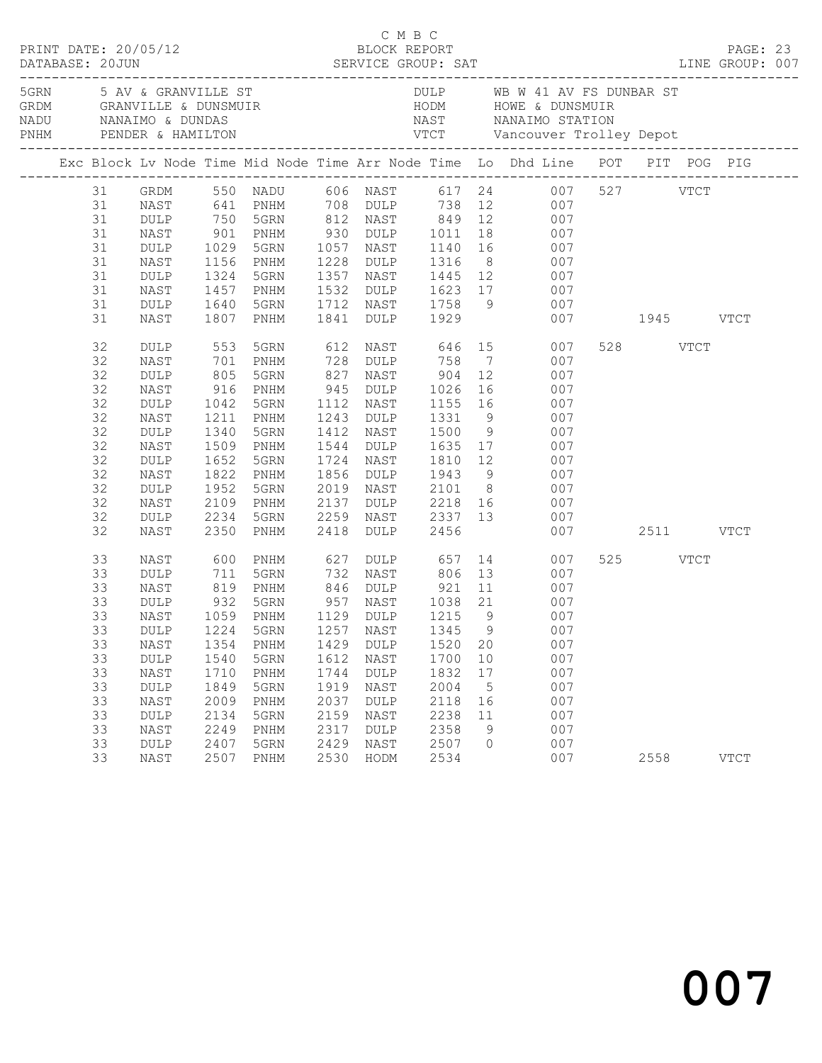C M B C

PRINT DATE: 20/05/12 BLOCK REPORT

DATABASE: 20JUN SERVICE GROUP: SAT LINE GROUP: 007

| Code | Description | Code | Description |
|---|---|---|---|
| 5GRN | 5 AV & GRANVILLE ST | DULP | WB W 41 AV FS DUNBAR ST |
| GRDM | GRANVILLE & DUNSMUIR | HODM | HOWE & DUNSMUIR |
| NADU | NANAIMO & DUNDAS | NAST | NANAIMO STATION |
| PNHM | PENDER & HAMILTON | VTCT | Vancouver Trolley Depot |

| Exc | Block | Lv Node | Time | Mid Node | Time | Arr Node | Time | Lo | Dhd Line | POT | PIT | POG | PIG |
|---|---|---|---|---|---|---|---|---|---|---|---|---|---|
| | 31 | GRDM | 550 | NADU | 606 | NAST | 617 | 24 | 007 | 527 | | VTCT | |
| | 31 | NAST | 641 | PNHM | 708 | DULP | 738 | 12 | 007 | | | | |
| | 31 | DULP | 750 | 5GRN | 812 | NAST | 849 | 12 | 007 | | | | |
| | 31 | NAST | 901 | PNHM | 930 | DULP | 1011 | 18 | 007 | | | | |
| | 31 | DULP | 1029 | 5GRN | 1057 | NAST | 1140 | 16 | 007 | | | | |
| | 31 | NAST | 1156 | PNHM | 1228 | DULP | 1316 | 8 | 007 | | | | |
| | 31 | DULP | 1324 | 5GRN | 1357 | NAST | 1445 | 12 | 007 | | | | |
| | 31 | NAST | 1457 | PNHM | 1532 | DULP | 1623 | 17 | 007 | | | | |
| | 31 | DULP | 1640 | 5GRN | 1712 | NAST | 1758 | 9 | 007 | | | | |
| | 31 | NAST | 1807 | PNHM | 1841 | DULP | 1929 | | 007 | | 1945 | | VTCT |
| | 32 | DULP | 553 | 5GRN | 612 | NAST | 646 | 15 | 007 | 528 | | VTCT | |
| | 32 | NAST | 701 | PNHM | 728 | DULP | 758 | 7 | 007 | | | | |
| | 32 | DULP | 805 | 5GRN | 827 | NAST | 904 | 12 | 007 | | | | |
| | 32 | NAST | 916 | PNHM | 945 | DULP | 1026 | 16 | 007 | | | | |
| | 32 | DULP | 1042 | 5GRN | 1112 | NAST | 1155 | 16 | 007 | | | | |
| | 32 | NAST | 1211 | PNHM | 1243 | DULP | 1331 | 9 | 007 | | | | |
| | 32 | DULP | 1340 | 5GRN | 1412 | NAST | 1500 | 9 | 007 | | | | |
| | 32 | NAST | 1509 | PNHM | 1544 | DULP | 1635 | 17 | 007 | | | | |
| | 32 | DULP | 1652 | 5GRN | 1724 | NAST | 1810 | 12 | 007 | | | | |
| | 32 | NAST | 1822 | PNHM | 1856 | DULP | 1943 | 9 | 007 | | | | |
| | 32 | DULP | 1952 | 5GRN | 2019 | NAST | 2101 | 8 | 007 | | | | |
| | 32 | NAST | 2109 | PNHM | 2137 | DULP | 2218 | 16 | 007 | | | | |
| | 32 | DULP | 2234 | 5GRN | 2259 | NAST | 2337 | 13 | 007 | | | | |
| | 32 | NAST | 2350 | PNHM | 2418 | DULP | 2456 | | 007 | | 2511 | | VTCT |
| | 33 | NAST | 600 | PNHM | 627 | DULP | 657 | 14 | 007 | 525 | | VTCT | |
| | 33 | DULP | 711 | 5GRN | 732 | NAST | 806 | 13 | 007 | | | | |
| | 33 | NAST | 819 | PNHM | 846 | DULP | 921 | 11 | 007 | | | | |
| | 33 | DULP | 932 | 5GRN | 957 | NAST | 1038 | 21 | 007 | | | | |
| | 33 | NAST | 1059 | PNHM | 1129 | DULP | 1215 | 9 | 007 | | | | |
| | 33 | DULP | 1224 | 5GRN | 1257 | NAST | 1345 | 9 | 007 | | | | |
| | 33 | NAST | 1354 | PNHM | 1429 | DULP | 1520 | 20 | 007 | | | | |
| | 33 | DULP | 1540 | 5GRN | 1612 | NAST | 1700 | 10 | 007 | | | | |
| | 33 | NAST | 1710 | PNHM | 1744 | DULP | 1832 | 17 | 007 | | | | |
| | 33 | DULP | 1849 | 5GRN | 1919 | NAST | 2004 | 5 | 007 | | | | |
| | 33 | NAST | 2009 | PNHM | 2037 | DULP | 2118 | 16 | 007 | | | | |
| | 33 | DULP | 2134 | 5GRN | 2159 | NAST | 2238 | 11 | 007 | | | | |
| | 33 | NAST | 2249 | PNHM | 2317 | DULP | 2358 | 9 | 007 | | | | |
| | 33 | DULP | 2407 | 5GRN | 2429 | NAST | 2507 | 0 | 007 | | | | |
| | 33 | NAST | 2507 | PNHM | 2530 | HODM | 2534 | | 007 | | 2558 | | VTCT |

007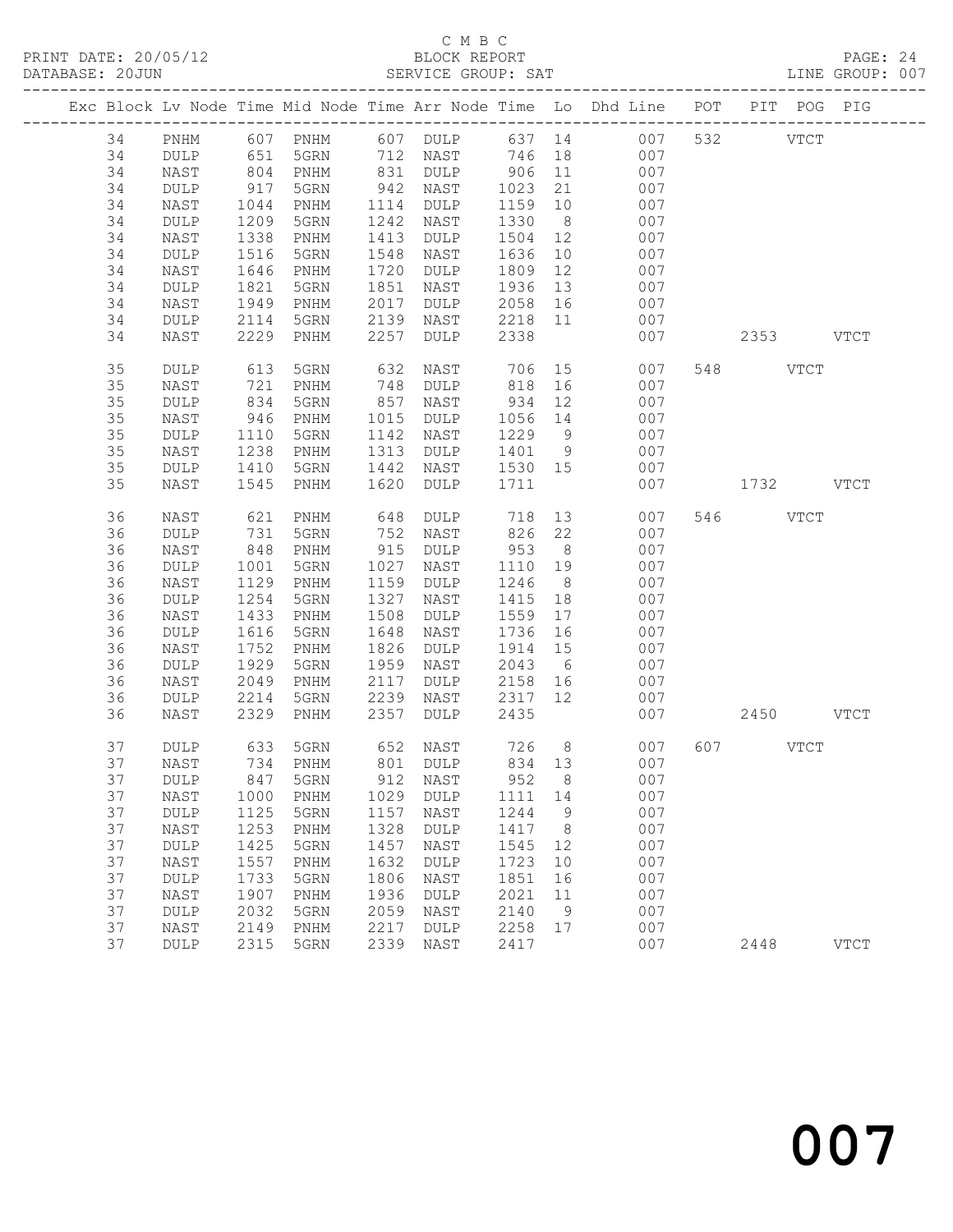C M B C
BLOCK REPORT
SERVICE GROUP: SAT

PRINT DATE: 20/05/12
DATABASE: 20JUN
LINE GROUP: 007

| Exc | Block | Lv | Node | Time | Mid Node | Time | Arr Node | Time | Lo | Dhd Line | POT | PIT | POG | PIG |
|---|---|---|---|---|---|---|---|---|---|---|---|---|---|---|
| | 34 | | PNHM | 607 | PNHM | 607 | DULP | 637 | 14 | 007 | 532 | | VTCT | |
| | 34 | | DULP | 651 | 5GRN | 712 | NAST | 746 | 18 | 007 | | | | |
| | 34 | | NAST | 804 | PNHM | 831 | DULP | 906 | 11 | 007 | | | | |
| | 34 | | DULP | 917 | 5GRN | 942 | NAST | 1023 | 21 | 007 | | | | |
| | 34 | | NAST | 1044 | PNHM | 1114 | DULP | 1159 | 10 | 007 | | | | |
| | 34 | | DULP | 1209 | 5GRN | 1242 | NAST | 1330 | 8 | 007 | | | | |
| | 34 | | NAST | 1338 | PNHM | 1413 | DULP | 1504 | 12 | 007 | | | | |
| | 34 | | DULP | 1516 | 5GRN | 1548 | NAST | 1636 | 10 | 007 | | | | |
| | 34 | | NAST | 1646 | PNHM | 1720 | DULP | 1809 | 12 | 007 | | | | |
| | 34 | | DULP | 1821 | 5GRN | 1851 | NAST | 1936 | 13 | 007 | | | | |
| | 34 | | NAST | 1949 | PNHM | 2017 | DULP | 2058 | 16 | 007 | | | | |
| | 34 | | DULP | 2114 | 5GRN | 2139 | NAST | 2218 | 11 | 007 | | | | |
| | 34 | | NAST | 2229 | PNHM | 2257 | DULP | 2338 | | 007 | | 2353 | | VTCT |
| | 35 | | DULP | 613 | 5GRN | 632 | NAST | 706 | 15 | 007 | 548 | | VTCT | |
| | 35 | | NAST | 721 | PNHM | 748 | DULP | 818 | 16 | 007 | | | | |
| | 35 | | DULP | 834 | 5GRN | 857 | NAST | 934 | 12 | 007 | | | | |
| | 35 | | NAST | 946 | PNHM | 1015 | DULP | 1056 | 14 | 007 | | | | |
| | 35 | | DULP | 1110 | 5GRN | 1142 | NAST | 1229 | 9 | 007 | | | | |
| | 35 | | NAST | 1238 | PNHM | 1313 | DULP | 1401 | 9 | 007 | | | | |
| | 35 | | DULP | 1410 | 5GRN | 1442 | NAST | 1530 | 15 | 007 | | | | |
| | 35 | | NAST | 1545 | PNHM | 1620 | DULP | 1711 | | 007 | | 1732 | | VTCT |
| | 36 | | NAST | 621 | PNHM | 648 | DULP | 718 | 13 | 007 | 546 | | VTCT | |
| | 36 | | DULP | 731 | 5GRN | 752 | NAST | 826 | 22 | 007 | | | | |
| | 36 | | NAST | 848 | PNHM | 915 | DULP | 953 | 8 | 007 | | | | |
| | 36 | | DULP | 1001 | 5GRN | 1027 | NAST | 1110 | 19 | 007 | | | | |
| | 36 | | NAST | 1129 | PNHM | 1159 | DULP | 1246 | 8 | 007 | | | | |
| | 36 | | DULP | 1254 | 5GRN | 1327 | NAST | 1415 | 18 | 007 | | | | |
| | 36 | | NAST | 1433 | PNHM | 1508 | DULP | 1559 | 17 | 007 | | | | |
| | 36 | | DULP | 1616 | 5GRN | 1648 | NAST | 1736 | 16 | 007 | | | | |
| | 36 | | NAST | 1752 | PNHM | 1826 | DULP | 1914 | 15 | 007 | | | | |
| | 36 | | DULP | 1929 | 5GRN | 1959 | NAST | 2043 | 6 | 007 | | | | |
| | 36 | | NAST | 2049 | PNHM | 2117 | DULP | 2158 | 16 | 007 | | | | |
| | 36 | | DULP | 2214 | 5GRN | 2239 | NAST | 2317 | 12 | 007 | | | | |
| | 36 | | NAST | 2329 | PNHM | 2357 | DULP | 2435 | | 007 | | 2450 | | VTCT |
| | 37 | | DULP | 633 | 5GRN | 652 | NAST | 726 | 8 | 007 | 607 | | VTCT | |
| | 37 | | NAST | 734 | PNHM | 801 | DULP | 834 | 13 | 007 | | | | |
| | 37 | | DULP | 847 | 5GRN | 912 | NAST | 952 | 8 | 007 | | | | |
| | 37 | | NAST | 1000 | PNHM | 1029 | DULP | 1111 | 14 | 007 | | | | |
| | 37 | | DULP | 1125 | 5GRN | 1157 | NAST | 1244 | 9 | 007 | | | | |
| | 37 | | NAST | 1253 | PNHM | 1328 | DULP | 1417 | 8 | 007 | | | | |
| | 37 | | DULP | 1425 | 5GRN | 1457 | NAST | 1545 | 12 | 007 | | | | |
| | 37 | | NAST | 1557 | PNHM | 1632 | DULP | 1723 | 10 | 007 | | | | |
| | 37 | | DULP | 1733 | 5GRN | 1806 | NAST | 1851 | 16 | 007 | | | | |
| | 37 | | NAST | 1907 | PNHM | 1936 | DULP | 2021 | 11 | 007 | | | | |
| | 37 | | DULP | 2032 | 5GRN | 2059 | NAST | 2140 | 9 | 007 | | | | |
| | 37 | | NAST | 2149 | PNHM | 2217 | DULP | 2258 | 17 | 007 | | | | |
| | 37 | | DULP | 2315 | 5GRN | 2339 | NAST | 2417 | | 007 | | 2448 | | VTCT |

007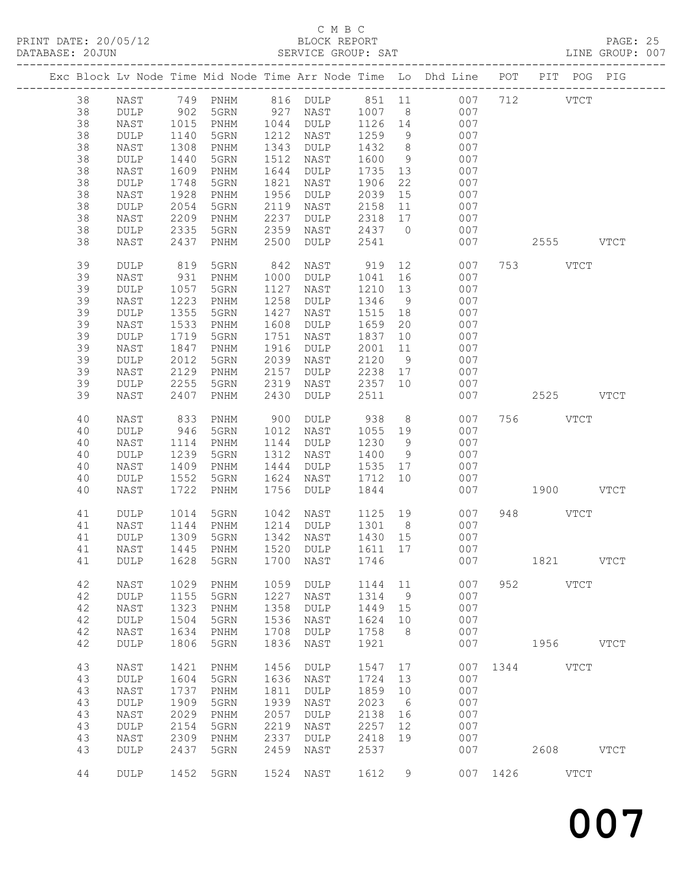C M B C
PRINT DATE: 20/05/12 BLOCK REPORT
DATABASE: 20JUN SERVICE GROUP: SAT LINE GROUP: 007

| Exc | Block | Lv | Node | Time | Mid Node | Time | Arr Node | Time | Lo | Dhd Line | POT | PIT | POG | PIG |
|---|---|---|---|---|---|---|---|---|---|---|---|---|---|---|
| | 38 | | NAST | 749 | PNHM | 816 | DULP | 851 | 11 | 007 | 712 | | VTCT | |
| | 38 | | DULP | 902 | 5GRN | 927 | NAST | 1007 | 8 | 007 | | | | |
| | 38 | | NAST | 1015 | PNHM | 1044 | DULP | 1126 | 14 | 007 | | | | |
| | 38 | | DULP | 1140 | 5GRN | 1212 | NAST | 1259 | 9 | 007 | | | | |
| | 38 | | NAST | 1308 | PNHM | 1343 | DULP | 1432 | 8 | 007 | | | | |
| | 38 | | DULP | 1440 | 5GRN | 1512 | NAST | 1600 | 9 | 007 | | | | |
| | 38 | | NAST | 1609 | PNHM | 1644 | DULP | 1735 | 13 | 007 | | | | |
| | 38 | | DULP | 1748 | 5GRN | 1821 | NAST | 1906 | 22 | 007 | | | | |
| | 38 | | NAST | 1928 | PNHM | 1956 | DULP | 2039 | 15 | 007 | | | | |
| | 38 | | DULP | 2054 | 5GRN | 2119 | NAST | 2158 | 11 | 007 | | | | |
| | 38 | | NAST | 2209 | PNHM | 2237 | DULP | 2318 | 17 | 007 | | | | |
| | 38 | | DULP | 2335 | 5GRN | 2359 | NAST | 2437 | 0 | 007 | | | | |
| | 38 | | NAST | 2437 | PNHM | 2500 | DULP | 2541 | | 007 | | 2555 | | VTCT |
| | 39 | | DULP | 819 | 5GRN | 842 | NAST | 919 | 12 | 007 | 753 | | VTCT | |
| | 39 | | NAST | 931 | PNHM | 1000 | DULP | 1041 | 16 | 007 | | | | |
| | 39 | | DULP | 1057 | 5GRN | 1127 | NAST | 1210 | 13 | 007 | | | | |
| | 39 | | NAST | 1223 | PNHM | 1258 | DULP | 1346 | 9 | 007 | | | | |
| | 39 | | DULP | 1355 | 5GRN | 1427 | NAST | 1515 | 18 | 007 | | | | |
| | 39 | | NAST | 1533 | PNHM | 1608 | DULP | 1659 | 20 | 007 | | | | |
| | 39 | | DULP | 1719 | 5GRN | 1751 | NAST | 1837 | 10 | 007 | | | | |
| | 39 | | NAST | 1847 | PNHM | 1916 | DULP | 2001 | 11 | 007 | | | | |
| | 39 | | DULP | 2012 | 5GRN | 2039 | NAST | 2120 | 9 | 007 | | | | |
| | 39 | | NAST | 2129 | PNHM | 2157 | DULP | 2238 | 17 | 007 | | | | |
| | 39 | | DULP | 2255 | 5GRN | 2319 | NAST | 2357 | 10 | 007 | | | | |
| | 39 | | NAST | 2407 | PNHM | 2430 | DULP | 2511 | | 007 | | 2525 | | VTCT |
| | 40 | | NAST | 833 | PNHM | 900 | DULP | 938 | 8 | 007 | 756 | | VTCT | |
| | 40 | | DULP | 946 | 5GRN | 1012 | NAST | 1055 | 19 | 007 | | | | |
| | 40 | | NAST | 1114 | PNHM | 1144 | DULP | 1230 | 9 | 007 | | | | |
| | 40 | | DULP | 1239 | 5GRN | 1312 | NAST | 1400 | 9 | 007 | | | | |
| | 40 | | NAST | 1409 | PNHM | 1444 | DULP | 1535 | 17 | 007 | | | | |
| | 40 | | DULP | 1552 | 5GRN | 1624 | NAST | 1712 | 10 | 007 | | | | |
| | 40 | | NAST | 1722 | PNHM | 1756 | DULP | 1844 | | 007 | | 1900 | | VTCT |
| | 41 | | DULP | 1014 | 5GRN | 1042 | NAST | 1125 | 19 | 007 | 948 | | VTCT | |
| | 41 | | NAST | 1144 | PNHM | 1214 | DULP | 1301 | 8 | 007 | | | | |
| | 41 | | DULP | 1309 | 5GRN | 1342 | NAST | 1430 | 15 | 007 | | | | |
| | 41 | | NAST | 1445 | PNHM | 1520 | DULP | 1611 | 17 | 007 | | | | |
| | 41 | | DULP | 1628 | 5GRN | 1700 | NAST | 1746 | | 007 | | 1821 | | VTCT |
| | 42 | | NAST | 1029 | PNHM | 1059 | DULP | 1144 | 11 | 007 | 952 | | VTCT | |
| | 42 | | DULP | 1155 | 5GRN | 1227 | NAST | 1314 | 9 | 007 | | | | |
| | 42 | | NAST | 1323 | PNHM | 1358 | DULP | 1449 | 15 | 007 | | | | |
| | 42 | | DULP | 1504 | 5GRN | 1536 | NAST | 1624 | 10 | 007 | | | | |
| | 42 | | NAST | 1634 | PNHM | 1708 | DULP | 1758 | 8 | 007 | | | | |
| | 42 | | DULP | 1806 | 5GRN | 1836 | NAST | 1921 | | 007 | | 1956 | | VTCT |
| | 43 | | NAST | 1421 | PNHM | 1456 | DULP | 1547 | 17 | 007 | 1344 | | VTCT | |
| | 43 | | DULP | 1604 | 5GRN | 1636 | NAST | 1724 | 13 | 007 | | | | |
| | 43 | | NAST | 1737 | PNHM | 1811 | DULP | 1859 | 10 | 007 | | | | |
| | 43 | | DULP | 1909 | 5GRN | 1939 | NAST | 2023 | 6 | 007 | | | | |
| | 43 | | NAST | 2029 | PNHM | 2057 | DULP | 2138 | 16 | 007 | | | | |
| | 43 | | DULP | 2154 | 5GRN | 2219 | NAST | 2257 | 12 | 007 | | | | |
| | 43 | | NAST | 2309 | PNHM | 2337 | DULP | 2418 | 19 | 007 | | | | |
| | 43 | | DULP | 2437 | 5GRN | 2459 | NAST | 2537 | | 007 | | 2608 | | VTCT |
| | 44 | | DULP | 1452 | 5GRN | 1524 | NAST | 1612 | 9 | 007 | 1426 | | VTCT | |

007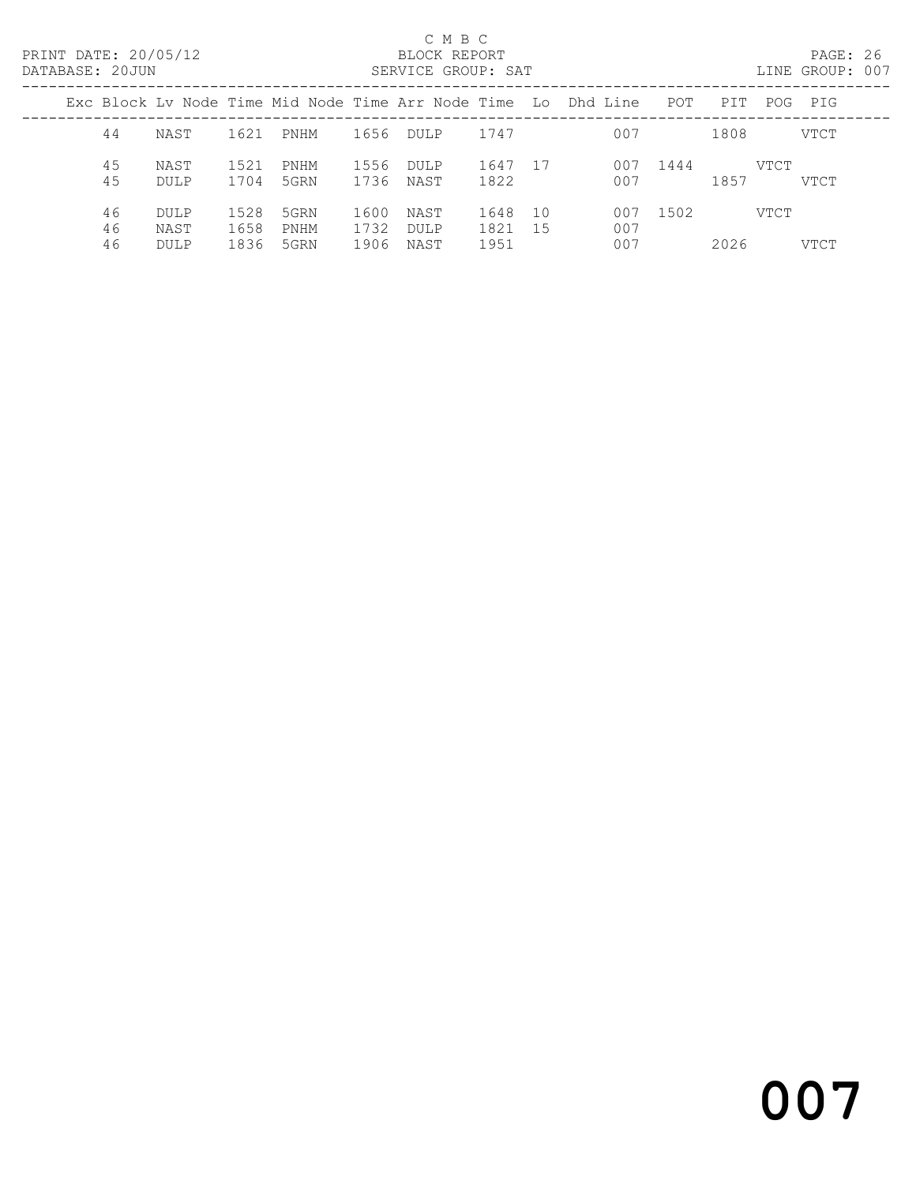C M B C

BLOCK REPORT

SERVICE GROUP: SAT

PRINT DATE: 20/05/12

DATABASE: 20JUN

LINE GROUP: 007

| Exc | Block | Lv | Node | Time | Mid Node | Time | Arr Node | Time | Lo | Dhd Line | POT | PIT | POG | PIG |
|---|---|---|---|---|---|---|---|---|---|---|---|---|---|---|
| | 44 | | NAST | 1621 | PNHM | 1656 | DULP | 1747 | | 007 | | 1808 | | VTCT |
| | 45 | | NAST | 1521 | PNHM | 1556 | DULP | 1647 | 17 | 007 | 1444 | | VTCT | |
| | 45 | | DULP | 1704 | 5GRN | 1736 | NAST | 1822 | | 007 | | 1857 | | VTCT |
| | 46 | | DULP | 1528 | 5GRN | 1600 | NAST | 1648 | 10 | 007 | 1502 | | VTCT | |
| | 46 | | NAST | 1658 | PNHM | 1732 | DULP | 1821 | 15 | 007 | | | | |
| | 46 | | DULP | 1836 | 5GRN | 1906 | NAST | 1951 | | 007 | | 2026 | | VTCT |

007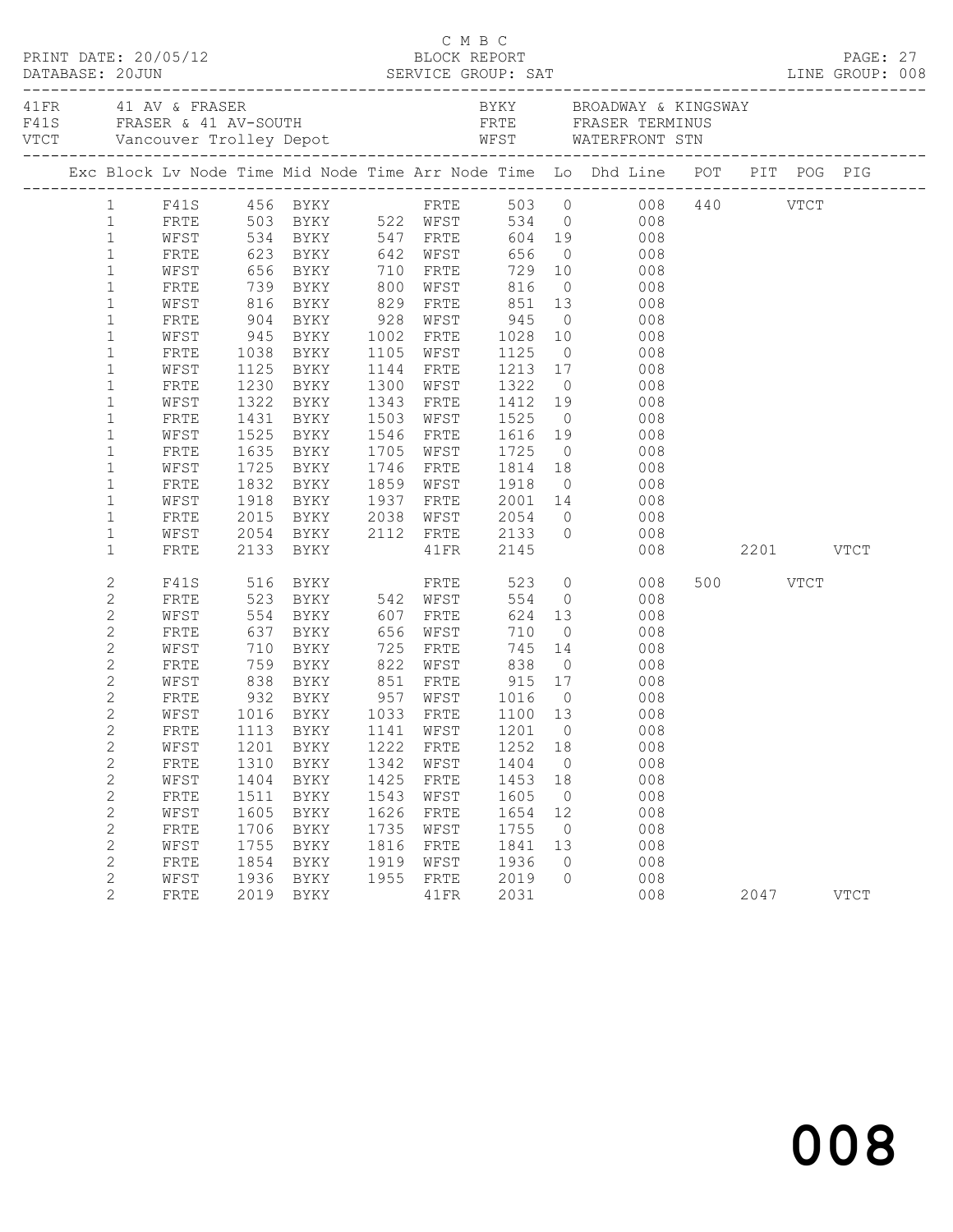C M B C
BLOCK REPORT
SERVICE GROUP: SAT

PRINT DATE: 20/05/12
DATABASE: 20JUN
LINE GROUP: 008

| | | | |
|---|---|---|---|
| 41FR | 41 AV & FRASER | BYKY | BROADWAY & KINGSWAY |
| F41S | FRASER & 41 AV-SOUTH | FRTE | FRASER TERMINUS |
| VTCT | Vancouver Trolley Depot | WFST | WATERFRONT STN |

| Exc | Block | Lv Node | Time | Mid Node | Time | Arr Node | Time | Lo | Dhd Line | POT | PIT | POG | PIG |
|---|---|---|---|---|---|---|---|---|---|---|---|---|---|
| | 1 | F41S | 456 | BYKY | | FRTE | 503 | 0 | 008 | 440 | | VTCT | |
| | 1 | FRTE | 503 | BYKY | 522 | WFST | 534 | 0 | 008 | | | | |
| | 1 | WFST | 534 | BYKY | 547 | FRTE | 604 | 19 | 008 | | | | |
| | 1 | FRTE | 623 | BYKY | 642 | WFST | 656 | 0 | 008 | | | | |
| | 1 | WFST | 656 | BYKY | 710 | FRTE | 729 | 10 | 008 | | | | |
| | 1 | FRTE | 739 | BYKY | 800 | WFST | 816 | 0 | 008 | | | | |
| | 1 | WFST | 816 | BYKY | 829 | FRTE | 851 | 13 | 008 | | | | |
| | 1 | FRTE | 904 | BYKY | 928 | WFST | 945 | 0 | 008 | | | | |
| | 1 | WFST | 945 | BYKY | 1002 | FRTE | 1028 | 10 | 008 | | | | |
| | 1 | FRTE | 1038 | BYKY | 1105 | WFST | 1125 | 0 | 008 | | | | |
| | 1 | WFST | 1125 | BYKY | 1144 | FRTE | 1213 | 17 | 008 | | | | |
| | 1 | FRTE | 1230 | BYKY | 1300 | WFST | 1322 | 0 | 008 | | | | |
| | 1 | WFST | 1322 | BYKY | 1343 | FRTE | 1412 | 19 | 008 | | | | |
| | 1 | FRTE | 1431 | BYKY | 1503 | WFST | 1525 | 0 | 008 | | | | |
| | 1 | WFST | 1525 | BYKY | 1546 | FRTE | 1616 | 19 | 008 | | | | |
| | 1 | FRTE | 1635 | BYKY | 1705 | WFST | 1725 | 0 | 008 | | | | |
| | 1 | WFST | 1725 | BYKY | 1746 | FRTE | 1814 | 18 | 008 | | | | |
| | 1 | FRTE | 1832 | BYKY | 1859 | WFST | 1918 | 0 | 008 | | | | |
| | 1 | WFST | 1918 | BYKY | 1937 | FRTE | 2001 | 14 | 008 | | | | |
| | 1 | FRTE | 2015 | BYKY | 2038 | WFST | 2054 | 0 | 008 | | | | |
| | 1 | WFST | 2054 | BYKY | 2112 | FRTE | 2133 | 0 | 008 | | | | |
| | 1 | FRTE | 2133 | BYKY | | 41FR | 2145 | | 008 | | 2201 | | VTCT |
| | 2 | F41S | 516 | BYKY | | FRTE | 523 | 0 | 008 | 500 | | VTCT | |
| | 2 | FRTE | 523 | BYKY | 542 | WFST | 554 | 0 | 008 | | | | |
| | 2 | WFST | 554 | BYKY | 607 | FRTE | 624 | 13 | 008 | | | | |
| | 2 | FRTE | 637 | BYKY | 656 | WFST | 710 | 0 | 008 | | | | |
| | 2 | WFST | 710 | BYKY | 725 | FRTE | 745 | 14 | 008 | | | | |
| | 2 | FRTE | 759 | BYKY | 822 | WFST | 838 | 0 | 008 | | | | |
| | 2 | WFST | 838 | BYKY | 851 | FRTE | 915 | 17 | 008 | | | | |
| | 2 | FRTE | 932 | BYKY | 957 | WFST | 1016 | 0 | 008 | | | | |
| | 2 | WFST | 1016 | BYKY | 1033 | FRTE | 1100 | 13 | 008 | | | | |
| | 2 | FRTE | 1113 | BYKY | 1141 | WFST | 1201 | 0 | 008 | | | | |
| | 2 | WFST | 1201 | BYKY | 1222 | FRTE | 1252 | 18 | 008 | | | | |
| | 2 | FRTE | 1310 | BYKY | 1342 | WFST | 1404 | 0 | 008 | | | | |
| | 2 | WFST | 1404 | BYKY | 1425 | FRTE | 1453 | 18 | 008 | | | | |
| | 2 | FRTE | 1511 | BYKY | 1543 | WFST | 1605 | 0 | 008 | | | | |
| | 2 | WFST | 1605 | BYKY | 1626 | FRTE | 1654 | 12 | 008 | | | | |
| | 2 | FRTE | 1706 | BYKY | 1735 | WFST | 1755 | 0 | 008 | | | | |
| | 2 | WFST | 1755 | BYKY | 1816 | FRTE | 1841 | 13 | 008 | | | | |
| | 2 | FRTE | 1854 | BYKY | 1919 | WFST | 1936 | 0 | 008 | | | | |
| | 2 | WFST | 1936 | BYKY | 1955 | FRTE | 2019 | 0 | 008 | | | | |
| | 2 | FRTE | 2019 | BYKY | | 41FR | 2031 | | 008 | | 2047 | | VTCT |

008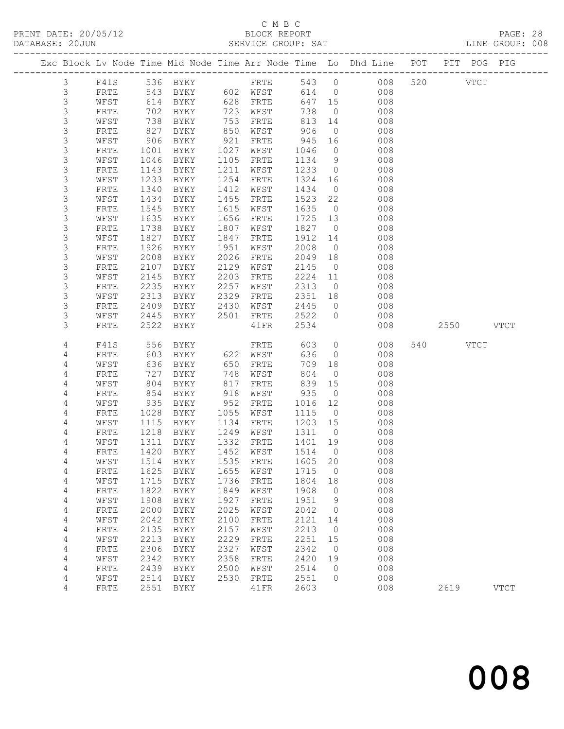C M B C

PRINT DATE: 20/05/12 BLOCK REPORT

DATABASE: 20JUN SERVICE GROUP: SAT LINE GROUP: 008

| Exc | Block | Lv | Node | Time | Mid Node | Time | Arr Node | Time | Lo | Dhd Line | POT | PIT | POG | PIG |
|---|---|---|---|---|---|---|---|---|---|---|---|---|---|---|
| | 3 | | F41S | 536 | BYKY | | FRTE | 543 | 0 | 008 | 520 | | VTCT | |
| | 3 | | FRTE | 543 | BYKY | 602 | WFST | 614 | 0 | 008 | | | | |
| | 3 | | WFST | 614 | BYKY | 628 | FRTE | 647 | 15 | 008 | | | | |
| | 3 | | FRTE | 702 | BYKY | 723 | WFST | 738 | 0 | 008 | | | | |
| | 3 | | WFST | 738 | BYKY | 753 | FRTE | 813 | 14 | 008 | | | | |
| | 3 | | FRTE | 827 | BYKY | 850 | WFST | 906 | 0 | 008 | | | | |
| | 3 | | WFST | 906 | BYKY | 921 | FRTE | 945 | 16 | 008 | | | | |
| | 3 | | FRTE | 1001 | BYKY | 1027 | WFST | 1046 | 0 | 008 | | | | |
| | 3 | | WFST | 1046 | BYKY | 1105 | FRTE | 1134 | 9 | 008 | | | | |
| | 3 | | FRTE | 1143 | BYKY | 1211 | WFST | 1233 | 0 | 008 | | | | |
| | 3 | | WFST | 1233 | BYKY | 1254 | FRTE | 1324 | 16 | 008 | | | | |
| | 3 | | FRTE | 1340 | BYKY | 1412 | WFST | 1434 | 0 | 008 | | | | |
| | 3 | | WFST | 1434 | BYKY | 1455 | FRTE | 1523 | 22 | 008 | | | | |
| | 3 | | FRTE | 1545 | BYKY | 1615 | WFST | 1635 | 0 | 008 | | | | |
| | 3 | | WFST | 1635 | BYKY | 1656 | FRTE | 1725 | 13 | 008 | | | | |
| | 3 | | FRTE | 1738 | BYKY | 1807 | WFST | 1827 | 0 | 008 | | | | |
| | 3 | | WFST | 1827 | BYKY | 1847 | FRTE | 1912 | 14 | 008 | | | | |
| | 3 | | FRTE | 1926 | BYKY | 1951 | WFST | 2008 | 0 | 008 | | | | |
| | 3 | | WFST | 2008 | BYKY | 2026 | FRTE | 2049 | 18 | 008 | | | | |
| | 3 | | FRTE | 2107 | BYKY | 2129 | WFST | 2145 | 0 | 008 | | | | |
| | 3 | | WFST | 2145 | BYKY | 2203 | FRTE | 2224 | 11 | 008 | | | | |
| | 3 | | FRTE | 2235 | BYKY | 2257 | WFST | 2313 | 0 | 008 | | | | |
| | 3 | | WFST | 2313 | BYKY | 2329 | FRTE | 2351 | 18 | 008 | | | | |
| | 3 | | FRTE | 2409 | BYKY | 2430 | WFST | 2445 | 0 | 008 | | | | |
| | 3 | | WFST | 2445 | BYKY | 2501 | FRTE | 2522 | 0 | 008 | | | | |
| | 3 | | FRTE | 2522 | BYKY | | 41FR | 2534 | | 008 | | 2550 | | VTCT |
| | 4 | | F41S | 556 | BYKY | | FRTE | 603 | 0 | 008 | 540 | | VTCT | |
| | 4 | | FRTE | 603 | BYKY | 622 | WFST | 636 | 0 | 008 | | | | |
| | 4 | | WFST | 636 | BYKY | 650 | FRTE | 709 | 18 | 008 | | | | |
| | 4 | | FRTE | 727 | BYKY | 748 | WFST | 804 | 0 | 008 | | | | |
| | 4 | | WFST | 804 | BYKY | 817 | FRTE | 839 | 15 | 008 | | | | |
| | 4 | | FRTE | 854 | BYKY | 918 | WFST | 935 | 0 | 008 | | | | |
| | 4 | | WFST | 935 | BYKY | 952 | FRTE | 1016 | 12 | 008 | | | | |
| | 4 | | FRTE | 1028 | BYKY | 1055 | WFST | 1115 | 0 | 008 | | | | |
| | 4 | | WFST | 1115 | BYKY | 1134 | FRTE | 1203 | 15 | 008 | | | | |
| | 4 | | FRTE | 1218 | BYKY | 1249 | WFST | 1311 | 0 | 008 | | | | |
| | 4 | | WFST | 1311 | BYKY | 1332 | FRTE | 1401 | 19 | 008 | | | | |
| | 4 | | FRTE | 1420 | BYKY | 1452 | WFST | 1514 | 0 | 008 | | | | |
| | 4 | | WFST | 1514 | BYKY | 1535 | FRTE | 1605 | 20 | 008 | | | | |
| | 4 | | FRTE | 1625 | BYKY | 1655 | WFST | 1715 | 0 | 008 | | | | |
| | 4 | | WFST | 1715 | BYKY | 1736 | FRTE | 1804 | 18 | 008 | | | | |
| | 4 | | FRTE | 1822 | BYKY | 1849 | WFST | 1908 | 0 | 008 | | | | |
| | 4 | | WFST | 1908 | BYKY | 1927 | FRTE | 1951 | 9 | 008 | | | | |
| | 4 | | FRTE | 2000 | BYKY | 2025 | WFST | 2042 | 0 | 008 | | | | |
| | 4 | | WFST | 2042 | BYKY | 2100 | FRTE | 2121 | 14 | 008 | | | | |
| | 4 | | FRTE | 2135 | BYKY | 2157 | WFST | 2213 | 0 | 008 | | | | |
| | 4 | | WFST | 2213 | BYKY | 2229 | FRTE | 2251 | 15 | 008 | | | | |
| | 4 | | FRTE | 2306 | BYKY | 2327 | WFST | 2342 | 0 | 008 | | | | |
| | 4 | | WFST | 2342 | BYKY | 2358 | FRTE | 2420 | 19 | 008 | | | | |
| | 4 | | FRTE | 2439 | BYKY | 2500 | WFST | 2514 | 0 | 008 | | | | |
| | 4 | | WFST | 2514 | BYKY | 2530 | FRTE | 2551 | 0 | 008 | | | | |
| | 4 | | FRTE | 2551 | BYKY | | 41FR | 2603 | | 008 | | 2619 | | VTCT |

008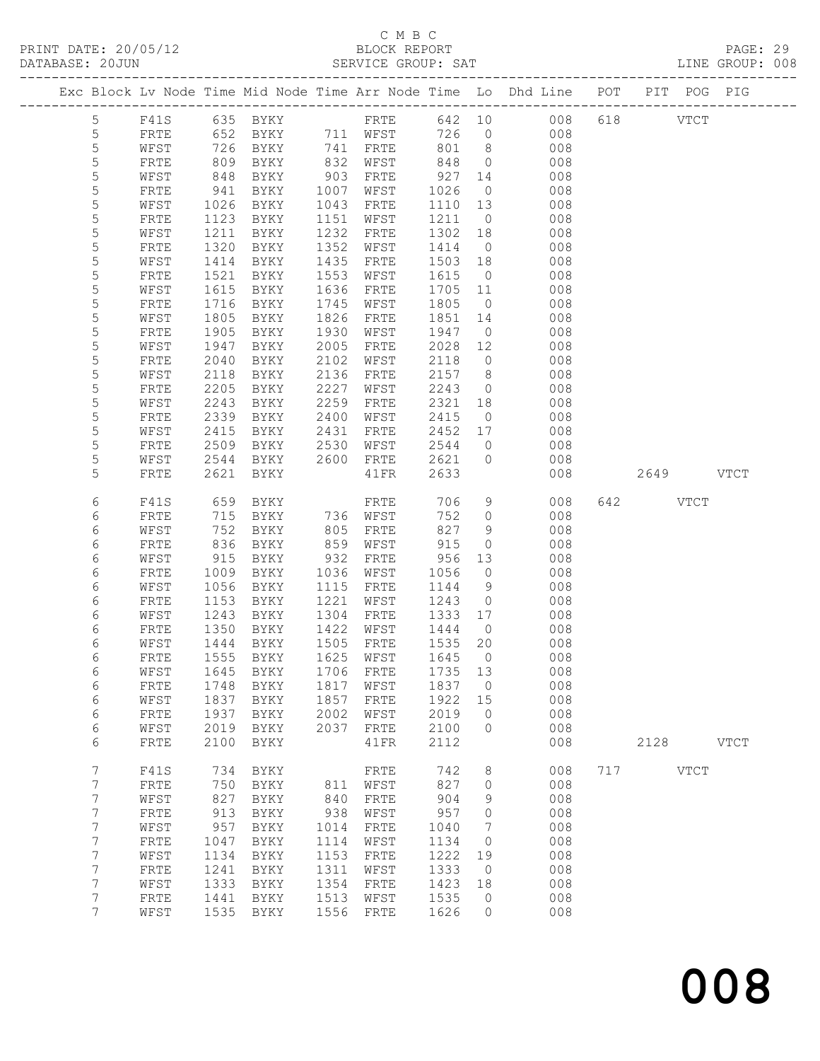C M B C

BLOCK REPORT

SERVICE GROUP: SAT

PRINT DATE: 20/05/12
DATABASE: 20JUN

PAGE: 29
LINE GROUP: 008

| Exc | Block | Lv | Node | Time | Mid Node | Time | Arr Node | Time | Lo | Dhd Line | POT | PIT | POG | PIG |
|---|---|---|---|---|---|---|---|---|---|---|---|---|---|---|
| | 5 | | F41S | 635 | BYKY | | FRTE | 642 | 10 | 008 | 618 | | VTCT | |
| | 5 | | FRTE | 652 | BYKY | 711 | WFST | 726 | 0 | 008 | | | | |
| | 5 | | WFST | 726 | BYKY | 741 | FRTE | 801 | 8 | 008 | | | | |
| | 5 | | FRTE | 809 | BYKY | 832 | WFST | 848 | 0 | 008 | | | | |
| | 5 | | WFST | 848 | BYKY | 903 | FRTE | 927 | 14 | 008 | | | | |
| | 5 | | FRTE | 941 | BYKY | 1007 | WFST | 1026 | 0 | 008 | | | | |
| | 5 | | WFST | 1026 | BYKY | 1043 | FRTE | 1110 | 13 | 008 | | | | |
| | 5 | | FRTE | 1123 | BYKY | 1151 | WFST | 1211 | 0 | 008 | | | | |
| | 5 | | WFST | 1211 | BYKY | 1232 | FRTE | 1302 | 18 | 008 | | | | |
| | 5 | | FRTE | 1320 | BYKY | 1352 | WFST | 1414 | 0 | 008 | | | | |
| | 5 | | WFST | 1414 | BYKY | 1435 | FRTE | 1503 | 18 | 008 | | | | |
| | 5 | | FRTE | 1521 | BYKY | 1553 | WFST | 1615 | 0 | 008 | | | | |
| | 5 | | WFST | 1615 | BYKY | 1636 | FRTE | 1705 | 11 | 008 | | | | |
| | 5 | | FRTE | 1716 | BYKY | 1745 | WFST | 1805 | 0 | 008 | | | | |
| | 5 | | WFST | 1805 | BYKY | 1826 | FRTE | 1851 | 14 | 008 | | | | |
| | 5 | | FRTE | 1905 | BYKY | 1930 | WFST | 1947 | 0 | 008 | | | | |
| | 5 | | WFST | 1947 | BYKY | 2005 | FRTE | 2028 | 12 | 008 | | | | |
| | 5 | | FRTE | 2040 | BYKY | 2102 | WFST | 2118 | 0 | 008 | | | | |
| | 5 | | WFST | 2118 | BYKY | 2136 | FRTE | 2157 | 8 | 008 | | | | |
| | 5 | | FRTE | 2205 | BYKY | 2227 | WFST | 2243 | 0 | 008 | | | | |
| | 5 | | WFST | 2243 | BYKY | 2259 | FRTE | 2321 | 18 | 008 | | | | |
| | 5 | | FRTE | 2339 | BYKY | 2400 | WFST | 2415 | 0 | 008 | | | | |
| | 5 | | WFST | 2415 | BYKY | 2431 | FRTE | 2452 | 17 | 008 | | | | |
| | 5 | | FRTE | 2509 | BYKY | 2530 | WFST | 2544 | 0 | 008 | | | | |
| | 5 | | WFST | 2544 | BYKY | 2600 | FRTE | 2621 | 0 | 008 | | | | |
| | 5 | | FRTE | 2621 | BYKY | | 41FR | 2633 | | 008 | | 2649 | | VTCT |
| | 6 | | F41S | 659 | BYKY | | FRTE | 706 | 9 | 008 | 642 | | VTCT | |
| | 6 | | FRTE | 715 | BYKY | 736 | WFST | 752 | 0 | 008 | | | | |
| | 6 | | WFST | 752 | BYKY | 805 | FRTE | 827 | 9 | 008 | | | | |
| | 6 | | FRTE | 836 | BYKY | 859 | WFST | 915 | 0 | 008 | | | | |
| | 6 | | WFST | 915 | BYKY | 932 | FRTE | 956 | 13 | 008 | | | | |
| | 6 | | FRTE | 1009 | BYKY | 1036 | WFST | 1056 | 0 | 008 | | | | |
| | 6 | | WFST | 1056 | BYKY | 1115 | FRTE | 1144 | 9 | 008 | | | | |
| | 6 | | FRTE | 1153 | BYKY | 1221 | WFST | 1243 | 0 | 008 | | | | |
| | 6 | | WFST | 1243 | BYKY | 1304 | FRTE | 1333 | 17 | 008 | | | | |
| | 6 | | FRTE | 1350 | BYKY | 1422 | WFST | 1444 | 0 | 008 | | | | |
| | 6 | | WFST | 1444 | BYKY | 1505 | FRTE | 1535 | 20 | 008 | | | | |
| | 6 | | FRTE | 1555 | BYKY | 1625 | WFST | 1645 | 0 | 008 | | | | |
| | 6 | | WFST | 1645 | BYKY | 1706 | FRTE | 1735 | 13 | 008 | | | | |
| | 6 | | FRTE | 1748 | BYKY | 1817 | WFST | 1837 | 0 | 008 | | | | |
| | 6 | | WFST | 1837 | BYKY | 1857 | FRTE | 1922 | 15 | 008 | | | | |
| | 6 | | FRTE | 1937 | BYKY | 2002 | WFST | 2019 | 0 | 008 | | | | |
| | 6 | | WFST | 2019 | BYKY | 2037 | FRTE | 2100 | 0 | 008 | | | | |
| | 6 | | FRTE | 2100 | BYKY | | 41FR | 2112 | | 008 | | 2128 | | VTCT |
| | 7 | | F41S | 734 | BYKY | | FRTE | 742 | 8 | 008 | 717 | | VTCT | |
| | 7 | | FRTE | 750 | BYKY | 811 | WFST | 827 | 0 | 008 | | | | |
| | 7 | | WFST | 827 | BYKY | 840 | FRTE | 904 | 9 | 008 | | | | |
| | 7 | | FRTE | 913 | BYKY | 938 | WFST | 957 | 0 | 008 | | | | |
| | 7 | | WFST | 957 | BYKY | 1014 | FRTE | 1040 | 7 | 008 | | | | |
| | 7 | | FRTE | 1047 | BYKY | 1114 | WFST | 1134 | 0 | 008 | | | | |
| | 7 | | WFST | 1134 | BYKY | 1153 | FRTE | 1222 | 19 | 008 | | | | |
| | 7 | | FRTE | 1241 | BYKY | 1311 | WFST | 1333 | 0 | 008 | | | | |
| | 7 | | WFST | 1333 | BYKY | 1354 | FRTE | 1423 | 18 | 008 | | | | |
| | 7 | | FRTE | 1441 | BYKY | 1513 | WFST | 1535 | 0 | 008 | | | | |
| | 7 | | WFST | 1535 | BYKY | 1556 | FRTE | 1626 | 0 | 008 | | | | |

# 008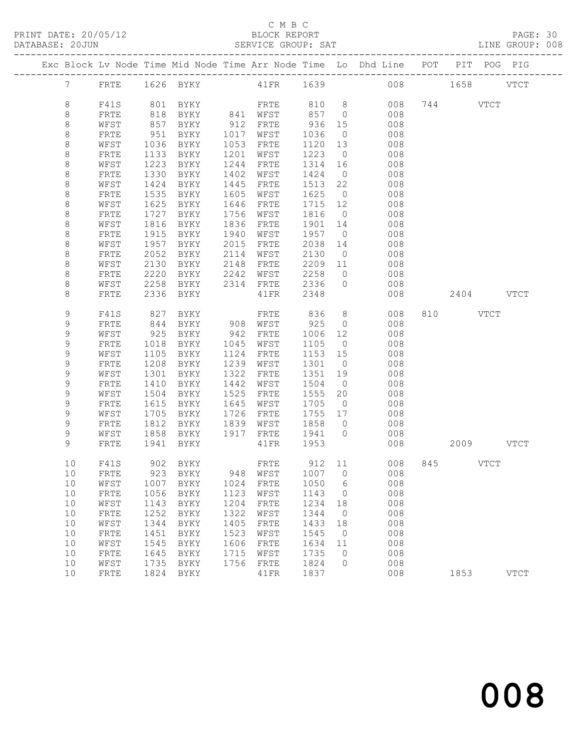C M B C

PRINT DATE: 20/05/12 BLOCK REPORT

DATABASE: 20JUN SERVICE GROUP: SAT LINE GROUP: 008

| Exc | Block | Lv | Node | Time | Mid Node | Time | Arr Node | Time | Lo | Dhd Line | POT | PIT | POG | PIG |
|---|---|---|---|---|---|---|---|---|---|---|---|---|---|---|
| | 7 | | FRTE | 1626 | BYKY | | 41FR | 1639 | | 008 | | 1658 | | VTCT |
| | 8 | | F41S | 801 | BYKY | | FRTE | 810 | 8 | 008 | 744 | | VTCT | |
| | 8 | | FRTE | 818 | BYKY | 841 | WFST | 857 | 0 | 008 | | | | |
| | 8 | | WFST | 857 | BYKY | 912 | FRTE | 936 | 15 | 008 | | | | |
| | 8 | | FRTE | 951 | BYKY | 1017 | WFST | 1036 | 0 | 008 | | | | |
| | 8 | | WFST | 1036 | BYKY | 1053 | FRTE | 1120 | 13 | 008 | | | | |
| | 8 | | FRTE | 1133 | BYKY | 1201 | WFST | 1223 | 0 | 008 | | | | |
| | 8 | | WFST | 1223 | BYKY | 1244 | FRTE | 1314 | 16 | 008 | | | | |
| | 8 | | FRTE | 1330 | BYKY | 1402 | WFST | 1424 | 0 | 008 | | | | |
| | 8 | | WFST | 1424 | BYKY | 1445 | FRTE | 1513 | 22 | 008 | | | | |
| | 8 | | FRTE | 1535 | BYKY | 1605 | WFST | 1625 | 0 | 008 | | | | |
| | 8 | | WFST | 1625 | BYKY | 1646 | FRTE | 1715 | 12 | 008 | | | | |
| | 8 | | FRTE | 1727 | BYKY | 1756 | WFST | 1816 | 0 | 008 | | | | |
| | 8 | | WFST | 1816 | BYKY | 1836 | FRTE | 1901 | 14 | 008 | | | | |
| | 8 | | FRTE | 1915 | BYKY | 1940 | WFST | 1957 | 0 | 008 | | | | |
| | 8 | | WFST | 1957 | BYKY | 2015 | FRTE | 2038 | 14 | 008 | | | | |
| | 8 | | FRTE | 2052 | BYKY | 2114 | WFST | 2130 | 0 | 008 | | | | |
| | 8 | | WFST | 2130 | BYKY | 2148 | FRTE | 2209 | 11 | 008 | | | | |
| | 8 | | FRTE | 2220 | BYKY | 2242 | WFST | 2258 | 0 | 008 | | | | |
| | 8 | | WFST | 2258 | BYKY | 2314 | FRTE | 2336 | 0 | 008 | | | | |
| | 8 | | FRTE | 2336 | BYKY | | 41FR | 2348 | | 008 | | 2404 | | VTCT |
| | 9 | | F41S | 827 | BYKY | | FRTE | 836 | 8 | 008 | 810 | | VTCT | |
| | 9 | | FRTE | 844 | BYKY | 908 | WFST | 925 | 0 | 008 | | | | |
| | 9 | | WFST | 925 | BYKY | 942 | FRTE | 1006 | 12 | 008 | | | | |
| | 9 | | FRTE | 1018 | BYKY | 1045 | WFST | 1105 | 0 | 008 | | | | |
| | 9 | | WFST | 1105 | BYKY | 1124 | FRTE | 1153 | 15 | 008 | | | | |
| | 9 | | FRTE | 1208 | BYKY | 1239 | WFST | 1301 | 0 | 008 | | | | |
| | 9 | | WFST | 1301 | BYKY | 1322 | FRTE | 1351 | 19 | 008 | | | | |
| | 9 | | FRTE | 1410 | BYKY | 1442 | WFST | 1504 | 0 | 008 | | | | |
| | 9 | | WFST | 1504 | BYKY | 1525 | FRTE | 1555 | 20 | 008 | | | | |
| | 9 | | FRTE | 1615 | BYKY | 1645 | WFST | 1705 | 0 | 008 | | | | |
| | 9 | | WFST | 1705 | BYKY | 1726 | FRTE | 1755 | 17 | 008 | | | | |
| | 9 | | FRTE | 1812 | BYKY | 1839 | WFST | 1858 | 0 | 008 | | | | |
| | 9 | | WFST | 1858 | BYKY | 1917 | FRTE | 1941 | 0 | 008 | | | | |
| | 9 | | FRTE | 1941 | BYKY | | 41FR | 1953 | | 008 | | 2009 | | VTCT |
| | 10 | | F41S | 902 | BYKY | | FRTE | 912 | 11 | 008 | 845 | | VTCT | |
| | 10 | | FRTE | 923 | BYKY | 948 | WFST | 1007 | 0 | 008 | | | | |
| | 10 | | WFST | 1007 | BYKY | 1024 | FRTE | 1050 | 6 | 008 | | | | |
| | 10 | | FRTE | 1056 | BYKY | 1123 | WFST | 1143 | 0 | 008 | | | | |
| | 10 | | WFST | 1143 | BYKY | 1204 | FRTE | 1234 | 18 | 008 | | | | |
| | 10 | | FRTE | 1252 | BYKY | 1322 | WFST | 1344 | 0 | 008 | | | | |
| | 10 | | WFST | 1344 | BYKY | 1405 | FRTE | 1433 | 18 | 008 | | | | |
| | 10 | | FRTE | 1451 | BYKY | 1523 | WFST | 1545 | 0 | 008 | | | | |
| | 10 | | WFST | 1545 | BYKY | 1606 | FRTE | 1634 | 11 | 008 | | | | |
| | 10 | | FRTE | 1645 | BYKY | 1715 | WFST | 1735 | 0 | 008 | | | | |
| | 10 | | WFST | 1735 | BYKY | 1756 | FRTE | 1824 | 0 | 008 | | | | |
| | 10 | | FRTE | 1824 | BYKY | | 41FR | 1837 | | 008 | | 1853 | | VTCT |

008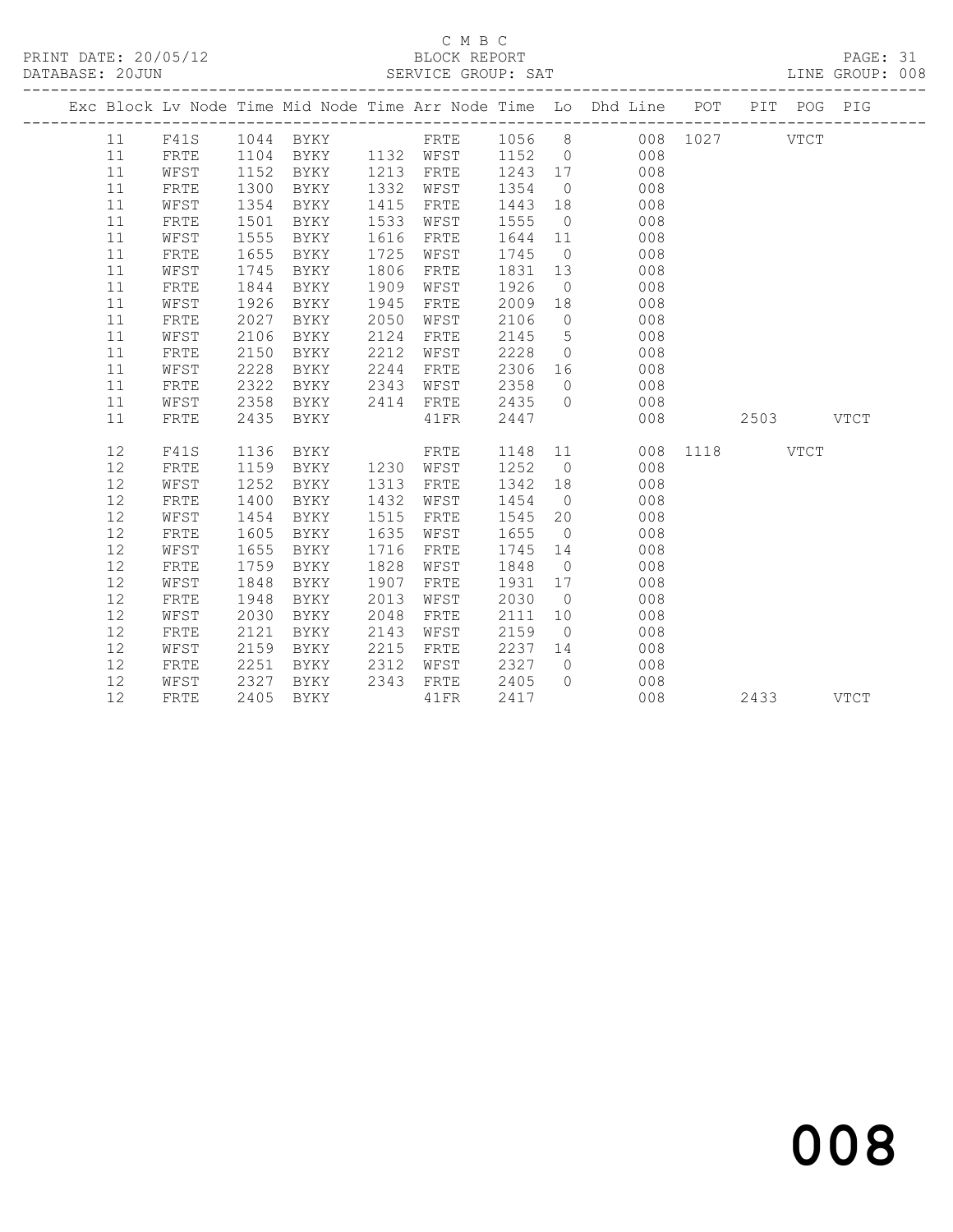C M B C
BLOCK REPORT
SERVICE GROUP: SAT

| Exc | Block | Lv | Node | Time | Mid Node | Time | Arr Node | Time | Lo | Dhd Line | POT | PIT | POG | PIG |
|---|---|---|---|---|---|---|---|---|---|---|---|---|---|---|
| | 11 | | F41S | 1044 | BYKY | | FRTE | 1056 | 8 | 008 | 1027 | | VTCT | |
| | 11 | | FRTE | 1104 | BYKY | 1132 | WFST | 1152 | 0 | 008 | | | | |
| | 11 | | WFST | 1152 | BYKY | 1213 | FRTE | 1243 | 17 | 008 | | | | |
| | 11 | | FRTE | 1300 | BYKY | 1332 | WFST | 1354 | 0 | 008 | | | | |
| | 11 | | WFST | 1354 | BYKY | 1415 | FRTE | 1443 | 18 | 008 | | | | |
| | 11 | | FRTE | 1501 | BYKY | 1533 | WFST | 1555 | 0 | 008 | | | | |
| | 11 | | WFST | 1555 | BYKY | 1616 | FRTE | 1644 | 11 | 008 | | | | |
| | 11 | | FRTE | 1655 | BYKY | 1725 | WFST | 1745 | 0 | 008 | | | | |
| | 11 | | WFST | 1745 | BYKY | 1806 | FRTE | 1831 | 13 | 008 | | | | |
| | 11 | | FRTE | 1844 | BYKY | 1909 | WFST | 1926 | 0 | 008 | | | | |
| | 11 | | WFST | 1926 | BYKY | 1945 | FRTE | 2009 | 18 | 008 | | | | |
| | 11 | | FRTE | 2027 | BYKY | 2050 | WFST | 2106 | 0 | 008 | | | | |
| | 11 | | WFST | 2106 | BYKY | 2124 | FRTE | 2145 | 5 | 008 | | | | |
| | 11 | | FRTE | 2150 | BYKY | 2212 | WFST | 2228 | 0 | 008 | | | | |
| | 11 | | WFST | 2228 | BYKY | 2244 | FRTE | 2306 | 16 | 008 | | | | |
| | 11 | | FRTE | 2322 | BYKY | 2343 | WFST | 2358 | 0 | 008 | | | | |
| | 11 | | WFST | 2358 | BYKY | 2414 | FRTE | 2435 | 0 | 008 | | | | |
| | 11 | | FRTE | 2435 | BYKY | | 41FR | 2447 | | 008 | | 2503 | | VTCT |
| | 12 | | F41S | 1136 | BYKY | | FRTE | 1148 | 11 | 008 | 1118 | | VTCT | |
| | 12 | | FRTE | 1159 | BYKY | 1230 | WFST | 1252 | 0 | 008 | | | | |
| | 12 | | WFST | 1252 | BYKY | 1313 | FRTE | 1342 | 18 | 008 | | | | |
| | 12 | | FRTE | 1400 | BYKY | 1432 | WFST | 1454 | 0 | 008 | | | | |
| | 12 | | WFST | 1454 | BYKY | 1515 | FRTE | 1545 | 20 | 008 | | | | |
| | 12 | | FRTE | 1605 | BYKY | 1635 | WFST | 1655 | 0 | 008 | | | | |
| | 12 | | WFST | 1655 | BYKY | 1716 | FRTE | 1745 | 14 | 008 | | | | |
| | 12 | | FRTE | 1759 | BYKY | 1828 | WFST | 1848 | 0 | 008 | | | | |
| | 12 | | WFST | 1848 | BYKY | 1907 | FRTE | 1931 | 17 | 008 | | | | |
| | 12 | | FRTE | 1948 | BYKY | 2013 | WFST | 2030 | 0 | 008 | | | | |
| | 12 | | WFST | 2030 | BYKY | 2048 | FRTE | 2111 | 10 | 008 | | | | |
| | 12 | | FRTE | 2121 | BYKY | 2143 | WFST | 2159 | 0 | 008 | | | | |
| | 12 | | WFST | 2159 | BYKY | 2215 | FRTE | 2237 | 14 | 008 | | | | |
| | 12 | | FRTE | 2251 | BYKY | 2312 | WFST | 2327 | 0 | 008 | | | | |
| | 12 | | WFST | 2327 | BYKY | 2343 | FRTE | 2405 | 0 | 008 | | | | |
| | 12 | | FRTE | 2405 | BYKY | | 41FR | 2417 | | 008 | | 2433 | | VTCT |

008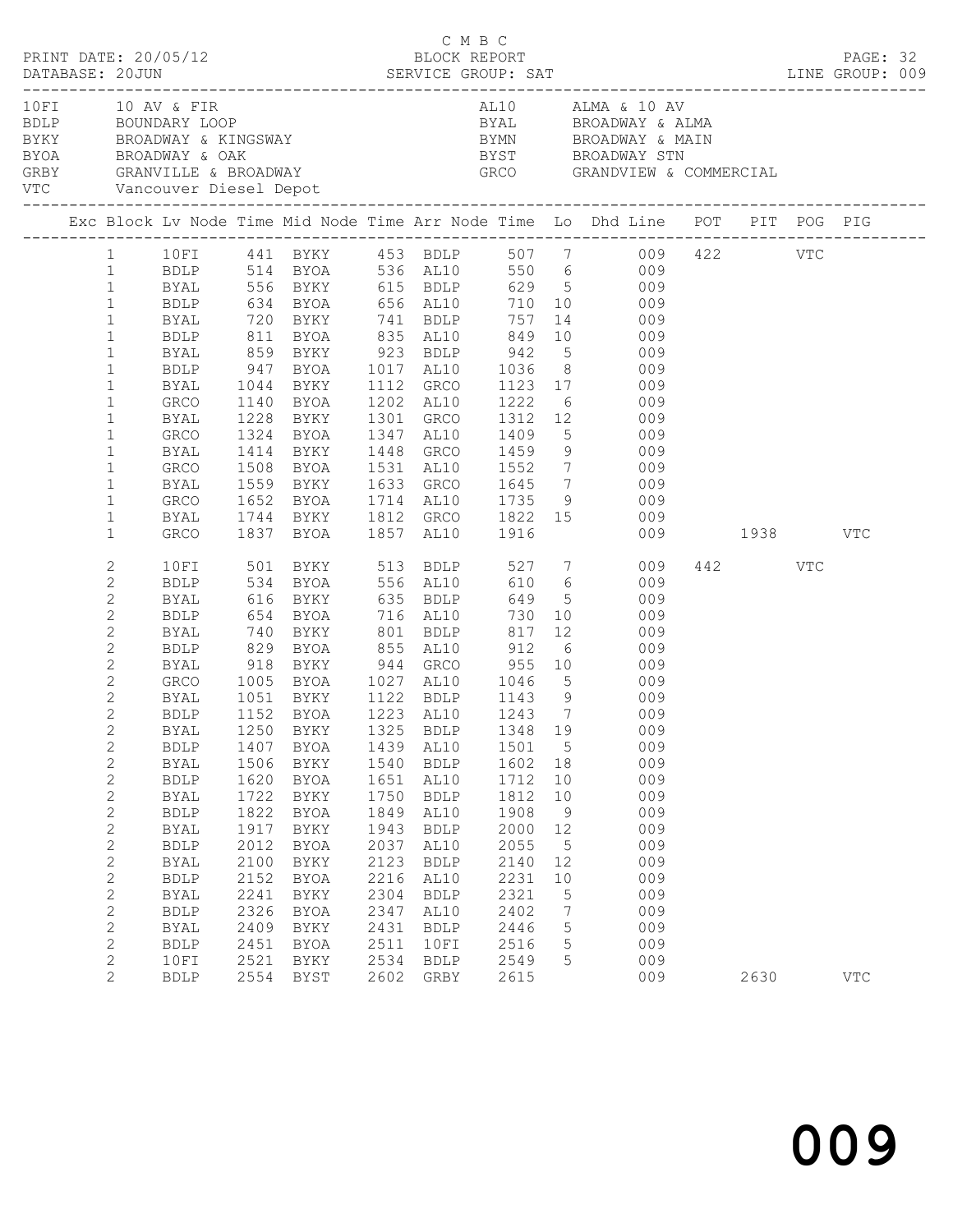C M B C

PRINT DATE: 20/05/12 BLOCK REPORT
DATABASE: 20JUN SERVICE GROUP: SAT LINE GROUP: 009

| Code | Location | Code | Location |
|---|---|---|---|
| 10FI | 10 AV & FIR | AL10 | ALMA & 10 AV |
| BDLP | BOUNDARY LOOP | BYAL | BROADWAY & ALMA |
| BYKY | BROADWAY & KINGSWAY | BYMN | BROADWAY & MAIN |
| BYOA | BROADWAY & OAK | BYST | BROADWAY STN |
| GRBY | GRANVILLE & BROADWAY | GRCO | GRANDVIEW & COMMERCIAL |
| VTC | Vancouver Diesel Depot | | |

| Exc | Block | Lv Node | Time | Mid Node | Time | Arr Node | Time | Lo | Dhd Line | POT | PIT | POG | PIG |
|---|---|---|---|---|---|---|---|---|---|---|---|---|---|
| | 1 | 10FI | 441 | BYKY | 453 | BDLP | 507 | 7 | 009 | 422 | | VTC | |
| | 1 | BDLP | 514 | BYOA | 536 | AL10 | 550 | 6 | 009 | | | | |
| | 1 | BYAL | 556 | BYKY | 615 | BDLP | 629 | 5 | 009 | | | | |
| | 1 | BDLP | 634 | BYOA | 656 | AL10 | 710 | 10 | 009 | | | | |
| | 1 | BYAL | 720 | BYKY | 741 | BDLP | 757 | 14 | 009 | | | | |
| | 1 | BDLP | 811 | BYOA | 835 | AL10 | 849 | 10 | 009 | | | | |
| | 1 | BYAL | 859 | BYKY | 923 | BDLP | 942 | 5 | 009 | | | | |
| | 1 | BDLP | 947 | BYOA | 1017 | AL10 | 1036 | 8 | 009 | | | | |
| | 1 | BYAL | 1044 | BYKY | 1112 | GRCO | 1123 | 17 | 009 | | | | |
| | 1 | GRCO | 1140 | BYOA | 1202 | AL10 | 1222 | 6 | 009 | | | | |
| | 1 | BYAL | 1228 | BYKY | 1301 | GRCO | 1312 | 12 | 009 | | | | |
| | 1 | GRCO | 1324 | BYOA | 1347 | AL10 | 1409 | 5 | 009 | | | | |
| | 1 | BYAL | 1414 | BYKY | 1448 | GRCO | 1459 | 9 | 009 | | | | |
| | 1 | GRCO | 1508 | BYOA | 1531 | AL10 | 1552 | 7 | 009 | | | | |
| | 1 | BYAL | 1559 | BYKY | 1633 | GRCO | 1645 | 7 | 009 | | | | |
| | 1 | GRCO | 1652 | BYOA | 1714 | AL10 | 1735 | 9 | 009 | | | | |
| | 1 | BYAL | 1744 | BYKY | 1812 | GRCO | 1822 | 15 | 009 | | | | |
| | 1 | GRCO | 1837 | BYOA | 1857 | AL10 | 1916 | | 009 | | 1938 | | VTC |
| | 2 | 10FI | 501 | BYKY | 513 | BDLP | 527 | 7 | 009 | 442 | | VTC | |
| | 2 | BDLP | 534 | BYOA | 556 | AL10 | 610 | 6 | 009 | | | | |
| | 2 | BYAL | 616 | BYKY | 635 | BDLP | 649 | 5 | 009 | | | | |
| | 2 | BDLP | 654 | BYOA | 716 | AL10 | 730 | 10 | 009 | | | | |
| | 2 | BYAL | 740 | BYKY | 801 | BDLP | 817 | 12 | 009 | | | | |
| | 2 | BDLP | 829 | BYOA | 855 | AL10 | 912 | 6 | 009 | | | | |
| | 2 | BYAL | 918 | BYKY | 944 | GRCO | 955 | 10 | 009 | | | | |
| | 2 | GRCO | 1005 | BYOA | 1027 | AL10 | 1046 | 5 | 009 | | | | |
| | 2 | BYAL | 1051 | BYKY | 1122 | BDLP | 1143 | 9 | 009 | | | | |
| | 2 | BDLP | 1152 | BYOA | 1223 | AL10 | 1243 | 7 | 009 | | | | |
| | 2 | BYAL | 1250 | BYKY | 1325 | BDLP | 1348 | 19 | 009 | | | | |
| | 2 | BDLP | 1407 | BYOA | 1439 | AL10 | 1501 | 5 | 009 | | | | |
| | 2 | BYAL | 1506 | BYKY | 1540 | BDLP | 1602 | 18 | 009 | | | | |
| | 2 | BDLP | 1620 | BYOA | 1651 | AL10 | 1712 | 10 | 009 | | | | |
| | 2 | BYAL | 1722 | BYKY | 1750 | BDLP | 1812 | 10 | 009 | | | | |
| | 2 | BDLP | 1822 | BYOA | 1849 | AL10 | 1908 | 9 | 009 | | | | |
| | 2 | BYAL | 1917 | BYKY | 1943 | BDLP | 2000 | 12 | 009 | | | | |
| | 2 | BDLP | 2012 | BYOA | 2037 | AL10 | 2055 | 5 | 009 | | | | |
| | 2 | BYAL | 2100 | BYKY | 2123 | BDLP | 2140 | 12 | 009 | | | | |
| | 2 | BDLP | 2152 | BYOA | 2216 | AL10 | 2231 | 10 | 009 | | | | |
| | 2 | BYAL | 2241 | BYKY | 2304 | BDLP | 2321 | 5 | 009 | | | | |
| | 2 | BDLP | 2326 | BYOA | 2347 | AL10 | 2402 | 7 | 009 | | | | |
| | 2 | BYAL | 2409 | BYKY | 2431 | BDLP | 2446 | 5 | 009 | | | | |
| | 2 | BDLP | 2451 | BYOA | 2511 | 10FI | 2516 | 5 | 009 | | | | |
| | 2 | 10FI | 2521 | BYKY | 2534 | BDLP | 2549 | 5 | 009 | | | | |
| | 2 | BDLP | 2554 | BYST | 2602 | GRBY | 2615 | | 009 | | 2630 | | VTC |

009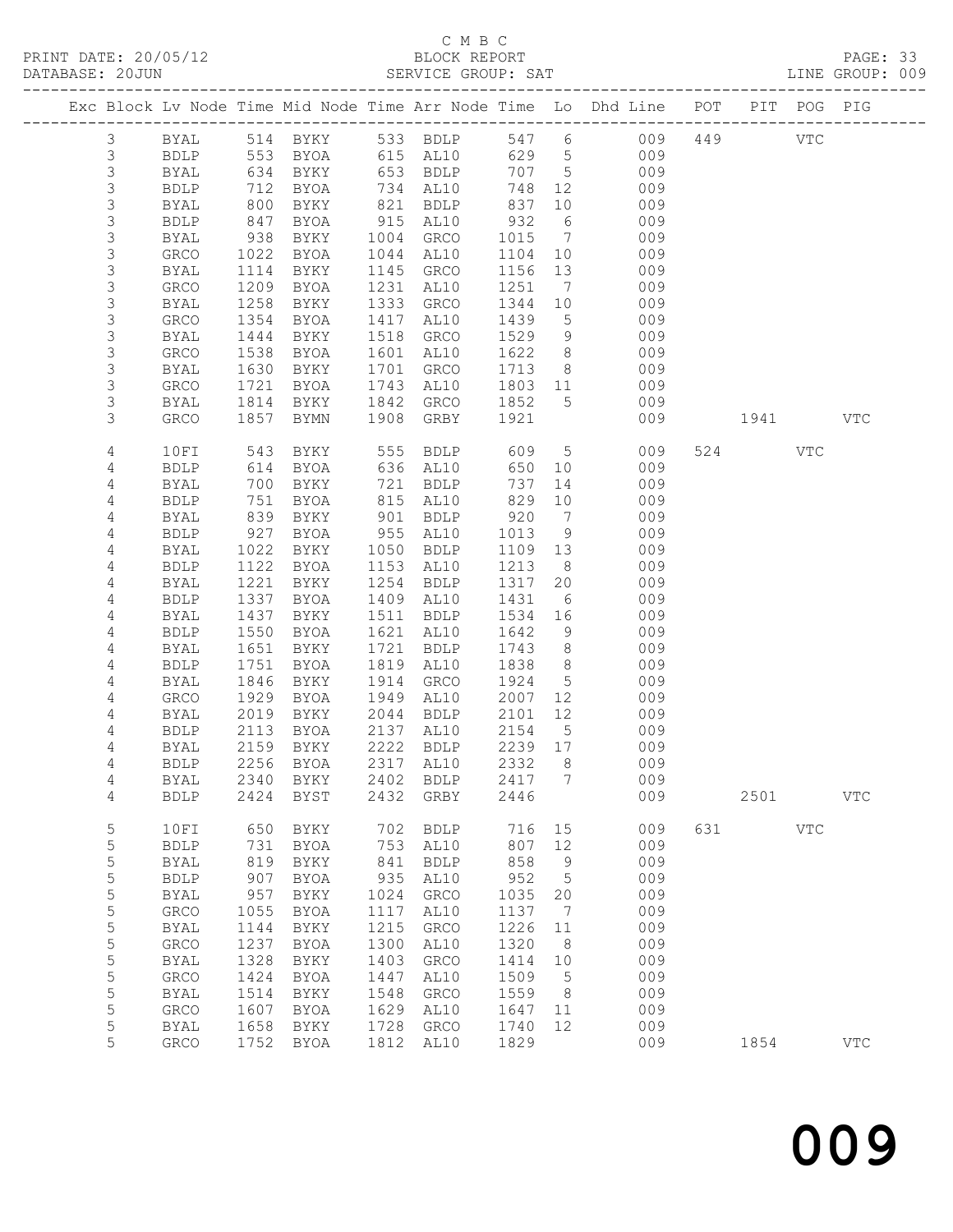C M B C
BLOCK REPORT
SERVICE GROUP: SAT

PRINT DATE: 20/05/12
DATABASE: 20JUN
LINE GROUP: 009

| Exc | Block | Lv | Node | Time | Mid Node | Time | Arr Node | Time | Lo | Dhd Line | POT | PIT | POG | PIG |
|---|---|---|---|---|---|---|---|---|---|---|---|---|---|---|
| | 3 | | BYAL | 514 | BYKY | 533 | BDLP | 547 | 6 | 009 | 449 | | VTC | |
| | 3 | | BDLP | 553 | BYOA | 615 | AL10 | 629 | 5 | 009 | | | | |
| | 3 | | BYAL | 634 | BYKY | 653 | BDLP | 707 | 5 | 009 | | | | |
| | 3 | | BDLP | 712 | BYOA | 734 | AL10 | 748 | 12 | 009 | | | | |
| | 3 | | BYAL | 800 | BYKY | 821 | BDLP | 837 | 10 | 009 | | | | |
| | 3 | | BDLP | 847 | BYOA | 915 | AL10 | 932 | 6 | 009 | | | | |
| | 3 | | BYAL | 938 | BYKY | 1004 | GRCO | 1015 | 7 | 009 | | | | |
| | 3 | | GRCO | 1022 | BYOA | 1044 | AL10 | 1104 | 10 | 009 | | | | |
| | 3 | | BYAL | 1114 | BYKY | 1145 | GRCO | 1156 | 13 | 009 | | | | |
| | 3 | | GRCO | 1209 | BYOA | 1231 | AL10 | 1251 | 7 | 009 | | | | |
| | 3 | | BYAL | 1258 | BYKY | 1333 | GRCO | 1344 | 10 | 009 | | | | |
| | 3 | | GRCO | 1354 | BYOA | 1417 | AL10 | 1439 | 5 | 009 | | | | |
| | 3 | | BYAL | 1444 | BYKY | 1518 | GRCO | 1529 | 9 | 009 | | | | |
| | 3 | | GRCO | 1538 | BYOA | 1601 | AL10 | 1622 | 8 | 009 | | | | |
| | 3 | | BYAL | 1630 | BYKY | 1701 | GRCO | 1713 | 8 | 009 | | | | |
| | 3 | | GRCO | 1721 | BYOA | 1743 | AL10 | 1803 | 11 | 009 | | | | |
| | 3 | | BYAL | 1814 | BYKY | 1842 | GRCO | 1852 | 5 | 009 | | | | |
| | 3 | | GRCO | 1857 | BYMN | 1908 | GRBY | 1921 | | 009 | | 1941 | | VTC |
| | 4 | | 10FI | 543 | BYKY | 555 | BDLP | 609 | 5 | 009 | 524 | | VTC | |
| | 4 | | BDLP | 614 | BYOA | 636 | AL10 | 650 | 10 | 009 | | | | |
| | 4 | | BYAL | 700 | BYKY | 721 | BDLP | 737 | 14 | 009 | | | | |
| | 4 | | BDLP | 751 | BYOA | 815 | AL10 | 829 | 10 | 009 | | | | |
| | 4 | | BYAL | 839 | BYKY | 901 | BDLP | 920 | 7 | 009 | | | | |
| | 4 | | BDLP | 927 | BYOA | 955 | AL10 | 1013 | 9 | 009 | | | | |
| | 4 | | BYAL | 1022 | BYKY | 1050 | BDLP | 1109 | 13 | 009 | | | | |
| | 4 | | BDLP | 1122 | BYOA | 1153 | AL10 | 1213 | 8 | 009 | | | | |
| | 4 | | BYAL | 1221 | BYKY | 1254 | BDLP | 1317 | 20 | 009 | | | | |
| | 4 | | BDLP | 1337 | BYOA | 1409 | AL10 | 1431 | 6 | 009 | | | | |
| | 4 | | BYAL | 1437 | BYKY | 1511 | BDLP | 1534 | 16 | 009 | | | | |
| | 4 | | BDLP | 1550 | BYOA | 1621 | AL10 | 1642 | 9 | 009 | | | | |
| | 4 | | BYAL | 1651 | BYKY | 1721 | BDLP | 1743 | 8 | 009 | | | | |
| | 4 | | BDLP | 1751 | BYOA | 1819 | AL10 | 1838 | 8 | 009 | | | | |
| | 4 | | BYAL | 1846 | BYKY | 1914 | GRCO | 1924 | 5 | 009 | | | | |
| | 4 | | GRCO | 1929 | BYOA | 1949 | AL10 | 2007 | 12 | 009 | | | | |
| | 4 | | BYAL | 2019 | BYKY | 2044 | BDLP | 2101 | 12 | 009 | | | | |
| | 4 | | BDLP | 2113 | BYOA | 2137 | AL10 | 2154 | 5 | 009 | | | | |
| | 4 | | BYAL | 2159 | BYKY | 2222 | BDLP | 2239 | 17 | 009 | | | | |
| | 4 | | BDLP | 2256 | BYOA | 2317 | AL10 | 2332 | 8 | 009 | | | | |
| | 4 | | BYAL | 2340 | BYKY | 2402 | BDLP | 2417 | 7 | 009 | | | | |
| | 4 | | BDLP | 2424 | BYST | 2432 | GRBY | 2446 | | 009 | | 2501 | | VTC |
| | 5 | | 10FI | 650 | BYKY | 702 | BDLP | 716 | 15 | 009 | 631 | | VTC | |
| | 5 | | BDLP | 731 | BYOA | 753 | AL10 | 807 | 12 | 009 | | | | |
| | 5 | | BYAL | 819 | BYKY | 841 | BDLP | 858 | 9 | 009 | | | | |
| | 5 | | BDLP | 907 | BYOA | 935 | AL10 | 952 | 5 | 009 | | | | |
| | 5 | | BYAL | 957 | BYKY | 1024 | GRCO | 1035 | 20 | 009 | | | | |
| | 5 | | GRCO | 1055 | BYOA | 1117 | AL10 | 1137 | 7 | 009 | | | | |
| | 5 | | BYAL | 1144 | BYKY | 1215 | GRCO | 1226 | 11 | 009 | | | | |
| | 5 | | GRCO | 1237 | BYOA | 1300 | AL10 | 1320 | 8 | 009 | | | | |
| | 5 | | BYAL | 1328 | BYKY | 1403 | GRCO | 1414 | 10 | 009 | | | | |
| | 5 | | GRCO | 1424 | BYOA | 1447 | AL10 | 1509 | 5 | 009 | | | | |
| | 5 | | BYAL | 1514 | BYKY | 1548 | GRCO | 1559 | 8 | 009 | | | | |
| | 5 | | GRCO | 1607 | BYOA | 1629 | AL10 | 1647 | 11 | 009 | | | | |
| | 5 | | BYAL | 1658 | BYKY | 1728 | GRCO | 1740 | 12 | 009 | | | | |
| | 5 | | GRCO | 1752 | BYOA | 1812 | AL10 | 1829 | | 009 | | 1854 | | VTC |

009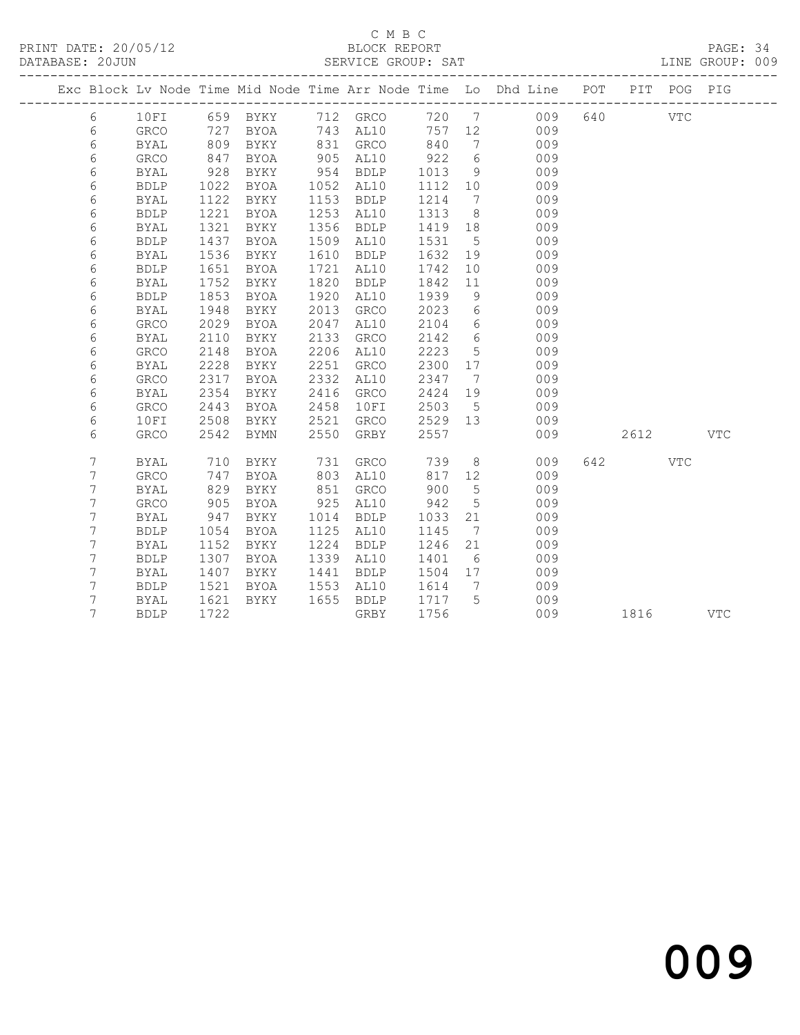C M B C
BLOCK REPORT
SERVICE GROUP: SAT

PRINT DATE: 20/05/12
DATABASE: 20JUN
LINE GROUP: 009

| Exc | Block | Lv | Node | Time | Mid Node | Time | Arr Node | Time | Lo | Dhd Line | POT | PIT | POG | PIG |
|---|---|---|---|---|---|---|---|---|---|---|---|---|---|---|
| | 6 | | 10FI | 659 | BYKY | 712 | GRCO | 720 | 7 | 009 | 640 | | VTC | |
| | 6 | | GRCO | 727 | BYOA | 743 | AL10 | 757 | 12 | 009 | | | | |
| | 6 | | BYAL | 809 | BYKY | 831 | GRCO | 840 | 7 | 009 | | | | |
| | 6 | | GRCO | 847 | BYOA | 905 | AL10 | 922 | 6 | 009 | | | | |
| | 6 | | BYAL | 928 | BYKY | 954 | BDLP | 1013 | 9 | 009 | | | | |
| | 6 | | BDLP | 1022 | BYOA | 1052 | AL10 | 1112 | 10 | 009 | | | | |
| | 6 | | BYAL | 1122 | BYKY | 1153 | BDLP | 1214 | 7 | 009 | | | | |
| | 6 | | BDLP | 1221 | BYOA | 1253 | AL10 | 1313 | 8 | 009 | | | | |
| | 6 | | BYAL | 1321 | BYKY | 1356 | BDLP | 1419 | 18 | 009 | | | | |
| | 6 | | BDLP | 1437 | BYOA | 1509 | AL10 | 1531 | 5 | 009 | | | | |
| | 6 | | BYAL | 1536 | BYKY | 1610 | BDLP | 1632 | 19 | 009 | | | | |
| | 6 | | BDLP | 1651 | BYOA | 1721 | AL10 | 1742 | 10 | 009 | | | | |
| | 6 | | BYAL | 1752 | BYKY | 1820 | BDLP | 1842 | 11 | 009 | | | | |
| | 6 | | BDLP | 1853 | BYOA | 1920 | AL10 | 1939 | 9 | 009 | | | | |
| | 6 | | BYAL | 1948 | BYKY | 2013 | GRCO | 2023 | 6 | 009 | | | | |
| | 6 | | GRCO | 2029 | BYOA | 2047 | AL10 | 2104 | 6 | 009 | | | | |
| | 6 | | BYAL | 2110 | BYKY | 2133 | GRCO | 2142 | 6 | 009 | | | | |
| | 6 | | GRCO | 2148 | BYOA | 2206 | AL10 | 2223 | 5 | 009 | | | | |
| | 6 | | BYAL | 2228 | BYKY | 2251 | GRCO | 2300 | 17 | 009 | | | | |
| | 6 | | GRCO | 2317 | BYOA | 2332 | AL10 | 2347 | 7 | 009 | | | | |
| | 6 | | BYAL | 2354 | BYKY | 2416 | GRCO | 2424 | 19 | 009 | | | | |
| | 6 | | GRCO | 2443 | BYOA | 2458 | 10FI | 2503 | 5 | 009 | | | | |
| | 6 | | 10FI | 2508 | BYKY | 2521 | GRCO | 2529 | 13 | 009 | | | | |
| | 6 | | GRCO | 2542 | BYMN | 2550 | GRBY | 2557 | | 009 | | 2612 | | VTC |
| | 7 | | BYAL | 710 | BYKY | 731 | GRCO | 739 | 8 | 009 | 642 | | VTC | |
| | 7 | | GRCO | 747 | BYOA | 803 | AL10 | 817 | 12 | 009 | | | | |
| | 7 | | BYAL | 829 | BYKY | 851 | GRCO | 900 | 5 | 009 | | | | |
| | 7 | | GRCO | 905 | BYOA | 925 | AL10 | 942 | 5 | 009 | | | | |
| | 7 | | BYAL | 947 | BYKY | 1014 | BDLP | 1033 | 21 | 009 | | | | |
| | 7 | | BDLP | 1054 | BYOA | 1125 | AL10 | 1145 | 7 | 009 | | | | |
| | 7 | | BYAL | 1152 | BYKY | 1224 | BDLP | 1246 | 21 | 009 | | | | |
| | 7 | | BDLP | 1307 | BYOA | 1339 | AL10 | 1401 | 6 | 009 | | | | |
| | 7 | | BYAL | 1407 | BYKY | 1441 | BDLP | 1504 | 17 | 009 | | | | |
| | 7 | | BDLP | 1521 | BYOA | 1553 | AL10 | 1614 | 7 | 009 | | | | |
| | 7 | | BYAL | 1621 | BYKY | 1655 | BDLP | 1717 | 5 | 009 | | | | |
| | 7 | | BDLP | 1722 | | | GRBY | 1756 | | 009 | | 1816 | | VTC |

009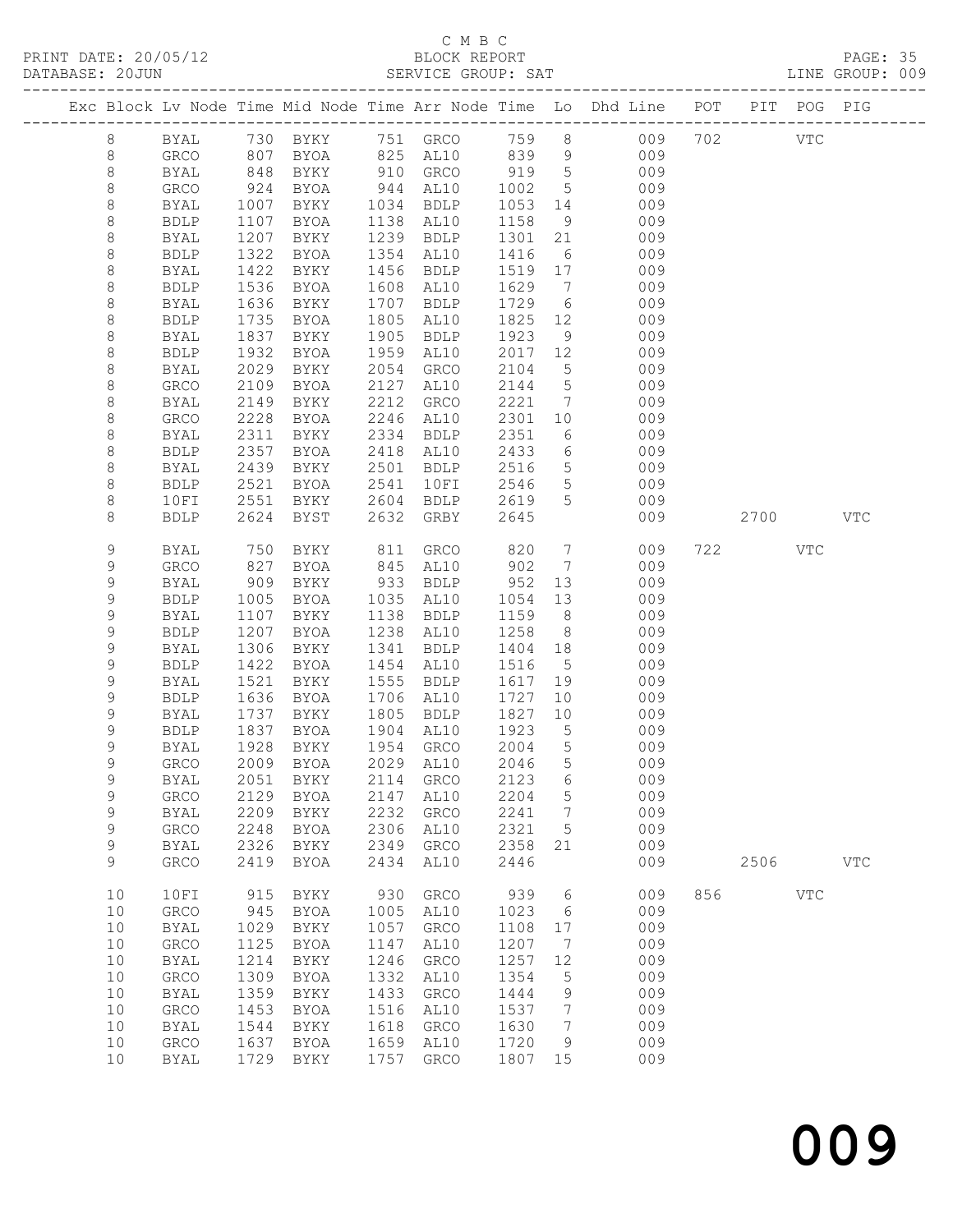C M B C
PRINT DATE: 20/05/12 BLOCK REPORT
DATABASE: 20JUN SERVICE GROUP: SAT LINE GROUP: 009

| Exc | Block | Lv | Node | Time | Mid Node | Time | Arr Node | Time | Lo | Dhd Line | POT | PIT | POG | PIG |
|---|---|---|---|---|---|---|---|---|---|---|---|---|---|---|
| | 8 | | BYAL | 730 | BYKY | 751 | GRCO | 759 | 8 | 009 | 702 | | VTC | |
| | 8 | | GRCO | 807 | BYOA | 825 | AL10 | 839 | 9 | 009 | | | | |
| | 8 | | BYAL | 848 | BYKY | 910 | GRCO | 919 | 5 | 009 | | | | |
| | 8 | | GRCO | 924 | BYOA | 944 | AL10 | 1002 | 5 | 009 | | | | |
| | 8 | | BYAL | 1007 | BYKY | 1034 | BDLP | 1053 | 14 | 009 | | | | |
| | 8 | | BDLP | 1107 | BYOA | 1138 | AL10 | 1158 | 9 | 009 | | | | |
| | 8 | | BYAL | 1207 | BYKY | 1239 | BDLP | 1301 | 21 | 009 | | | | |
| | 8 | | BDLP | 1322 | BYOA | 1354 | AL10 | 1416 | 6 | 009 | | | | |
| | 8 | | BYAL | 1422 | BYKY | 1456 | BDLP | 1519 | 17 | 009 | | | | |
| | 8 | | BDLP | 1536 | BYOA | 1608 | AL10 | 1629 | 7 | 009 | | | | |
| | 8 | | BYAL | 1636 | BYKY | 1707 | BDLP | 1729 | 6 | 009 | | | | |
| | 8 | | BDLP | 1735 | BYOA | 1805 | AL10 | 1825 | 12 | 009 | | | | |
| | 8 | | BYAL | 1837 | BYKY | 1905 | BDLP | 1923 | 9 | 009 | | | | |
| | 8 | | BDLP | 1932 | BYOA | 1959 | AL10 | 2017 | 12 | 009 | | | | |
| | 8 | | BYAL | 2029 | BYKY | 2054 | GRCO | 2104 | 5 | 009 | | | | |
| | 8 | | GRCO | 2109 | BYOA | 2127 | AL10 | 2144 | 5 | 009 | | | | |
| | 8 | | BYAL | 2149 | BYKY | 2212 | GRCO | 2221 | 7 | 009 | | | | |
| | 8 | | GRCO | 2228 | BYOA | 2246 | AL10 | 2301 | 10 | 009 | | | | |
| | 8 | | BYAL | 2311 | BYKY | 2334 | BDLP | 2351 | 6 | 009 | | | | |
| | 8 | | BDLP | 2357 | BYOA | 2418 | AL10 | 2433 | 6 | 009 | | | | |
| | 8 | | BYAL | 2439 | BYKY | 2501 | BDLP | 2516 | 5 | 009 | | | | |
| | 8 | | BDLP | 2521 | BYOA | 2541 | 10FI | 2546 | 5 | 009 | | | | |
| | 8 | | 10FI | 2551 | BYKY | 2604 | BDLP | 2619 | 5 | 009 | | | | |
| | 8 | | BDLP | 2624 | BYST | 2632 | GRBY | 2645 | | 009 | | 2700 | | VTC |
| | 9 | | BYAL | 750 | BYKY | 811 | GRCO | 820 | 7 | 009 | 722 | | VTC | |
| | 9 | | GRCO | 827 | BYOA | 845 | AL10 | 902 | 7 | 009 | | | | |
| | 9 | | BYAL | 909 | BYKY | 933 | BDLP | 952 | 13 | 009 | | | | |
| | 9 | | BDLP | 1005 | BYOA | 1035 | AL10 | 1054 | 13 | 009 | | | | |
| | 9 | | BYAL | 1107 | BYKY | 1138 | BDLP | 1159 | 8 | 009 | | | | |
| | 9 | | BDLP | 1207 | BYOA | 1238 | AL10 | 1258 | 8 | 009 | | | | |
| | 9 | | BYAL | 1306 | BYKY | 1341 | BDLP | 1404 | 18 | 009 | | | | |
| | 9 | | BDLP | 1422 | BYOA | 1454 | AL10 | 1516 | 5 | 009 | | | | |
| | 9 | | BYAL | 1521 | BYKY | 1555 | BDLP | 1617 | 19 | 009 | | | | |
| | 9 | | BDLP | 1636 | BYOA | 1706 | AL10 | 1727 | 10 | 009 | | | | |
| | 9 | | BYAL | 1737 | BYKY | 1805 | BDLP | 1827 | 10 | 009 | | | | |
| | 9 | | BDLP | 1837 | BYOA | 1904 | AL10 | 1923 | 5 | 009 | | | | |
| | 9 | | BYAL | 1928 | BYKY | 1954 | GRCO | 2004 | 5 | 009 | | | | |
| | 9 | | GRCO | 2009 | BYOA | 2029 | AL10 | 2046 | 5 | 009 | | | | |
| | 9 | | BYAL | 2051 | BYKY | 2114 | GRCO | 2123 | 6 | 009 | | | | |
| | 9 | | GRCO | 2129 | BYOA | 2147 | AL10 | 2204 | 5 | 009 | | | | |
| | 9 | | BYAL | 2209 | BYKY | 2232 | GRCO | 2241 | 7 | 009 | | | | |
| | 9 | | GRCO | 2248 | BYOA | 2306 | AL10 | 2321 | 5 | 009 | | | | |
| | 9 | | BYAL | 2326 | BYKY | 2349 | GRCO | 2358 | 21 | 009 | | | | |
| | 9 | | GRCO | 2419 | BYOA | 2434 | AL10 | 2446 | | 009 | | 2506 | | VTC |
| | 10 | | 10FI | 915 | BYKY | 930 | GRCO | 939 | 6 | 009 | 856 | | VTC | |
| | 10 | | GRCO | 945 | BYOA | 1005 | AL10 | 1023 | 6 | 009 | | | | |
| | 10 | | BYAL | 1029 | BYKY | 1057 | GRCO | 1108 | 17 | 009 | | | | |
| | 10 | | GRCO | 1125 | BYOA | 1147 | AL10 | 1207 | 7 | 009 | | | | |
| | 10 | | BYAL | 1214 | BYKY | 1246 | GRCO | 1257 | 12 | 009 | | | | |
| | 10 | | GRCO | 1309 | BYOA | 1332 | AL10 | 1354 | 5 | 009 | | | | |
| | 10 | | BYAL | 1359 | BYKY | 1433 | GRCO | 1444 | 9 | 009 | | | | |
| | 10 | | GRCO | 1453 | BYOA | 1516 | AL10 | 1537 | 7 | 009 | | | | |
| | 10 | | BYAL | 1544 | BYKY | 1618 | GRCO | 1630 | 7 | 009 | | | | |
| | 10 | | GRCO | 1637 | BYOA | 1659 | AL10 | 1720 | 9 | 009 | | | | |
| | 10 | | BYAL | 1729 | BYKY | 1757 | GRCO | 1807 | 15 | 009 | | | | |

009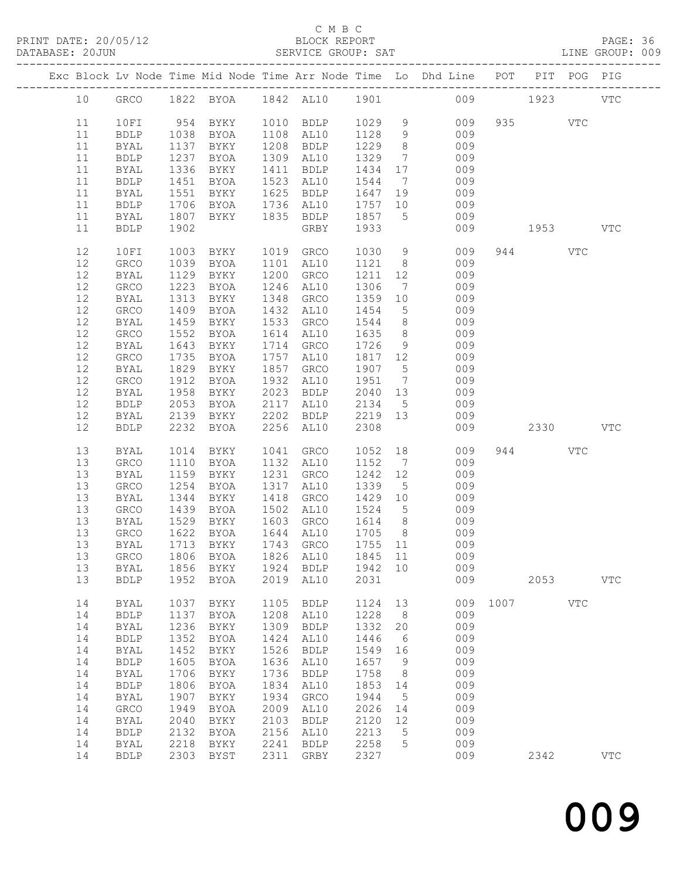C M B C

PRINT DATE: 20/05/12 BLOCK REPORT
DATABASE: 20JUN SERVICE GROUP: SAT LINE GROUP: 009

| Exc | Block | Lv | Node | Time | Mid Node | Time | Arr Node | Time | Lo | Dhd Line | POT | PIT | POG | PIG |
|---|---|---|---|---|---|---|---|---|---|---|---|---|---|---|
| | 10 | | GRCO | 1822 | BYOA | 1842 | AL10 | 1901 | | 009 | | 1923 | | VTC |
| | 11 | | 10FI | 954 | BYKY | 1010 | BDLP | 1029 | 9 | 009 | 935 | | VTC | |
| | 11 | | BDLP | 1038 | BYOA | 1108 | AL10 | 1128 | 9 | 009 | | | | |
| | 11 | | BYAL | 1137 | BYKY | 1208 | BDLP | 1229 | 8 | 009 | | | | |
| | 11 | | BDLP | 1237 | BYOA | 1309 | AL10 | 1329 | 7 | 009 | | | | |
| | 11 | | BYAL | 1336 | BYKY | 1411 | BDLP | 1434 | 17 | 009 | | | | |
| | 11 | | BDLP | 1451 | BYOA | 1523 | AL10 | 1544 | 7 | 009 | | | | |
| | 11 | | BYAL | 1551 | BYKY | 1625 | BDLP | 1647 | 19 | 009 | | | | |
| | 11 | | BDLP | 1706 | BYOA | 1736 | AL10 | 1757 | 10 | 009 | | | | |
| | 11 | | BYAL | 1807 | BYKY | 1835 | BDLP | 1857 | 5 | 009 | | | | |
| | 11 | | BDLP | 1902 | | | GRBY | 1933 | | 009 | | 1953 | | VTC |
| | 12 | | 10FI | 1003 | BYKY | 1019 | GRCO | 1030 | 9 | 009 | 944 | | VTC | |
| | 12 | | GRCO | 1039 | BYOA | 1101 | AL10 | 1121 | 8 | 009 | | | | |
| | 12 | | BYAL | 1129 | BYKY | 1200 | GRCO | 1211 | 12 | 009 | | | | |
| | 12 | | GRCO | 1223 | BYOA | 1246 | AL10 | 1306 | 7 | 009 | | | | |
| | 12 | | BYAL | 1313 | BYKY | 1348 | GRCO | 1359 | 10 | 009 | | | | |
| | 12 | | GRCO | 1409 | BYOA | 1432 | AL10 | 1454 | 5 | 009 | | | | |
| | 12 | | BYAL | 1459 | BYKY | 1533 | GRCO | 1544 | 8 | 009 | | | | |
| | 12 | | GRCO | 1552 | BYOA | 1614 | AL10 | 1635 | 8 | 009 | | | | |
| | 12 | | BYAL | 1643 | BYKY | 1714 | GRCO | 1726 | 9 | 009 | | | | |
| | 12 | | GRCO | 1735 | BYOA | 1757 | AL10 | 1817 | 12 | 009 | | | | |
| | 12 | | BYAL | 1829 | BYKY | 1857 | GRCO | 1907 | 5 | 009 | | | | |
| | 12 | | GRCO | 1912 | BYOA | 1932 | AL10 | 1951 | 7 | 009 | | | | |
| | 12 | | BYAL | 1958 | BYKY | 2023 | BDLP | 2040 | 13 | 009 | | | | |
| | 12 | | BDLP | 2053 | BYOA | 2117 | AL10 | 2134 | 5 | 009 | | | | |
| | 12 | | BYAL | 2139 | BYKY | 2202 | BDLP | 2219 | 13 | 009 | | | | |
| | 12 | | BDLP | 2232 | BYOA | 2256 | AL10 | 2308 | | 009 | | 2330 | | VTC |
| | 13 | | BYAL | 1014 | BYKY | 1041 | GRCO | 1052 | 18 | 009 | 944 | | VTC | |
| | 13 | | GRCO | 1110 | BYOA | 1132 | AL10 | 1152 | 7 | 009 | | | | |
| | 13 | | BYAL | 1159 | BYKY | 1231 | GRCO | 1242 | 12 | 009 | | | | |
| | 13 | | GRCO | 1254 | BYOA | 1317 | AL10 | 1339 | 5 | 009 | | | | |
| | 13 | | BYAL | 1344 | BYKY | 1418 | GRCO | 1429 | 10 | 009 | | | | |
| | 13 | | GRCO | 1439 | BYOA | 1502 | AL10 | 1524 | 5 | 009 | | | | |
| | 13 | | BYAL | 1529 | BYKY | 1603 | GRCO | 1614 | 8 | 009 | | | | |
| | 13 | | GRCO | 1622 | BYOA | 1644 | AL10 | 1705 | 8 | 009 | | | | |
| | 13 | | BYAL | 1713 | BYKY | 1743 | GRCO | 1755 | 11 | 009 | | | | |
| | 13 | | GRCO | 1806 | BYOA | 1826 | AL10 | 1845 | 11 | 009 | | | | |
| | 13 | | BYAL | 1856 | BYKY | 1924 | BDLP | 1942 | 10 | 009 | | | | |
| | 13 | | BDLP | 1952 | BYOA | 2019 | AL10 | 2031 | | 009 | | 2053 | | VTC |
| | 14 | | BYAL | 1037 | BYKY | 1105 | BDLP | 1124 | 13 | 009 | 1007 | | VTC | |
| | 14 | | BDLP | 1137 | BYOA | 1208 | AL10 | 1228 | 8 | 009 | | | | |
| | 14 | | BYAL | 1236 | BYKY | 1309 | BDLP | 1332 | 20 | 009 | | | | |
| | 14 | | BDLP | 1352 | BYOA | 1424 | AL10 | 1446 | 6 | 009 | | | | |
| | 14 | | BYAL | 1452 | BYKY | 1526 | BDLP | 1549 | 16 | 009 | | | | |
| | 14 | | BDLP | 1605 | BYOA | 1636 | AL10 | 1657 | 9 | 009 | | | | |
| | 14 | | BYAL | 1706 | BYKY | 1736 | BDLP | 1758 | 8 | 009 | | | | |
| | 14 | | BDLP | 1806 | BYOA | 1834 | AL10 | 1853 | 14 | 009 | | | | |
| | 14 | | BYAL | 1907 | BYKY | 1934 | GRCO | 1944 | 5 | 009 | | | | |
| | 14 | | GRCO | 1949 | BYOA | 2009 | AL10 | 2026 | 14 | 009 | | | | |
| | 14 | | BYAL | 2040 | BYKY | 2103 | BDLP | 2120 | 12 | 009 | | | | |
| | 14 | | BDLP | 2132 | BYOA | 2156 | AL10 | 2213 | 5 | 009 | | | | |
| | 14 | | BYAL | 2218 | BYKY | 2241 | BDLP | 2258 | 5 | 009 | | | | |
| | 14 | | BDLP | 2303 | BYST | 2311 | GRBY | 2327 | | 009 | | 2342 | | VTC |

009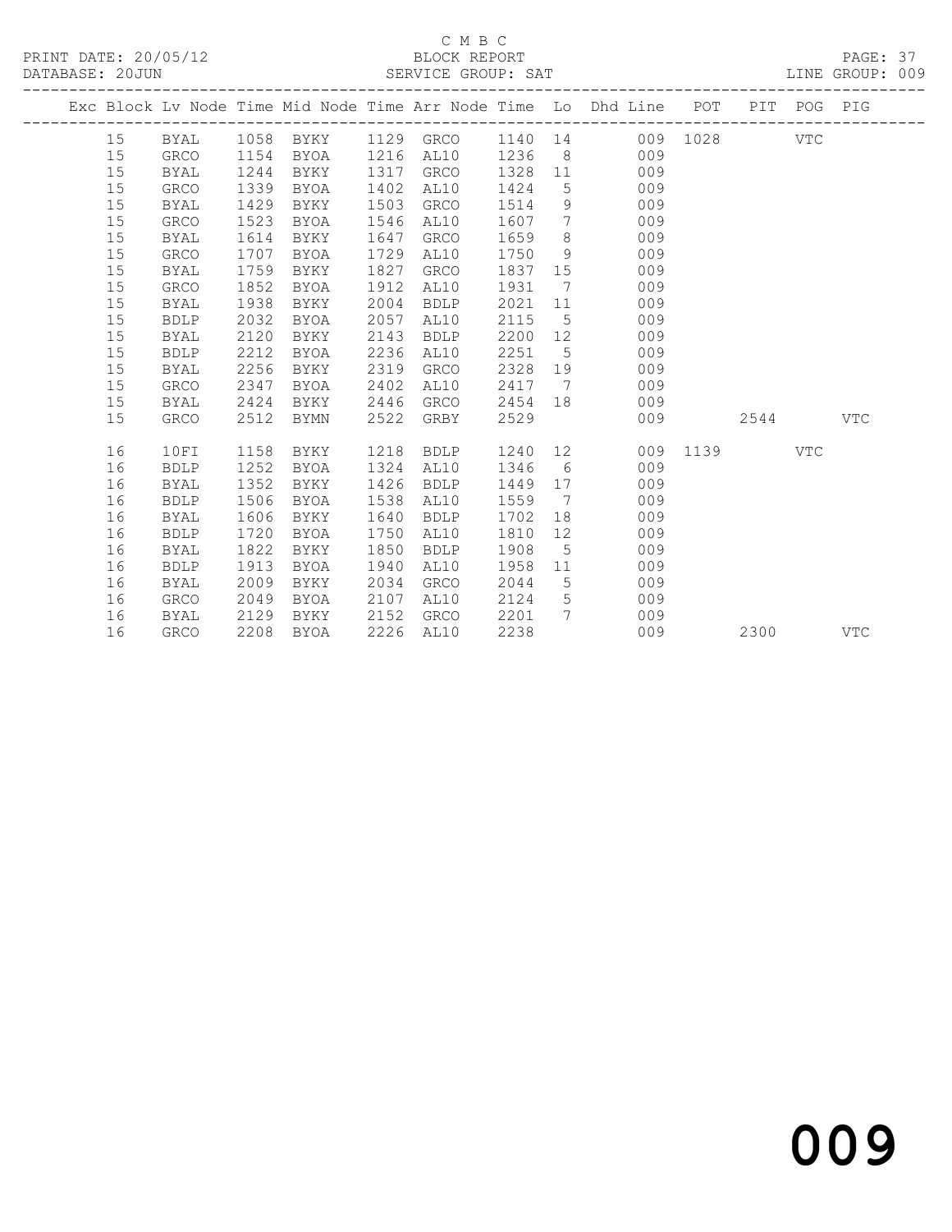C M B C
BLOCK REPORT
SERVICE GROUP: SAT

PRINT DATE: 20/05/12
DATABASE: 20JUN
LINE GROUP: 009

| Exc | Block | Lv | Node | Time | Mid Node | Time | Arr Node | Time | Lo | Dhd Line | POT | PIT | POG | PIG |
|---|---|---|---|---|---|---|---|---|---|---|---|---|---|---|
| | 15 | | BYAL | 1058 | BYKY | 1129 | GRCO | 1140 | 14 | 009 | 1028 | | VTC | |
| | 15 | | GRCO | 1154 | BYOA | 1216 | AL10 | 1236 | 8 | 009 | | | | |
| | 15 | | BYAL | 1244 | BYKY | 1317 | GRCO | 1328 | 11 | 009 | | | | |
| | 15 | | GRCO | 1339 | BYOA | 1402 | AL10 | 1424 | 5 | 009 | | | | |
| | 15 | | BYAL | 1429 | BYKY | 1503 | GRCO | 1514 | 9 | 009 | | | | |
| | 15 | | GRCO | 1523 | BYOA | 1546 | AL10 | 1607 | 7 | 009 | | | | |
| | 15 | | BYAL | 1614 | BYKY | 1647 | GRCO | 1659 | 8 | 009 | | | | |
| | 15 | | GRCO | 1707 | BYOA | 1729 | AL10 | 1750 | 9 | 009 | | | | |
| | 15 | | BYAL | 1759 | BYKY | 1827 | GRCO | 1837 | 15 | 009 | | | | |
| | 15 | | GRCO | 1852 | BYOA | 1912 | AL10 | 1931 | 7 | 009 | | | | |
| | 15 | | BYAL | 1938 | BYKY | 2004 | BDLP | 2021 | 11 | 009 | | | | |
| | 15 | | BDLP | 2032 | BYOA | 2057 | AL10 | 2115 | 5 | 009 | | | | |
| | 15 | | BYAL | 2120 | BYKY | 2143 | BDLP | 2200 | 12 | 009 | | | | |
| | 15 | | BDLP | 2212 | BYOA | 2236 | AL10 | 2251 | 5 | 009 | | | | |
| | 15 | | BYAL | 2256 | BYKY | 2319 | GRCO | 2328 | 19 | 009 | | | | |
| | 15 | | GRCO | 2347 | BYOA | 2402 | AL10 | 2417 | 7 | 009 | | | | |
| | 15 | | BYAL | 2424 | BYKY | 2446 | GRCO | 2454 | 18 | 009 | | | | |
| | 15 | | GRCO | 2512 | BYMN | 2522 | GRBY | 2529 | | 009 | | 2544 | | VTC |
| | 16 | | 10FI | 1158 | BYKY | 1218 | BDLP | 1240 | 12 | 009 | 1139 | | VTC | |
| | 16 | | BDLP | 1252 | BYOA | 1324 | AL10 | 1346 | 6 | 009 | | | | |
| | 16 | | BYAL | 1352 | BYKY | 1426 | BDLP | 1449 | 17 | 009 | | | | |
| | 16 | | BDLP | 1506 | BYOA | 1538 | AL10 | 1559 | 7 | 009 | | | | |
| | 16 | | BYAL | 1606 | BYKY | 1640 | BDLP | 1702 | 18 | 009 | | | | |
| | 16 | | BDLP | 1720 | BYOA | 1750 | AL10 | 1810 | 12 | 009 | | | | |
| | 16 | | BYAL | 1822 | BYKY | 1850 | BDLP | 1908 | 5 | 009 | | | | |
| | 16 | | BDLP | 1913 | BYOA | 1940 | AL10 | 1958 | 11 | 009 | | | | |
| | 16 | | BYAL | 2009 | BYKY | 2034 | GRCO | 2044 | 5 | 009 | | | | |
| | 16 | | GRCO | 2049 | BYOA | 2107 | AL10 | 2124 | 5 | 009 | | | | |
| | 16 | | BYAL | 2129 | BYKY | 2152 | GRCO | 2201 | 7 | 009 | | | | |
| | 16 | | GRCO | 2208 | BYOA | 2226 | AL10 | 2238 | | 009 | | 2300 | | VTC |

009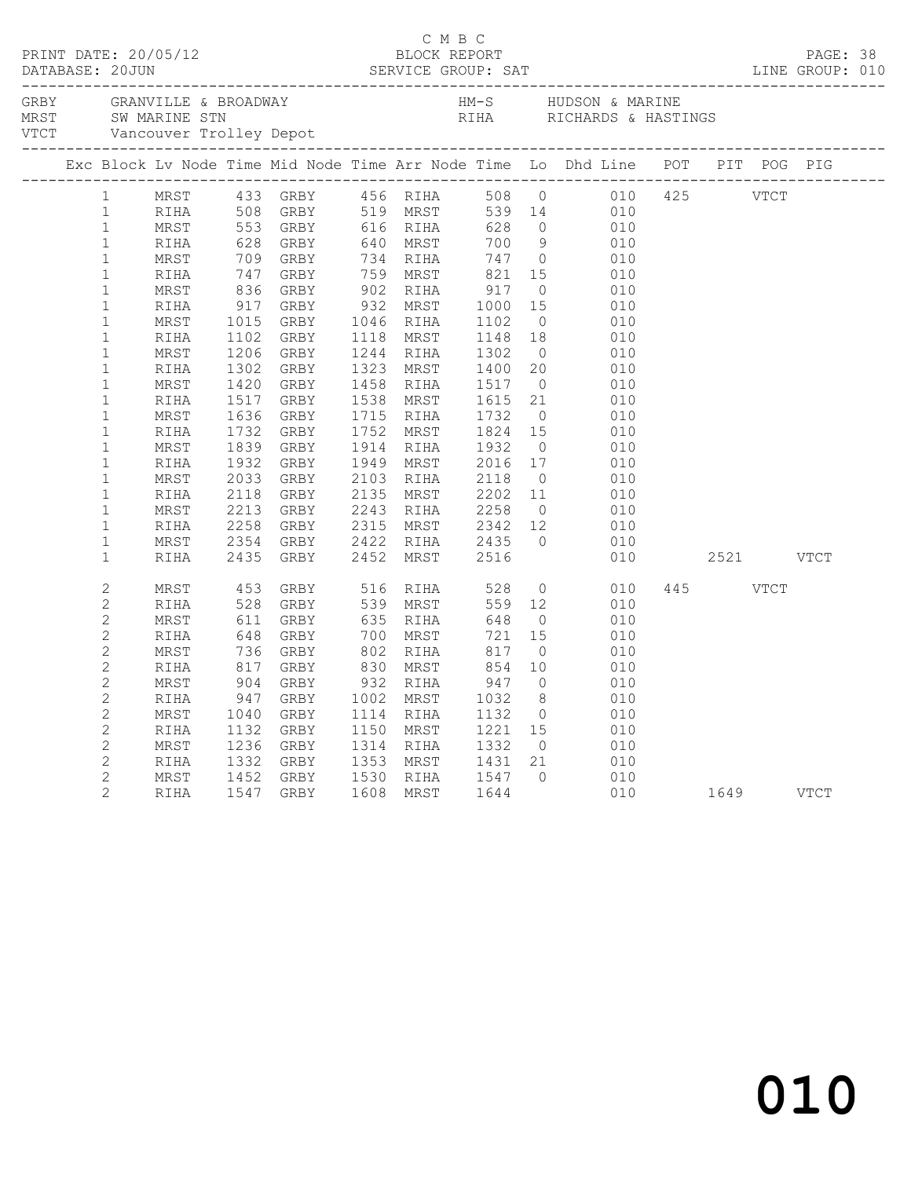C M B C

PRINT DATE: 20/05/12 BLOCK REPORT

DATABASE: 20JUN SERVICE GROUP: SAT LINE GROUP: 010

| | | | |
|---|---|---|---|
| GRBY | GRANVILLE & BROADWAY | HM-S | HUDSON & MARINE |
| MRST | SW MARINE STN | RIHA | RICHARDS & HASTINGS |
| VTCT | Vancouver Trolley Depot | | |

| Exc | Block | Lv Node | Time | Mid Node | Time | Arr Node | Time | Lo | Dhd Line | POT | PIT | POG | PIG |
|---|---|---|---|---|---|---|---|---|---|---|---|---|---|
| | 1 | MRST | 433 | GRBY | 456 | RIHA | 508 | 0 | 010 | 425 | | VTCT | |
| | 1 | RIHA | 508 | GRBY | 519 | MRST | 539 | 14 | 010 | | | | |
| | 1 | MRST | 553 | GRBY | 616 | RIHA | 628 | 0 | 010 | | | | |
| | 1 | RIHA | 628 | GRBY | 640 | MRST | 700 | 9 | 010 | | | | |
| | 1 | MRST | 709 | GRBY | 734 | RIHA | 747 | 0 | 010 | | | | |
| | 1 | RIHA | 747 | GRBY | 759 | MRST | 821 | 15 | 010 | | | | |
| | 1 | MRST | 836 | GRBY | 902 | RIHA | 917 | 0 | 010 | | | | |
| | 1 | RIHA | 917 | GRBY | 932 | MRST | 1000 | 15 | 010 | | | | |
| | 1 | MRST | 1015 | GRBY | 1046 | RIHA | 1102 | 0 | 010 | | | | |
| | 1 | RIHA | 1102 | GRBY | 1118 | MRST | 1148 | 18 | 010 | | | | |
| | 1 | MRST | 1206 | GRBY | 1244 | RIHA | 1302 | 0 | 010 | | | | |
| | 1 | RIHA | 1302 | GRBY | 1323 | MRST | 1400 | 20 | 010 | | | | |
| | 1 | MRST | 1420 | GRBY | 1458 | RIHA | 1517 | 0 | 010 | | | | |
| | 1 | RIHA | 1517 | GRBY | 1538 | MRST | 1615 | 21 | 010 | | | | |
| | 1 | MRST | 1636 | GRBY | 1715 | RIHA | 1732 | 0 | 010 | | | | |
| | 1 | RIHA | 1732 | GRBY | 1752 | MRST | 1824 | 15 | 010 | | | | |
| | 1 | MRST | 1839 | GRBY | 1914 | RIHA | 1932 | 0 | 010 | | | | |
| | 1 | RIHA | 1932 | GRBY | 1949 | MRST | 2016 | 17 | 010 | | | | |
| | 1 | MRST | 2033 | GRBY | 2103 | RIHA | 2118 | 0 | 010 | | | | |
| | 1 | RIHA | 2118 | GRBY | 2135 | MRST | 2202 | 11 | 010 | | | | |
| | 1 | MRST | 2213 | GRBY | 2243 | RIHA | 2258 | 0 | 010 | | | | |
| | 1 | RIHA | 2258 | GRBY | 2315 | MRST | 2342 | 12 | 010 | | | | |
| | 1 | MRST | 2354 | GRBY | 2422 | RIHA | 2435 | 0 | 010 | | | | |
| | 1 | RIHA | 2435 | GRBY | 2452 | MRST | 2516 | | 010 | | 2521 | | VTCT |
| | 2 | MRST | 453 | GRBY | 516 | RIHA | 528 | 0 | 010 | 445 | | VTCT | |
| | 2 | RIHA | 528 | GRBY | 539 | MRST | 559 | 12 | 010 | | | | |
| | 2 | MRST | 611 | GRBY | 635 | RIHA | 648 | 0 | 010 | | | | |
| | 2 | RIHA | 648 | GRBY | 700 | MRST | 721 | 15 | 010 | | | | |
| | 2 | MRST | 736 | GRBY | 802 | RIHA | 817 | 0 | 010 | | | | |
| | 2 | RIHA | 817 | GRBY | 830 | MRST | 854 | 10 | 010 | | | | |
| | 2 | MRST | 904 | GRBY | 932 | RIHA | 947 | 0 | 010 | | | | |
| | 2 | RIHA | 947 | GRBY | 1002 | MRST | 1032 | 8 | 010 | | | | |
| | 2 | MRST | 1040 | GRBY | 1114 | RIHA | 1132 | 0 | 010 | | | | |
| | 2 | RIHA | 1132 | GRBY | 1150 | MRST | 1221 | 15 | 010 | | | | |
| | 2 | MRST | 1236 | GRBY | 1314 | RIHA | 1332 | 0 | 010 | | | | |
| | 2 | RIHA | 1332 | GRBY | 1353 | MRST | 1431 | 21 | 010 | | | | |
| | 2 | MRST | 1452 | GRBY | 1530 | RIHA | 1547 | 0 | 010 | | | | |
| | 2 | RIHA | 1547 | GRBY | 1608 | MRST | 1644 | | 010 | | 1649 | | VTCT |

010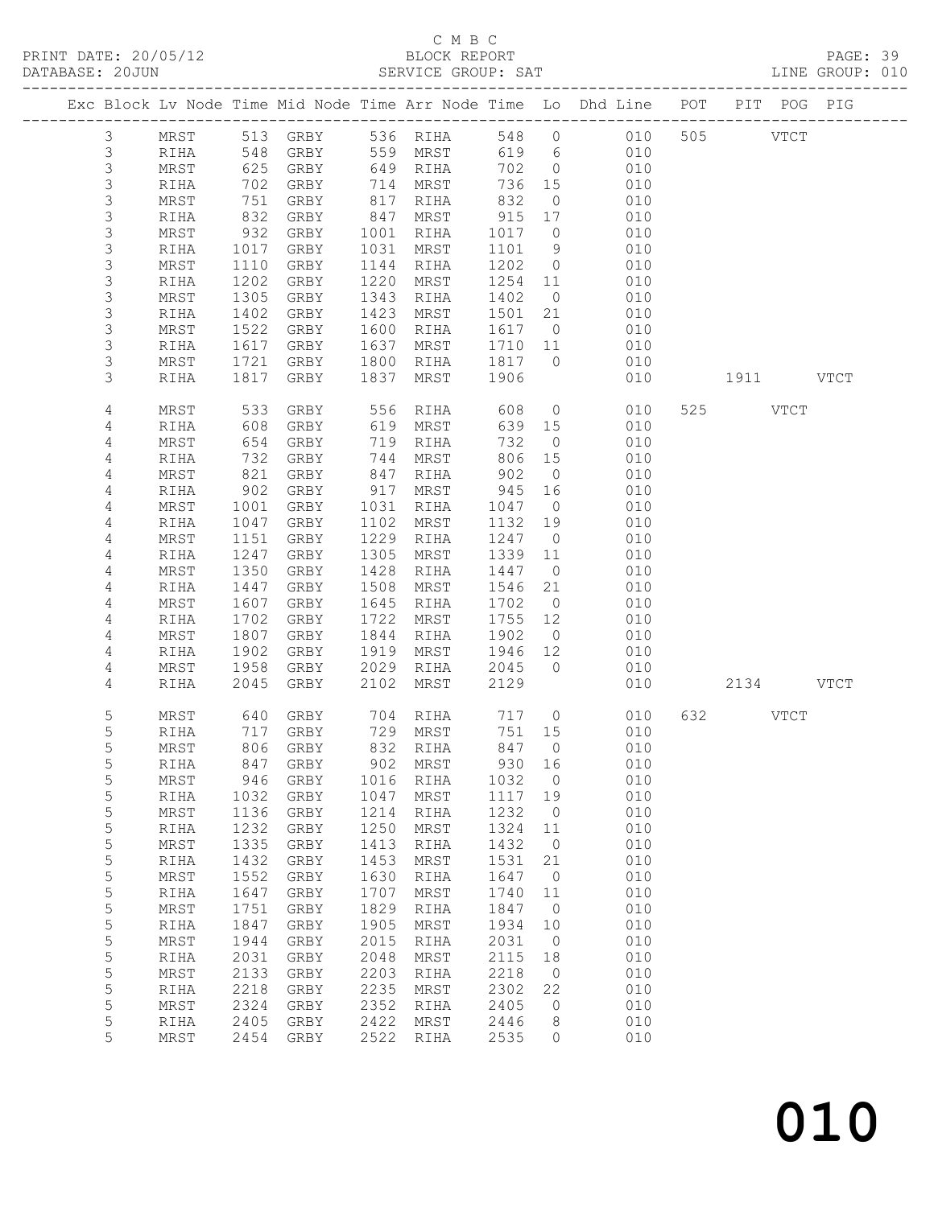C M B C

PRINT DATE: 20/05/12 BLOCK REPORT PAGE: 39
DATABASE: 20JUN SERVICE GROUP: SAT LINE GROUP: 010

| Exc | Block | Lv | Node | Time | Mid Node | Time | Arr Node | Time | Lo | Dhd Line | POT | PIT | POG | PIG |
|---|---|---|---|---|---|---|---|---|---|---|---|---|---|---|
| | 3 | | MRST | 513 | GRBY | 536 | RIHA | 548 | 0 | 010 | 505 | | VTCT | |
| | 3 | | RIHA | 548 | GRBY | 559 | MRST | 619 | 6 | 010 | | | | |
| | 3 | | MRST | 625 | GRBY | 649 | RIHA | 702 | 0 | 010 | | | | |
| | 3 | | RIHA | 702 | GRBY | 714 | MRST | 736 | 15 | 010 | | | | |
| | 3 | | MRST | 751 | GRBY | 817 | RIHA | 832 | 0 | 010 | | | | |
| | 3 | | RIHA | 832 | GRBY | 847 | MRST | 915 | 17 | 010 | | | | |
| | 3 | | MRST | 932 | GRBY | 1001 | RIHA | 1017 | 0 | 010 | | | | |
| | 3 | | RIHA | 1017 | GRBY | 1031 | MRST | 1101 | 9 | 010 | | | | |
| | 3 | | MRST | 1110 | GRBY | 1144 | RIHA | 1202 | 0 | 010 | | | | |
| | 3 | | RIHA | 1202 | GRBY | 1220 | MRST | 1254 | 11 | 010 | | | | |
| | 3 | | MRST | 1305 | GRBY | 1343 | RIHA | 1402 | 0 | 010 | | | | |
| | 3 | | RIHA | 1402 | GRBY | 1423 | MRST | 1501 | 21 | 010 | | | | |
| | 3 | | MRST | 1522 | GRBY | 1600 | RIHA | 1617 | 0 | 010 | | | | |
| | 3 | | RIHA | 1617 | GRBY | 1637 | MRST | 1710 | 11 | 010 | | | | |
| | 3 | | MRST | 1721 | GRBY | 1800 | RIHA | 1817 | 0 | 010 | | | | |
| | 3 | | RIHA | 1817 | GRBY | 1837 | MRST | 1906 | | 010 | | 1911 | | VTCT |
| | 4 | | MRST | 533 | GRBY | 556 | RIHA | 608 | 0 | 010 | 525 | | VTCT | |
| | 4 | | RIHA | 608 | GRBY | 619 | MRST | 639 | 15 | 010 | | | | |
| | 4 | | MRST | 654 | GRBY | 719 | RIHA | 732 | 0 | 010 | | | | |
| | 4 | | RIHA | 732 | GRBY | 744 | MRST | 806 | 15 | 010 | | | | |
| | 4 | | MRST | 821 | GRBY | 847 | RIHA | 902 | 0 | 010 | | | | |
| | 4 | | RIHA | 902 | GRBY | 917 | MRST | 945 | 16 | 010 | | | | |
| | 4 | | MRST | 1001 | GRBY | 1031 | RIHA | 1047 | 0 | 010 | | | | |
| | 4 | | RIHA | 1047 | GRBY | 1102 | MRST | 1132 | 19 | 010 | | | | |
| | 4 | | MRST | 1151 | GRBY | 1229 | RIHA | 1247 | 0 | 010 | | | | |
| | 4 | | RIHA | 1247 | GRBY | 1305 | MRST | 1339 | 11 | 010 | | | | |
| | 4 | | MRST | 1350 | GRBY | 1428 | RIHA | 1447 | 0 | 010 | | | | |
| | 4 | | RIHA | 1447 | GRBY | 1508 | MRST | 1546 | 21 | 010 | | | | |
| | 4 | | MRST | 1607 | GRBY | 1645 | RIHA | 1702 | 0 | 010 | | | | |
| | 4 | | RIHA | 1702 | GRBY | 1722 | MRST | 1755 | 12 | 010 | | | | |
| | 4 | | MRST | 1807 | GRBY | 1844 | RIHA | 1902 | 0 | 010 | | | | |
| | 4 | | RIHA | 1902 | GRBY | 1919 | MRST | 1946 | 12 | 010 | | | | |
| | 4 | | MRST | 1958 | GRBY | 2029 | RIHA | 2045 | 0 | 010 | | | | |
| | 4 | | RIHA | 2045 | GRBY | 2102 | MRST | 2129 | | 010 | | 2134 | | VTCT |
| | 5 | | MRST | 640 | GRBY | 704 | RIHA | 717 | 0 | 010 | 632 | | VTCT | |
| | 5 | | RIHA | 717 | GRBY | 729 | MRST | 751 | 15 | 010 | | | | |
| | 5 | | MRST | 806 | GRBY | 832 | RIHA | 847 | 0 | 010 | | | | |
| | 5 | | RIHA | 847 | GRBY | 902 | MRST | 930 | 16 | 010 | | | | |
| | 5 | | MRST | 946 | GRBY | 1016 | RIHA | 1032 | 0 | 010 | | | | |
| | 5 | | RIHA | 1032 | GRBY | 1047 | MRST | 1117 | 19 | 010 | | | | |
| | 5 | | MRST | 1136 | GRBY | 1214 | RIHA | 1232 | 0 | 010 | | | | |
| | 5 | | RIHA | 1232 | GRBY | 1250 | MRST | 1324 | 11 | 010 | | | | |
| | 5 | | MRST | 1335 | GRBY | 1413 | RIHA | 1432 | 0 | 010 | | | | |
| | 5 | | RIHA | 1432 | GRBY | 1453 | MRST | 1531 | 21 | 010 | | | | |
| | 5 | | MRST | 1552 | GRBY | 1630 | RIHA | 1647 | 0 | 010 | | | | |
| | 5 | | RIHA | 1647 | GRBY | 1707 | MRST | 1740 | 11 | 010 | | | | |
| | 5 | | MRST | 1751 | GRBY | 1829 | RIHA | 1847 | 0 | 010 | | | | |
| | 5 | | RIHA | 1847 | GRBY | 1905 | MRST | 1934 | 10 | 010 | | | | |
| | 5 | | MRST | 1944 | GRBY | 2015 | RIHA | 2031 | 0 | 010 | | | | |
| | 5 | | RIHA | 2031 | GRBY | 2048 | MRST | 2115 | 18 | 010 | | | | |
| | 5 | | MRST | 2133 | GRBY | 2203 | RIHA | 2218 | 0 | 010 | | | | |
| | 5 | | RIHA | 2218 | GRBY | 2235 | MRST | 2302 | 22 | 010 | | | | |
| | 5 | | MRST | 2324 | GRBY | 2352 | RIHA | 2405 | 0 | 010 | | | | |
| | 5 | | RIHA | 2405 | GRBY | 2422 | MRST | 2446 | 8 | 010 | | | | |
| | 5 | | MRST | 2454 | GRBY | 2522 | RIHA | 2535 | 0 | 010 | | | | |

010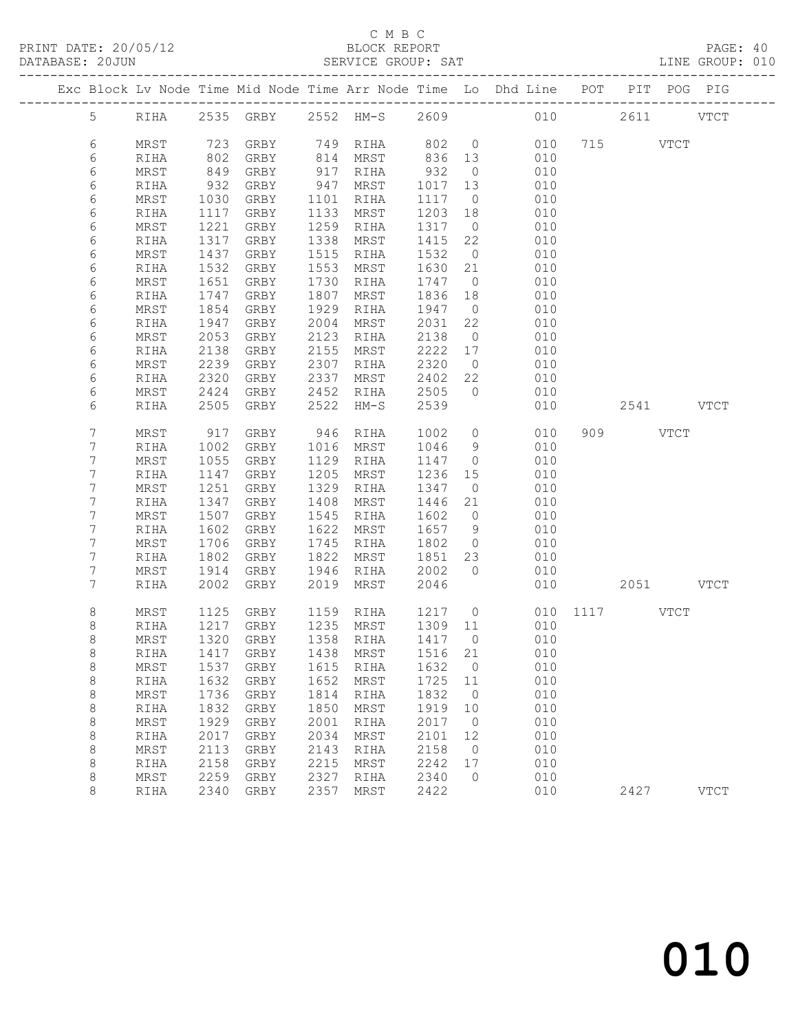C M B C
PRINT DATE: 20/05/12 BLOCK REPORT
DATABASE: 20JUN SERVICE GROUP: SAT LINE GROUP: 010

| Exc | Block | Lv | Node | Time | Mid Node | Time | Arr Node | Time | Lo | Dhd Line | POT | PIT | POG | PIG |
|---|---|---|---|---|---|---|---|---|---|---|---|---|---|---|
| | 5 | | RIHA | 2535 | GRBY | 2552 | HM-S | 2609 | | 010 | | 2611 | | VTCT |
| | 6 | | MRST | 723 | GRBY | 749 | RIHA | 802 | 0 | 010 | 715 | | VTCT | |
| | 6 | | RIHA | 802 | GRBY | 814 | MRST | 836 | 13 | 010 | | | | |
| | 6 | | MRST | 849 | GRBY | 917 | RIHA | 932 | 0 | 010 | | | | |
| | 6 | | RIHA | 932 | GRBY | 947 | MRST | 1017 | 13 | 010 | | | | |
| | 6 | | MRST | 1030 | GRBY | 1101 | RIHA | 1117 | 0 | 010 | | | | |
| | 6 | | RIHA | 1117 | GRBY | 1133 | MRST | 1203 | 18 | 010 | | | | |
| | 6 | | MRST | 1221 | GRBY | 1259 | RIHA | 1317 | 0 | 010 | | | | |
| | 6 | | RIHA | 1317 | GRBY | 1338 | MRST | 1415 | 22 | 010 | | | | |
| | 6 | | MRST | 1437 | GRBY | 1515 | RIHA | 1532 | 0 | 010 | | | | |
| | 6 | | RIHA | 1532 | GRBY | 1553 | MRST | 1630 | 21 | 010 | | | | |
| | 6 | | MRST | 1651 | GRBY | 1730 | RIHA | 1747 | 0 | 010 | | | | |
| | 6 | | RIHA | 1747 | GRBY | 1807 | MRST | 1836 | 18 | 010 | | | | |
| | 6 | | MRST | 1854 | GRBY | 1929 | RIHA | 1947 | 0 | 010 | | | | |
| | 6 | | RIHA | 1947 | GRBY | 2004 | MRST | 2031 | 22 | 010 | | | | |
| | 6 | | MRST | 2053 | GRBY | 2123 | RIHA | 2138 | 0 | 010 | | | | |
| | 6 | | RIHA | 2138 | GRBY | 2155 | MRST | 2222 | 17 | 010 | | | | |
| | 6 | | MRST | 2239 | GRBY | 2307 | RIHA | 2320 | 0 | 010 | | | | |
| | 6 | | RIHA | 2320 | GRBY | 2337 | MRST | 2402 | 22 | 010 | | | | |
| | 6 | | MRST | 2424 | GRBY | 2452 | RIHA | 2505 | 0 | 010 | | | | |
| | 6 | | RIHA | 2505 | GRBY | 2522 | HM-S | 2539 | | 010 | | 2541 | | VTCT |
| | 7 | | MRST | 917 | GRBY | 946 | RIHA | 1002 | 0 | 010 | 909 | | VTCT | |
| | 7 | | RIHA | 1002 | GRBY | 1016 | MRST | 1046 | 9 | 010 | | | | |
| | 7 | | MRST | 1055 | GRBY | 1129 | RIHA | 1147 | 0 | 010 | | | | |
| | 7 | | RIHA | 1147 | GRBY | 1205 | MRST | 1236 | 15 | 010 | | | | |
| | 7 | | MRST | 1251 | GRBY | 1329 | RIHA | 1347 | 0 | 010 | | | | |
| | 7 | | RIHA | 1347 | GRBY | 1408 | MRST | 1446 | 21 | 010 | | | | |
| | 7 | | MRST | 1507 | GRBY | 1545 | RIHA | 1602 | 0 | 010 | | | | |
| | 7 | | RIHA | 1602 | GRBY | 1622 | MRST | 1657 | 9 | 010 | | | | |
| | 7 | | MRST | 1706 | GRBY | 1745 | RIHA | 1802 | 0 | 010 | | | | |
| | 7 | | RIHA | 1802 | GRBY | 1822 | MRST | 1851 | 23 | 010 | | | | |
| | 7 | | MRST | 1914 | GRBY | 1946 | RIHA | 2002 | 0 | 010 | | | | |
| | 7 | | RIHA | 2002 | GRBY | 2019 | MRST | 2046 | | 010 | | 2051 | | VTCT |
| | 8 | | MRST | 1125 | GRBY | 1159 | RIHA | 1217 | 0 | 010 | 1117 | | VTCT | |
| | 8 | | RIHA | 1217 | GRBY | 1235 | MRST | 1309 | 11 | 010 | | | | |
| | 8 | | MRST | 1320 | GRBY | 1358 | RIHA | 1417 | 0 | 010 | | | | |
| | 8 | | RIHA | 1417 | GRBY | 1438 | MRST | 1516 | 21 | 010 | | | | |
| | 8 | | MRST | 1537 | GRBY | 1615 | RIHA | 1632 | 0 | 010 | | | | |
| | 8 | | RIHA | 1632 | GRBY | 1652 | MRST | 1725 | 11 | 010 | | | | |
| | 8 | | MRST | 1736 | GRBY | 1814 | RIHA | 1832 | 0 | 010 | | | | |
| | 8 | | RIHA | 1832 | GRBY | 1850 | MRST | 1919 | 10 | 010 | | | | |
| | 8 | | MRST | 1929 | GRBY | 2001 | RIHA | 2017 | 0 | 010 | | | | |
| | 8 | | RIHA | 2017 | GRBY | 2034 | MRST | 2101 | 12 | 010 | | | | |
| | 8 | | MRST | 2113 | GRBY | 2143 | RIHA | 2158 | 0 | 010 | | | | |
| | 8 | | RIHA | 2158 | GRBY | 2215 | MRST | 2242 | 17 | 010 | | | | |
| | 8 | | MRST | 2259 | GRBY | 2327 | RIHA | 2340 | 0 | 010 | | | | |
| | 8 | | RIHA | 2340 | GRBY | 2357 | MRST | 2422 | | 010 | | 2427 | | VTCT |

010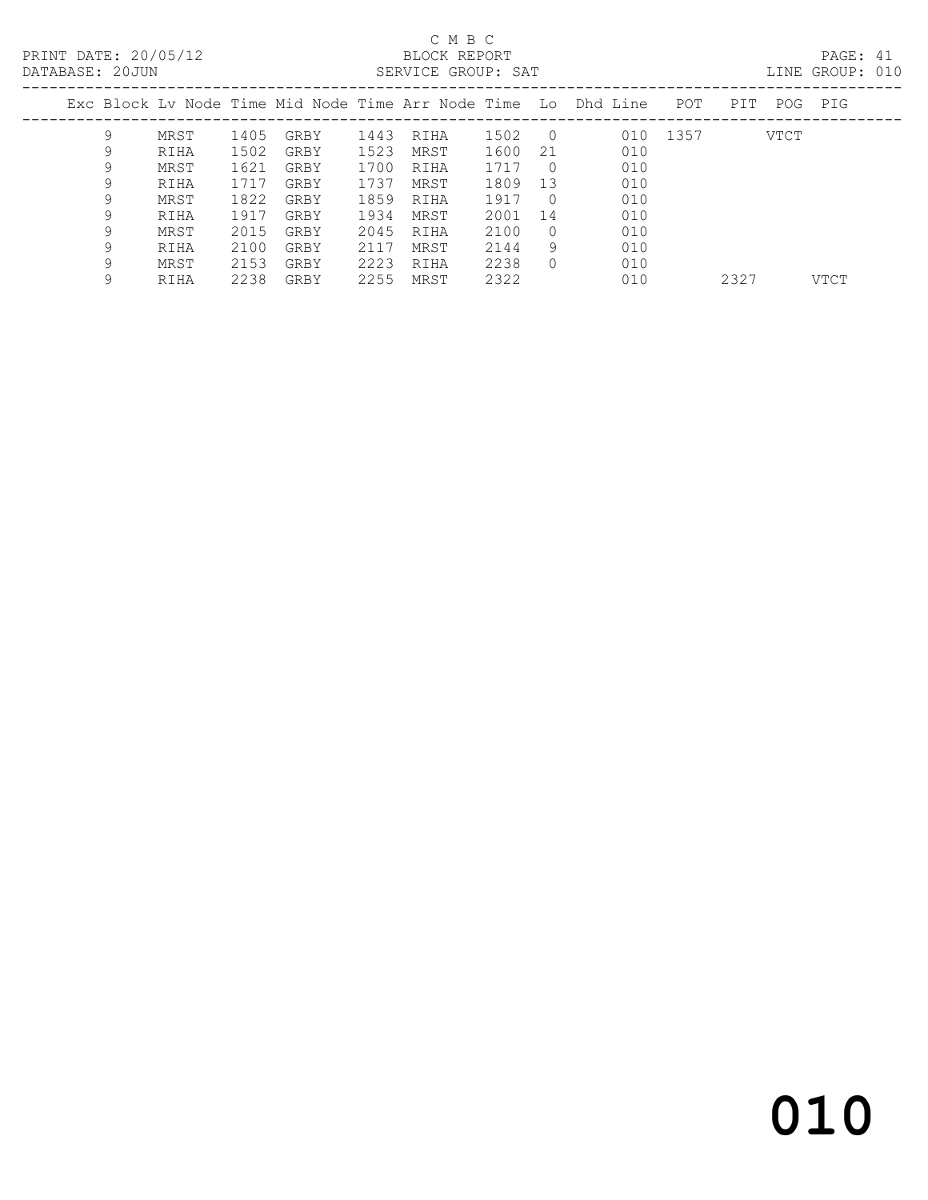C M B C

PRINT DATE: 20/05/12 BLOCK REPORT

DATABASE: 20JUN SERVICE GROUP: SAT LINE GROUP: 010

| Exc | Block | Lv | Node | Time | Mid Node | Time | Arr Node | Time | Lo | Dhd Line | POT | PIT | POG | PIG |
|---|---|---|---|---|---|---|---|---|---|---|---|---|---|---|
| | 9 | | MRST | 1405 | GRBY | 1443 | RIHA | 1502 | 0 | 010 | 1357 | | VTCT | |
| | 9 | | RIHA | 1502 | GRBY | 1523 | MRST | 1600 | 21 | 010 | | | | |
| | 9 | | MRST | 1621 | GRBY | 1700 | RIHA | 1717 | 0 | 010 | | | | |
| | 9 | | RIHA | 1717 | GRBY | 1737 | MRST | 1809 | 13 | 010 | | | | |
| | 9 | | MRST | 1822 | GRBY | 1859 | RIHA | 1917 | 0 | 010 | | | | |
| | 9 | | RIHA | 1917 | GRBY | 1934 | MRST | 2001 | 14 | 010 | | | | |
| | 9 | | MRST | 2015 | GRBY | 2045 | RIHA | 2100 | 0 | 010 | | | | |
| | 9 | | RIHA | 2100 | GRBY | 2117 | MRST | 2144 | 9 | 010 | | | | |
| | 9 | | MRST | 2153 | GRBY | 2223 | RIHA | 2238 | 0 | 010 | | | | |
| | 9 | | RIHA | 2238 | GRBY | 2255 | MRST | 2322 | | 010 | | 2327 | | VTCT |

# 010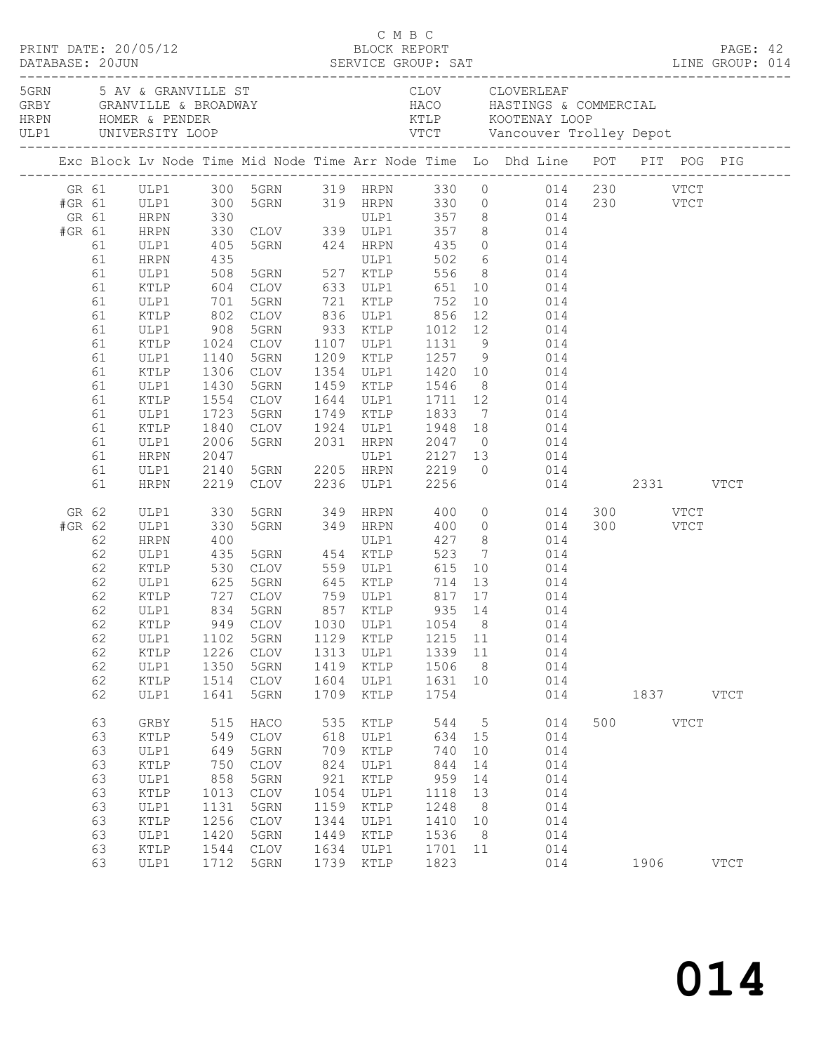C M B C

PRINT DATE: 20/05/12 BLOCK REPORT PAGE: 42
DATABASE: 20JUN SERVICE GROUP: SAT LINE GROUP: 014

| Code | Location | Code | Location |
|---|---|---|---|
| 5GRN | 5 AV & GRANVILLE ST | CLOV | CLOVERLEAF |
| GRBY | GRANVILLE & BROADWAY | HACO | HASTINGS & COMMERCIAL |
| HRPN | HOMER & PENDER | KTLP | KOOTENAY LOOP |
| ULP1 | UNIVERSITY LOOP | VTCT | Vancouver Trolley Depot |

| Exc | Block | Lv Node | Time | Mid Node | Time | Arr Node | Time | Lo | Dhd Line | POT | PIT | POG | PIG |
|---|---|---|---|---|---|---|---|---|---|---|---|---|---|
| GR | 61 | ULP1 | 300 | 5GRN | 319 | HRPN | 330 | 0 | 014 | 230 | | VTCT | |
| #GR | 61 | ULP1 | 300 | 5GRN | 319 | HRPN | 330 | 0 | 014 | 230 | | VTCT | |
| GR | 61 | HRPN | 330 | | | ULP1 | 357 | 8 | 014 | | | | |
| #GR | 61 | HRPN | 330 | CLOV | 339 | ULP1 | 357 | 8 | 014 | | | | |
| | 61 | ULP1 | 405 | 5GRN | 424 | HRPN | 435 | 0 | 014 | | | | |
| | 61 | HRPN | 435 | | | ULP1 | 502 | 6 | 014 | | | | |
| | 61 | ULP1 | 508 | 5GRN | 527 | KTLP | 556 | 8 | 014 | | | | |
| | 61 | KTLP | 604 | CLOV | 633 | ULP1 | 651 | 10 | 014 | | | | |
| | 61 | ULP1 | 701 | 5GRN | 721 | KTLP | 752 | 10 | 014 | | | | |
| | 61 | KTLP | 802 | CLOV | 836 | ULP1 | 856 | 12 | 014 | | | | |
| | 61 | ULP1 | 908 | 5GRN | 933 | KTLP | 1012 | 12 | 014 | | | | |
| | 61 | KTLP | 1024 | CLOV | 1107 | ULP1 | 1131 | 9 | 014 | | | | |
| | 61 | ULP1 | 1140 | 5GRN | 1209 | KTLP | 1257 | 9 | 014 | | | | |
| | 61 | KTLP | 1306 | CLOV | 1354 | ULP1 | 1420 | 10 | 014 | | | | |
| | 61 | ULP1 | 1430 | 5GRN | 1459 | KTLP | 1546 | 8 | 014 | | | | |
| | 61 | KTLP | 1554 | CLOV | 1644 | ULP1 | 1711 | 12 | 014 | | | | |
| | 61 | ULP1 | 1723 | 5GRN | 1749 | KTLP | 1833 | 7 | 014 | | | | |
| | 61 | KTLP | 1840 | CLOV | 1924 | ULP1 | 1948 | 18 | 014 | | | | |
| | 61 | ULP1 | 2006 | 5GRN | 2031 | HRPN | 2047 | 0 | 014 | | | | |
| | 61 | HRPN | 2047 | | | ULP1 | 2127 | 13 | 014 | | | | |
| | 61 | ULP1 | 2140 | 5GRN | 2205 | HRPN | 2219 | 0 | 014 | | | | |
| | 61 | HRPN | 2219 | CLOV | 2236 | ULP1 | 2256 | | 014 | | 2331 | | VTCT |
| GR | 62 | ULP1 | 330 | 5GRN | 349 | HRPN | 400 | 0 | 014 | 300 | | VTCT | |
| #GR | 62 | ULP1 | 330 | 5GRN | 349 | HRPN | 400 | 0 | 014 | 300 | | VTCT | |
| | 62 | HRPN | 400 | | | ULP1 | 427 | 8 | 014 | | | | |
| | 62 | ULP1 | 435 | 5GRN | 454 | KTLP | 523 | 7 | 014 | | | | |
| | 62 | KTLP | 530 | CLOV | 559 | ULP1 | 615 | 10 | 014 | | | | |
| | 62 | ULP1 | 625 | 5GRN | 645 | KTLP | 714 | 13 | 014 | | | | |
| | 62 | KTLP | 727 | CLOV | 759 | ULP1 | 817 | 17 | 014 | | | | |
| | 62 | ULP1 | 834 | 5GRN | 857 | KTLP | 935 | 14 | 014 | | | | |
| | 62 | KTLP | 949 | CLOV | 1030 | ULP1 | 1054 | 8 | 014 | | | | |
| | 62 | ULP1 | 1102 | 5GRN | 1129 | KTLP | 1215 | 11 | 014 | | | | |
| | 62 | KTLP | 1226 | CLOV | 1313 | ULP1 | 1339 | 11 | 014 | | | | |
| | 62 | ULP1 | 1350 | 5GRN | 1419 | KTLP | 1506 | 8 | 014 | | | | |
| | 62 | KTLP | 1514 | CLOV | 1604 | ULP1 | 1631 | 10 | 014 | | | | |
| | 62 | ULP1 | 1641 | 5GRN | 1709 | KTLP | 1754 | | 014 | | 1837 | | VTCT |
| | 63 | GRBY | 515 | HACO | 535 | KTLP | 544 | 5 | 014 | 500 | | VTCT | |
| | 63 | KTLP | 549 | CLOV | 618 | ULP1 | 634 | 15 | 014 | | | | |
| | 63 | ULP1 | 649 | 5GRN | 709 | KTLP | 740 | 10 | 014 | | | | |
| | 63 | KTLP | 750 | CLOV | 824 | ULP1 | 844 | 14 | 014 | | | | |
| | 63 | ULP1 | 858 | 5GRN | 921 | KTLP | 959 | 14 | 014 | | | | |
| | 63 | KTLP | 1013 | CLOV | 1054 | ULP1 | 1118 | 13 | 014 | | | | |
| | 63 | ULP1 | 1131 | 5GRN | 1159 | KTLP | 1248 | 8 | 014 | | | | |
| | 63 | KTLP | 1256 | CLOV | 1344 | ULP1 | 1410 | 10 | 014 | | | | |
| | 63 | ULP1 | 1420 | 5GRN | 1449 | KTLP | 1536 | 8 | 014 | | | | |
| | 63 | KTLP | 1544 | CLOV | 1634 | ULP1 | 1701 | 11 | 014 | | | | |
| | 63 | ULP1 | 1712 | 5GRN | 1739 | KTLP | 1823 | | 014 | | 1906 | | VTCT |

014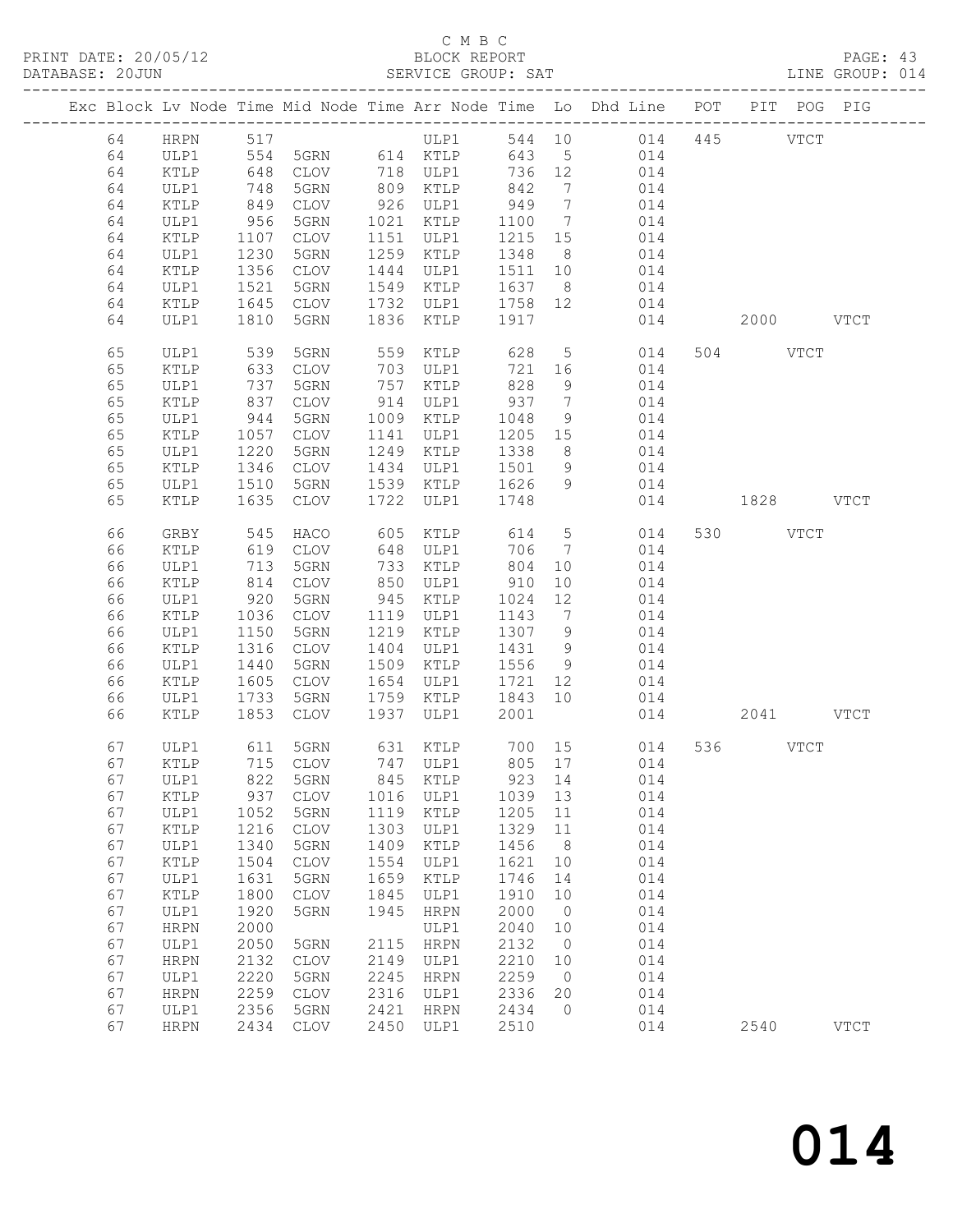C M B C

PRINT DATE: 20/05/12 BLOCK REPORT

DATABASE: 20JUN SERVICE GROUP: SAT LINE GROUP: 014

| Exc | Block | Lv | Node | Time | Mid Node | Time | Arr Node | Time | Lo | Dhd Line | POT | PIT | POG | PIG |
|---|---|---|---|---|---|---|---|---|---|---|---|---|---|---|
| | 64 | | HRPN | 517 | | | ULP1 | 544 | 10 | 014 | 445 | | VTCT | |
| | 64 | | ULP1 | 554 | 5GRN | 614 | KTLP | 643 | 5 | 014 | | | | |
| | 64 | | KTLP | 648 | CLOV | 718 | ULP1 | 736 | 12 | 014 | | | | |
| | 64 | | ULP1 | 748 | 5GRN | 809 | KTLP | 842 | 7 | 014 | | | | |
| | 64 | | KTLP | 849 | CLOV | 926 | ULP1 | 949 | 7 | 014 | | | | |
| | 64 | | ULP1 | 956 | 5GRN | 1021 | KTLP | 1100 | 7 | 014 | | | | |
| | 64 | | KTLP | 1107 | CLOV | 1151 | ULP1 | 1215 | 15 | 014 | | | | |
| | 64 | | ULP1 | 1230 | 5GRN | 1259 | KTLP | 1348 | 8 | 014 | | | | |
| | 64 | | KTLP | 1356 | CLOV | 1444 | ULP1 | 1511 | 10 | 014 | | | | |
| | 64 | | ULP1 | 1521 | 5GRN | 1549 | KTLP | 1637 | 8 | 014 | | | | |
| | 64 | | KTLP | 1645 | CLOV | 1732 | ULP1 | 1758 | 12 | 014 | | | | |
| | 64 | | ULP1 | 1810 | 5GRN | 1836 | KTLP | 1917 | | 014 | | 2000 | | VTCT |
| | 65 | | ULP1 | 539 | 5GRN | 559 | KTLP | 628 | 5 | 014 | 504 | | VTCT | |
| | 65 | | KTLP | 633 | CLOV | 703 | ULP1 | 721 | 16 | 014 | | | | |
| | 65 | | ULP1 | 737 | 5GRN | 757 | KTLP | 828 | 9 | 014 | | | | |
| | 65 | | KTLP | 837 | CLOV | 914 | ULP1 | 937 | 7 | 014 | | | | |
| | 65 | | ULP1 | 944 | 5GRN | 1009 | KTLP | 1048 | 9 | 014 | | | | |
| | 65 | | KTLP | 1057 | CLOV | 1141 | ULP1 | 1205 | 15 | 014 | | | | |
| | 65 | | ULP1 | 1220 | 5GRN | 1249 | KTLP | 1338 | 8 | 014 | | | | |
| | 65 | | KTLP | 1346 | CLOV | 1434 | ULP1 | 1501 | 9 | 014 | | | | |
| | 65 | | ULP1 | 1510 | 5GRN | 1539 | KTLP | 1626 | 9 | 014 | | | | |
| | 65 | | KTLP | 1635 | CLOV | 1722 | ULP1 | 1748 | | 014 | | 1828 | | VTCT |
| | 66 | | GRBY | 545 | HACO | 605 | KTLP | 614 | 5 | 014 | 530 | | VTCT | |
| | 66 | | KTLP | 619 | CLOV | 648 | ULP1 | 706 | 7 | 014 | | | | |
| | 66 | | ULP1 | 713 | 5GRN | 733 | KTLP | 804 | 10 | 014 | | | | |
| | 66 | | KTLP | 814 | CLOV | 850 | ULP1 | 910 | 10 | 014 | | | | |
| | 66 | | ULP1 | 920 | 5GRN | 945 | KTLP | 1024 | 12 | 014 | | | | |
| | 66 | | KTLP | 1036 | CLOV | 1119 | ULP1 | 1143 | 7 | 014 | | | | |
| | 66 | | ULP1 | 1150 | 5GRN | 1219 | KTLP | 1307 | 9 | 014 | | | | |
| | 66 | | KTLP | 1316 | CLOV | 1404 | ULP1 | 1431 | 9 | 014 | | | | |
| | 66 | | ULP1 | 1440 | 5GRN | 1509 | KTLP | 1556 | 9 | 014 | | | | |
| | 66 | | KTLP | 1605 | CLOV | 1654 | ULP1 | 1721 | 12 | 014 | | | | |
| | 66 | | ULP1 | 1733 | 5GRN | 1759 | KTLP | 1843 | 10 | 014 | | | | |
| | 66 | | KTLP | 1853 | CLOV | 1937 | ULP1 | 2001 | | 014 | | 2041 | | VTCT |
| | 67 | | ULP1 | 611 | 5GRN | 631 | KTLP | 700 | 15 | 014 | 536 | | VTCT | |
| | 67 | | KTLP | 715 | CLOV | 747 | ULP1 | 805 | 17 | 014 | | | | |
| | 67 | | ULP1 | 822 | 5GRN | 845 | KTLP | 923 | 14 | 014 | | | | |
| | 67 | | KTLP | 937 | CLOV | 1016 | ULP1 | 1039 | 13 | 014 | | | | |
| | 67 | | ULP1 | 1052 | 5GRN | 1119 | KTLP | 1205 | 11 | 014 | | | | |
| | 67 | | KTLP | 1216 | CLOV | 1303 | ULP1 | 1329 | 11 | 014 | | | | |
| | 67 | | ULP1 | 1340 | 5GRN | 1409 | KTLP | 1456 | 8 | 014 | | | | |
| | 67 | | KTLP | 1504 | CLOV | 1554 | ULP1 | 1621 | 10 | 014 | | | | |
| | 67 | | ULP1 | 1631 | 5GRN | 1659 | KTLP | 1746 | 14 | 014 | | | | |
| | 67 | | KTLP | 1800 | CLOV | 1845 | ULP1 | 1910 | 10 | 014 | | | | |
| | 67 | | ULP1 | 1920 | 5GRN | 1945 | HRPN | 2000 | 0 | 014 | | | | |
| | 67 | | HRPN | 2000 | | | ULP1 | 2040 | 10 | 014 | | | | |
| | 67 | | ULP1 | 2050 | 5GRN | 2115 | HRPN | 2132 | 0 | 014 | | | | |
| | 67 | | HRPN | 2132 | CLOV | 2149 | ULP1 | 2210 | 10 | 014 | | | | |
| | 67 | | ULP1 | 2220 | 5GRN | 2245 | HRPN | 2259 | 0 | 014 | | | | |
| | 67 | | HRPN | 2259 | CLOV | 2316 | ULP1 | 2336 | 20 | 014 | | | | |
| | 67 | | ULP1 | 2356 | 5GRN | 2421 | HRPN | 2434 | 0 | 014 | | | | |
| | 67 | | HRPN | 2434 | CLOV | 2450 | ULP1 | 2510 | | 014 | | 2540 | | VTCT |

014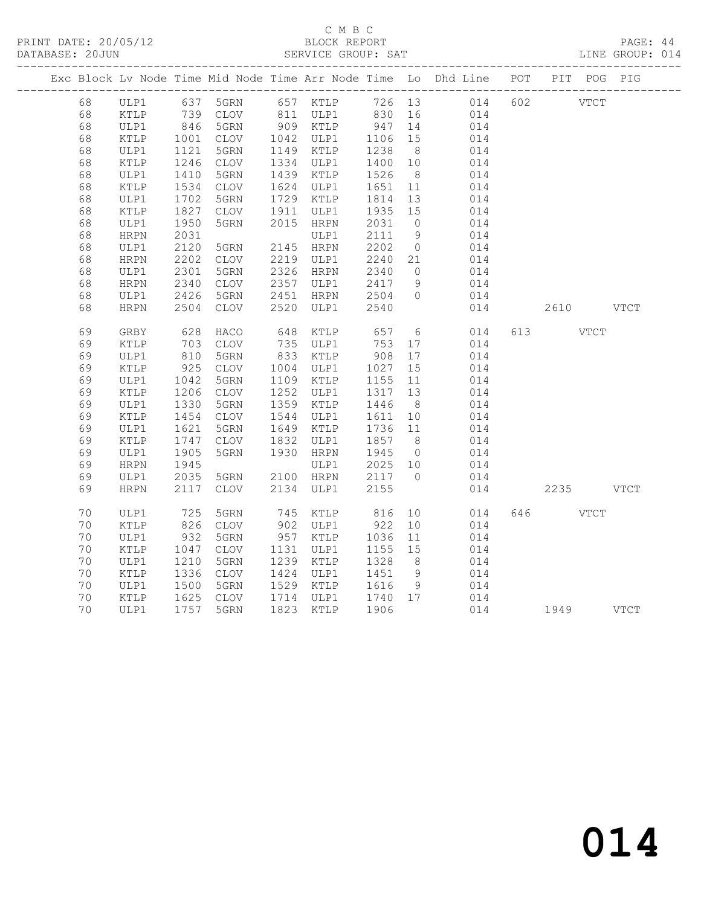C M B C

BLOCK REPORT

PRINT DATE: 20/05/12 　 DATABASE: 20JUN 　 SERVICE GROUP: SAT 　 LINE GROUP: 014

| Exc | Block | Lv | Node | Time | Mid Node | Time | Arr Node | Time | Lo | Dhd Line | POT | PIT | POG | PIG |
|---|---|---|---|---|---|---|---|---|---|---|---|---|---|---|
| | 68 | | ULP1 | 637 | 5GRN | 657 | KTLP | 726 | 13 | 014 | 602 | | VTCT | |
| | 68 | | KTLP | 739 | CLOV | 811 | ULP1 | 830 | 16 | 014 | | | | |
| | 68 | | ULP1 | 846 | 5GRN | 909 | KTLP | 947 | 14 | 014 | | | | |
| | 68 | | KTLP | 1001 | CLOV | 1042 | ULP1 | 1106 | 15 | 014 | | | | |
| | 68 | | ULP1 | 1121 | 5GRN | 1149 | KTLP | 1238 | 8 | 014 | | | | |
| | 68 | | KTLP | 1246 | CLOV | 1334 | ULP1 | 1400 | 10 | 014 | | | | |
| | 68 | | ULP1 | 1410 | 5GRN | 1439 | KTLP | 1526 | 8 | 014 | | | | |
| | 68 | | KTLP | 1534 | CLOV | 1624 | ULP1 | 1651 | 11 | 014 | | | | |
| | 68 | | ULP1 | 1702 | 5GRN | 1729 | KTLP | 1814 | 13 | 014 | | | | |
| | 68 | | KTLP | 1827 | CLOV | 1911 | ULP1 | 1935 | 15 | 014 | | | | |
| | 68 | | ULP1 | 1950 | 5GRN | 2015 | HRPN | 2031 | 0 | 014 | | | | |
| | 68 | | HRPN | 2031 | | | ULP1 | 2111 | 9 | 014 | | | | |
| | 68 | | ULP1 | 2120 | 5GRN | 2145 | HRPN | 2202 | 0 | 014 | | | | |
| | 68 | | HRPN | 2202 | CLOV | 2219 | ULP1 | 2240 | 21 | 014 | | | | |
| | 68 | | ULP1 | 2301 | 5GRN | 2326 | HRPN | 2340 | 0 | 014 | | | | |
| | 68 | | HRPN | 2340 | CLOV | 2357 | ULP1 | 2417 | 9 | 014 | | | | |
| | 68 | | ULP1 | 2426 | 5GRN | 2451 | HRPN | 2504 | 0 | 014 | | | | |
| | 68 | | HRPN | 2504 | CLOV | 2520 | ULP1 | 2540 | | 014 | | 2610 | | VTCT |
| | 69 | | GRBY | 628 | HACO | 648 | KTLP | 657 | 6 | 014 | 613 | | VTCT | |
| | 69 | | KTLP | 703 | CLOV | 735 | ULP1 | 753 | 17 | 014 | | | | |
| | 69 | | ULP1 | 810 | 5GRN | 833 | KTLP | 908 | 17 | 014 | | | | |
| | 69 | | KTLP | 925 | CLOV | 1004 | ULP1 | 1027 | 15 | 014 | | | | |
| | 69 | | ULP1 | 1042 | 5GRN | 1109 | KTLP | 1155 | 11 | 014 | | | | |
| | 69 | | KTLP | 1206 | CLOV | 1252 | ULP1 | 1317 | 13 | 014 | | | | |
| | 69 | | ULP1 | 1330 | 5GRN | 1359 | KTLP | 1446 | 8 | 014 | | | | |
| | 69 | | KTLP | 1454 | CLOV | 1544 | ULP1 | 1611 | 10 | 014 | | | | |
| | 69 | | ULP1 | 1621 | 5GRN | 1649 | KTLP | 1736 | 11 | 014 | | | | |
| | 69 | | KTLP | 1747 | CLOV | 1832 | ULP1 | 1857 | 8 | 014 | | | | |
| | 69 | | ULP1 | 1905 | 5GRN | 1930 | HRPN | 1945 | 0 | 014 | | | | |
| | 69 | | HRPN | 1945 | | | ULP1 | 2025 | 10 | 014 | | | | |
| | 69 | | ULP1 | 2035 | 5GRN | 2100 | HRPN | 2117 | 0 | 014 | | | | |
| | 69 | | HRPN | 2117 | CLOV | 2134 | ULP1 | 2155 | | 014 | | 2235 | | VTCT |
| | 70 | | ULP1 | 725 | 5GRN | 745 | KTLP | 816 | 10 | 014 | 646 | | VTCT | |
| | 70 | | KTLP | 826 | CLOV | 902 | ULP1 | 922 | 10 | 014 | | | | |
| | 70 | | ULP1 | 932 | 5GRN | 957 | KTLP | 1036 | 11 | 014 | | | | |
| | 70 | | KTLP | 1047 | CLOV | 1131 | ULP1 | 1155 | 15 | 014 | | | | |
| | 70 | | ULP1 | 1210 | 5GRN | 1239 | KTLP | 1328 | 8 | 014 | | | | |
| | 70 | | KTLP | 1336 | CLOV | 1424 | ULP1 | 1451 | 9 | 014 | | | | |
| | 70 | | ULP1 | 1500 | 5GRN | 1529 | KTLP | 1616 | 9 | 014 | | | | |
| | 70 | | KTLP | 1625 | CLOV | 1714 | ULP1 | 1740 | 17 | 014 | | | | |
| | 70 | | ULP1 | 1757 | 5GRN | 1823 | KTLP | 1906 | | 014 | | 1949 | | VTCT |

# 014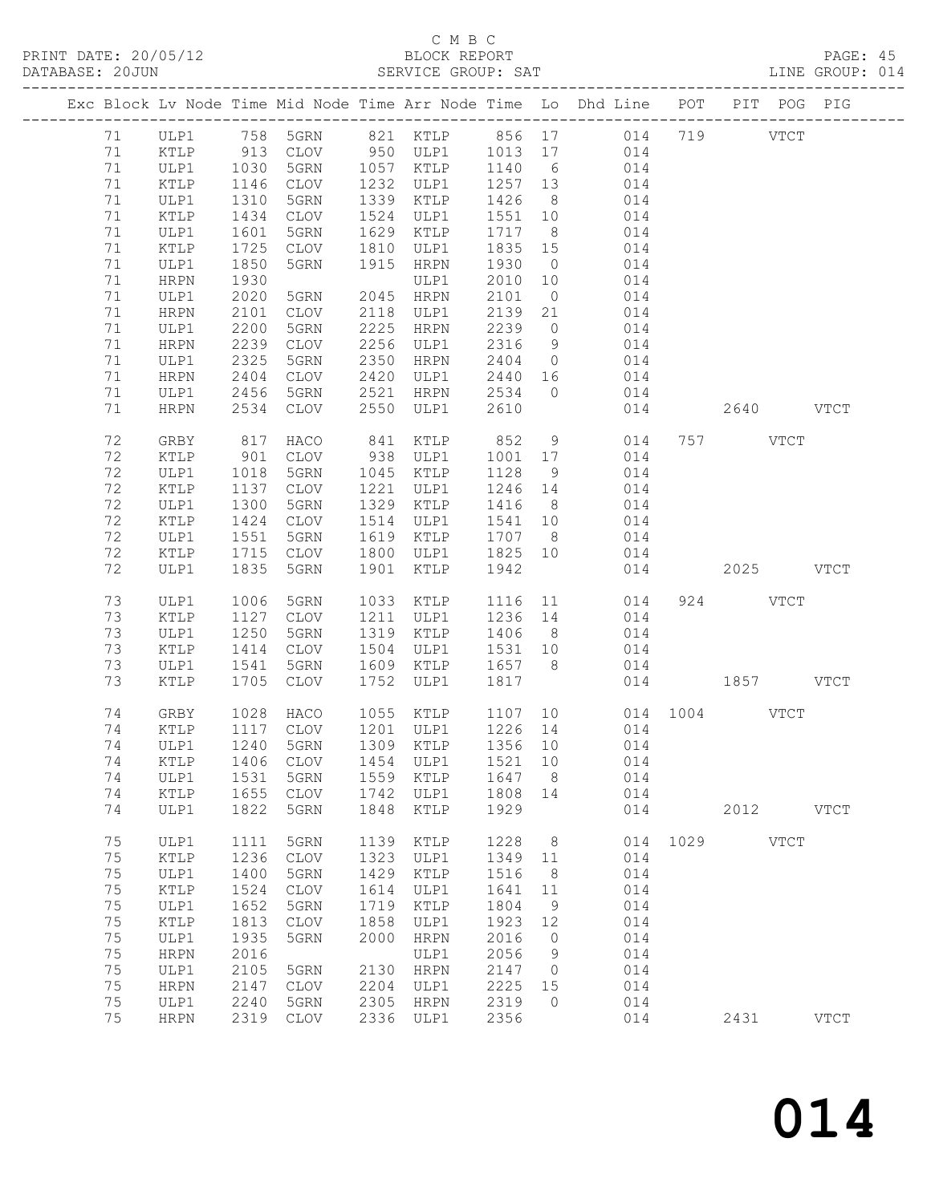C M B C
PRINT DATE: 20/05/12 BLOCK REPORT
DATABASE: 20JUN SERVICE GROUP: SAT LINE GROUP: 014

| Exc | Block | Lv | Node | Time | Mid Node | Time | Arr Node | Time | Lo | Dhd Line | POT | PIT | POG | PIG |
|---|---|---|---|---|---|---|---|---|---|---|---|---|---|---|
| | 71 | | ULP1 | 758 | 5GRN | 821 | KTLP | 856 | 17 | 014 | 719 | | VTCT | |
| | 71 | | KTLP | 913 | CLOV | 950 | ULP1 | 1013 | 17 | 014 | | | | |
| | 71 | | ULP1 | 1030 | 5GRN | 1057 | KTLP | 1140 | 6 | 014 | | | | |
| | 71 | | KTLP | 1146 | CLOV | 1232 | ULP1 | 1257 | 13 | 014 | | | | |
| | 71 | | ULP1 | 1310 | 5GRN | 1339 | KTLP | 1426 | 8 | 014 | | | | |
| | 71 | | KTLP | 1434 | CLOV | 1524 | ULP1 | 1551 | 10 | 014 | | | | |
| | 71 | | ULP1 | 1601 | 5GRN | 1629 | KTLP | 1717 | 8 | 014 | | | | |
| | 71 | | KTLP | 1725 | CLOV | 1810 | ULP1 | 1835 | 15 | 014 | | | | |
| | 71 | | ULP1 | 1850 | 5GRN | 1915 | HRPN | 1930 | 0 | 014 | | | | |
| | 71 | | HRPN | 1930 | | | ULP1 | 2010 | 10 | 014 | | | | |
| | 71 | | ULP1 | 2020 | 5GRN | 2045 | HRPN | 2101 | 0 | 014 | | | | |
| | 71 | | HRPN | 2101 | CLOV | 2118 | ULP1 | 2139 | 21 | 014 | | | | |
| | 71 | | ULP1 | 2200 | 5GRN | 2225 | HRPN | 2239 | 0 | 014 | | | | |
| | 71 | | HRPN | 2239 | CLOV | 2256 | ULP1 | 2316 | 9 | 014 | | | | |
| | 71 | | ULP1 | 2325 | 5GRN | 2350 | HRPN | 2404 | 0 | 014 | | | | |
| | 71 | | HRPN | 2404 | CLOV | 2420 | ULP1 | 2440 | 16 | 014 | | | | |
| | 71 | | ULP1 | 2456 | 5GRN | 2521 | HRPN | 2534 | 0 | 014 | | | | |
| | 71 | | HRPN | 2534 | CLOV | 2550 | ULP1 | 2610 | | 014 | | 2640 | | VTCT |
| | 72 | | GRBY | 817 | HACO | 841 | KTLP | 852 | 9 | 014 | 757 | | VTCT | |
| | 72 | | KTLP | 901 | CLOV | 938 | ULP1 | 1001 | 17 | 014 | | | | |
| | 72 | | ULP1 | 1018 | 5GRN | 1045 | KTLP | 1128 | 9 | 014 | | | | |
| | 72 | | KTLP | 1137 | CLOV | 1221 | ULP1 | 1246 | 14 | 014 | | | | |
| | 72 | | ULP1 | 1300 | 5GRN | 1329 | KTLP | 1416 | 8 | 014 | | | | |
| | 72 | | KTLP | 1424 | CLOV | 1514 | ULP1 | 1541 | 10 | 014 | | | | |
| | 72 | | ULP1 | 1551 | 5GRN | 1619 | KTLP | 1707 | 8 | 014 | | | | |
| | 72 | | KTLP | 1715 | CLOV | 1800 | ULP1 | 1825 | 10 | 014 | | | | |
| | 72 | | ULP1 | 1835 | 5GRN | 1901 | KTLP | 1942 | | 014 | | 2025 | | VTCT |
| | 73 | | ULP1 | 1006 | 5GRN | 1033 | KTLP | 1116 | 11 | 014 | 924 | | VTCT | |
| | 73 | | KTLP | 1127 | CLOV | 1211 | ULP1 | 1236 | 14 | 014 | | | | |
| | 73 | | ULP1 | 1250 | 5GRN | 1319 | KTLP | 1406 | 8 | 014 | | | | |
| | 73 | | KTLP | 1414 | CLOV | 1504 | ULP1 | 1531 | 10 | 014 | | | | |
| | 73 | | ULP1 | 1541 | 5GRN | 1609 | KTLP | 1657 | 8 | 014 | | | | |
| | 73 | | KTLP | 1705 | CLOV | 1752 | ULP1 | 1817 | | 014 | | 1857 | | VTCT |
| | 74 | | GRBY | 1028 | HACO | 1055 | KTLP | 1107 | 10 | 014 | 1004 | | VTCT | |
| | 74 | | KTLP | 1117 | CLOV | 1201 | ULP1 | 1226 | 14 | 014 | | | | |
| | 74 | | ULP1 | 1240 | 5GRN | 1309 | KTLP | 1356 | 10 | 014 | | | | |
| | 74 | | KTLP | 1406 | CLOV | 1454 | ULP1 | 1521 | 10 | 014 | | | | |
| | 74 | | ULP1 | 1531 | 5GRN | 1559 | KTLP | 1647 | 8 | 014 | | | | |
| | 74 | | KTLP | 1655 | CLOV | 1742 | ULP1 | 1808 | 14 | 014 | | | | |
| | 74 | | ULP1 | 1822 | 5GRN | 1848 | KTLP | 1929 | | 014 | | 2012 | | VTCT |
| | 75 | | ULP1 | 1111 | 5GRN | 1139 | KTLP | 1228 | 8 | 014 | 1029 | | VTCT | |
| | 75 | | KTLP | 1236 | CLOV | 1323 | ULP1 | 1349 | 11 | 014 | | | | |
| | 75 | | ULP1 | 1400 | 5GRN | 1429 | KTLP | 1516 | 8 | 014 | | | | |
| | 75 | | KTLP | 1524 | CLOV | 1614 | ULP1 | 1641 | 11 | 014 | | | | |
| | 75 | | ULP1 | 1652 | 5GRN | 1719 | KTLP | 1804 | 9 | 014 | | | | |
| | 75 | | KTLP | 1813 | CLOV | 1858 | ULP1 | 1923 | 12 | 014 | | | | |
| | 75 | | ULP1 | 1935 | 5GRN | 2000 | HRPN | 2016 | 0 | 014 | | | | |
| | 75 | | HRPN | 2016 | | | ULP1 | 2056 | 9 | 014 | | | | |
| | 75 | | ULP1 | 2105 | 5GRN | 2130 | HRPN | 2147 | 0 | 014 | | | | |
| | 75 | | HRPN | 2147 | CLOV | 2204 | ULP1 | 2225 | 15 | 014 | | | | |
| | 75 | | ULP1 | 2240 | 5GRN | 2305 | HRPN | 2319 | 0 | 014 | | | | |
| | 75 | | HRPN | 2319 | CLOV | 2336 | ULP1 | 2356 | | 014 | | 2431 | | VTCT |

014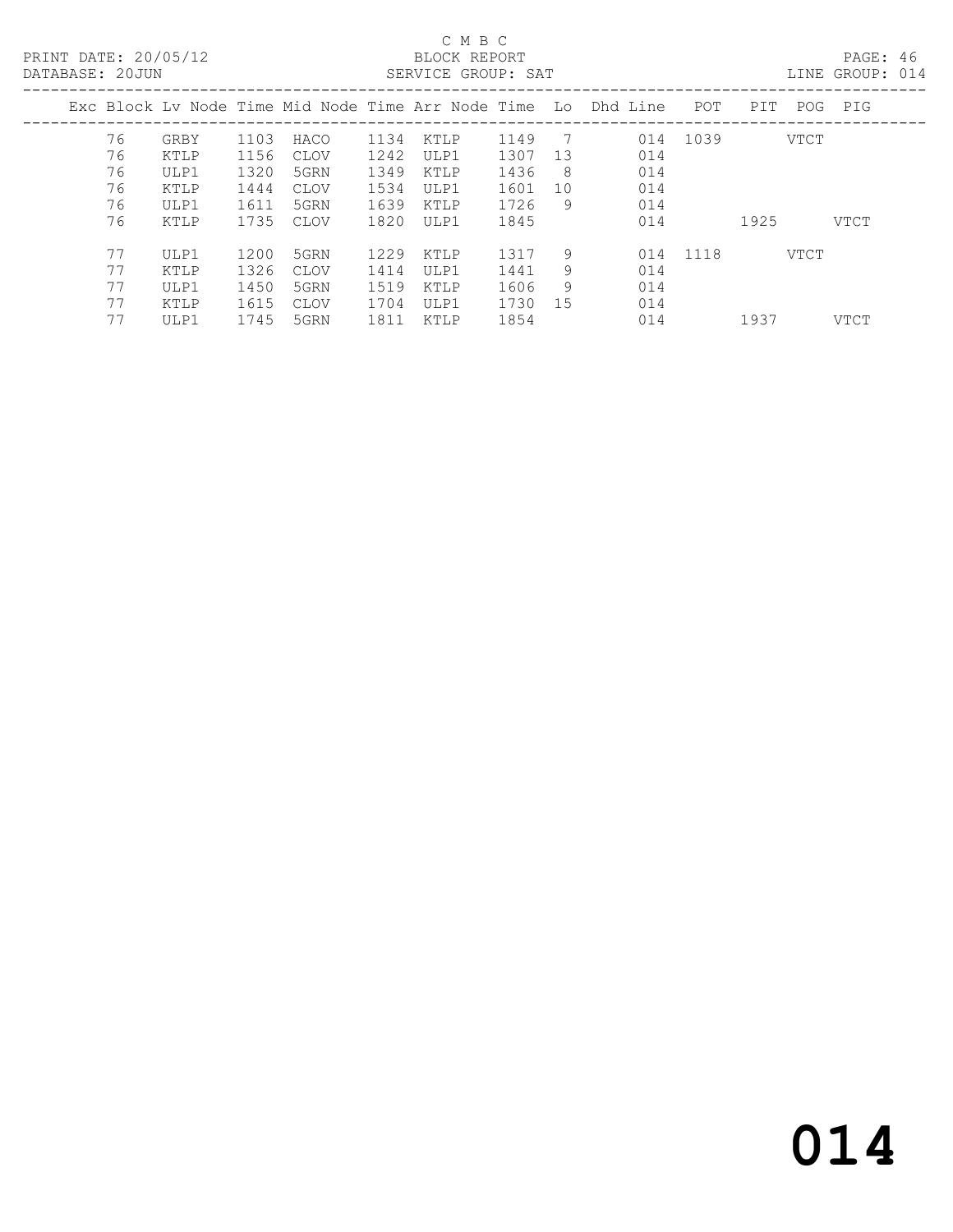C M B C

BLOCK REPORT

SERVICE GROUP: SAT

PRINT DATE: 20/05/12

DATABASE: 20JUN

LINE GROUP: 014

| Exc | Block | Lv | Node | Time | Mid Node | Time | Arr Node | Time | Lo | Dhd Line | POT | PIT | POG | PIG |
|---|---|---|---|---|---|---|---|---|---|---|---|---|---|---|
| | 76 | | GRBY | 1103 | HACO | 1134 | KTLP | 1149 | 7 | 014 | 1039 | | VTCT | |
| | 76 | | KTLP | 1156 | CLOV | 1242 | ULP1 | 1307 | 13 | 014 | | | | |
| | 76 | | ULP1 | 1320 | 5GRN | 1349 | KTLP | 1436 | 8 | 014 | | | | |
| | 76 | | KTLP | 1444 | CLOV | 1534 | ULP1 | 1601 | 10 | 014 | | | | |
| | 76 | | ULP1 | 1611 | 5GRN | 1639 | KTLP | 1726 | 9 | 014 | | | | |
| | 76 | | KTLP | 1735 | CLOV | 1820 | ULP1 | 1845 | | 014 | | 1925 | | VTCT |
| | 77 | | ULP1 | 1200 | 5GRN | 1229 | KTLP | 1317 | 9 | 014 | 1118 | | VTCT | |
| | 77 | | KTLP | 1326 | CLOV | 1414 | ULP1 | 1441 | 9 | 014 | | | | |
| | 77 | | ULP1 | 1450 | 5GRN | 1519 | KTLP | 1606 | 9 | 014 | | | | |
| | 77 | | KTLP | 1615 | CLOV | 1704 | ULP1 | 1730 | 15 | 014 | | | | |
| | 77 | | ULP1 | 1745 | 5GRN | 1811 | KTLP | 1854 | | 014 | | 1937 | | VTCT |

# 014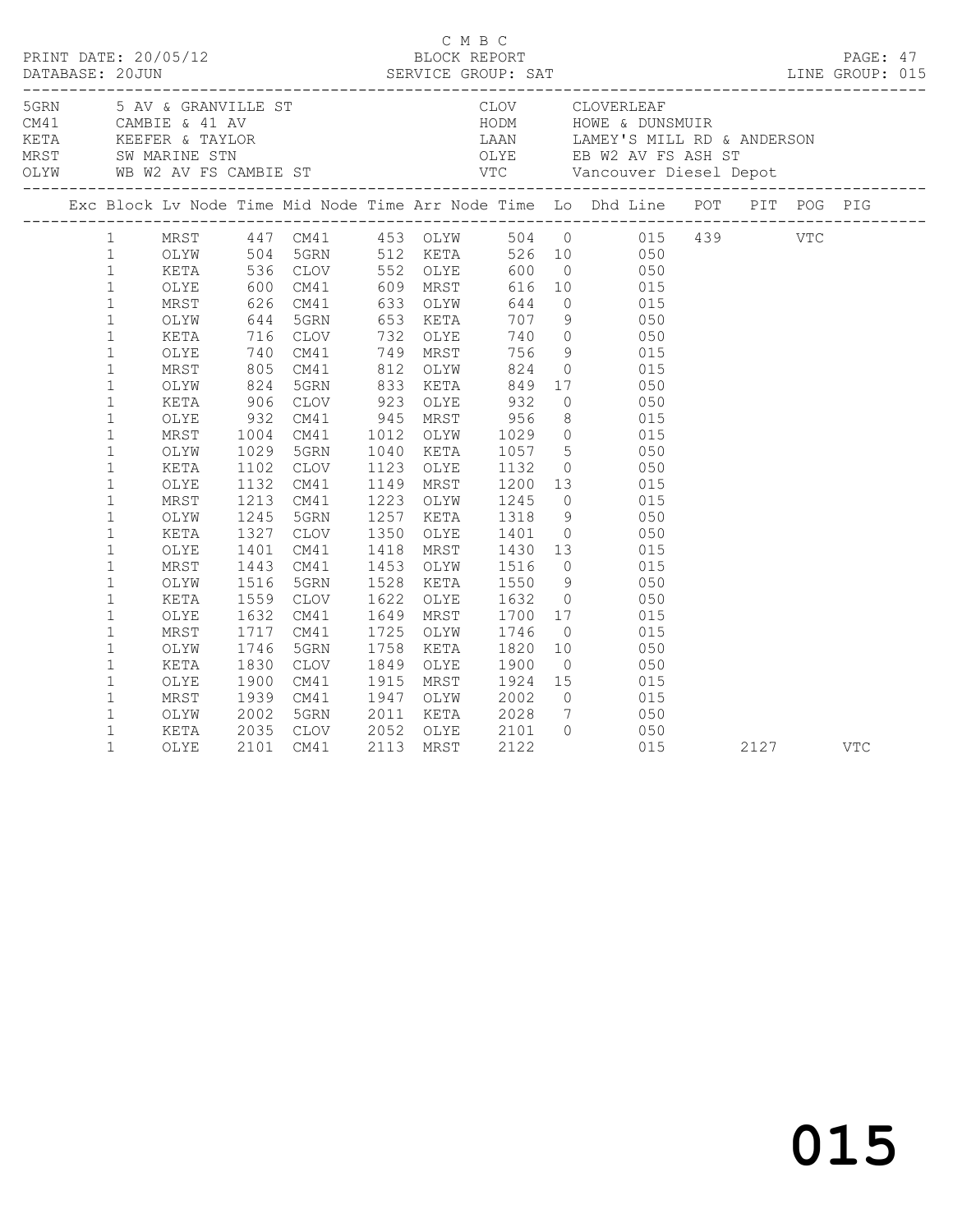C M B C

PRINT DATE: 20/05/12 BLOCK REPORT

DATABASE: 20JUN SERVICE GROUP: SAT LINE GROUP: 015

| Code | Description | Code | Description |
|---|---|---|---|
| 5GRN | 5 AV & GRANVILLE ST | CLOV | CLOVERLEAF |
| CM41 | CAMBIE & 41 AV | HODM | HOWE & DUNSMUIR |
| KETA | KEEFER & TAYLOR | LAAN | LAMEY'S MILL RD & ANDERSON |
| MRST | SW MARINE STN | OLYE | EB W2 AV FS ASH ST |
| OLYW | WB W2 AV FS CAMBIE ST | VTC | Vancouver Diesel Depot |

| Exc | Block | Lv Node | Time | Mid Node | Time | Arr Node | Time | Lo | Dhd Line | POT | PIT | POG | PIG |
|---|---|---|---|---|---|---|---|---|---|---|---|---|---|
| | 1 | MRST | 447 | CM41 | 453 | OLYW | 504 | 0 | 015 | 439 | | VTC | |
| | 1 | OLYW | 504 | 5GRN | 512 | KETA | 526 | 10 | 050 | | | | |
| | 1 | KETA | 536 | CLOV | 552 | OLYE | 600 | 0 | 050 | | | | |
| | 1 | OLYE | 600 | CM41 | 609 | MRST | 616 | 10 | 015 | | | | |
| | 1 | MRST | 626 | CM41 | 633 | OLYW | 644 | 0 | 015 | | | | |
| | 1 | OLYW | 644 | 5GRN | 653 | KETA | 707 | 9 | 050 | | | | |
| | 1 | KETA | 716 | CLOV | 732 | OLYE | 740 | 0 | 050 | | | | |
| | 1 | OLYE | 740 | CM41 | 749 | MRST | 756 | 9 | 015 | | | | |
| | 1 | MRST | 805 | CM41 | 812 | OLYW | 824 | 0 | 015 | | | | |
| | 1 | OLYW | 824 | 5GRN | 833 | KETA | 849 | 17 | 050 | | | | |
| | 1 | KETA | 906 | CLOV | 923 | OLYE | 932 | 0 | 050 | | | | |
| | 1 | OLYE | 932 | CM41 | 945 | MRST | 956 | 8 | 015 | | | | |
| | 1 | MRST | 1004 | CM41 | 1012 | OLYW | 1029 | 0 | 015 | | | | |
| | 1 | OLYW | 1029 | 5GRN | 1040 | KETA | 1057 | 5 | 050 | | | | |
| | 1 | KETA | 1102 | CLOV | 1123 | OLYE | 1132 | 0 | 050 | | | | |
| | 1 | OLYE | 1132 | CM41 | 1149 | MRST | 1200 | 13 | 015 | | | | |
| | 1 | MRST | 1213 | CM41 | 1223 | OLYW | 1245 | 0 | 015 | | | | |
| | 1 | OLYW | 1245 | 5GRN | 1257 | KETA | 1318 | 9 | 050 | | | | |
| | 1 | KETA | 1327 | CLOV | 1350 | OLYE | 1401 | 0 | 050 | | | | |
| | 1 | OLYE | 1401 | CM41 | 1418 | MRST | 1430 | 13 | 015 | | | | |
| | 1 | MRST | 1443 | CM41 | 1453 | OLYW | 1516 | 0 | 015 | | | | |
| | 1 | OLYW | 1516 | 5GRN | 1528 | KETA | 1550 | 9 | 050 | | | | |
| | 1 | KETA | 1559 | CLOV | 1622 | OLYE | 1632 | 0 | 050 | | | | |
| | 1 | OLYE | 1632 | CM41 | 1649 | MRST | 1700 | 17 | 015 | | | | |
| | 1 | MRST | 1717 | CM41 | 1725 | OLYW | 1746 | 0 | 015 | | | | |
| | 1 | OLYW | 1746 | 5GRN | 1758 | KETA | 1820 | 10 | 050 | | | | |
| | 1 | KETA | 1830 | CLOV | 1849 | OLYE | 1900 | 0 | 050 | | | | |
| | 1 | OLYE | 1900 | CM41 | 1915 | MRST | 1924 | 15 | 015 | | | | |
| | 1 | MRST | 1939 | CM41 | 1947 | OLYW | 2002 | 0 | 015 | | | | |
| | 1 | OLYW | 2002 | 5GRN | 2011 | KETA | 2028 | 7 | 050 | | | | |
| | 1 | KETA | 2035 | CLOV | 2052 | OLYE | 2101 | 0 | 050 | | | | |
| | 1 | OLYE | 2101 | CM41 | 2113 | MRST | 2122 | | 015 | | 2127 | | VTC |

015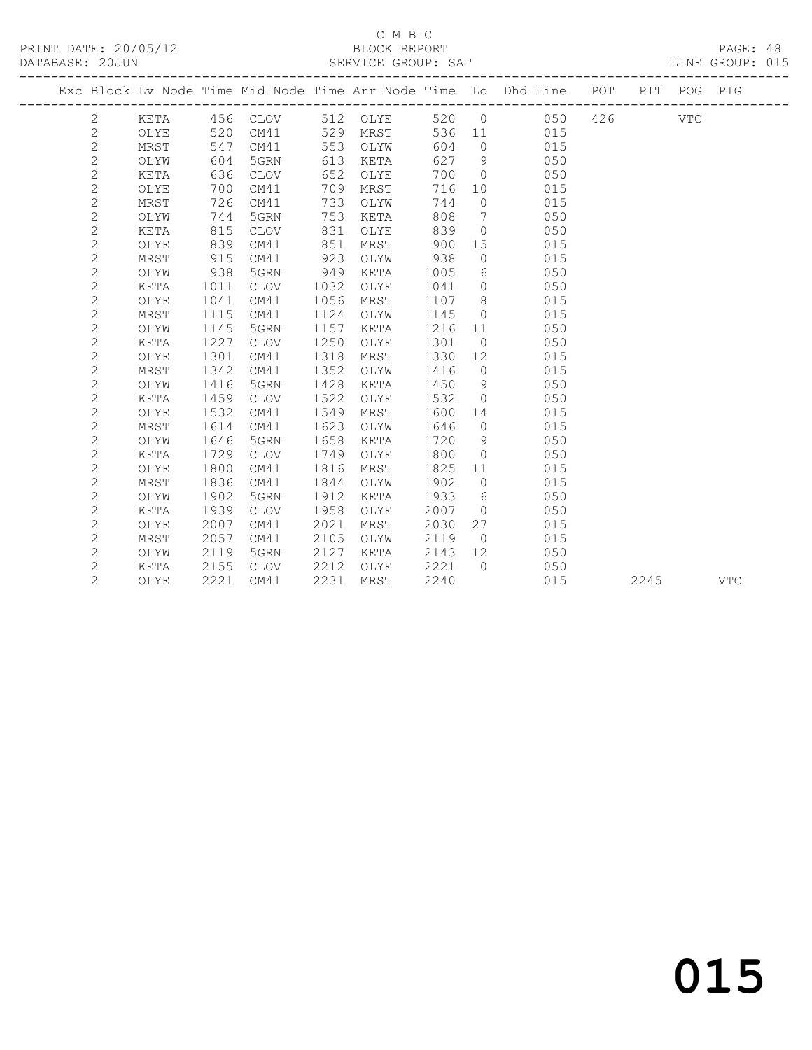C M B C

PRINT DATE: 20/05/12 BLOCK REPORT
DATABASE: 20JUN SERVICE GROUP: SAT LINE GROUP: 015

| Exc | Block | Lv | Node | Time | Mid Node | Time | Arr Node | Time | Lo | Dhd Line | POT | PIT | POG | PIG |
|---|---|---|---|---|---|---|---|---|---|---|---|---|---|---|
| | 2 | | KETA | 456 | CLOV | 512 | OLYE | 520 | 0 | 050 | 426 | | VTC | |
| | 2 | | OLYE | 520 | CM41 | 529 | MRST | 536 | 11 | 015 | | | | |
| | 2 | | MRST | 547 | CM41 | 553 | OLYW | 604 | 0 | 015 | | | | |
| | 2 | | OLYW | 604 | 5GRN | 613 | KETA | 627 | 9 | 050 | | | | |
| | 2 | | KETA | 636 | CLOV | 652 | OLYE | 700 | 0 | 050 | | | | |
| | 2 | | OLYE | 700 | CM41 | 709 | MRST | 716 | 10 | 015 | | | | |
| | 2 | | MRST | 726 | CM41 | 733 | OLYW | 744 | 0 | 015 | | | | |
| | 2 | | OLYW | 744 | 5GRN | 753 | KETA | 808 | 7 | 050 | | | | |
| | 2 | | KETA | 815 | CLOV | 831 | OLYE | 839 | 0 | 050 | | | | |
| | 2 | | OLYE | 839 | CM41 | 851 | MRST | 900 | 15 | 015 | | | | |
| | 2 | | MRST | 915 | CM41 | 923 | OLYW | 938 | 0 | 015 | | | | |
| | 2 | | OLYW | 938 | 5GRN | 949 | KETA | 1005 | 6 | 050 | | | | |
| | 2 | | KETA | 1011 | CLOV | 1032 | OLYE | 1041 | 0 | 050 | | | | |
| | 2 | | OLYE | 1041 | CM41 | 1056 | MRST | 1107 | 8 | 015 | | | | |
| | 2 | | MRST | 1115 | CM41 | 1124 | OLYW | 1145 | 0 | 015 | | | | |
| | 2 | | OLYW | 1145 | 5GRN | 1157 | KETA | 1216 | 11 | 050 | | | | |
| | 2 | | KETA | 1227 | CLOV | 1250 | OLYE | 1301 | 0 | 050 | | | | |
| | 2 | | OLYE | 1301 | CM41 | 1318 | MRST | 1330 | 12 | 015 | | | | |
| | 2 | | MRST | 1342 | CM41 | 1352 | OLYW | 1416 | 0 | 015 | | | | |
| | 2 | | OLYW | 1416 | 5GRN | 1428 | KETA | 1450 | 9 | 050 | | | | |
| | 2 | | KETA | 1459 | CLOV | 1522 | OLYE | 1532 | 0 | 050 | | | | |
| | 2 | | OLYE | 1532 | CM41 | 1549 | MRST | 1600 | 14 | 015 | | | | |
| | 2 | | MRST | 1614 | CM41 | 1623 | OLYW | 1646 | 0 | 015 | | | | |
| | 2 | | OLYW | 1646 | 5GRN | 1658 | KETA | 1720 | 9 | 050 | | | | |
| | 2 | | KETA | 1729 | CLOV | 1749 | OLYE | 1800 | 0 | 050 | | | | |
| | 2 | | OLYE | 1800 | CM41 | 1816 | MRST | 1825 | 11 | 015 | | | | |
| | 2 | | MRST | 1836 | CM41 | 1844 | OLYW | 1902 | 0 | 015 | | | | |
| | 2 | | OLYW | 1902 | 5GRN | 1912 | KETA | 1933 | 6 | 050 | | | | |
| | 2 | | KETA | 1939 | CLOV | 1958 | OLYE | 2007 | 0 | 050 | | | | |
| | 2 | | OLYE | 2007 | CM41 | 2021 | MRST | 2030 | 27 | 015 | | | | |
| | 2 | | MRST | 2057 | CM41 | 2105 | OLYW | 2119 | 0 | 015 | | | | |
| | 2 | | OLYW | 2119 | 5GRN | 2127 | KETA | 2143 | 12 | 050 | | | | |
| | 2 | | KETA | 2155 | CLOV | 2212 | OLYE | 2221 | 0 | 050 | | | | |
| | 2 | | OLYE | 2221 | CM41 | 2231 | MRST | 2240 | | 015 | | 2245 | | VTC |

015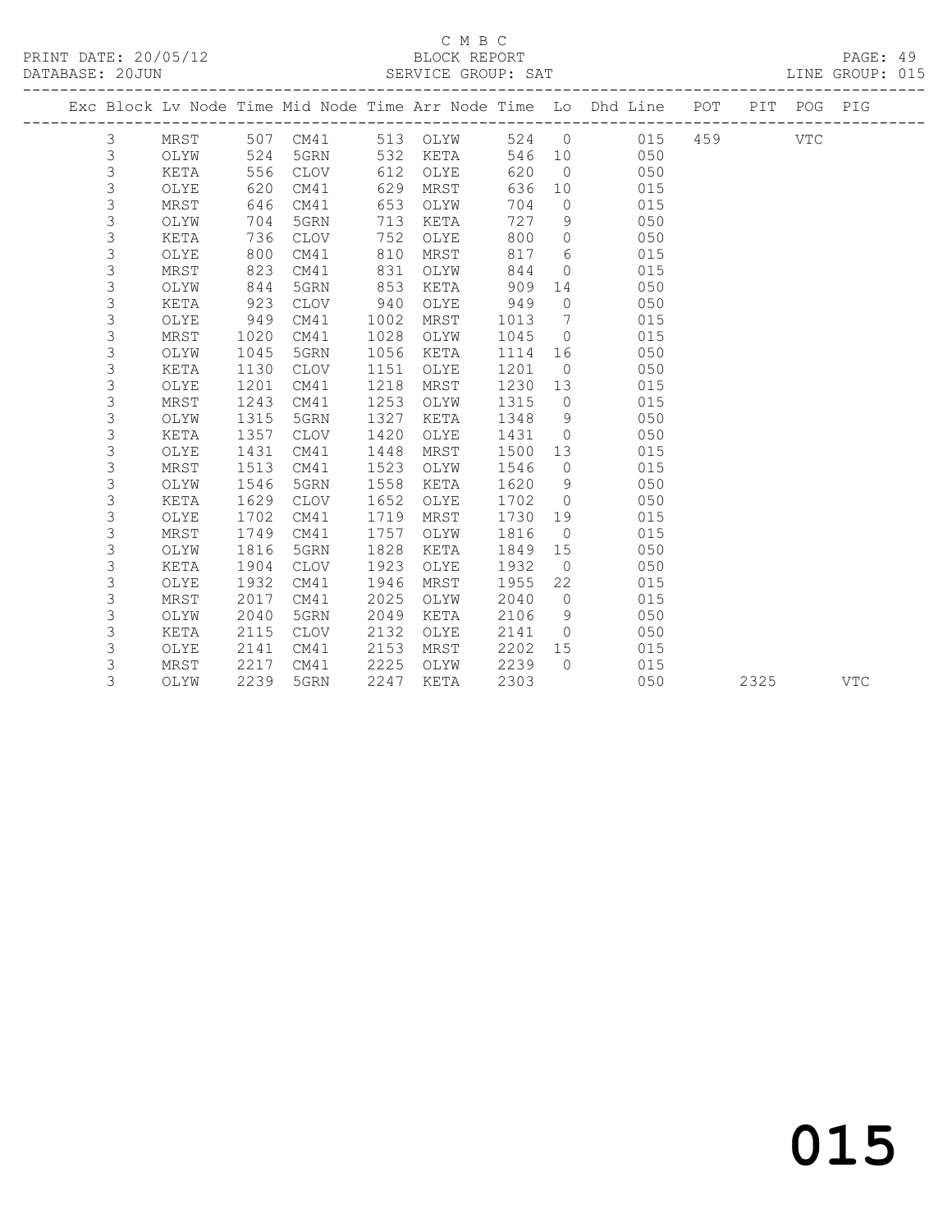C M B C

BLOCK REPORT

SERVICE GROUP: SAT

LINE GROUP: 015

| Exc | Block | Lv | Node | Time | Mid Node | Time | Arr Node | Time | Lo | Dhd Line | POT | PIT | POG | PIG |
|---|---|---|---|---|---|---|---|---|---|---|---|---|---|---|
| | 3 | | MRST | 507 | CM41 | 513 | OLYW | 524 | 0 | 015 | 459 | | VTC | |
| | 3 | | OLYW | 524 | 5GRN | 532 | KETA | 546 | 10 | 050 | | | | |
| | 3 | | KETA | 556 | CLOV | 612 | OLYE | 620 | 0 | 050 | | | | |
| | 3 | | OLYE | 620 | CM41 | 629 | MRST | 636 | 10 | 015 | | | | |
| | 3 | | MRST | 646 | CM41 | 653 | OLYW | 704 | 0 | 015 | | | | |
| | 3 | | OLYW | 704 | 5GRN | 713 | KETA | 727 | 9 | 050 | | | | |
| | 3 | | KETA | 736 | CLOV | 752 | OLYE | 800 | 0 | 050 | | | | |
| | 3 | | OLYE | 800 | CM41 | 810 | MRST | 817 | 6 | 015 | | | | |
| | 3 | | MRST | 823 | CM41 | 831 | OLYW | 844 | 0 | 015 | | | | |
| | 3 | | OLYW | 844 | 5GRN | 853 | KETA | 909 | 14 | 050 | | | | |
| | 3 | | KETA | 923 | CLOV | 940 | OLYE | 949 | 0 | 050 | | | | |
| | 3 | | OLYE | 949 | CM41 | 1002 | MRST | 1013 | 7 | 015 | | | | |
| | 3 | | MRST | 1020 | CM41 | 1028 | OLYW | 1045 | 0 | 015 | | | | |
| | 3 | | OLYW | 1045 | 5GRN | 1056 | KETA | 1114 | 16 | 050 | | | | |
| | 3 | | KETA | 1130 | CLOV | 1151 | OLYE | 1201 | 0 | 050 | | | | |
| | 3 | | OLYE | 1201 | CM41 | 1218 | MRST | 1230 | 13 | 015 | | | | |
| | 3 | | MRST | 1243 | CM41 | 1253 | OLYW | 1315 | 0 | 015 | | | | |
| | 3 | | OLYW | 1315 | 5GRN | 1327 | KETA | 1348 | 9 | 050 | | | | |
| | 3 | | KETA | 1357 | CLOV | 1420 | OLYE | 1431 | 0 | 050 | | | | |
| | 3 | | OLYE | 1431 | CM41 | 1448 | MRST | 1500 | 13 | 015 | | | | |
| | 3 | | MRST | 1513 | CM41 | 1523 | OLYW | 1546 | 0 | 015 | | | | |
| | 3 | | OLYW | 1546 | 5GRN | 1558 | KETA | 1620 | 9 | 050 | | | | |
| | 3 | | KETA | 1629 | CLOV | 1652 | OLYE | 1702 | 0 | 050 | | | | |
| | 3 | | OLYE | 1702 | CM41 | 1719 | MRST | 1730 | 19 | 015 | | | | |
| | 3 | | MRST | 1749 | CM41 | 1757 | OLYW | 1816 | 0 | 015 | | | | |
| | 3 | | OLYW | 1816 | 5GRN | 1828 | KETA | 1849 | 15 | 050 | | | | |
| | 3 | | KETA | 1904 | CLOV | 1923 | OLYE | 1932 | 0 | 050 | | | | |
| | 3 | | OLYE | 1932 | CM41 | 1946 | MRST | 1955 | 22 | 015 | | | | |
| | 3 | | MRST | 2017 | CM41 | 2025 | OLYW | 2040 | 0 | 015 | | | | |
| | 3 | | OLYW | 2040 | 5GRN | 2049 | KETA | 2106 | 9 | 050 | | | | |
| | 3 | | KETA | 2115 | CLOV | 2132 | OLYE | 2141 | 0 | 050 | | | | |
| | 3 | | OLYE | 2141 | CM41 | 2153 | MRST | 2202 | 15 | 015 | | | | |
| | 3 | | MRST | 2217 | CM41 | 2225 | OLYW | 2239 | 0 | 015 | | | | |
| | 3 | | OLYW | 2239 | 5GRN | 2247 | KETA | 2303 | | 050 | | 2325 | | VTC |

015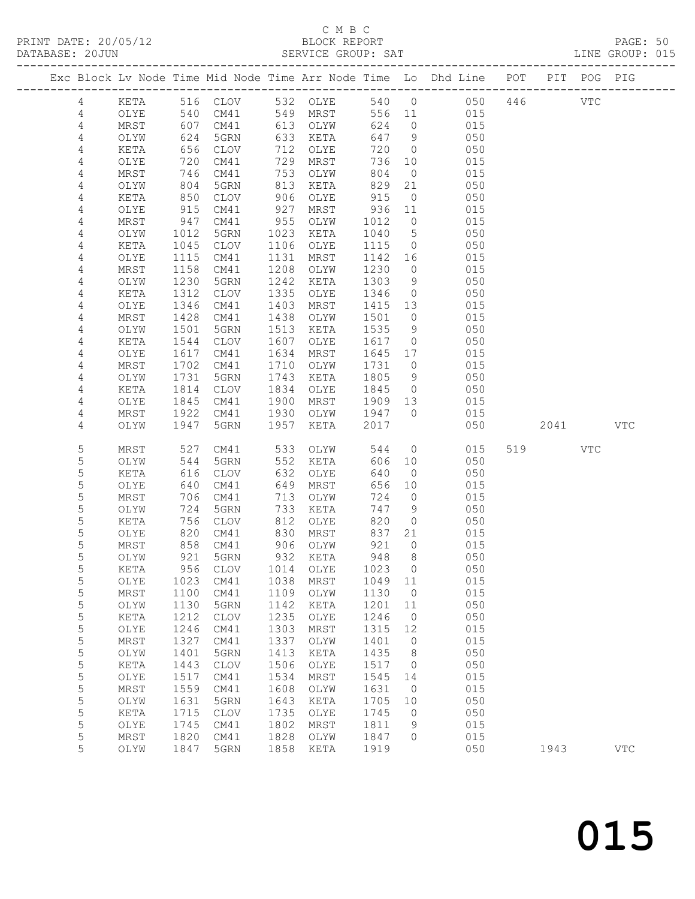C M B C
PRINT DATE: 20/05/12 BLOCK REPORT
DATABASE: 20JUN SERVICE GROUP: SAT LINE GROUP: 015

| Exc | Block | Lv | Node | Time | Mid Node | Time | Arr Node | Time | Lo | Dhd Line | POT | PIT | POG | PIG |
|---|---|---|---|---|---|---|---|---|---|---|---|---|---|---|
| | 4 | | KETA | 516 | CLOV | 532 | OLYE | 540 | 0 | 050 | 446 | | VTC | |
| | 4 | | OLYE | 540 | CM41 | 549 | MRST | 556 | 11 | 015 | | | | |
| | 4 | | MRST | 607 | CM41 | 613 | OLYW | 624 | 0 | 015 | | | | |
| | 4 | | OLYW | 624 | 5GRN | 633 | KETA | 647 | 9 | 050 | | | | |
| | 4 | | KETA | 656 | CLOV | 712 | OLYE | 720 | 0 | 050 | | | | |
| | 4 | | OLYE | 720 | CM41 | 729 | MRST | 736 | 10 | 015 | | | | |
| | 4 | | MRST | 746 | CM41 | 753 | OLYW | 804 | 0 | 015 | | | | |
| | 4 | | OLYW | 804 | 5GRN | 813 | KETA | 829 | 21 | 050 | | | | |
| | 4 | | KETA | 850 | CLOV | 906 | OLYE | 915 | 0 | 050 | | | | |
| | 4 | | OLYE | 915 | CM41 | 927 | MRST | 936 | 11 | 015 | | | | |
| | 4 | | MRST | 947 | CM41 | 955 | OLYW | 1012 | 0 | 015 | | | | |
| | 4 | | OLYW | 1012 | 5GRN | 1023 | KETA | 1040 | 5 | 050 | | | | |
| | 4 | | KETA | 1045 | CLOV | 1106 | OLYE | 1115 | 0 | 050 | | | | |
| | 4 | | OLYE | 1115 | CM41 | 1131 | MRST | 1142 | 16 | 015 | | | | |
| | 4 | | MRST | 1158 | CM41 | 1208 | OLYW | 1230 | 0 | 015 | | | | |
| | 4 | | OLYW | 1230 | 5GRN | 1242 | KETA | 1303 | 9 | 050 | | | | |
| | 4 | | KETA | 1312 | CLOV | 1335 | OLYE | 1346 | 0 | 050 | | | | |
| | 4 | | OLYE | 1346 | CM41 | 1403 | MRST | 1415 | 13 | 015 | | | | |
| | 4 | | MRST | 1428 | CM41 | 1438 | OLYW | 1501 | 0 | 015 | | | | |
| | 4 | | OLYW | 1501 | 5GRN | 1513 | KETA | 1535 | 9 | 050 | | | | |
| | 4 | | KETA | 1544 | CLOV | 1607 | OLYE | 1617 | 0 | 050 | | | | |
| | 4 | | OLYE | 1617 | CM41 | 1634 | MRST | 1645 | 17 | 015 | | | | |
| | 4 | | MRST | 1702 | CM41 | 1710 | OLYW | 1731 | 0 | 015 | | | | |
| | 4 | | OLYW | 1731 | 5GRN | 1743 | KETA | 1805 | 9 | 050 | | | | |
| | 4 | | KETA | 1814 | CLOV | 1834 | OLYE | 1845 | 0 | 050 | | | | |
| | 4 | | OLYE | 1845 | CM41 | 1900 | MRST | 1909 | 13 | 015 | | | | |
| | 4 | | MRST | 1922 | CM41 | 1930 | OLYW | 1947 | 0 | 015 | | | | |
| | 4 | | OLYW | 1947 | 5GRN | 1957 | KETA | 2017 | | 050 | | 2041 | | VTC |
| | 5 | | MRST | 527 | CM41 | 533 | OLYW | 544 | 0 | 015 | 519 | | VTC | |
| | 5 | | OLYW | 544 | 5GRN | 552 | KETA | 606 | 10 | 050 | | | | |
| | 5 | | KETA | 616 | CLOV | 632 | OLYE | 640 | 0 | 050 | | | | |
| | 5 | | OLYE | 640 | CM41 | 649 | MRST | 656 | 10 | 015 | | | | |
| | 5 | | MRST | 706 | CM41 | 713 | OLYW | 724 | 0 | 015 | | | | |
| | 5 | | OLYW | 724 | 5GRN | 733 | KETA | 747 | 9 | 050 | | | | |
| | 5 | | KETA | 756 | CLOV | 812 | OLYE | 820 | 0 | 050 | | | | |
| | 5 | | OLYE | 820 | CM41 | 830 | MRST | 837 | 21 | 015 | | | | |
| | 5 | | MRST | 858 | CM41 | 906 | OLYW | 921 | 0 | 015 | | | | |
| | 5 | | OLYW | 921 | 5GRN | 932 | KETA | 948 | 8 | 050 | | | | |
| | 5 | | KETA | 956 | CLOV | 1014 | OLYE | 1023 | 0 | 050 | | | | |
| | 5 | | OLYE | 1023 | CM41 | 1038 | MRST | 1049 | 11 | 015 | | | | |
| | 5 | | MRST | 1100 | CM41 | 1109 | OLYW | 1130 | 0 | 015 | | | | |
| | 5 | | OLYW | 1130 | 5GRN | 1142 | KETA | 1201 | 11 | 050 | | | | |
| | 5 | | KETA | 1212 | CLOV | 1235 | OLYE | 1246 | 0 | 050 | | | | |
| | 5 | | OLYE | 1246 | CM41 | 1303 | MRST | 1315 | 12 | 015 | | | | |
| | 5 | | MRST | 1327 | CM41 | 1337 | OLYW | 1401 | 0 | 015 | | | | |
| | 5 | | OLYW | 1401 | 5GRN | 1413 | KETA | 1435 | 8 | 050 | | | | |
| | 5 | | KETA | 1443 | CLOV | 1506 | OLYE | 1517 | 0 | 050 | | | | |
| | 5 | | OLYE | 1517 | CM41 | 1534 | MRST | 1545 | 14 | 015 | | | | |
| | 5 | | MRST | 1559 | CM41 | 1608 | OLYW | 1631 | 0 | 015 | | | | |
| | 5 | | OLYW | 1631 | 5GRN | 1643 | KETA | 1705 | 10 | 050 | | | | |
| | 5 | | KETA | 1715 | CLOV | 1735 | OLYE | 1745 | 0 | 050 | | | | |
| | 5 | | OLYE | 1745 | CM41 | 1802 | MRST | 1811 | 9 | 015 | | | | |
| | 5 | | MRST | 1820 | CM41 | 1828 | OLYW | 1847 | 0 | 015 | | | | |
| | 5 | | OLYW | 1847 | 5GRN | 1858 | KETA | 1919 | | 050 | | 1943 | | VTC |

015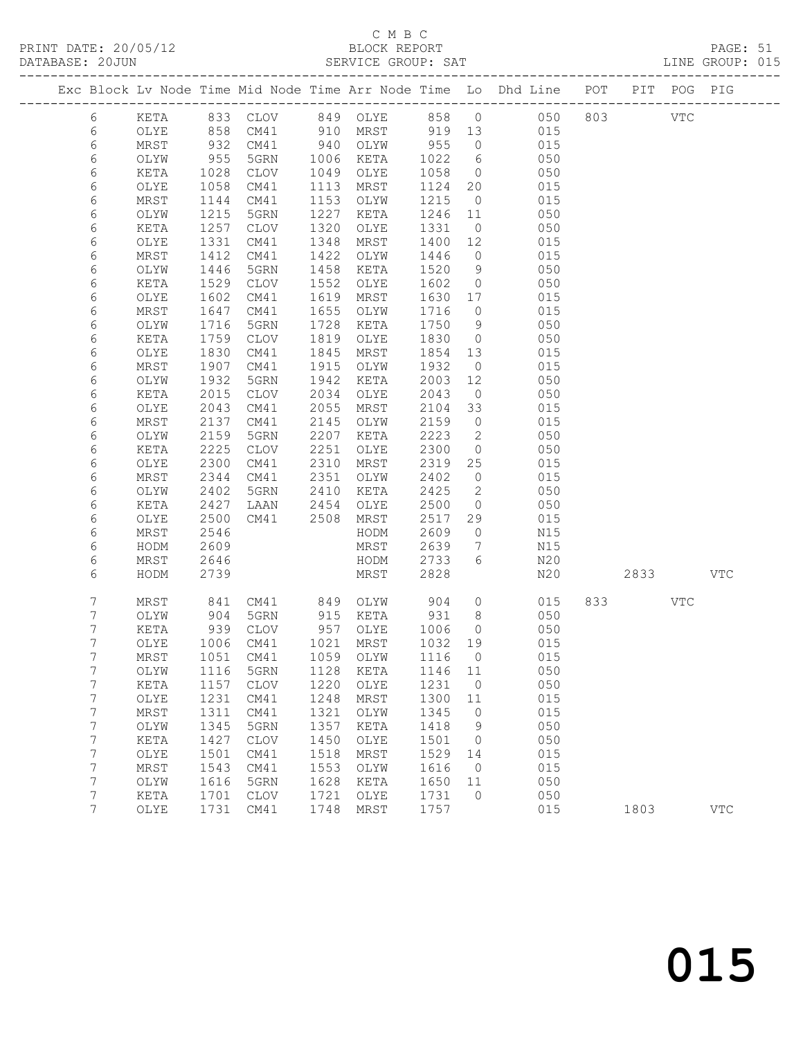C M B C
BLOCK REPORT
SERVICE GROUP: SAT

PRINT DATE: 20/05/12
DATABASE: 20JUN
LINE GROUP: 015

| Exc | Block | Lv | Node | Time | Mid Node | Time | Arr Node | Time | Lo | Dhd Line | POT | PIT | POG | PIG |
|---|---|---|---|---|---|---|---|---|---|---|---|---|---|---|
| | 6 | | KETA | 833 | CLOV | 849 | OLYE | 858 | 0 | 050 | 803 | | VTC | |
| | 6 | | OLYE | 858 | CM41 | 910 | MRST | 919 | 13 | 015 | | | | |
| | 6 | | MRST | 932 | CM41 | 940 | OLYW | 955 | 0 | 015 | | | | |
| | 6 | | OLYW | 955 | 5GRN | 1006 | KETA | 1022 | 6 | 050 | | | | |
| | 6 | | KETA | 1028 | CLOV | 1049 | OLYE | 1058 | 0 | 050 | | | | |
| | 6 | | OLYE | 1058 | CM41 | 1113 | MRST | 1124 | 20 | 015 | | | | |
| | 6 | | MRST | 1144 | CM41 | 1153 | OLYW | 1215 | 0 | 015 | | | | |
| | 6 | | OLYW | 1215 | 5GRN | 1227 | KETA | 1246 | 11 | 050 | | | | |
| | 6 | | KETA | 1257 | CLOV | 1320 | OLYE | 1331 | 0 | 050 | | | | |
| | 6 | | OLYE | 1331 | CM41 | 1348 | MRST | 1400 | 12 | 015 | | | | |
| | 6 | | MRST | 1412 | CM41 | 1422 | OLYW | 1446 | 0 | 015 | | | | |
| | 6 | | OLYW | 1446 | 5GRN | 1458 | KETA | 1520 | 9 | 050 | | | | |
| | 6 | | KETA | 1529 | CLOV | 1552 | OLYE | 1602 | 0 | 050 | | | | |
| | 6 | | OLYE | 1602 | CM41 | 1619 | MRST | 1630 | 17 | 015 | | | | |
| | 6 | | MRST | 1647 | CM41 | 1655 | OLYW | 1716 | 0 | 015 | | | | |
| | 6 | | OLYW | 1716 | 5GRN | 1728 | KETA | 1750 | 9 | 050 | | | | |
| | 6 | | KETA | 1759 | CLOV | 1819 | OLYE | 1830 | 0 | 050 | | | | |
| | 6 | | OLYE | 1830 | CM41 | 1845 | MRST | 1854 | 13 | 015 | | | | |
| | 6 | | MRST | 1907 | CM41 | 1915 | OLYW | 1932 | 0 | 015 | | | | |
| | 6 | | OLYW | 1932 | 5GRN | 1942 | KETA | 2003 | 12 | 050 | | | | |
| | 6 | | KETA | 2015 | CLOV | 2034 | OLYE | 2043 | 0 | 050 | | | | |
| | 6 | | OLYE | 2043 | CM41 | 2055 | MRST | 2104 | 33 | 015 | | | | |
| | 6 | | MRST | 2137 | CM41 | 2145 | OLYW | 2159 | 0 | 015 | | | | |
| | 6 | | OLYW | 2159 | 5GRN | 2207 | KETA | 2223 | 2 | 050 | | | | |
| | 6 | | KETA | 2225 | CLOV | 2251 | OLYE | 2300 | 0 | 050 | | | | |
| | 6 | | OLYE | 2300 | CM41 | 2310 | MRST | 2319 | 25 | 015 | | | | |
| | 6 | | MRST | 2344 | CM41 | 2351 | OLYW | 2402 | 0 | 015 | | | | |
| | 6 | | OLYW | 2402 | 5GRN | 2410 | KETA | 2425 | 2 | 050 | | | | |
| | 6 | | KETA | 2427 | LAAN | 2454 | OLYE | 2500 | 0 | 050 | | | | |
| | 6 | | OLYE | 2500 | CM41 | 2508 | MRST | 2517 | 29 | 015 | | | | |
| | 6 | | MRST | 2546 | | | HODM | 2609 | 0 | N15 | | | | |
| | 6 | | HODM | 2609 | | | MRST | 2639 | 7 | N15 | | | | |
| | 6 | | MRST | 2646 | | | HODM | 2733 | 6 | N20 | | | | |
| | 6 | | HODM | 2739 | | | MRST | 2828 | | N20 | | 2833 | | VTC |
| | 7 | | MRST | 841 | CM41 | 849 | OLYW | 904 | 0 | 015 | 833 | | VTC | |
| | 7 | | OLYW | 904 | 5GRN | 915 | KETA | 931 | 8 | 050 | | | | |
| | 7 | | KETA | 939 | CLOV | 957 | OLYE | 1006 | 0 | 050 | | | | |
| | 7 | | OLYE | 1006 | CM41 | 1021 | MRST | 1032 | 19 | 015 | | | | |
| | 7 | | MRST | 1051 | CM41 | 1059 | OLYW | 1116 | 0 | 015 | | | | |
| | 7 | | OLYW | 1116 | 5GRN | 1128 | KETA | 1146 | 11 | 050 | | | | |
| | 7 | | KETA | 1157 | CLOV | 1220 | OLYE | 1231 | 0 | 050 | | | | |
| | 7 | | OLYE | 1231 | CM41 | 1248 | MRST | 1300 | 11 | 015 | | | | |
| | 7 | | MRST | 1311 | CM41 | 1321 | OLYW | 1345 | 0 | 015 | | | | |
| | 7 | | OLYW | 1345 | 5GRN | 1357 | KETA | 1418 | 9 | 050 | | | | |
| | 7 | | KETA | 1427 | CLOV | 1450 | OLYE | 1501 | 0 | 050 | | | | |
| | 7 | | OLYE | 1501 | CM41 | 1518 | MRST | 1529 | 14 | 015 | | | | |
| | 7 | | MRST | 1543 | CM41 | 1553 | OLYW | 1616 | 0 | 015 | | | | |
| | 7 | | OLYW | 1616 | 5GRN | 1628 | KETA | 1650 | 11 | 050 | | | | |
| | 7 | | KETA | 1701 | CLOV | 1721 | OLYE | 1731 | 0 | 050 | | | | |
| | 7 | | OLYE | 1731 | CM41 | 1748 | MRST | 1757 | | 015 | | 1803 | | VTC |

015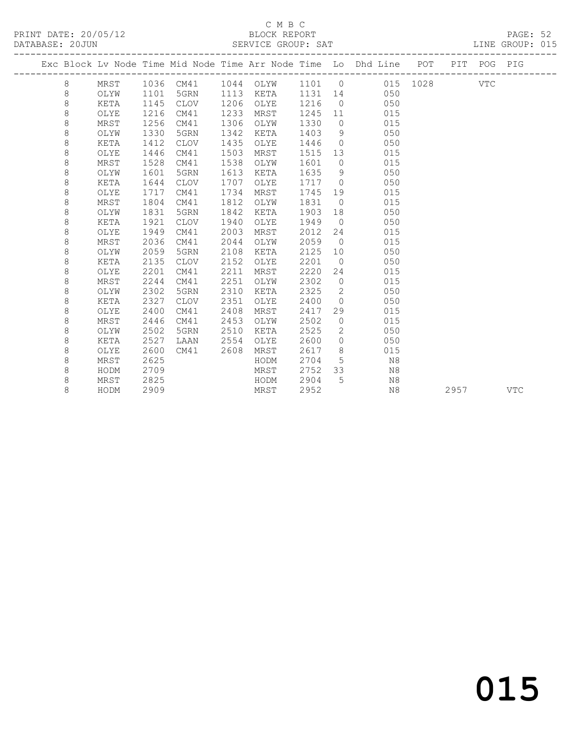C M B C
BLOCK REPORT
SERVICE GROUP: SAT

PRINT DATE: 20/05/12
DATABASE: 20JUN
LINE GROUP: 015

| Exc | Block | Lv Node | Time | Mid Node | Time | Arr Node | Time | Lo | Dhd Line | POT | PIT | POG | PIG |
|---|---|---|---|---|---|---|---|---|---|---|---|---|---|
| | 8 | MRST | 1036 | CM41 | 1044 | OLYW | 1101 | 0 | 015 | 1028 | | VTC | |
| | 8 | OLYW | 1101 | 5GRN | 1113 | KETA | 1131 | 14 | 050 | | | | |
| | 8 | KETA | 1145 | CLOV | 1206 | OLYE | 1216 | 0 | 050 | | | | |
| | 8 | OLYE | 1216 | CM41 | 1233 | MRST | 1245 | 11 | 015 | | | | |
| | 8 | MRST | 1256 | CM41 | 1306 | OLYW | 1330 | 0 | 015 | | | | |
| | 8 | OLYW | 1330 | 5GRN | 1342 | KETA | 1403 | 9 | 050 | | | | |
| | 8 | KETA | 1412 | CLOV | 1435 | OLYE | 1446 | 0 | 050 | | | | |
| | 8 | OLYE | 1446 | CM41 | 1503 | MRST | 1515 | 13 | 015 | | | | |
| | 8 | MRST | 1528 | CM41 | 1538 | OLYW | 1601 | 0 | 015 | | | | |
| | 8 | OLYW | 1601 | 5GRN | 1613 | KETA | 1635 | 9 | 050 | | | | |
| | 8 | KETA | 1644 | CLOV | 1707 | OLYE | 1717 | 0 | 050 | | | | |
| | 8 | OLYE | 1717 | CM41 | 1734 | MRST | 1745 | 19 | 015 | | | | |
| | 8 | MRST | 1804 | CM41 | 1812 | OLYW | 1831 | 0 | 015 | | | | |
| | 8 | OLYW | 1831 | 5GRN | 1842 | KETA | 1903 | 18 | 050 | | | | |
| | 8 | KETA | 1921 | CLOV | 1940 | OLYE | 1949 | 0 | 050 | | | | |
| | 8 | OLYE | 1949 | CM41 | 2003 | MRST | 2012 | 24 | 015 | | | | |
| | 8 | MRST | 2036 | CM41 | 2044 | OLYW | 2059 | 0 | 015 | | | | |
| | 8 | OLYW | 2059 | 5GRN | 2108 | KETA | 2125 | 10 | 050 | | | | |
| | 8 | KETA | 2135 | CLOV | 2152 | OLYE | 2201 | 0 | 050 | | | | |
| | 8 | OLYE | 2201 | CM41 | 2211 | MRST | 2220 | 24 | 015 | | | | |
| | 8 | MRST | 2244 | CM41 | 2251 | OLYW | 2302 | 0 | 015 | | | | |
| | 8 | OLYW | 2302 | 5GRN | 2310 | KETA | 2325 | 2 | 050 | | | | |
| | 8 | KETA | 2327 | CLOV | 2351 | OLYE | 2400 | 0 | 050 | | | | |
| | 8 | OLYE | 2400 | CM41 | 2408 | MRST | 2417 | 29 | 015 | | | | |
| | 8 | MRST | 2446 | CM41 | 2453 | OLYW | 2502 | 0 | 015 | | | | |
| | 8 | OLYW | 2502 | 5GRN | 2510 | KETA | 2525 | 2 | 050 | | | | |
| | 8 | KETA | 2527 | LAAN | 2554 | OLYE | 2600 | 0 | 050 | | | | |
| | 8 | OLYE | 2600 | CM41 | 2608 | MRST | 2617 | 8 | 015 | | | | |
| | 8 | MRST | 2625 | | | HODM | 2704 | 5 | N8 | | | | |
| | 8 | HODM | 2709 | | | MRST | 2752 | 33 | N8 | | | | |
| | 8 | MRST | 2825 | | | HODM | 2904 | 5 | N8 | | | | |
| | 8 | HODM | 2909 | | | MRST | 2952 | | N8 | | 2957 | | VTC |

015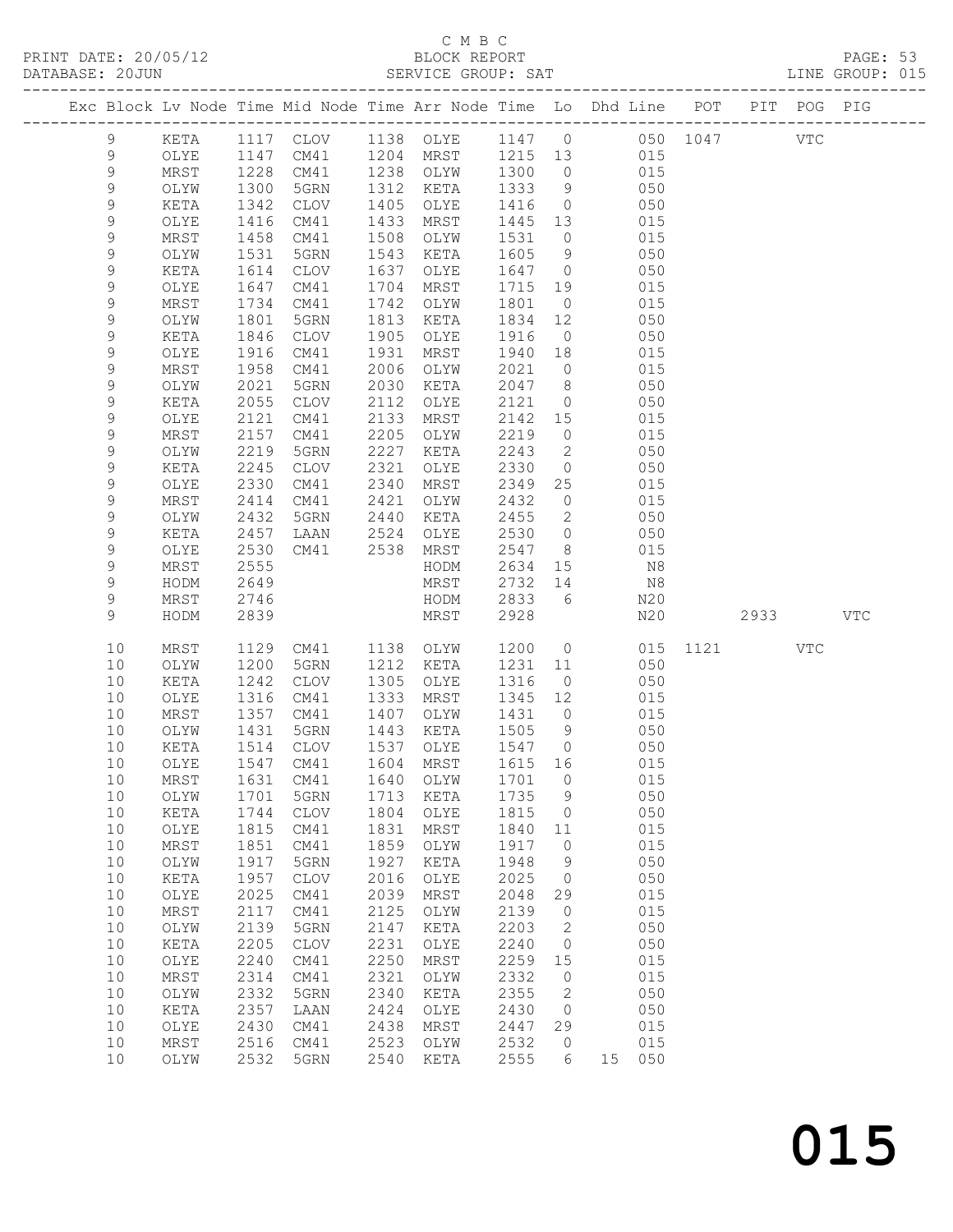C M B C
PRINT DATE: 20/05/12 BLOCK REPORT
DATABASE: 20JUN SERVICE GROUP: SAT LINE GROUP: 015

| Exc | Block | Lv | Node | Time | Mid Node | Time | Arr Node | Time | Lo | Dhd | Line | POT | PIT | POG | PIG |
|---|---|---|---|---|---|---|---|---|---|---|---|---|---|---|---|
| | 9 | | KETA | 1117 | CLOV | 1138 | OLYE | 1147 | 0 | | 050 | 1047 | | VTC | |
| | 9 | | OLYE | 1147 | CM41 | 1204 | MRST | 1215 | 13 | | 015 | | | | |
| | 9 | | MRST | 1228 | CM41 | 1238 | OLYW | 1300 | 0 | | 015 | | | | |
| | 9 | | OLYW | 1300 | 5GRN | 1312 | KETA | 1333 | 9 | | 050 | | | | |
| | 9 | | KETA | 1342 | CLOV | 1405 | OLYE | 1416 | 0 | | 050 | | | | |
| | 9 | | OLYE | 1416 | CM41 | 1433 | MRST | 1445 | 13 | | 015 | | | | |
| | 9 | | MRST | 1458 | CM41 | 1508 | OLYW | 1531 | 0 | | 015 | | | | |
| | 9 | | OLYW | 1531 | 5GRN | 1543 | KETA | 1605 | 9 | | 050 | | | | |
| | 9 | | KETA | 1614 | CLOV | 1637 | OLYE | 1647 | 0 | | 050 | | | | |
| | 9 | | OLYE | 1647 | CM41 | 1704 | MRST | 1715 | 19 | | 015 | | | | |
| | 9 | | MRST | 1734 | CM41 | 1742 | OLYW | 1801 | 0 | | 015 | | | | |
| | 9 | | OLYW | 1801 | 5GRN | 1813 | KETA | 1834 | 12 | | 050 | | | | |
| | 9 | | KETA | 1846 | CLOV | 1905 | OLYE | 1916 | 0 | | 050 | | | | |
| | 9 | | OLYE | 1916 | CM41 | 1931 | MRST | 1940 | 18 | | 015 | | | | |
| | 9 | | MRST | 1958 | CM41 | 2006 | OLYW | 2021 | 0 | | 015 | | | | |
| | 9 | | OLYW | 2021 | 5GRN | 2030 | KETA | 2047 | 8 | | 050 | | | | |
| | 9 | | KETA | 2055 | CLOV | 2112 | OLYE | 2121 | 0 | | 050 | | | | |
| | 9 | | OLYE | 2121 | CM41 | 2133 | MRST | 2142 | 15 | | 015 | | | | |
| | 9 | | MRST | 2157 | CM41 | 2205 | OLYW | 2219 | 0 | | 015 | | | | |
| | 9 | | OLYW | 2219 | 5GRN | 2227 | KETA | 2243 | 2 | | 050 | | | | |
| | 9 | | KETA | 2245 | CLOV | 2321 | OLYE | 2330 | 0 | | 050 | | | | |
| | 9 | | OLYE | 2330 | CM41 | 2340 | MRST | 2349 | 25 | | 015 | | | | |
| | 9 | | MRST | 2414 | CM41 | 2421 | OLYW | 2432 | 0 | | 015 | | | | |
| | 9 | | OLYW | 2432 | 5GRN | 2440 | KETA | 2455 | 2 | | 050 | | | | |
| | 9 | | KETA | 2457 | LAAN | 2524 | OLYE | 2530 | 0 | | 050 | | | | |
| | 9 | | OLYE | 2530 | CM41 | 2538 | MRST | 2547 | 8 | | 015 | | | | |
| | 9 | | MRST | 2555 | | | HODM | 2634 | 15 | | N8 | | | | |
| | 9 | | HODM | 2649 | | | MRST | 2732 | 14 | | N8 | | | | |
| | 9 | | MRST | 2746 | | | HODM | 2833 | 6 | | N20 | | | | |
| | 9 | | HODM | 2839 | | | MRST | 2928 | | | N20 | | 2933 | | VTC |
| | 10 | | MRST | 1129 | CM41 | 1138 | OLYW | 1200 | 0 | | 015 | 1121 | | VTC | |
| | 10 | | OLYW | 1200 | 5GRN | 1212 | KETA | 1231 | 11 | | 050 | | | | |
| | 10 | | KETA | 1242 | CLOV | 1305 | OLYE | 1316 | 0 | | 050 | | | | |
| | 10 | | OLYE | 1316 | CM41 | 1333 | MRST | 1345 | 12 | | 015 | | | | |
| | 10 | | MRST | 1357 | CM41 | 1407 | OLYW | 1431 | 0 | | 015 | | | | |
| | 10 | | OLYW | 1431 | 5GRN | 1443 | KETA | 1505 | 9 | | 050 | | | | |
| | 10 | | KETA | 1514 | CLOV | 1537 | OLYE | 1547 | 0 | | 050 | | | | |
| | 10 | | OLYE | 1547 | CM41 | 1604 | MRST | 1615 | 16 | | 015 | | | | |
| | 10 | | MRST | 1631 | CM41 | 1640 | OLYW | 1701 | 0 | | 015 | | | | |
| | 10 | | OLYW | 1701 | 5GRN | 1713 | KETA | 1735 | 9 | | 050 | | | | |
| | 10 | | KETA | 1744 | CLOV | 1804 | OLYE | 1815 | 0 | | 050 | | | | |
| | 10 | | OLYE | 1815 | CM41 | 1831 | MRST | 1840 | 11 | | 015 | | | | |
| | 10 | | MRST | 1851 | CM41 | 1859 | OLYW | 1917 | 0 | | 015 | | | | |
| | 10 | | OLYW | 1917 | 5GRN | 1927 | KETA | 1948 | 9 | | 050 | | | | |
| | 10 | | KETA | 1957 | CLOV | 2016 | OLYE | 2025 | 0 | | 050 | | | | |
| | 10 | | OLYE | 2025 | CM41 | 2039 | MRST | 2048 | 29 | | 015 | | | | |
| | 10 | | MRST | 2117 | CM41 | 2125 | OLYW | 2139 | 0 | | 015 | | | | |
| | 10 | | OLYW | 2139 | 5GRN | 2147 | KETA | 2203 | 2 | | 050 | | | | |
| | 10 | | KETA | 2205 | CLOV | 2231 | OLYE | 2240 | 0 | | 050 | | | | |
| | 10 | | OLYE | 2240 | CM41 | 2250 | MRST | 2259 | 15 | | 015 | | | | |
| | 10 | | MRST | 2314 | CM41 | 2321 | OLYW | 2332 | 0 | | 015 | | | | |
| | 10 | | OLYW | 2332 | 5GRN | 2340 | KETA | 2355 | 2 | | 050 | | | | |
| | 10 | | KETA | 2357 | LAAN | 2424 | OLYE | 2430 | 0 | | 050 | | | | |
| | 10 | | OLYE | 2430 | CM41 | 2438 | MRST | 2447 | 29 | | 015 | | | | |
| | 10 | | MRST | 2516 | CM41 | 2523 | OLYW | 2532 | 0 | | 015 | | | | |
| | 10 | | OLYW | 2532 | 5GRN | 2540 | KETA | 2555 | 6 | 15 | 050 | | | | |

015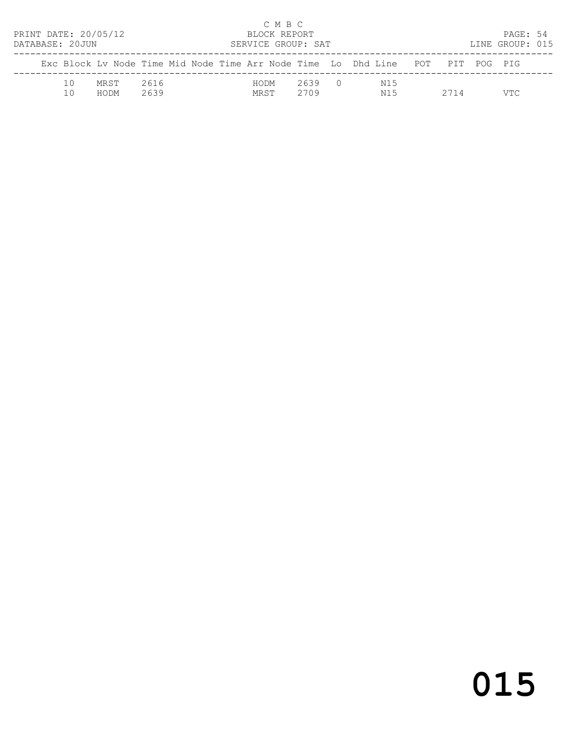C M B C

PRINT DATE: 20/05/12 BLOCK REPORT

DATABASE: 20JUN SERVICE GROUP: SAT LINE GROUP: 015

| Exc | Block | Lv | Node | Time | Mid | Node | Time | Arr | Node | Time | Lo | Dhd | Line | POT | PIT | POG | PIG |
|---|---|---|---|---|---|---|---|---|---|---|---|---|---|---|---|---|---|
| | 10 | | MRST | 2616 | | | | | HODM | 2639 | 0 | | N15 | | | | |
| | 10 | | HODM | 2639 | | | | | MRST | 2709 | | | N15 | | 2714 | | VTC |

015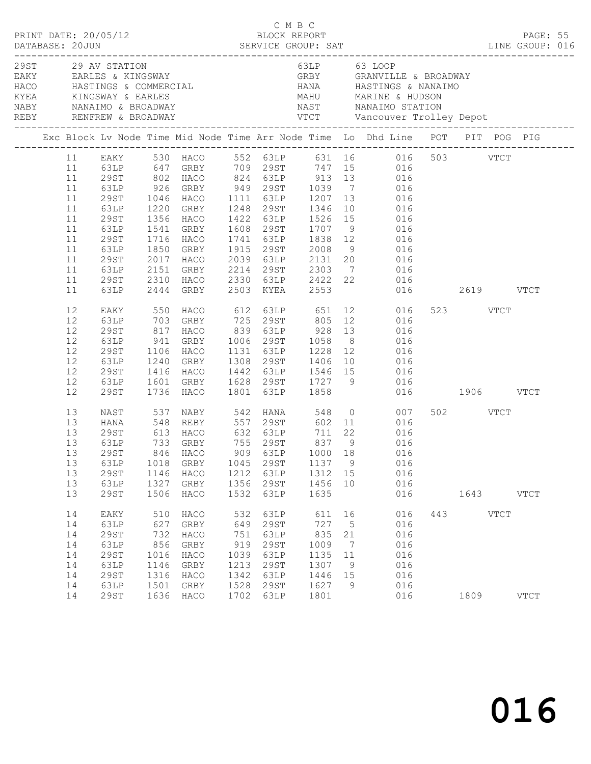C M B C
PRINT DATE: 20/05/12 BLOCK REPORT
DATABASE: 20JUN SERVICE GROUP: SAT LINE GROUP: 016

| Code | Location | Code | Location |
|---|---|---|---|
| 29ST | 29 AV STATION | 63LP | 63 LOOP |
| EAKY | EARLES & KINGSWAY | GRBY | GRANVILLE & BROADWAY |
| HACO | HASTINGS & COMMERCIAL | HANA | HASTINGS & NANAIMO |
| KYEA | KINGSWAY & EARLES | MAHU | MARINE & HUDSON |
| NABY | NANAIMO & BROADWAY | NAST | NANAIMO STATION |
| REBY | RENFREW & BROADWAY | VTCT | Vancouver Trolley Depot |

| Exc | Block | Lv Node | Time | Mid Node | Time | Arr Node | Time | Lo | Dhd Line | POT | PIT | POG | PIG |
|---|---|---|---|---|---|---|---|---|---|---|---|---|---|
| | 11 | EAKY | 530 | HACO | 552 | 63LP | 631 | 16 | 016 | 503 | | VTCT | |
| | 11 | 63LP | 647 | GRBY | 709 | 29ST | 747 | 15 | 016 | | | | |
| | 11 | 29ST | 802 | HACO | 824 | 63LP | 913 | 13 | 016 | | | | |
| | 11 | 63LP | 926 | GRBY | 949 | 29ST | 1039 | 7 | 016 | | | | |
| | 11 | 29ST | 1046 | HACO | 1111 | 63LP | 1207 | 13 | 016 | | | | |
| | 11 | 63LP | 1220 | GRBY | 1248 | 29ST | 1346 | 10 | 016 | | | | |
| | 11 | 29ST | 1356 | HACO | 1422 | 63LP | 1526 | 15 | 016 | | | | |
| | 11 | 63LP | 1541 | GRBY | 1608 | 29ST | 1707 | 9 | 016 | | | | |
| | 11 | 29ST | 1716 | HACO | 1741 | 63LP | 1838 | 12 | 016 | | | | |
| | 11 | 63LP | 1850 | GRBY | 1915 | 29ST | 2008 | 9 | 016 | | | | |
| | 11 | 29ST | 2017 | HACO | 2039 | 63LP | 2131 | 20 | 016 | | | | |
| | 11 | 63LP | 2151 | GRBY | 2214 | 29ST | 2303 | 7 | 016 | | | | |
| | 11 | 29ST | 2310 | HACO | 2330 | 63LP | 2422 | 22 | 016 | | | | |
| | 11 | 63LP | 2444 | GRBY | 2503 | KYEA | 2553 | | 016 | | 2619 | | VTCT |
| | 12 | EAKY | 550 | HACO | 612 | 63LP | 651 | 12 | 016 | 523 | | VTCT | |
| | 12 | 63LP | 703 | GRBY | 725 | 29ST | 805 | 12 | 016 | | | | |
| | 12 | 29ST | 817 | HACO | 839 | 63LP | 928 | 13 | 016 | | | | |
| | 12 | 63LP | 941 | GRBY | 1006 | 29ST | 1058 | 8 | 016 | | | | |
| | 12 | 29ST | 1106 | HACO | 1131 | 63LP | 1228 | 12 | 016 | | | | |
| | 12 | 63LP | 1240 | GRBY | 1308 | 29ST | 1406 | 10 | 016 | | | | |
| | 12 | 29ST | 1416 | HACO | 1442 | 63LP | 1546 | 15 | 016 | | | | |
| | 12 | 63LP | 1601 | GRBY | 1628 | 29ST | 1727 | 9 | 016 | | | | |
| | 12 | 29ST | 1736 | HACO | 1801 | 63LP | 1858 | | 016 | | 1906 | | VTCT |
| | 13 | NAST | 537 | NABY | 542 | HANA | 548 | 0 | 007 | 502 | | VTCT | |
| | 13 | HANA | 548 | REBY | 557 | 29ST | 602 | 11 | 016 | | | | |
| | 13 | 29ST | 613 | HACO | 632 | 63LP | 711 | 22 | 016 | | | | |
| | 13 | 63LP | 733 | GRBY | 755 | 29ST | 837 | 9 | 016 | | | | |
| | 13 | 29ST | 846 | HACO | 909 | 63LP | 1000 | 18 | 016 | | | | |
| | 13 | 63LP | 1018 | GRBY | 1045 | 29ST | 1137 | 9 | 016 | | | | |
| | 13 | 29ST | 1146 | HACO | 1212 | 63LP | 1312 | 15 | 016 | | | | |
| | 13 | 63LP | 1327 | GRBY | 1356 | 29ST | 1456 | 10 | 016 | | | | |
| | 13 | 29ST | 1506 | HACO | 1532 | 63LP | 1635 | | 016 | | 1643 | | VTCT |
| | 14 | EAKY | 510 | HACO | 532 | 63LP | 611 | 16 | 016 | 443 | | VTCT | |
| | 14 | 63LP | 627 | GRBY | 649 | 29ST | 727 | 5 | 016 | | | | |
| | 14 | 29ST | 732 | HACO | 751 | 63LP | 835 | 21 | 016 | | | | |
| | 14 | 63LP | 856 | GRBY | 919 | 29ST | 1009 | 7 | 016 | | | | |
| | 14 | 29ST | 1016 | HACO | 1039 | 63LP | 1135 | 11 | 016 | | | | |
| | 14 | 63LP | 1146 | GRBY | 1213 | 29ST | 1307 | 9 | 016 | | | | |
| | 14 | 29ST | 1316 | HACO | 1342 | 63LP | 1446 | 15 | 016 | | | | |
| | 14 | 63LP | 1501 | GRBY | 1528 | 29ST | 1627 | 9 | 016 | | | | |
| | 14 | 29ST | 1636 | HACO | 1702 | 63LP | 1801 | | 016 | | 1809 | | VTCT |

016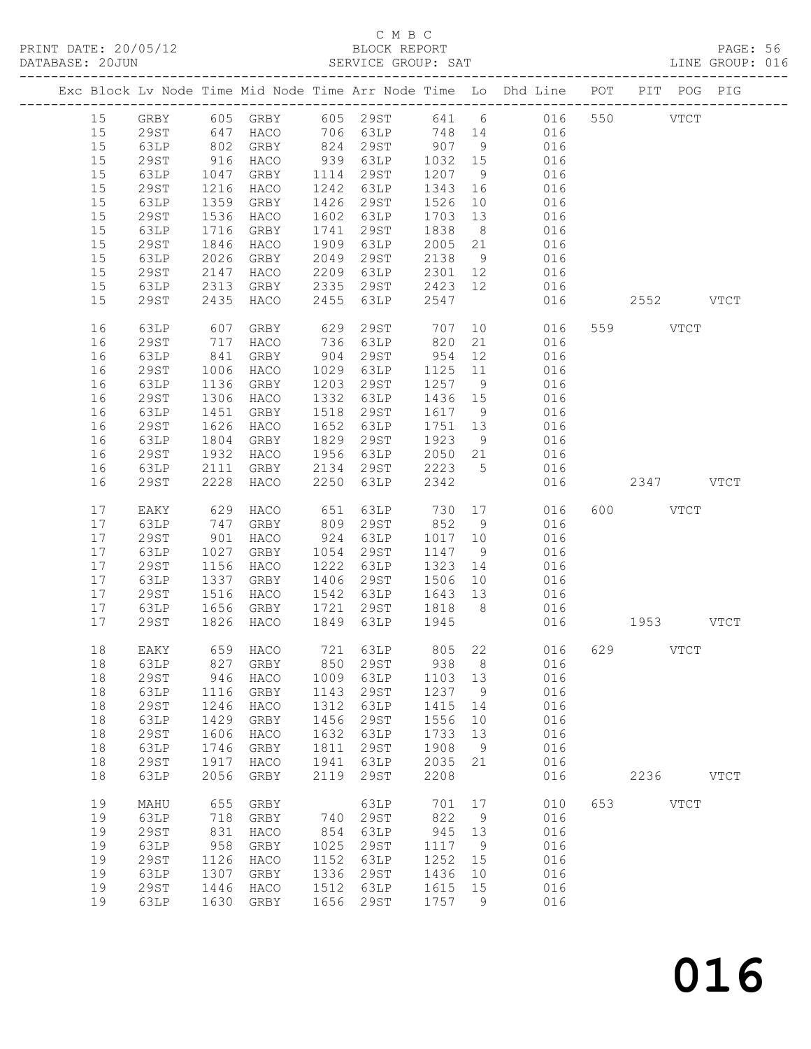# C M B C

PRINT DATE: 20/05/12 BLOCK REPORT

DATABASE: 20JUN SERVICE GROUP: SAT LINE GROUP: 016

| Exc | Block | Lv | Node | Time | Mid Node | Time | Arr Node | Time | Lo | Dhd Line | POT | PIT | POG | PIG |
|---|---|---|---|---|---|---|---|---|---|---|---|---|---|---|
| | 15 | | GRBY | 605 | GRBY | 605 | 29ST | 641 | 6 | 016 | 550 | | VTCT | |
| | 15 | | 29ST | 647 | HACO | 706 | 63LP | 748 | 14 | 016 | | | | |
| | 15 | | 63LP | 802 | GRBY | 824 | 29ST | 907 | 9 | 016 | | | | |
| | 15 | | 29ST | 916 | HACO | 939 | 63LP | 1032 | 15 | 016 | | | | |
| | 15 | | 63LP | 1047 | GRBY | 1114 | 29ST | 1207 | 9 | 016 | | | | |
| | 15 | | 29ST | 1216 | HACO | 1242 | 63LP | 1343 | 16 | 016 | | | | |
| | 15 | | 63LP | 1359 | GRBY | 1426 | 29ST | 1526 | 10 | 016 | | | | |
| | 15 | | 29ST | 1536 | HACO | 1602 | 63LP | 1703 | 13 | 016 | | | | |
| | 15 | | 63LP | 1716 | GRBY | 1741 | 29ST | 1838 | 8 | 016 | | | | |
| | 15 | | 29ST | 1846 | HACO | 1909 | 63LP | 2005 | 21 | 016 | | | | |
| | 15 | | 63LP | 2026 | GRBY | 2049 | 29ST | 2138 | 9 | 016 | | | | |
| | 15 | | 29ST | 2147 | HACO | 2209 | 63LP | 2301 | 12 | 016 | | | | |
| | 15 | | 63LP | 2313 | GRBY | 2335 | 29ST | 2423 | 12 | 016 | | | | |
| | 15 | | 29ST | 2435 | HACO | 2455 | 63LP | 2547 | | 016 | | 2552 | | VTCT |
| | 16 | | 63LP | 607 | GRBY | 629 | 29ST | 707 | 10 | 016 | 559 | | VTCT | |
| | 16 | | 29ST | 717 | HACO | 736 | 63LP | 820 | 21 | 016 | | | | |
| | 16 | | 63LP | 841 | GRBY | 904 | 29ST | 954 | 12 | 016 | | | | |
| | 16 | | 29ST | 1006 | HACO | 1029 | 63LP | 1125 | 11 | 016 | | | | |
| | 16 | | 63LP | 1136 | GRBY | 1203 | 29ST | 1257 | 9 | 016 | | | | |
| | 16 | | 29ST | 1306 | HACO | 1332 | 63LP | 1436 | 15 | 016 | | | | |
| | 16 | | 63LP | 1451 | GRBY | 1518 | 29ST | 1617 | 9 | 016 | | | | |
| | 16 | | 29ST | 1626 | HACO | 1652 | 63LP | 1751 | 13 | 016 | | | | |
| | 16 | | 63LP | 1804 | GRBY | 1829 | 29ST | 1923 | 9 | 016 | | | | |
| | 16 | | 29ST | 1932 | HACO | 1956 | 63LP | 2050 | 21 | 016 | | | | |
| | 16 | | 63LP | 2111 | GRBY | 2134 | 29ST | 2223 | 5 | 016 | | | | |
| | 16 | | 29ST | 2228 | HACO | 2250 | 63LP | 2342 | | 016 | | 2347 | | VTCT |
| | 17 | | EAKY | 629 | HACO | 651 | 63LP | 730 | 17 | 016 | 600 | | VTCT | |
| | 17 | | 63LP | 747 | GRBY | 809 | 29ST | 852 | 9 | 016 | | | | |
| | 17 | | 29ST | 901 | HACO | 924 | 63LP | 1017 | 10 | 016 | | | | |
| | 17 | | 63LP | 1027 | GRBY | 1054 | 29ST | 1147 | 9 | 016 | | | | |
| | 17 | | 29ST | 1156 | HACO | 1222 | 63LP | 1323 | 14 | 016 | | | | |
| | 17 | | 63LP | 1337 | GRBY | 1406 | 29ST | 1506 | 10 | 016 | | | | |
| | 17 | | 29ST | 1516 | HACO | 1542 | 63LP | 1643 | 13 | 016 | | | | |
| | 17 | | 63LP | 1656 | GRBY | 1721 | 29ST | 1818 | 8 | 016 | | | | |
| | 17 | | 29ST | 1826 | HACO | 1849 | 63LP | 1945 | | 016 | | 1953 | | VTCT |
| | 18 | | EAKY | 659 | HACO | 721 | 63LP | 805 | 22 | 016 | 629 | | VTCT | |
| | 18 | | 63LP | 827 | GRBY | 850 | 29ST | 938 | 8 | 016 | | | | |
| | 18 | | 29ST | 946 | HACO | 1009 | 63LP | 1103 | 13 | 016 | | | | |
| | 18 | | 63LP | 1116 | GRBY | 1143 | 29ST | 1237 | 9 | 016 | | | | |
| | 18 | | 29ST | 1246 | HACO | 1312 | 63LP | 1415 | 14 | 016 | | | | |
| | 18 | | 63LP | 1429 | GRBY | 1456 | 29ST | 1556 | 10 | 016 | | | | |
| | 18 | | 29ST | 1606 | HACO | 1632 | 63LP | 1733 | 13 | 016 | | | | |
| | 18 | | 63LP | 1746 | GRBY | 1811 | 29ST | 1908 | 9 | 016 | | | | |
| | 18 | | 29ST | 1917 | HACO | 1941 | 63LP | 2035 | 21 | 016 | | | | |
| | 18 | | 63LP | 2056 | GRBY | 2119 | 29ST | 2208 | | 016 | | 2236 | | VTCT |
| | 19 | | MAHU | 655 | GRBY | | 63LP | 701 | 17 | 010 | 653 | | VTCT | |
| | 19 | | 63LP | 718 | GRBY | 740 | 29ST | 822 | 9 | 016 | | | | |
| | 19 | | 29ST | 831 | HACO | 854 | 63LP | 945 | 13 | 016 | | | | |
| | 19 | | 63LP | 958 | GRBY | 1025 | 29ST | 1117 | 9 | 016 | | | | |
| | 19 | | 29ST | 1126 | HACO | 1152 | 63LP | 1252 | 15 | 016 | | | | |
| | 19 | | 63LP | 1307 | GRBY | 1336 | 29ST | 1436 | 10 | 016 | | | | |
| | 19 | | 29ST | 1446 | HACO | 1512 | 63LP | 1615 | 15 | 016 | | | | |
| | 19 | | 63LP | 1630 | GRBY | 1656 | 29ST | 1757 | 9 | 016 | | | | |

# 016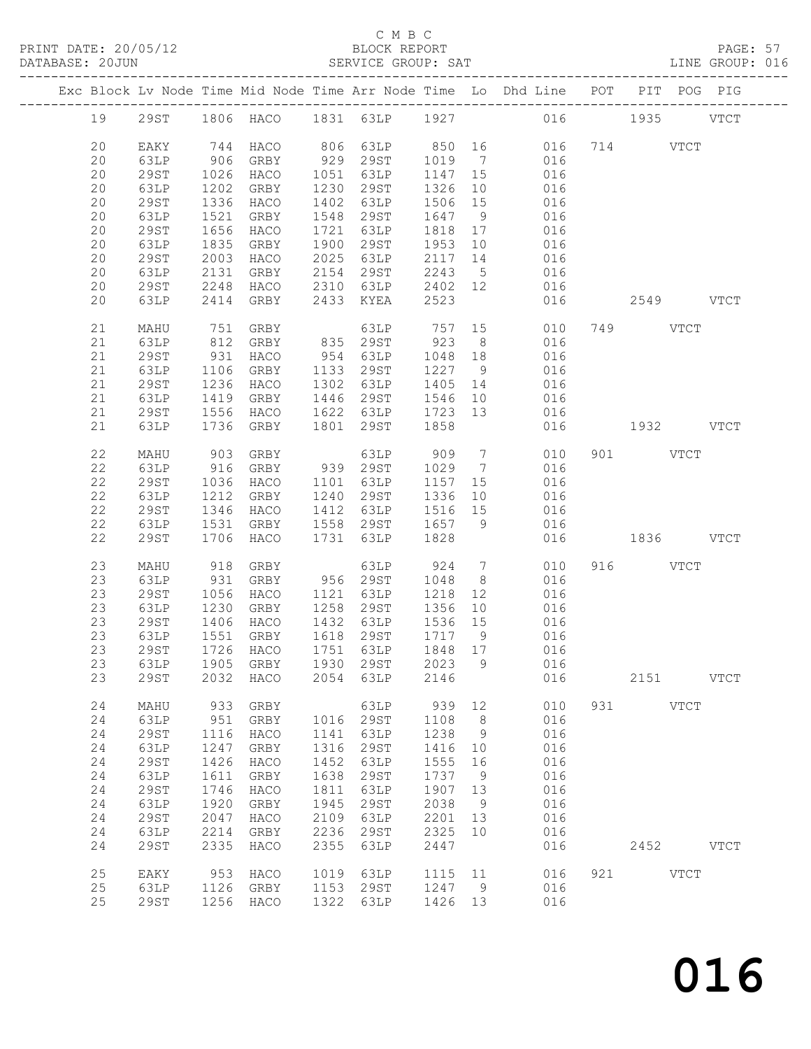C M B C

PRINT DATE: 20/05/12 BLOCK REPORT

DATABASE: 20JUN SERVICE GROUP: SAT LINE GROUP: 016

| Exc | Block | Lv | Node | Time | Mid Node | Time | Arr Node | Time | Lo | Dhd Line | POT | PIT | POG | PIG |
|---|---|---|---|---|---|---|---|---|---|---|---|---|---|---|
| | 19 | | 29ST | 1806 | HACO | 1831 | 63LP | 1927 | | 016 | | 1935 | | VTCT |
| | 20 | | EAKY | 744 | HACO | 806 | 63LP | 850 | 16 | 016 | 714 | | VTCT | |
| | 20 | | 63LP | 906 | GRBY | 929 | 29ST | 1019 | 7 | 016 | | | | |
| | 20 | | 29ST | 1026 | HACO | 1051 | 63LP | 1147 | 15 | 016 | | | | |
| | 20 | | 63LP | 1202 | GRBY | 1230 | 29ST | 1326 | 10 | 016 | | | | |
| | 20 | | 29ST | 1336 | HACO | 1402 | 63LP | 1506 | 15 | 016 | | | | |
| | 20 | | 63LP | 1521 | GRBY | 1548 | 29ST | 1647 | 9 | 016 | | | | |
| | 20 | | 29ST | 1656 | HACO | 1721 | 63LP | 1818 | 17 | 016 | | | | |
| | 20 | | 63LP | 1835 | GRBY | 1900 | 29ST | 1953 | 10 | 016 | | | | |
| | 20 | | 29ST | 2003 | HACO | 2025 | 63LP | 2117 | 14 | 016 | | | | |
| | 20 | | 63LP | 2131 | GRBY | 2154 | 29ST | 2243 | 5 | 016 | | | | |
| | 20 | | 29ST | 2248 | HACO | 2310 | 63LP | 2402 | 12 | 016 | | | | |
| | 20 | | 63LP | 2414 | GRBY | 2433 | KYEA | 2523 | | 016 | | 2549 | | VTCT |
| | 21 | | MAHU | 751 | GRBY | | 63LP | 757 | 15 | 010 | 749 | | VTCT | |
| | 21 | | 63LP | 812 | GRBY | 835 | 29ST | 923 | 8 | 016 | | | | |
| | 21 | | 29ST | 931 | HACO | 954 | 63LP | 1048 | 18 | 016 | | | | |
| | 21 | | 63LP | 1106 | GRBY | 1133 | 29ST | 1227 | 9 | 016 | | | | |
| | 21 | | 29ST | 1236 | HACO | 1302 | 63LP | 1405 | 14 | 016 | | | | |
| | 21 | | 63LP | 1419 | GRBY | 1446 | 29ST | 1546 | 10 | 016 | | | | |
| | 21 | | 29ST | 1556 | HACO | 1622 | 63LP | 1723 | 13 | 016 | | | | |
| | 21 | | 63LP | 1736 | GRBY | 1801 | 29ST | 1858 | | 016 | | 1932 | | VTCT |
| | 22 | | MAHU | 903 | GRBY | | 63LP | 909 | 7 | 010 | 901 | | VTCT | |
| | 22 | | 63LP | 916 | GRBY | 939 | 29ST | 1029 | 7 | 016 | | | | |
| | 22 | | 29ST | 1036 | HACO | 1101 | 63LP | 1157 | 15 | 016 | | | | |
| | 22 | | 63LP | 1212 | GRBY | 1240 | 29ST | 1336 | 10 | 016 | | | | |
| | 22 | | 29ST | 1346 | HACO | 1412 | 63LP | 1516 | 15 | 016 | | | | |
| | 22 | | 63LP | 1531 | GRBY | 1558 | 29ST | 1657 | 9 | 016 | | | | |
| | 22 | | 29ST | 1706 | HACO | 1731 | 63LP | 1828 | | 016 | | 1836 | | VTCT |
| | 23 | | MAHU | 918 | GRBY | | 63LP | 924 | 7 | 010 | 916 | | VTCT | |
| | 23 | | 63LP | 931 | GRBY | 956 | 29ST | 1048 | 8 | 016 | | | | |
| | 23 | | 29ST | 1056 | HACO | 1121 | 63LP | 1218 | 12 | 016 | | | | |
| | 23 | | 63LP | 1230 | GRBY | 1258 | 29ST | 1356 | 10 | 016 | | | | |
| | 23 | | 29ST | 1406 | HACO | 1432 | 63LP | 1536 | 15 | 016 | | | | |
| | 23 | | 63LP | 1551 | GRBY | 1618 | 29ST | 1717 | 9 | 016 | | | | |
| | 23 | | 29ST | 1726 | HACO | 1751 | 63LP | 1848 | 17 | 016 | | | | |
| | 23 | | 63LP | 1905 | GRBY | 1930 | 29ST | 2023 | 9 | 016 | | | | |
| | 23 | | 29ST | 2032 | HACO | 2054 | 63LP | 2146 | | 016 | | 2151 | | VTCT |
| | 24 | | MAHU | 933 | GRBY | | 63LP | 939 | 12 | 010 | 931 | | VTCT | |
| | 24 | | 63LP | 951 | GRBY | 1016 | 29ST | 1108 | 8 | 016 | | | | |
| | 24 | | 29ST | 1116 | HACO | 1141 | 63LP | 1238 | 9 | 016 | | | | |
| | 24 | | 63LP | 1247 | GRBY | 1316 | 29ST | 1416 | 10 | 016 | | | | |
| | 24 | | 29ST | 1426 | HACO | 1452 | 63LP | 1555 | 16 | 016 | | | | |
| | 24 | | 63LP | 1611 | GRBY | 1638 | 29ST | 1737 | 9 | 016 | | | | |
| | 24 | | 29ST | 1746 | HACO | 1811 | 63LP | 1907 | 13 | 016 | | | | |
| | 24 | | 63LP | 1920 | GRBY | 1945 | 29ST | 2038 | 9 | 016 | | | | |
| | 24 | | 29ST | 2047 | HACO | 2109 | 63LP | 2201 | 13 | 016 | | | | |
| | 24 | | 63LP | 2214 | GRBY | 2236 | 29ST | 2325 | 10 | 016 | | | | |
| | 24 | | 29ST | 2335 | HACO | 2355 | 63LP | 2447 | | 016 | | 2452 | | VTCT |
| | 25 | | EAKY | 953 | HACO | 1019 | 63LP | 1115 | 11 | 016 | 921 | | VTCT | |
| | 25 | | 63LP | 1126 | GRBY | 1153 | 29ST | 1247 | 9 | 016 | | | | |
| | 25 | | 29ST | 1256 | HACO | 1322 | 63LP | 1426 | 13 | 016 | | | | |

016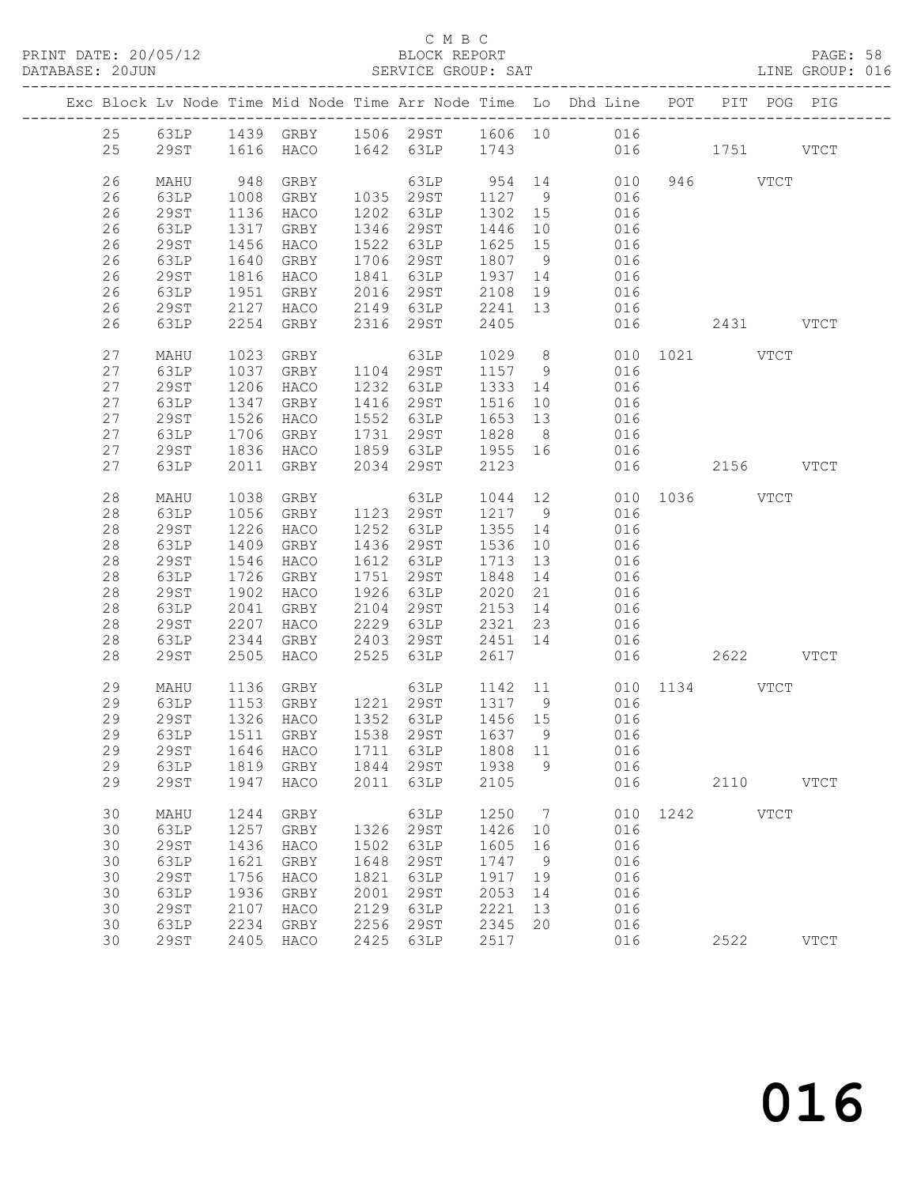C M B C
PRINT DATE: 20/05/12 BLOCK REPORT
DATABASE: 20JUN SERVICE GROUP: SAT LINE GROUP: 016

| Exc | Block | Lv | Node | Time | Mid Node | Time | Arr Node | Time | Lo | Dhd Line | POT | PIT | POG | PIG |
|---|---|---|---|---|---|---|---|---|---|---|---|---|---|---|
| | 25 | | 63LP | 1439 | GRBY | 1506 | 29ST | 1606 | 10 | 016 | | | | |
| | 25 | | 29ST | 1616 | HACO | 1642 | 63LP | 1743 | | 016 | | 1751 | | VTCT |
| | 26 | | MAHU | 948 | GRBY | | 63LP | 954 | 14 | 010 | 946 | | VTCT | |
| | 26 | | 63LP | 1008 | GRBY | 1035 | 29ST | 1127 | 9 | 016 | | | | |
| | 26 | | 29ST | 1136 | HACO | 1202 | 63LP | 1302 | 15 | 016 | | | | |
| | 26 | | 63LP | 1317 | GRBY | 1346 | 29ST | 1446 | 10 | 016 | | | | |
| | 26 | | 29ST | 1456 | HACO | 1522 | 63LP | 1625 | 15 | 016 | | | | |
| | 26 | | 63LP | 1640 | GRBY | 1706 | 29ST | 1807 | 9 | 016 | | | | |
| | 26 | | 29ST | 1816 | HACO | 1841 | 63LP | 1937 | 14 | 016 | | | | |
| | 26 | | 63LP | 1951 | GRBY | 2016 | 29ST | 2108 | 19 | 016 | | | | |
| | 26 | | 29ST | 2127 | HACO | 2149 | 63LP | 2241 | 13 | 016 | | | | |
| | 26 | | 63LP | 2254 | GRBY | 2316 | 29ST | 2405 | | 016 | | 2431 | | VTCT |
| | 27 | | MAHU | 1023 | GRBY | | 63LP | 1029 | 8 | 010 | 1021 | | VTCT | |
| | 27 | | 63LP | 1037 | GRBY | 1104 | 29ST | 1157 | 9 | 016 | | | | |
| | 27 | | 29ST | 1206 | HACO | 1232 | 63LP | 1333 | 14 | 016 | | | | |
| | 27 | | 63LP | 1347 | GRBY | 1416 | 29ST | 1516 | 10 | 016 | | | | |
| | 27 | | 29ST | 1526 | HACO | 1552 | 63LP | 1653 | 13 | 016 | | | | |
| | 27 | | 63LP | 1706 | GRBY | 1731 | 29ST | 1828 | 8 | 016 | | | | |
| | 27 | | 29ST | 1836 | HACO | 1859 | 63LP | 1955 | 16 | 016 | | | | |
| | 27 | | 63LP | 2011 | GRBY | 2034 | 29ST | 2123 | | 016 | | 2156 | | VTCT |
| | 28 | | MAHU | 1038 | GRBY | | 63LP | 1044 | 12 | 010 | 1036 | | VTCT | |
| | 28 | | 63LP | 1056 | GRBY | 1123 | 29ST | 1217 | 9 | 016 | | | | |
| | 28 | | 29ST | 1226 | HACO | 1252 | 63LP | 1355 | 14 | 016 | | | | |
| | 28 | | 63LP | 1409 | GRBY | 1436 | 29ST | 1536 | 10 | 016 | | | | |
| | 28 | | 29ST | 1546 | HACO | 1612 | 63LP | 1713 | 13 | 016 | | | | |
| | 28 | | 63LP | 1726 | GRBY | 1751 | 29ST | 1848 | 14 | 016 | | | | |
| | 28 | | 29ST | 1902 | HACO | 1926 | 63LP | 2020 | 21 | 016 | | | | |
| | 28 | | 63LP | 2041 | GRBY | 2104 | 29ST | 2153 | 14 | 016 | | | | |
| | 28 | | 29ST | 2207 | HACO | 2229 | 63LP | 2321 | 23 | 016 | | | | |
| | 28 | | 63LP | 2344 | GRBY | 2403 | 29ST | 2451 | 14 | 016 | | | | |
| | 28 | | 29ST | 2505 | HACO | 2525 | 63LP | 2617 | | 016 | | 2622 | | VTCT |
| | 29 | | MAHU | 1136 | GRBY | | 63LP | 1142 | 11 | 010 | 1134 | | VTCT | |
| | 29 | | 63LP | 1153 | GRBY | 1221 | 29ST | 1317 | 9 | 016 | | | | |
| | 29 | | 29ST | 1326 | HACO | 1352 | 63LP | 1456 | 15 | 016 | | | | |
| | 29 | | 63LP | 1511 | GRBY | 1538 | 29ST | 1637 | 9 | 016 | | | | |
| | 29 | | 29ST | 1646 | HACO | 1711 | 63LP | 1808 | 11 | 016 | | | | |
| | 29 | | 63LP | 1819 | GRBY | 1844 | 29ST | 1938 | 9 | 016 | | | | |
| | 29 | | 29ST | 1947 | HACO | 2011 | 63LP | 2105 | | 016 | | 2110 | | VTCT |
| | 30 | | MAHU | 1244 | GRBY | | 63LP | 1250 | 7 | 010 | 1242 | | VTCT | |
| | 30 | | 63LP | 1257 | GRBY | 1326 | 29ST | 1426 | 10 | 016 | | | | |
| | 30 | | 29ST | 1436 | HACO | 1502 | 63LP | 1605 | 16 | 016 | | | | |
| | 30 | | 63LP | 1621 | GRBY | 1648 | 29ST | 1747 | 9 | 016 | | | | |
| | 30 | | 29ST | 1756 | HACO | 1821 | 63LP | 1917 | 19 | 016 | | | | |
| | 30 | | 63LP | 1936 | GRBY | 2001 | 29ST | 2053 | 14 | 016 | | | | |
| | 30 | | 29ST | 2107 | HACO | 2129 | 63LP | 2221 | 13 | 016 | | | | |
| | 30 | | 63LP | 2234 | GRBY | 2256 | 29ST | 2345 | 20 | 016 | | | | |
| | 30 | | 29ST | 2405 | HACO | 2425 | 63LP | 2517 | | 016 | | 2522 | | VTCT |

016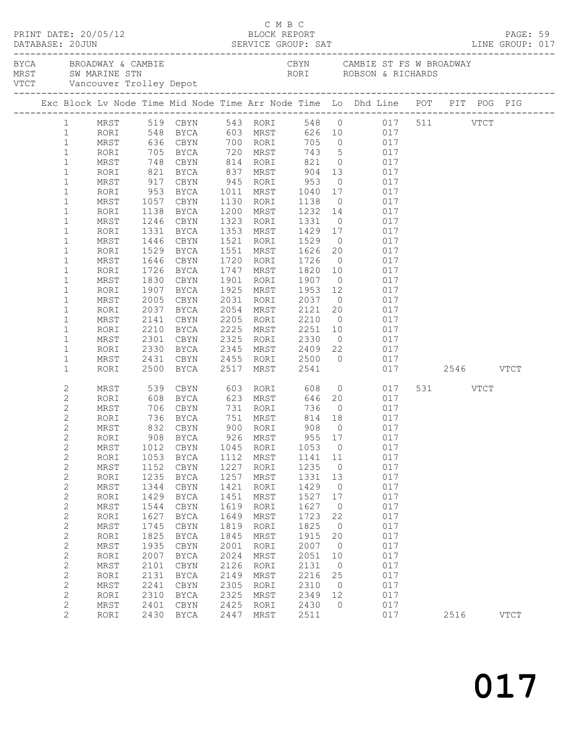C M B C

BLOCK REPORT

SERVICE GROUP: SAT

PRINT DATE: 20/05/12 DATABASE: 20JUN LINE GROUP: 017

BYCA BROADWAY & CAMBIE
MRST SW MARINE STN
VTCT Vancouver Trolley Depot

CBYN CAMBIE ST FS W BROADWAY
RORI ROBSON & RICHARDS

| Exc | Block | Lv Node | Time | Mid Node | Time | Arr Node | Time | Lo | Dhd Line | POT | PIT | POG | PIG |
|---|---|---|---|---|---|---|---|---|---|---|---|---|---|
| | 1 | MRST | 519 | CBYN | 543 | RORI | 548 | 0 | 017 | 511 | | VTCT | |
| | 1 | RORI | 548 | BYCA | 603 | MRST | 626 | 10 | 017 | | | | |
| | 1 | MRST | 636 | CBYN | 700 | RORI | 705 | 0 | 017 | | | | |
| | 1 | RORI | 705 | BYCA | 720 | MRST | 743 | 5 | 017 | | | | |
| | 1 | MRST | 748 | CBYN | 814 | RORI | 821 | 0 | 017 | | | | |
| | 1 | RORI | 821 | BYCA | 837 | MRST | 904 | 13 | 017 | | | | |
| | 1 | MRST | 917 | CBYN | 945 | RORI | 953 | 0 | 017 | | | | |
| | 1 | RORI | 953 | BYCA | 1011 | MRST | 1040 | 17 | 017 | | | | |
| | 1 | MRST | 1057 | CBYN | 1130 | RORI | 1138 | 0 | 017 | | | | |
| | 1 | RORI | 1138 | BYCA | 1200 | MRST | 1232 | 14 | 017 | | | | |
| | 1 | MRST | 1246 | CBYN | 1323 | RORI | 1331 | 0 | 017 | | | | |
| | 1 | RORI | 1331 | BYCA | 1353 | MRST | 1429 | 17 | 017 | | | | |
| | 1 | MRST | 1446 | CBYN | 1521 | RORI | 1529 | 0 | 017 | | | | |
| | 1 | RORI | 1529 | BYCA | 1551 | MRST | 1626 | 20 | 017 | | | | |
| | 1 | MRST | 1646 | CBYN | 1720 | RORI | 1726 | 0 | 017 | | | | |
| | 1 | RORI | 1726 | BYCA | 1747 | MRST | 1820 | 10 | 017 | | | | |
| | 1 | MRST | 1830 | CBYN | 1901 | RORI | 1907 | 0 | 017 | | | | |
| | 1 | RORI | 1907 | BYCA | 1925 | MRST | 1953 | 12 | 017 | | | | |
| | 1 | MRST | 2005 | CBYN | 2031 | RORI | 2037 | 0 | 017 | | | | |
| | 1 | RORI | 2037 | BYCA | 2054 | MRST | 2121 | 20 | 017 | | | | |
| | 1 | MRST | 2141 | CBYN | 2205 | RORI | 2210 | 0 | 017 | | | | |
| | 1 | RORI | 2210 | BYCA | 2225 | MRST | 2251 | 10 | 017 | | | | |
| | 1 | MRST | 2301 | CBYN | 2325 | RORI | 2330 | 0 | 017 | | | | |
| | 1 | RORI | 2330 | BYCA | 2345 | MRST | 2409 | 22 | 017 | | | | |
| | 1 | MRST | 2431 | CBYN | 2455 | RORI | 2500 | 0 | 017 | | | | |
| | 1 | RORI | 2500 | BYCA | 2517 | MRST | 2541 | | 017 | | 2546 | | VTCT |
| | 2 | MRST | 539 | CBYN | 603 | RORI | 608 | 0 | 017 | 531 | | VTCT | |
| | 2 | RORI | 608 | BYCA | 623 | MRST | 646 | 20 | 017 | | | | |
| | 2 | MRST | 706 | CBYN | 731 | RORI | 736 | 0 | 017 | | | | |
| | 2 | RORI | 736 | BYCA | 751 | MRST | 814 | 18 | 017 | | | | |
| | 2 | MRST | 832 | CBYN | 900 | RORI | 908 | 0 | 017 | | | | |
| | 2 | RORI | 908 | BYCA | 926 | MRST | 955 | 17 | 017 | | | | |
| | 2 | MRST | 1012 | CBYN | 1045 | RORI | 1053 | 0 | 017 | | | | |
| | 2 | RORI | 1053 | BYCA | 1112 | MRST | 1141 | 11 | 017 | | | | |
| | 2 | MRST | 1152 | CBYN | 1227 | RORI | 1235 | 0 | 017 | | | | |
| | 2 | RORI | 1235 | BYCA | 1257 | MRST | 1331 | 13 | 017 | | | | |
| | 2 | MRST | 1344 | CBYN | 1421 | RORI | 1429 | 0 | 017 | | | | |
| | 2 | RORI | 1429 | BYCA | 1451 | MRST | 1527 | 17 | 017 | | | | |
| | 2 | MRST | 1544 | CBYN | 1619 | RORI | 1627 | 0 | 017 | | | | |
| | 2 | RORI | 1627 | BYCA | 1649 | MRST | 1723 | 22 | 017 | | | | |
| | 2 | MRST | 1745 | CBYN | 1819 | RORI | 1825 | 0 | 017 | | | | |
| | 2 | RORI | 1825 | BYCA | 1845 | MRST | 1915 | 20 | 017 | | | | |
| | 2 | MRST | 1935 | CBYN | 2001 | RORI | 2007 | 0 | 017 | | | | |
| | 2 | RORI | 2007 | BYCA | 2024 | MRST | 2051 | 10 | 017 | | | | |
| | 2 | MRST | 2101 | CBYN | 2126 | RORI | 2131 | 0 | 017 | | | | |
| | 2 | RORI | 2131 | BYCA | 2149 | MRST | 2216 | 25 | 017 | | | | |
| | 2 | MRST | 2241 | CBYN | 2305 | RORI | 2310 | 0 | 017 | | | | |
| | 2 | RORI | 2310 | BYCA | 2325 | MRST | 2349 | 12 | 017 | | | | |
| | 2 | MRST | 2401 | CBYN | 2425 | RORI | 2430 | 0 | 017 | | | | |
| | 2 | RORI | 2430 | BYCA | 2447 | MRST | 2511 | | 017 | | 2516 | | VTCT |

017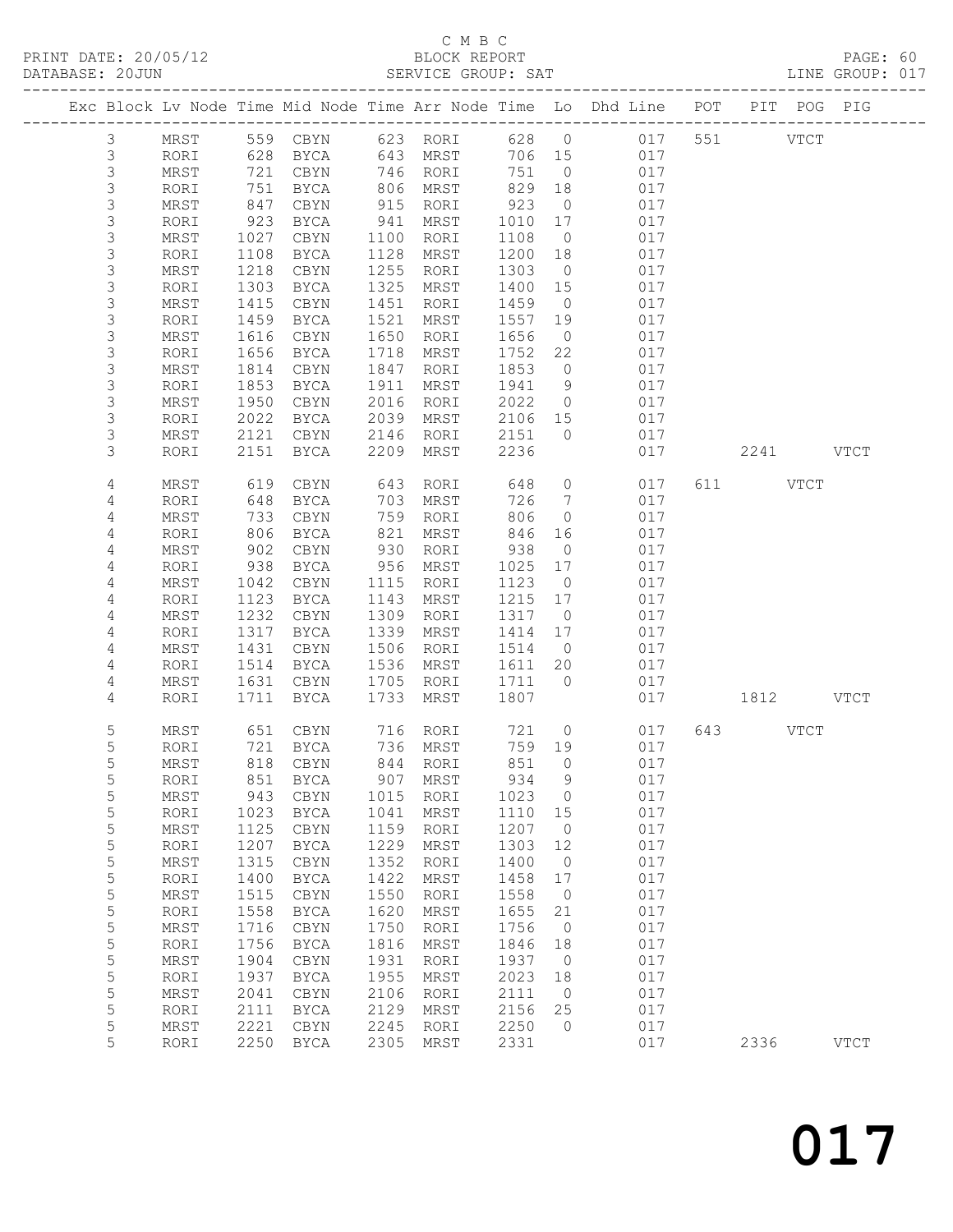C M B C
BLOCK REPORT
SERVICE GROUP: SAT

PRINT DATE: 20/05/12
DATABASE: 20JUN
LINE GROUP: 017

| Exc | Block | Lv | Node | Time | Mid Node | Time | Arr Node | Time | Lo | Dhd Line | POT | PIT | POG | PIG |
|---|---|---|---|---|---|---|---|---|---|---|---|---|---|---|
| | 3 | | MRST | 559 | CBYN | 623 | RORI | 628 | 0 | 017 | 551 | | VTCT | |
| | 3 | | RORI | 628 | BYCA | 643 | MRST | 706 | 15 | 017 | | | | |
| | 3 | | MRST | 721 | CBYN | 746 | RORI | 751 | 0 | 017 | | | | |
| | 3 | | RORI | 751 | BYCA | 806 | MRST | 829 | 18 | 017 | | | | |
| | 3 | | MRST | 847 | CBYN | 915 | RORI | 923 | 0 | 017 | | | | |
| | 3 | | RORI | 923 | BYCA | 941 | MRST | 1010 | 17 | 017 | | | | |
| | 3 | | MRST | 1027 | CBYN | 1100 | RORI | 1108 | 0 | 017 | | | | |
| | 3 | | RORI | 1108 | BYCA | 1128 | MRST | 1200 | 18 | 017 | | | | |
| | 3 | | MRST | 1218 | CBYN | 1255 | RORI | 1303 | 0 | 017 | | | | |
| | 3 | | RORI | 1303 | BYCA | 1325 | MRST | 1400 | 15 | 017 | | | | |
| | 3 | | MRST | 1415 | CBYN | 1451 | RORI | 1459 | 0 | 017 | | | | |
| | 3 | | RORI | 1459 | BYCA | 1521 | MRST | 1557 | 19 | 017 | | | | |
| | 3 | | MRST | 1616 | CBYN | 1650 | RORI | 1656 | 0 | 017 | | | | |
| | 3 | | RORI | 1656 | BYCA | 1718 | MRST | 1752 | 22 | 017 | | | | |
| | 3 | | MRST | 1814 | CBYN | 1847 | RORI | 1853 | 0 | 017 | | | | |
| | 3 | | RORI | 1853 | BYCA | 1911 | MRST | 1941 | 9 | 017 | | | | |
| | 3 | | MRST | 1950 | CBYN | 2016 | RORI | 2022 | 0 | 017 | | | | |
| | 3 | | RORI | 2022 | BYCA | 2039 | MRST | 2106 | 15 | 017 | | | | |
| | 3 | | MRST | 2121 | CBYN | 2146 | RORI | 2151 | 0 | 017 | | | | |
| | 3 | | RORI | 2151 | BYCA | 2209 | MRST | 2236 | | 017 | | 2241 | | VTCT |
| | 4 | | MRST | 619 | CBYN | 643 | RORI | 648 | 0 | 017 | 611 | | VTCT | |
| | 4 | | RORI | 648 | BYCA | 703 | MRST | 726 | 7 | 017 | | | | |
| | 4 | | MRST | 733 | CBYN | 759 | RORI | 806 | 0 | 017 | | | | |
| | 4 | | RORI | 806 | BYCA | 821 | MRST | 846 | 16 | 017 | | | | |
| | 4 | | MRST | 902 | CBYN | 930 | RORI | 938 | 0 | 017 | | | | |
| | 4 | | RORI | 938 | BYCA | 956 | MRST | 1025 | 17 | 017 | | | | |
| | 4 | | MRST | 1042 | CBYN | 1115 | RORI | 1123 | 0 | 017 | | | | |
| | 4 | | RORI | 1123 | BYCA | 1143 | MRST | 1215 | 17 | 017 | | | | |
| | 4 | | MRST | 1232 | CBYN | 1309 | RORI | 1317 | 0 | 017 | | | | |
| | 4 | | RORI | 1317 | BYCA | 1339 | MRST | 1414 | 17 | 017 | | | | |
| | 4 | | MRST | 1431 | CBYN | 1506 | RORI | 1514 | 0 | 017 | | | | |
| | 4 | | RORI | 1514 | BYCA | 1536 | MRST | 1611 | 20 | 017 | | | | |
| | 4 | | MRST | 1631 | CBYN | 1705 | RORI | 1711 | 0 | 017 | | | | |
| | 4 | | RORI | 1711 | BYCA | 1733 | MRST | 1807 | | 017 | | 1812 | | VTCT |
| | 5 | | MRST | 651 | CBYN | 716 | RORI | 721 | 0 | 017 | 643 | | VTCT | |
| | 5 | | RORI | 721 | BYCA | 736 | MRST | 759 | 19 | 017 | | | | |
| | 5 | | MRST | 818 | CBYN | 844 | RORI | 851 | 0 | 017 | | | | |
| | 5 | | RORI | 851 | BYCA | 907 | MRST | 934 | 9 | 017 | | | | |
| | 5 | | MRST | 943 | CBYN | 1015 | RORI | 1023 | 0 | 017 | | | | |
| | 5 | | RORI | 1023 | BYCA | 1041 | MRST | 1110 | 15 | 017 | | | | |
| | 5 | | MRST | 1125 | CBYN | 1159 | RORI | 1207 | 0 | 017 | | | | |
| | 5 | | RORI | 1207 | BYCA | 1229 | MRST | 1303 | 12 | 017 | | | | |
| | 5 | | MRST | 1315 | CBYN | 1352 | RORI | 1400 | 0 | 017 | | | | |
| | 5 | | RORI | 1400 | BYCA | 1422 | MRST | 1458 | 17 | 017 | | | | |
| | 5 | | MRST | 1515 | CBYN | 1550 | RORI | 1558 | 0 | 017 | | | | |
| | 5 | | RORI | 1558 | BYCA | 1620 | MRST | 1655 | 21 | 017 | | | | |
| | 5 | | MRST | 1716 | CBYN | 1750 | RORI | 1756 | 0 | 017 | | | | |
| | 5 | | RORI | 1756 | BYCA | 1816 | MRST | 1846 | 18 | 017 | | | | |
| | 5 | | MRST | 1904 | CBYN | 1931 | RORI | 1937 | 0 | 017 | | | | |
| | 5 | | RORI | 1937 | BYCA | 1955 | MRST | 2023 | 18 | 017 | | | | |
| | 5 | | MRST | 2041 | CBYN | 2106 | RORI | 2111 | 0 | 017 | | | | |
| | 5 | | RORI | 2111 | BYCA | 2129 | MRST | 2156 | 25 | 017 | | | | |
| | 5 | | MRST | 2221 | CBYN | 2245 | RORI | 2250 | 0 | 017 | | | | |
| | 5 | | RORI | 2250 | BYCA | 2305 | MRST | 2331 | | 017 | | 2336 | | VTCT |

017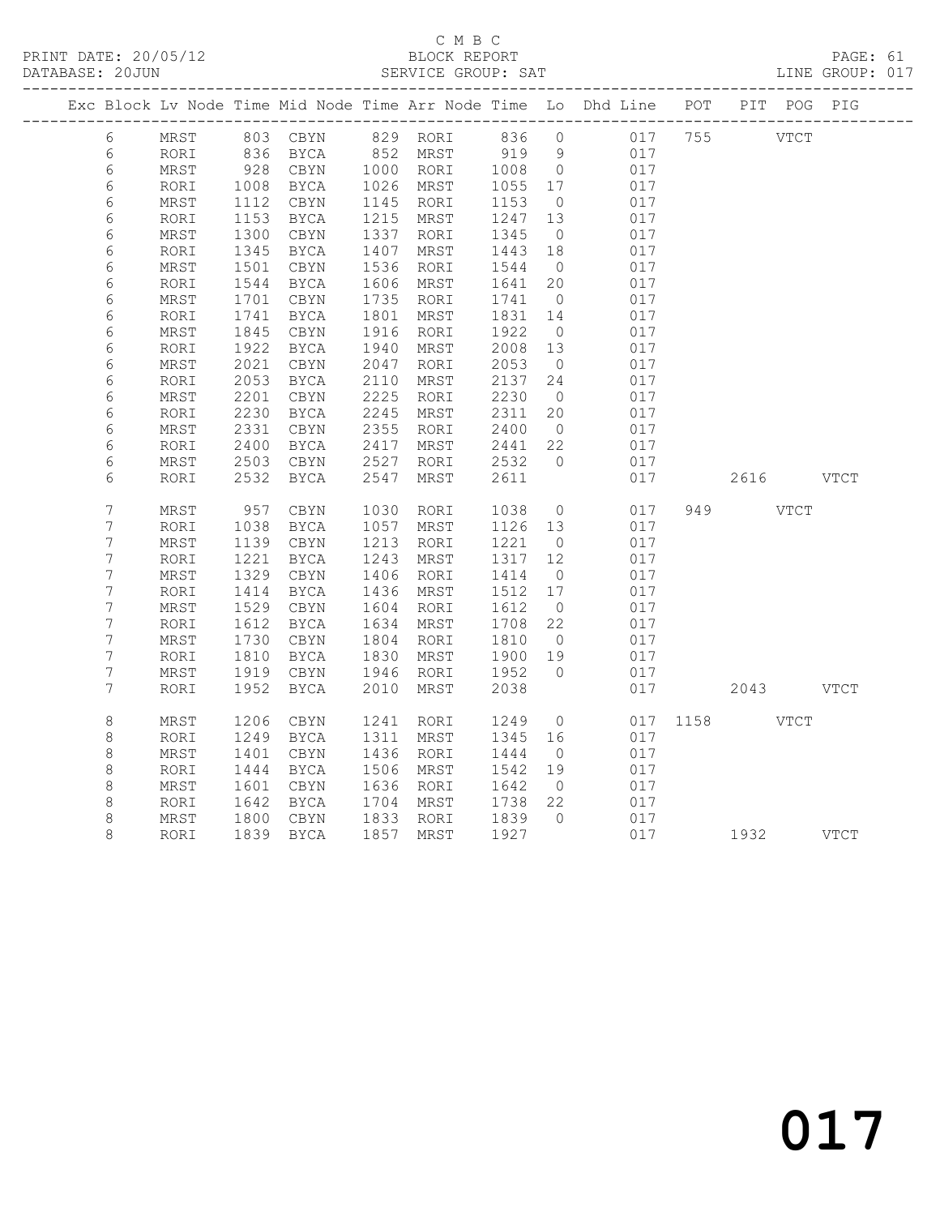C M B C

PRINT DATE: 20/05/12 BLOCK REPORT
DATABASE: 20JUN SERVICE GROUP: SAT LINE GROUP: 017

| Exc | Block | Lv | Node | Time | Mid Node | Time | Arr Node | Time | Lo | Dhd Line | POT | PIT | POG | PIG |
|---|---|---|---|---|---|---|---|---|---|---|---|---|---|---|
| | 6 | | MRST | 803 | CBYN | 829 | RORI | 836 | 0 | 017 | 755 | | VTCT | |
| | 6 | | RORI | 836 | BYCA | 852 | MRST | 919 | 9 | 017 | | | | |
| | 6 | | MRST | 928 | CBYN | 1000 | RORI | 1008 | 0 | 017 | | | | |
| | 6 | | RORI | 1008 | BYCA | 1026 | MRST | 1055 | 17 | 017 | | | | |
| | 6 | | MRST | 1112 | CBYN | 1145 | RORI | 1153 | 0 | 017 | | | | |
| | 6 | | RORI | 1153 | BYCA | 1215 | MRST | 1247 | 13 | 017 | | | | |
| | 6 | | MRST | 1300 | CBYN | 1337 | RORI | 1345 | 0 | 017 | | | | |
| | 6 | | RORI | 1345 | BYCA | 1407 | MRST | 1443 | 18 | 017 | | | | |
| | 6 | | MRST | 1501 | CBYN | 1536 | RORI | 1544 | 0 | 017 | | | | |
| | 6 | | RORI | 1544 | BYCA | 1606 | MRST | 1641 | 20 | 017 | | | | |
| | 6 | | MRST | 1701 | CBYN | 1735 | RORI | 1741 | 0 | 017 | | | | |
| | 6 | | RORI | 1741 | BYCA | 1801 | MRST | 1831 | 14 | 017 | | | | |
| | 6 | | MRST | 1845 | CBYN | 1916 | RORI | 1922 | 0 | 017 | | | | |
| | 6 | | RORI | 1922 | BYCA | 1940 | MRST | 2008 | 13 | 017 | | | | |
| | 6 | | MRST | 2021 | CBYN | 2047 | RORI | 2053 | 0 | 017 | | | | |
| | 6 | | RORI | 2053 | BYCA | 2110 | MRST | 2137 | 24 | 017 | | | | |
| | 6 | | MRST | 2201 | CBYN | 2225 | RORI | 2230 | 0 | 017 | | | | |
| | 6 | | RORI | 2230 | BYCA | 2245 | MRST | 2311 | 20 | 017 | | | | |
| | 6 | | MRST | 2331 | CBYN | 2355 | RORI | 2400 | 0 | 017 | | | | |
| | 6 | | RORI | 2400 | BYCA | 2417 | MRST | 2441 | 22 | 017 | | | | |
| | 6 | | MRST | 2503 | CBYN | 2527 | RORI | 2532 | 0 | 017 | | | | |
| | 6 | | RORI | 2532 | BYCA | 2547 | MRST | 2611 | | 017 | | 2616 | | VTCT |
| | 7 | | MRST | 957 | CBYN | 1030 | RORI | 1038 | 0 | 017 | 949 | | VTCT | |
| | 7 | | RORI | 1038 | BYCA | 1057 | MRST | 1126 | 13 | 017 | | | | |
| | 7 | | MRST | 1139 | CBYN | 1213 | RORI | 1221 | 0 | 017 | | | | |
| | 7 | | RORI | 1221 | BYCA | 1243 | MRST | 1317 | 12 | 017 | | | | |
| | 7 | | MRST | 1329 | CBYN | 1406 | RORI | 1414 | 0 | 017 | | | | |
| | 7 | | RORI | 1414 | BYCA | 1436 | MRST | 1512 | 17 | 017 | | | | |
| | 7 | | MRST | 1529 | CBYN | 1604 | RORI | 1612 | 0 | 017 | | | | |
| | 7 | | RORI | 1612 | BYCA | 1634 | MRST | 1708 | 22 | 017 | | | | |
| | 7 | | MRST | 1730 | CBYN | 1804 | RORI | 1810 | 0 | 017 | | | | |
| | 7 | | RORI | 1810 | BYCA | 1830 | MRST | 1900 | 19 | 017 | | | | |
| | 7 | | MRST | 1919 | CBYN | 1946 | RORI | 1952 | 0 | 017 | | | | |
| | 7 | | RORI | 1952 | BYCA | 2010 | MRST | 2038 | | 017 | | 2043 | | VTCT |
| | 8 | | MRST | 1206 | CBYN | 1241 | RORI | 1249 | 0 | 017 | 1158 | | VTCT | |
| | 8 | | RORI | 1249 | BYCA | 1311 | MRST | 1345 | 16 | 017 | | | | |
| | 8 | | MRST | 1401 | CBYN | 1436 | RORI | 1444 | 0 | 017 | | | | |
| | 8 | | RORI | 1444 | BYCA | 1506 | MRST | 1542 | 19 | 017 | | | | |
| | 8 | | MRST | 1601 | CBYN | 1636 | RORI | 1642 | 0 | 017 | | | | |
| | 8 | | RORI | 1642 | BYCA | 1704 | MRST | 1738 | 22 | 017 | | | | |
| | 8 | | MRST | 1800 | CBYN | 1833 | RORI | 1839 | 0 | 017 | | | | |
| | 8 | | RORI | 1839 | BYCA | 1857 | MRST | 1927 | | 017 | | 1932 | | VTCT |

017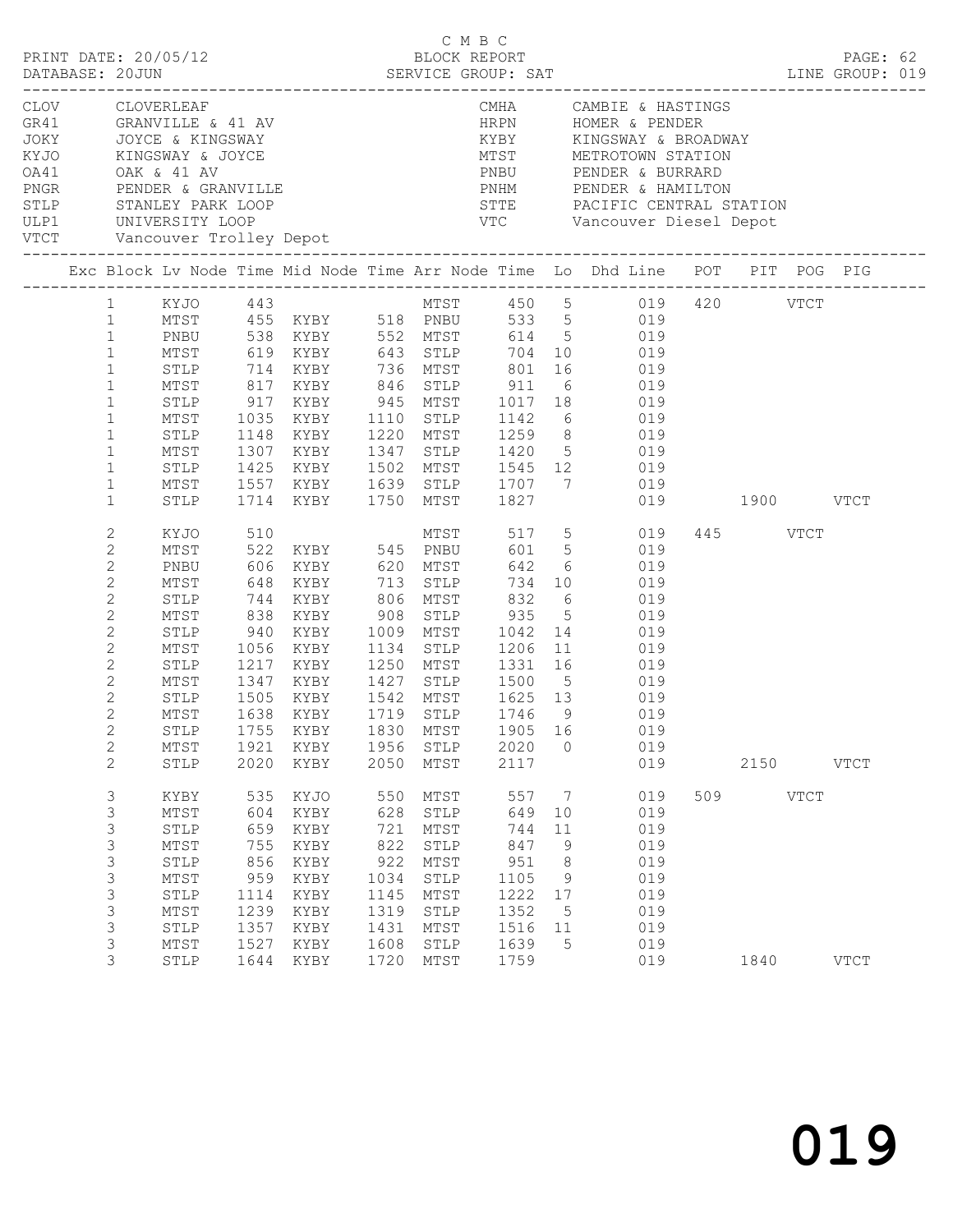C M B C
PRINT DATE: 20/05/12 BLOCK REPORT PAGE: 62
DATABASE: 20JUN SERVICE GROUP: SAT LINE GROUP: 019

| Code | Location | Code | Location |
|---|---|---|---|
| CLOV | CLOVERLEAF | CMHA | CAMBIE & HASTINGS |
| GR41 | GRANVILLE & 41 AV | HRPN | HOMER & PENDER |
| JOKY | JOYCE & KINGSWAY | KYBY | KINGSWAY & BROADWAY |
| KYJO | KINGSWAY & JOYCE | MTST | METROTOWN STATION |
| OA41 | OAK & 41 AV | PNBU | PENDER & BURRARD |
| PNGR | PENDER & GRANVILLE | PNHM | PENDER & HAMILTON |
| STLP | STANLEY PARK LOOP | STTE | PACIFIC CENTRAL STATION |
| ULP1 | UNIVERSITY LOOP | VTC | Vancouver Diesel Depot |
| VTCT | Vancouver Trolley Depot | | |

| Exc | Block | Lv Node | Time | Mid Node | Time | Arr Node | Time | Lo | Dhd Line | POT | PIT | POG | PIG |
|---|---|---|---|---|---|---|---|---|---|---|---|---|---|
| | 1 | KYJO | 443 | | | MTST | 450 | 5 | 019 | 420 | | VTCT | |
| | 1 | MTST | 455 | KYBY | 518 | PNBU | 533 | 5 | 019 | | | | |
| | 1 | PNBU | 538 | KYBY | 552 | MTST | 614 | 5 | 019 | | | | |
| | 1 | MTST | 619 | KYBY | 643 | STLP | 704 | 10 | 019 | | | | |
| | 1 | STLP | 714 | KYBY | 736 | MTST | 801 | 16 | 019 | | | | |
| | 1 | MTST | 817 | KYBY | 846 | STLP | 911 | 6 | 019 | | | | |
| | 1 | STLP | 917 | KYBY | 945 | MTST | 1017 | 18 | 019 | | | | |
| | 1 | MTST | 1035 | KYBY | 1110 | STLP | 1142 | 6 | 019 | | | | |
| | 1 | STLP | 1148 | KYBY | 1220 | MTST | 1259 | 8 | 019 | | | | |
| | 1 | MTST | 1307 | KYBY | 1347 | STLP | 1420 | 5 | 019 | | | | |
| | 1 | STLP | 1425 | KYBY | 1502 | MTST | 1545 | 12 | 019 | | | | |
| | 1 | MTST | 1557 | KYBY | 1639 | STLP | 1707 | 7 | 019 | | | | |
| | 1 | STLP | 1714 | KYBY | 1750 | MTST | 1827 | | 019 | | 1900 | | VTCT |
| | 2 | KYJO | 510 | | | MTST | 517 | 5 | 019 | 445 | | VTCT | |
| | 2 | MTST | 522 | KYBY | 545 | PNBU | 601 | 5 | 019 | | | | |
| | 2 | PNBU | 606 | KYBY | 620 | MTST | 642 | 6 | 019 | | | | |
| | 2 | MTST | 648 | KYBY | 713 | STLP | 734 | 10 | 019 | | | | |
| | 2 | STLP | 744 | KYBY | 806 | MTST | 832 | 6 | 019 | | | | |
| | 2 | MTST | 838 | KYBY | 908 | STLP | 935 | 5 | 019 | | | | |
| | 2 | STLP | 940 | KYBY | 1009 | MTST | 1042 | 14 | 019 | | | | |
| | 2 | MTST | 1056 | KYBY | 1134 | STLP | 1206 | 11 | 019 | | | | |
| | 2 | STLP | 1217 | KYBY | 1250 | MTST | 1331 | 16 | 019 | | | | |
| | 2 | MTST | 1347 | KYBY | 1427 | STLP | 1500 | 5 | 019 | | | | |
| | 2 | STLP | 1505 | KYBY | 1542 | MTST | 1625 | 13 | 019 | | | | |
| | 2 | MTST | 1638 | KYBY | 1719 | STLP | 1746 | 9 | 019 | | | | |
| | 2 | STLP | 1755 | KYBY | 1830 | MTST | 1905 | 16 | 019 | | | | |
| | 2 | MTST | 1921 | KYBY | 1956 | STLP | 2020 | 0 | 019 | | | | |
| | 2 | STLP | 2020 | KYBY | 2050 | MTST | 2117 | | 019 | | 2150 | | VTCT |
| | 3 | KYBY | 535 | KYJO | 550 | MTST | 557 | 7 | 019 | 509 | | VTCT | |
| | 3 | MTST | 604 | KYBY | 628 | STLP | 649 | 10 | 019 | | | | |
| | 3 | STLP | 659 | KYBY | 721 | MTST | 744 | 11 | 019 | | | | |
| | 3 | MTST | 755 | KYBY | 822 | STLP | 847 | 9 | 019 | | | | |
| | 3 | STLP | 856 | KYBY | 922 | MTST | 951 | 8 | 019 | | | | |
| | 3 | MTST | 959 | KYBY | 1034 | STLP | 1105 | 9 | 019 | | | | |
| | 3 | STLP | 1114 | KYBY | 1145 | MTST | 1222 | 17 | 019 | | | | |
| | 3 | MTST | 1239 | KYBY | 1319 | STLP | 1352 | 5 | 019 | | | | |
| | 3 | STLP | 1357 | KYBY | 1431 | MTST | 1516 | 11 | 019 | | | | |
| | 3 | MTST | 1527 | KYBY | 1608 | STLP | 1639 | 5 | 019 | | | | |
| | 3 | STLP | 1644 | KYBY | 1720 | MTST | 1759 | | 019 | | 1840 | | VTCT |

019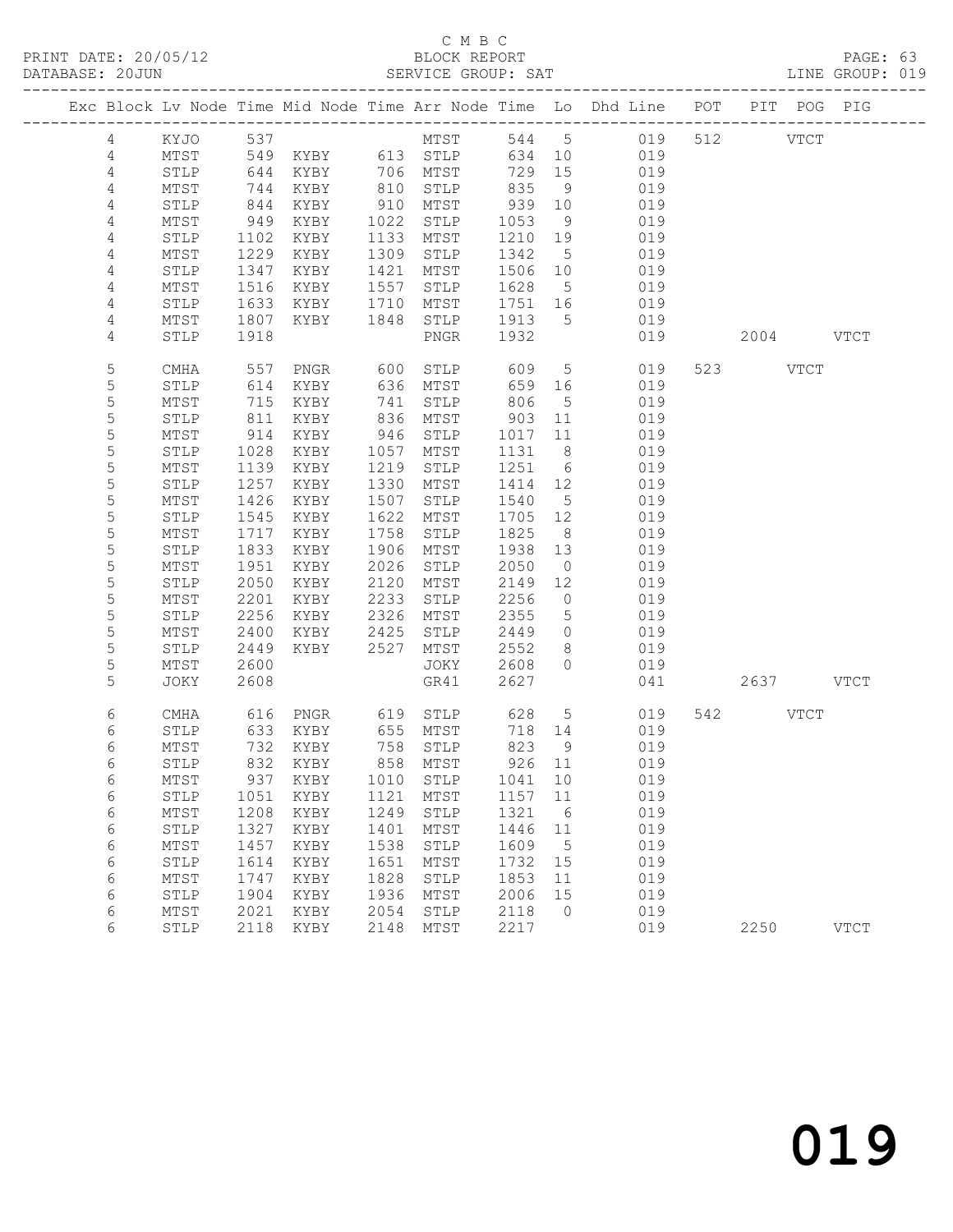C M B C
PRINT DATE: 20/05/12 BLOCK REPORT
DATABASE: 20JUN SERVICE GROUP: SAT LINE GROUP: 019

| Exc | Block | Lv | Node | Time | Mid Node | Time | Arr Node | Time | Lo | Dhd Line | POT | PIT | POG | PIG |
|---|---|---|---|---|---|---|---|---|---|---|---|---|---|---|
| | 4 | | KYJO | 537 | | | MTST | 544 | 5 | 019 | 512 | | VTCT | |
| | 4 | | MTST | 549 | KYBY | 613 | STLP | 634 | 10 | 019 | | | | |
| | 4 | | STLP | 644 | KYBY | 706 | MTST | 729 | 15 | 019 | | | | |
| | 4 | | MTST | 744 | KYBY | 810 | STLP | 835 | 9 | 019 | | | | |
| | 4 | | STLP | 844 | KYBY | 910 | MTST | 939 | 10 | 019 | | | | |
| | 4 | | MTST | 949 | KYBY | 1022 | STLP | 1053 | 9 | 019 | | | | |
| | 4 | | STLP | 1102 | KYBY | 1133 | MTST | 1210 | 19 | 019 | | | | |
| | 4 | | MTST | 1229 | KYBY | 1309 | STLP | 1342 | 5 | 019 | | | | |
| | 4 | | STLP | 1347 | KYBY | 1421 | MTST | 1506 | 10 | 019 | | | | |
| | 4 | | MTST | 1516 | KYBY | 1557 | STLP | 1628 | 5 | 019 | | | | |
| | 4 | | STLP | 1633 | KYBY | 1710 | MTST | 1751 | 16 | 019 | | | | |
| | 4 | | MTST | 1807 | KYBY | 1848 | STLP | 1913 | 5 | 019 | | | | |
| | 4 | | STLP | 1918 | | | PNGR | 1932 | | 019 | | 2004 | | VTCT |
| | 5 | | CMHA | 557 | PNGR | 600 | STLP | 609 | 5 | 019 | 523 | | VTCT | |
| | 5 | | STLP | 614 | KYBY | 636 | MTST | 659 | 16 | 019 | | | | |
| | 5 | | MTST | 715 | KYBY | 741 | STLP | 806 | 5 | 019 | | | | |
| | 5 | | STLP | 811 | KYBY | 836 | MTST | 903 | 11 | 019 | | | | |
| | 5 | | MTST | 914 | KYBY | 946 | STLP | 1017 | 11 | 019 | | | | |
| | 5 | | STLP | 1028 | KYBY | 1057 | MTST | 1131 | 8 | 019 | | | | |
| | 5 | | MTST | 1139 | KYBY | 1219 | STLP | 1251 | 6 | 019 | | | | |
| | 5 | | STLP | 1257 | KYBY | 1330 | MTST | 1414 | 12 | 019 | | | | |
| | 5 | | MTST | 1426 | KYBY | 1507 | STLP | 1540 | 5 | 019 | | | | |
| | 5 | | STLP | 1545 | KYBY | 1622 | MTST | 1705 | 12 | 019 | | | | |
| | 5 | | MTST | 1717 | KYBY | 1758 | STLP | 1825 | 8 | 019 | | | | |
| | 5 | | STLP | 1833 | KYBY | 1906 | MTST | 1938 | 13 | 019 | | | | |
| | 5 | | MTST | 1951 | KYBY | 2026 | STLP | 2050 | 0 | 019 | | | | |
| | 5 | | STLP | 2050 | KYBY | 2120 | MTST | 2149 | 12 | 019 | | | | |
| | 5 | | MTST | 2201 | KYBY | 2233 | STLP | 2256 | 0 | 019 | | | | |
| | 5 | | STLP | 2256 | KYBY | 2326 | MTST | 2355 | 5 | 019 | | | | |
| | 5 | | MTST | 2400 | KYBY | 2425 | STLP | 2449 | 0 | 019 | | | | |
| | 5 | | STLP | 2449 | KYBY | 2527 | MTST | 2552 | 8 | 019 | | | | |
| | 5 | | MTST | 2600 | | | JOKY | 2608 | 0 | 019 | | | | |
| | 5 | | JOKY | 2608 | | | GR41 | 2627 | | 041 | | 2637 | | VTCT |
| | 6 | | CMHA | 616 | PNGR | 619 | STLP | 628 | 5 | 019 | 542 | | VTCT | |
| | 6 | | STLP | 633 | KYBY | 655 | MTST | 718 | 14 | 019 | | | | |
| | 6 | | MTST | 732 | KYBY | 758 | STLP | 823 | 9 | 019 | | | | |
| | 6 | | STLP | 832 | KYBY | 858 | MTST | 926 | 11 | 019 | | | | |
| | 6 | | MTST | 937 | KYBY | 1010 | STLP | 1041 | 10 | 019 | | | | |
| | 6 | | STLP | 1051 | KYBY | 1121 | MTST | 1157 | 11 | 019 | | | | |
| | 6 | | MTST | 1208 | KYBY | 1249 | STLP | 1321 | 6 | 019 | | | | |
| | 6 | | STLP | 1327 | KYBY | 1401 | MTST | 1446 | 11 | 019 | | | | |
| | 6 | | MTST | 1457 | KYBY | 1538 | STLP | 1609 | 5 | 019 | | | | |
| | 6 | | STLP | 1614 | KYBY | 1651 | MTST | 1732 | 15 | 019 | | | | |
| | 6 | | MTST | 1747 | KYBY | 1828 | STLP | 1853 | 11 | 019 | | | | |
| | 6 | | STLP | 1904 | KYBY | 1936 | MTST | 2006 | 15 | 019 | | | | |
| | 6 | | MTST | 2021 | KYBY | 2054 | STLP | 2118 | 0 | 019 | | | | |
| | 6 | | STLP | 2118 | KYBY | 2148 | MTST | 2217 | | 019 | | 2250 | | VTCT |

019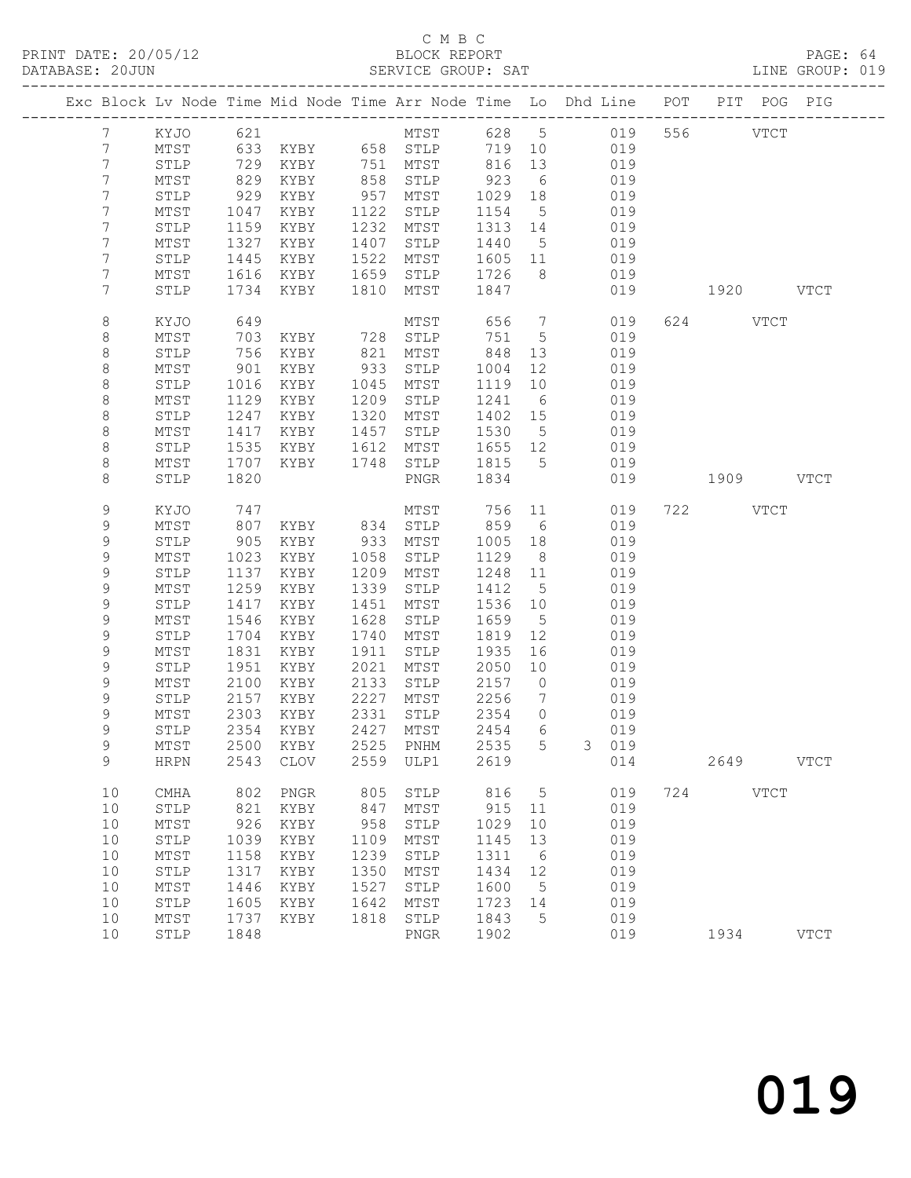C M B C
BLOCK REPORT
SERVICE GROUP: SAT

PRINT DATE: 20/05/12
DATABASE: 20JUN
LINE GROUP: 019

| Exc | Block | Lv | Node | Time | Mid Node | Time | Arr Node | Time | Lo | Dhd Line | POT | PIT | POG | PIG |
|---|---|---|---|---|---|---|---|---|---|---|---|---|---|---|
| | 7 | | KYJO | 621 | | | MTST | 628 | 5 | 019 | 556 | | VTCT | |
| | 7 | | MTST | 633 | KYBY | 658 | STLP | 719 | 10 | 019 | | | | |
| | 7 | | STLP | 729 | KYBY | 751 | MTST | 816 | 13 | 019 | | | | |
| | 7 | | MTST | 829 | KYBY | 858 | STLP | 923 | 6 | 019 | | | | |
| | 7 | | STLP | 929 | KYBY | 957 | MTST | 1029 | 18 | 019 | | | | |
| | 7 | | MTST | 1047 | KYBY | 1122 | STLP | 1154 | 5 | 019 | | | | |
| | 7 | | STLP | 1159 | KYBY | 1232 | MTST | 1313 | 14 | 019 | | | | |
| | 7 | | MTST | 1327 | KYBY | 1407 | STLP | 1440 | 5 | 019 | | | | |
| | 7 | | STLP | 1445 | KYBY | 1522 | MTST | 1605 | 11 | 019 | | | | |
| | 7 | | MTST | 1616 | KYBY | 1659 | STLP | 1726 | 8 | 019 | | | | |
| | 7 | | STLP | 1734 | KYBY | 1810 | MTST | 1847 | | 019 | | 1920 | | VTCT |
| | 8 | | KYJO | 649 | | | MTST | 656 | 7 | 019 | 624 | | VTCT | |
| | 8 | | MTST | 703 | KYBY | 728 | STLP | 751 | 5 | 019 | | | | |
| | 8 | | STLP | 756 | KYBY | 821 | MTST | 848 | 13 | 019 | | | | |
| | 8 | | MTST | 901 | KYBY | 933 | STLP | 1004 | 12 | 019 | | | | |
| | 8 | | STLP | 1016 | KYBY | 1045 | MTST | 1119 | 10 | 019 | | | | |
| | 8 | | MTST | 1129 | KYBY | 1209 | STLP | 1241 | 6 | 019 | | | | |
| | 8 | | STLP | 1247 | KYBY | 1320 | MTST | 1402 | 15 | 019 | | | | |
| | 8 | | MTST | 1417 | KYBY | 1457 | STLP | 1530 | 5 | 019 | | | | |
| | 8 | | STLP | 1535 | KYBY | 1612 | MTST | 1655 | 12 | 019 | | | | |
| | 8 | | MTST | 1707 | KYBY | 1748 | STLP | 1815 | 5 | 019 | | | | |
| | 8 | | STLP | 1820 | | | PNGR | 1834 | | 019 | | 1909 | | VTCT |
| | 9 | | KYJO | 747 | | | MTST | 756 | 11 | 019 | 722 | | VTCT | |
| | 9 | | MTST | 807 | KYBY | 834 | STLP | 859 | 6 | 019 | | | | |
| | 9 | | STLP | 905 | KYBY | 933 | MTST | 1005 | 18 | 019 | | | | |
| | 9 | | MTST | 1023 | KYBY | 1058 | STLP | 1129 | 8 | 019 | | | | |
| | 9 | | STLP | 1137 | KYBY | 1209 | MTST | 1248 | 11 | 019 | | | | |
| | 9 | | MTST | 1259 | KYBY | 1339 | STLP | 1412 | 5 | 019 | | | | |
| | 9 | | STLP | 1417 | KYBY | 1451 | MTST | 1536 | 10 | 019 | | | | |
| | 9 | | MTST | 1546 | KYBY | 1628 | STLP | 1659 | 5 | 019 | | | | |
| | 9 | | STLP | 1704 | KYBY | 1740 | MTST | 1819 | 12 | 019 | | | | |
| | 9 | | MTST | 1831 | KYBY | 1911 | STLP | 1935 | 16 | 019 | | | | |
| | 9 | | STLP | 1951 | KYBY | 2021 | MTST | 2050 | 10 | 019 | | | | |
| | 9 | | MTST | 2100 | KYBY | 2133 | STLP | 2157 | 0 | 019 | | | | |
| | 9 | | STLP | 2157 | KYBY | 2227 | MTST | 2256 | 7 | 019 | | | | |
| | 9 | | MTST | 2303 | KYBY | 2331 | STLP | 2354 | 0 | 019 | | | | |
| | 9 | | STLP | 2354 | KYBY | 2427 | MTST | 2454 | 6 | 019 | | | | |
| | 9 | | MTST | 2500 | KYBY | 2525 | PNHM | 2535 | 5 | 3 019 | | | | |
| | 9 | | HRPN | 2543 | CLOV | 2559 | ULP1 | 2619 | | 014 | | 2649 | | VTCT |
| | 10 | | CMHA | 802 | PNGR | 805 | STLP | 816 | 5 | 019 | 724 | | VTCT | |
| | 10 | | STLP | 821 | KYBY | 847 | MTST | 915 | 11 | 019 | | | | |
| | 10 | | MTST | 926 | KYBY | 958 | STLP | 1029 | 10 | 019 | | | | |
| | 10 | | STLP | 1039 | KYBY | 1109 | MTST | 1145 | 13 | 019 | | | | |
| | 10 | | MTST | 1158 | KYBY | 1239 | STLP | 1311 | 6 | 019 | | | | |
| | 10 | | STLP | 1317 | KYBY | 1350 | MTST | 1434 | 12 | 019 | | | | |
| | 10 | | MTST | 1446 | KYBY | 1527 | STLP | 1600 | 5 | 019 | | | | |
| | 10 | | STLP | 1605 | KYBY | 1642 | MTST | 1723 | 14 | 019 | | | | |
| | 10 | | MTST | 1737 | KYBY | 1818 | STLP | 1843 | 5 | 019 | | | | |
| | 10 | | STLP | 1848 | | | PNGR | 1902 | | 019 | | 1934 | | VTCT |

019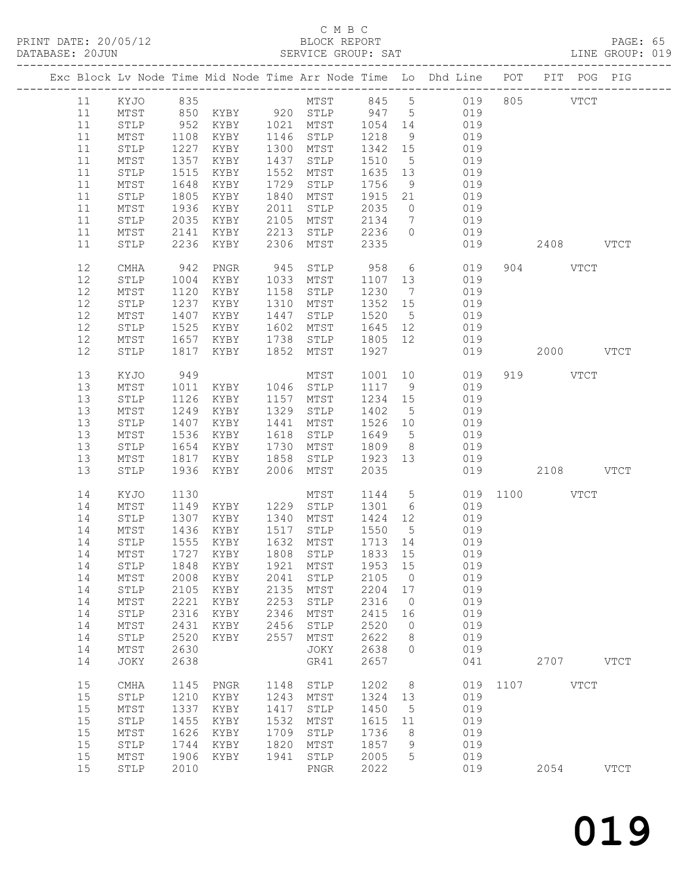C M B C
BLOCK REPORT
SERVICE GROUP: SAT

PRINT DATE: 20/05/12
DATABASE: 20JUN
LINE GROUP: 019

| Exc | Block | Lv | Node | Time | Mid Node | Time | Arr Node | Time | Lo | Dhd Line | POT | PIT | POG | PIG |
|---|---|---|---|---|---|---|---|---|---|---|---|---|---|---|
| | 11 | | KYJO | 835 | | | MTST | 845 | 5 | 019 | 805 | | VTCT | |
| | 11 | | MTST | 850 | KYBY | 920 | STLP | 947 | 5 | 019 | | | | |
| | 11 | | STLP | 952 | KYBY | 1021 | MTST | 1054 | 14 | 019 | | | | |
| | 11 | | MTST | 1108 | KYBY | 1146 | STLP | 1218 | 9 | 019 | | | | |
| | 11 | | STLP | 1227 | KYBY | 1300 | MTST | 1342 | 15 | 019 | | | | |
| | 11 | | MTST | 1357 | KYBY | 1437 | STLP | 1510 | 5 | 019 | | | | |
| | 11 | | STLP | 1515 | KYBY | 1552 | MTST | 1635 | 13 | 019 | | | | |
| | 11 | | MTST | 1648 | KYBY | 1729 | STLP | 1756 | 9 | 019 | | | | |
| | 11 | | STLP | 1805 | KYBY | 1840 | MTST | 1915 | 21 | 019 | | | | |
| | 11 | | MTST | 1936 | KYBY | 2011 | STLP | 2035 | 0 | 019 | | | | |
| | 11 | | STLP | 2035 | KYBY | 2105 | MTST | 2134 | 7 | 019 | | | | |
| | 11 | | MTST | 2141 | KYBY | 2213 | STLP | 2236 | 0 | 019 | | | | |
| | 11 | | STLP | 2236 | KYBY | 2306 | MTST | 2335 | | 019 | | 2408 | | VTCT |
| | 12 | | CMHA | 942 | PNGR | 945 | STLP | 958 | 6 | 019 | 904 | | VTCT | |
| | 12 | | STLP | 1004 | KYBY | 1033 | MTST | 1107 | 13 | 019 | | | | |
| | 12 | | MTST | 1120 | KYBY | 1158 | STLP | 1230 | 7 | 019 | | | | |
| | 12 | | STLP | 1237 | KYBY | 1310 | MTST | 1352 | 15 | 019 | | | | |
| | 12 | | MTST | 1407 | KYBY | 1447 | STLP | 1520 | 5 | 019 | | | | |
| | 12 | | STLP | 1525 | KYBY | 1602 | MTST | 1645 | 12 | 019 | | | | |
| | 12 | | MTST | 1657 | KYBY | 1738 | STLP | 1805 | 12 | 019 | | | | |
| | 12 | | STLP | 1817 | KYBY | 1852 | MTST | 1927 | | 019 | | 2000 | | VTCT |
| | 13 | | KYJO | 949 | | | MTST | 1001 | 10 | 019 | 919 | | VTCT | |
| | 13 | | MTST | 1011 | KYBY | 1046 | STLP | 1117 | 9 | 019 | | | | |
| | 13 | | STLP | 1126 | KYBY | 1157 | MTST | 1234 | 15 | 019 | | | | |
| | 13 | | MTST | 1249 | KYBY | 1329 | STLP | 1402 | 5 | 019 | | | | |
| | 13 | | STLP | 1407 | KYBY | 1441 | MTST | 1526 | 10 | 019 | | | | |
| | 13 | | MTST | 1536 | KYBY | 1618 | STLP | 1649 | 5 | 019 | | | | |
| | 13 | | STLP | 1654 | KYBY | 1730 | MTST | 1809 | 8 | 019 | | | | |
| | 13 | | MTST | 1817 | KYBY | 1858 | STLP | 1923 | 13 | 019 | | | | |
| | 13 | | STLP | 1936 | KYBY | 2006 | MTST | 2035 | | 019 | | 2108 | | VTCT |
| | 14 | | KYJO | 1130 | | | MTST | 1144 | 5 | 019 | 1100 | | VTCT | |
| | 14 | | MTST | 1149 | KYBY | 1229 | STLP | 1301 | 6 | 019 | | | | |
| | 14 | | STLP | 1307 | KYBY | 1340 | MTST | 1424 | 12 | 019 | | | | |
| | 14 | | MTST | 1436 | KYBY | 1517 | STLP | 1550 | 5 | 019 | | | | |
| | 14 | | STLP | 1555 | KYBY | 1632 | MTST | 1713 | 14 | 019 | | | | |
| | 14 | | MTST | 1727 | KYBY | 1808 | STLP | 1833 | 15 | 019 | | | | |
| | 14 | | STLP | 1848 | KYBY | 1921 | MTST | 1953 | 15 | 019 | | | | |
| | 14 | | MTST | 2008 | KYBY | 2041 | STLP | 2105 | 0 | 019 | | | | |
| | 14 | | STLP | 2105 | KYBY | 2135 | MTST | 2204 | 17 | 019 | | | | |
| | 14 | | MTST | 2221 | KYBY | 2253 | STLP | 2316 | 0 | 019 | | | | |
| | 14 | | STLP | 2316 | KYBY | 2346 | MTST | 2415 | 16 | 019 | | | | |
| | 14 | | MTST | 2431 | KYBY | 2456 | STLP | 2520 | 0 | 019 | | | | |
| | 14 | | STLP | 2520 | KYBY | 2557 | MTST | 2622 | 8 | 019 | | | | |
| | 14 | | MTST | 2630 | | | JOKY | 2638 | 0 | 019 | | | | |
| | 14 | | JOKY | 2638 | | | GR41 | 2657 | | 041 | | 2707 | | VTCT |
| | 15 | | CMHA | 1145 | PNGR | 1148 | STLP | 1202 | 8 | 019 | 1107 | | VTCT | |
| | 15 | | STLP | 1210 | KYBY | 1243 | MTST | 1324 | 13 | 019 | | | | |
| | 15 | | MTST | 1337 | KYBY | 1417 | STLP | 1450 | 5 | 019 | | | | |
| | 15 | | STLP | 1455 | KYBY | 1532 | MTST | 1615 | 11 | 019 | | | | |
| | 15 | | MTST | 1626 | KYBY | 1709 | STLP | 1736 | 8 | 019 | | | | |
| | 15 | | STLP | 1744 | KYBY | 1820 | MTST | 1857 | 9 | 019 | | | | |
| | 15 | | MTST | 1906 | KYBY | 1941 | STLP | 2005 | 5 | 019 | | | | |
| | 15 | | STLP | 2010 | | | PNGR | 2022 | | 019 | | 2054 | | VTCT |

019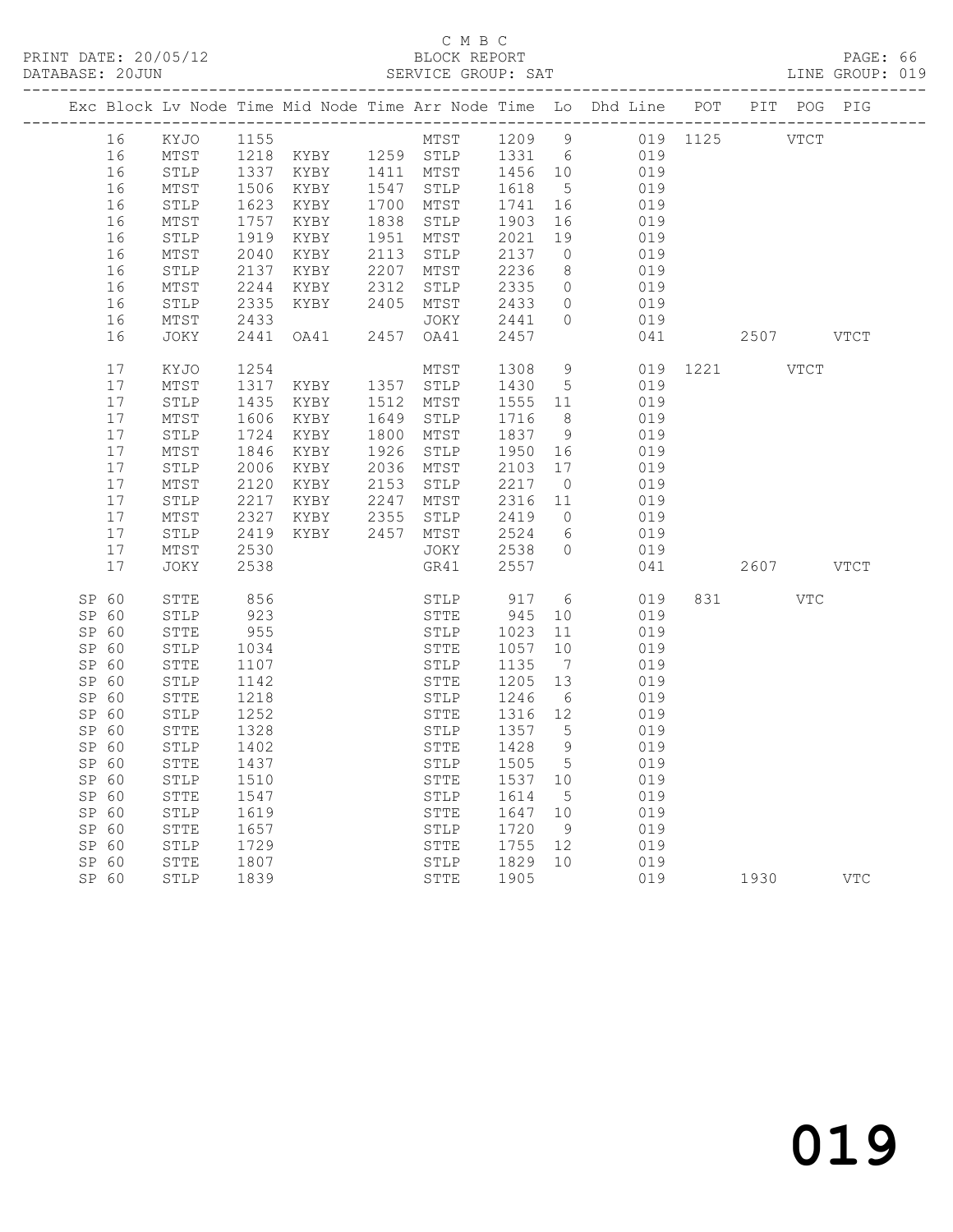C M B C

PRINT DATE: 20/05/12 BLOCK REPORT

DATABASE: 20JUN SERVICE GROUP: SAT LINE GROUP: 019

| Exc | Block | Lv | Node | Time | Mid Node | Time | Arr Node | Time | Lo | Dhd Line | POT | PIT | POG | PIG |
|---|---|---|---|---|---|---|---|---|---|---|---|---|---|---|
| | 16 | | KYJO | 1155 | | | MTST | 1209 | 9 | 019 | 1125 | | VTCT | |
| | 16 | | MTST | 1218 | KYBY | 1259 | STLP | 1331 | 6 | 019 | | | | |
| | 16 | | STLP | 1337 | KYBY | 1411 | MTST | 1456 | 10 | 019 | | | | |
| | 16 | | MTST | 1506 | KYBY | 1547 | STLP | 1618 | 5 | 019 | | | | |
| | 16 | | STLP | 1623 | KYBY | 1700 | MTST | 1741 | 16 | 019 | | | | |
| | 16 | | MTST | 1757 | KYBY | 1838 | STLP | 1903 | 16 | 019 | | | | |
| | 16 | | STLP | 1919 | KYBY | 1951 | MTST | 2021 | 19 | 019 | | | | |
| | 16 | | MTST | 2040 | KYBY | 2113 | STLP | 2137 | 0 | 019 | | | | |
| | 16 | | STLP | 2137 | KYBY | 2207 | MTST | 2236 | 8 | 019 | | | | |
| | 16 | | MTST | 2244 | KYBY | 2312 | STLP | 2335 | 0 | 019 | | | | |
| | 16 | | STLP | 2335 | KYBY | 2405 | MTST | 2433 | 0 | 019 | | | | |
| | 16 | | MTST | 2433 | | | JOKY | 2441 | 0 | 019 | | | | |
| | 16 | | JOKY | 2441 | OA41 | 2457 | OA41 | 2457 | | 041 | | 2507 | | VTCT |
| | 17 | | KYJO | 1254 | | | MTST | 1308 | 9 | 019 | 1221 | | VTCT | |
| | 17 | | MTST | 1317 | KYBY | 1357 | STLP | 1430 | 5 | 019 | | | | |
| | 17 | | STLP | 1435 | KYBY | 1512 | MTST | 1555 | 11 | 019 | | | | |
| | 17 | | MTST | 1606 | KYBY | 1649 | STLP | 1716 | 8 | 019 | | | | |
| | 17 | | STLP | 1724 | KYBY | 1800 | MTST | 1837 | 9 | 019 | | | | |
| | 17 | | MTST | 1846 | KYBY | 1926 | STLP | 1950 | 16 | 019 | | | | |
| | 17 | | STLP | 2006 | KYBY | 2036 | MTST | 2103 | 17 | 019 | | | | |
| | 17 | | MTST | 2120 | KYBY | 2153 | STLP | 2217 | 0 | 019 | | | | |
| | 17 | | STLP | 2217 | KYBY | 2247 | MTST | 2316 | 11 | 019 | | | | |
| | 17 | | MTST | 2327 | KYBY | 2355 | STLP | 2419 | 0 | 019 | | | | |
| | 17 | | STLP | 2419 | KYBY | 2457 | MTST | 2524 | 6 | 019 | | | | |
| | 17 | | MTST | 2530 | | | JOKY | 2538 | 0 | 019 | | | | |
| | 17 | | JOKY | 2538 | | | GR41 | 2557 | | 041 | | 2607 | | VTCT |
| SP | 60 | | STTE | 856 | | | STLP | 917 | 6 | 019 | 831 | | VTC | |
| SP | 60 | | STLP | 923 | | | STTE | 945 | 10 | 019 | | | | |
| SP | 60 | | STTE | 955 | | | STLP | 1023 | 11 | 019 | | | | |
| SP | 60 | | STLP | 1034 | | | STTE | 1057 | 10 | 019 | | | | |
| SP | 60 | | STTE | 1107 | | | STLP | 1135 | 7 | 019 | | | | |
| SP | 60 | | STLP | 1142 | | | STTE | 1205 | 13 | 019 | | | | |
| SP | 60 | | STTE | 1218 | | | STLP | 1246 | 6 | 019 | | | | |
| SP | 60 | | STLP | 1252 | | | STTE | 1316 | 12 | 019 | | | | |
| SP | 60 | | STTE | 1328 | | | STLP | 1357 | 5 | 019 | | | | |
| SP | 60 | | STLP | 1402 | | | STTE | 1428 | 9 | 019 | | | | |
| SP | 60 | | STTE | 1437 | | | STLP | 1505 | 5 | 019 | | | | |
| SP | 60 | | STLP | 1510 | | | STTE | 1537 | 10 | 019 | | | | |
| SP | 60 | | STTE | 1547 | | | STLP | 1614 | 5 | 019 | | | | |
| SP | 60 | | STLP | 1619 | | | STTE | 1647 | 10 | 019 | | | | |
| SP | 60 | | STTE | 1657 | | | STLP | 1720 | 9 | 019 | | | | |
| SP | 60 | | STLP | 1729 | | | STTE | 1755 | 12 | 019 | | | | |
| SP | 60 | | STTE | 1807 | | | STLP | 1829 | 10 | 019 | | | | |
| SP | 60 | | STLP | 1839 | | | STTE | 1905 | | 019 | | 1930 | | VTC |

019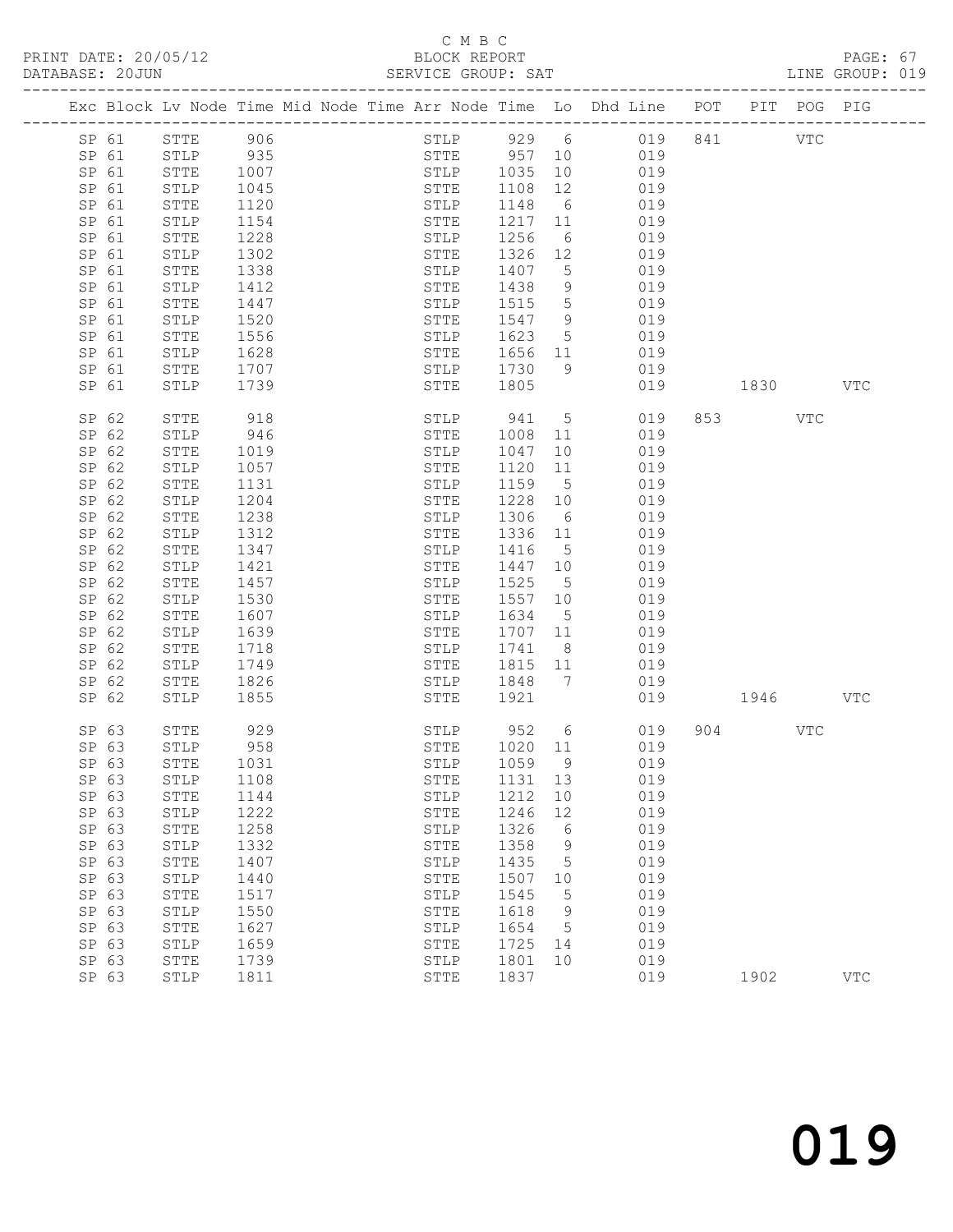C M B C

PRINT DATE: 20/05/12 BLOCK REPORT

DATABASE: 20JUN SERVICE GROUP: SAT LINE GROUP: 019

| Exc | Block | Lv | Node | Time | Mid Node | Time | Arr Node | Time | Lo | Dhd Line | POT | PIT | POG | PIG |
|---|---|---|---|---|---|---|---|---|---|---|---|---|---|---|
| | SP 61 | | STTE | 906 | | | STLP | 929 | 6 | 019 | 841 | | VTC | |
| | SP 61 | | STLP | 935 | | | STTE | 957 | 10 | 019 | | | | |
| | SP 61 | | STTE | 1007 | | | STLP | 1035 | 10 | 019 | | | | |
| | SP 61 | | STLP | 1045 | | | STTE | 1108 | 12 | 019 | | | | |
| | SP 61 | | STTE | 1120 | | | STLP | 1148 | 6 | 019 | | | | |
| | SP 61 | | STLP | 1154 | | | STTE | 1217 | 11 | 019 | | | | |
| | SP 61 | | STTE | 1228 | | | STLP | 1256 | 6 | 019 | | | | |
| | SP 61 | | STLP | 1302 | | | STTE | 1326 | 12 | 019 | | | | |
| | SP 61 | | STTE | 1338 | | | STLP | 1407 | 5 | 019 | | | | |
| | SP 61 | | STLP | 1412 | | | STTE | 1438 | 9 | 019 | | | | |
| | SP 61 | | STTE | 1447 | | | STLP | 1515 | 5 | 019 | | | | |
| | SP 61 | | STLP | 1520 | | | STTE | 1547 | 9 | 019 | | | | |
| | SP 61 | | STTE | 1556 | | | STLP | 1623 | 5 | 019 | | | | |
| | SP 61 | | STLP | 1628 | | | STTE | 1656 | 11 | 019 | | | | |
| | SP 61 | | STTE | 1707 | | | STLP | 1730 | 9 | 019 | | | | |
| | SP 61 | | STLP | 1739 | | | STTE | 1805 | | 019 | | 1830 | | VTC |
| | SP 62 | | STTE | 918 | | | STLP | 941 | 5 | 019 | 853 | | VTC | |
| | SP 62 | | STLP | 946 | | | STTE | 1008 | 11 | 019 | | | | |
| | SP 62 | | STTE | 1019 | | | STLP | 1047 | 10 | 019 | | | | |
| | SP 62 | | STLP | 1057 | | | STTE | 1120 | 11 | 019 | | | | |
| | SP 62 | | STTE | 1131 | | | STLP | 1159 | 5 | 019 | | | | |
| | SP 62 | | STLP | 1204 | | | STTE | 1228 | 10 | 019 | | | | |
| | SP 62 | | STTE | 1238 | | | STLP | 1306 | 6 | 019 | | | | |
| | SP 62 | | STLP | 1312 | | | STTE | 1336 | 11 | 019 | | | | |
| | SP 62 | | STTE | 1347 | | | STLP | 1416 | 5 | 019 | | | | |
| | SP 62 | | STLP | 1421 | | | STTE | 1447 | 10 | 019 | | | | |
| | SP 62 | | STTE | 1457 | | | STLP | 1525 | 5 | 019 | | | | |
| | SP 62 | | STLP | 1530 | | | STTE | 1557 | 10 | 019 | | | | |
| | SP 62 | | STTE | 1607 | | | STLP | 1634 | 5 | 019 | | | | |
| | SP 62 | | STLP | 1639 | | | STTE | 1707 | 11 | 019 | | | | |
| | SP 62 | | STTE | 1718 | | | STLP | 1741 | 8 | 019 | | | | |
| | SP 62 | | STLP | 1749 | | | STTE | 1815 | 11 | 019 | | | | |
| | SP 62 | | STTE | 1826 | | | STLP | 1848 | 7 | 019 | | | | |
| | SP 62 | | STLP | 1855 | | | STTE | 1921 | | 019 | | 1946 | | VTC |
| | SP 63 | | STTE | 929 | | | STLP | 952 | 6 | 019 | 904 | | VTC | |
| | SP 63 | | STLP | 958 | | | STTE | 1020 | 11 | 019 | | | | |
| | SP 63 | | STTE | 1031 | | | STLP | 1059 | 9 | 019 | | | | |
| | SP 63 | | STLP | 1108 | | | STTE | 1131 | 13 | 019 | | | | |
| | SP 63 | | STTE | 1144 | | | STLP | 1212 | 10 | 019 | | | | |
| | SP 63 | | STLP | 1222 | | | STTE | 1246 | 12 | 019 | | | | |
| | SP 63 | | STTE | 1258 | | | STLP | 1326 | 6 | 019 | | | | |
| | SP 63 | | STLP | 1332 | | | STTE | 1358 | 9 | 019 | | | | |
| | SP 63 | | STTE | 1407 | | | STLP | 1435 | 5 | 019 | | | | |
| | SP 63 | | STLP | 1440 | | | STTE | 1507 | 10 | 019 | | | | |
| | SP 63 | | STTE | 1517 | | | STLP | 1545 | 5 | 019 | | | | |
| | SP 63 | | STLP | 1550 | | | STTE | 1618 | 9 | 019 | | | | |
| | SP 63 | | STTE | 1627 | | | STLP | 1654 | 5 | 019 | | | | |
| | SP 63 | | STLP | 1659 | | | STTE | 1725 | 14 | 019 | | | | |
| | SP 63 | | STTE | 1739 | | | STLP | 1801 | 10 | 019 | | | | |
| | SP 63 | | STLP | 1811 | | | STTE | 1837 | | 019 | | 1902 | | VTC |

019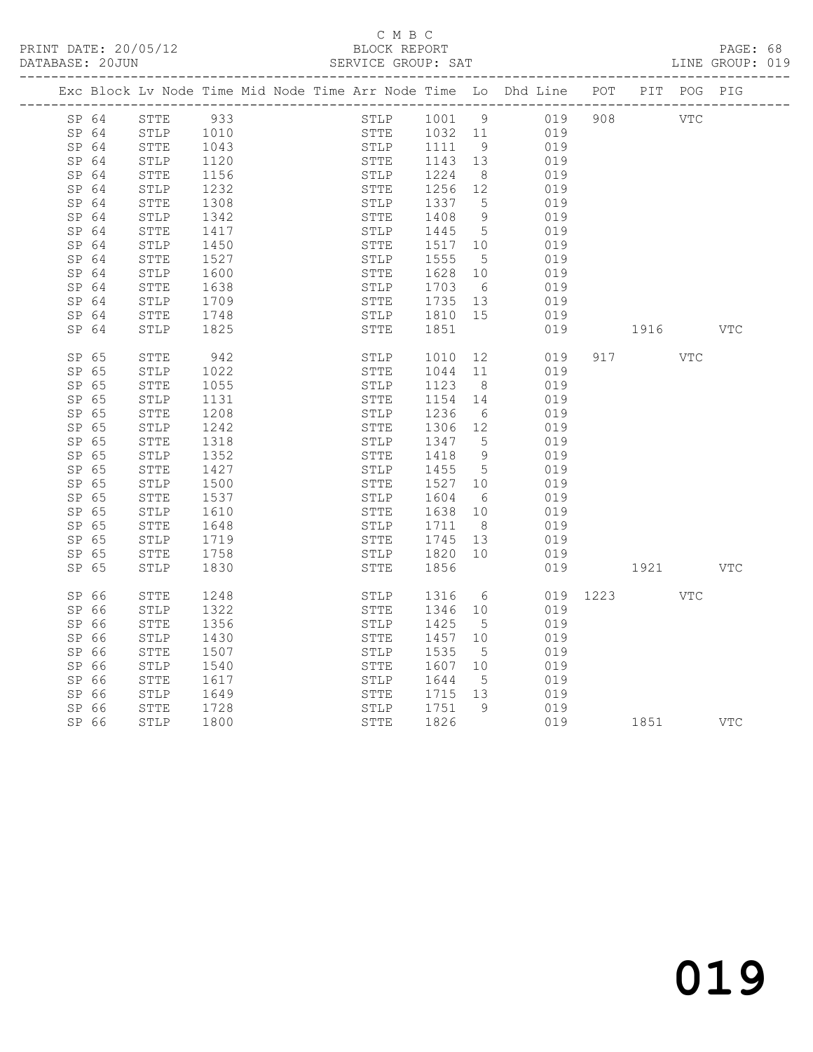C M B C

BLOCK REPORT

SERVICE GROUP: SAT

LINE GROUP: 019

| Exc | Block | Lv | Node | Time | Mid Node | Time | Arr Node | Time | Lo | Dhd Line | POT | PIT | POG | PIG |
|---|---|---|---|---|---|---|---|---|---|---|---|---|---|---|
| | SP 64 | | STTE | 933 | | | STLP | 1001 | 9 | 019 | 908 | | VTC | |
| | SP 64 | | STLP | 1010 | | | STTE | 1032 | 11 | 019 | | | | |
| | SP 64 | | STTE | 1043 | | | STLP | 1111 | 9 | 019 | | | | |
| | SP 64 | | STLP | 1120 | | | STTE | 1143 | 13 | 019 | | | | |
| | SP 64 | | STTE | 1156 | | | STLP | 1224 | 8 | 019 | | | | |
| | SP 64 | | STLP | 1232 | | | STTE | 1256 | 12 | 019 | | | | |
| | SP 64 | | STTE | 1308 | | | STLP | 1337 | 5 | 019 | | | | |
| | SP 64 | | STLP | 1342 | | | STTE | 1408 | 9 | 019 | | | | |
| | SP 64 | | STTE | 1417 | | | STLP | 1445 | 5 | 019 | | | | |
| | SP 64 | | STLP | 1450 | | | STTE | 1517 | 10 | 019 | | | | |
| | SP 64 | | STTE | 1527 | | | STLP | 1555 | 5 | 019 | | | | |
| | SP 64 | | STLP | 1600 | | | STTE | 1628 | 10 | 019 | | | | |
| | SP 64 | | STTE | 1638 | | | STLP | 1703 | 6 | 019 | | | | |
| | SP 64 | | STLP | 1709 | | | STTE | 1735 | 13 | 019 | | | | |
| | SP 64 | | STTE | 1748 | | | STLP | 1810 | 15 | 019 | | | | |
| | SP 64 | | STLP | 1825 | | | STTE | 1851 | | 019 | | 1916 | | VTC |
| | SP 65 | | STTE | 942 | | | STLP | 1010 | 12 | 019 | 917 | | VTC | |
| | SP 65 | | STLP | 1022 | | | STTE | 1044 | 11 | 019 | | | | |
| | SP 65 | | STTE | 1055 | | | STLP | 1123 | 8 | 019 | | | | |
| | SP 65 | | STLP | 1131 | | | STTE | 1154 | 14 | 019 | | | | |
| | SP 65 | | STTE | 1208 | | | STLP | 1236 | 6 | 019 | | | | |
| | SP 65 | | STLP | 1242 | | | STTE | 1306 | 12 | 019 | | | | |
| | SP 65 | | STTE | 1318 | | | STLP | 1347 | 5 | 019 | | | | |
| | SP 65 | | STLP | 1352 | | | STTE | 1418 | 9 | 019 | | | | |
| | SP 65 | | STTE | 1427 | | | STLP | 1455 | 5 | 019 | | | | |
| | SP 65 | | STLP | 1500 | | | STTE | 1527 | 10 | 019 | | | | |
| | SP 65 | | STTE | 1537 | | | STLP | 1604 | 6 | 019 | | | | |
| | SP 65 | | STLP | 1610 | | | STTE | 1638 | 10 | 019 | | | | |
| | SP 65 | | STTE | 1648 | | | STLP | 1711 | 8 | 019 | | | | |
| | SP 65 | | STLP | 1719 | | | STTE | 1745 | 13 | 019 | | | | |
| | SP 65 | | STTE | 1758 | | | STLP | 1820 | 10 | 019 | | | | |
| | SP 65 | | STLP | 1830 | | | STTE | 1856 | | 019 | | 1921 | | VTC |
| | SP 66 | | STTE | 1248 | | | STLP | 1316 | 6 | 019 | 1223 | | VTC | |
| | SP 66 | | STLP | 1322 | | | STTE | 1346 | 10 | 019 | | | | |
| | SP 66 | | STTE | 1356 | | | STLP | 1425 | 5 | 019 | | | | |
| | SP 66 | | STLP | 1430 | | | STTE | 1457 | 10 | 019 | | | | |
| | SP 66 | | STTE | 1507 | | | STLP | 1535 | 5 | 019 | | | | |
| | SP 66 | | STLP | 1540 | | | STTE | 1607 | 10 | 019 | | | | |
| | SP 66 | | STTE | 1617 | | | STLP | 1644 | 5 | 019 | | | | |
| | SP 66 | | STLP | 1649 | | | STTE | 1715 | 13 | 019 | | | | |
| | SP 66 | | STTE | 1728 | | | STLP | 1751 | 9 | 019 | | | | |
| | SP 66 | | STLP | 1800 | | | STTE | 1826 | | 019 | | 1851 | | VTC |

019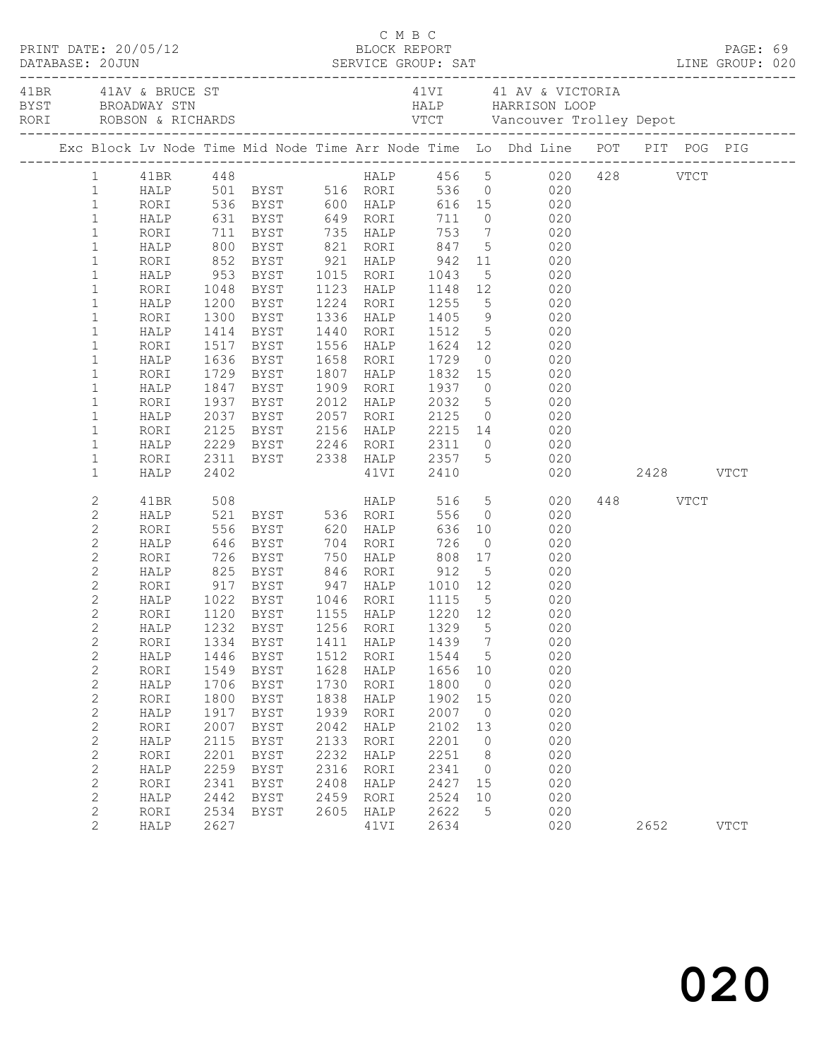C M B C

PRINT DATE: 20/05/12 BLOCK REPORT

DATABASE: 20JUN SERVICE GROUP: SAT LINE GROUP: 020

| | | | |
|---|---|---|---|
| 41BR | 41AV & BRUCE ST | 41VI | 41 AV & VICTORIA |
| BYST | BROADWAY STN | HALP | HARRISON LOOP |
| RORI | ROBSON & RICHARDS | VTCT | Vancouver Trolley Depot |

| Exc | Block | Lv Node | Time | Mid Node | Time | Arr Node | Time | Lo | Dhd Line | POT | PIT | POG | PIG |
|---|---|---|---|---|---|---|---|---|---|---|---|---|---|
| | 1 | 41BR | 448 | | | HALP | 456 | 5 | 020 | 428 | | VTCT | |
| | 1 | HALP | 501 | BYST | 516 | RORI | 536 | 0 | 020 | | | | |
| | 1 | RORI | 536 | BYST | 600 | HALP | 616 | 15 | 020 | | | | |
| | 1 | HALP | 631 | BYST | 649 | RORI | 711 | 0 | 020 | | | | |
| | 1 | RORI | 711 | BYST | 735 | HALP | 753 | 7 | 020 | | | | |
| | 1 | HALP | 800 | BYST | 821 | RORI | 847 | 5 | 020 | | | | |
| | 1 | RORI | 852 | BYST | 921 | HALP | 942 | 11 | 020 | | | | |
| | 1 | HALP | 953 | BYST | 1015 | RORI | 1043 | 5 | 020 | | | | |
| | 1 | RORI | 1048 | BYST | 1123 | HALP | 1148 | 12 | 020 | | | | |
| | 1 | HALP | 1200 | BYST | 1224 | RORI | 1255 | 5 | 020 | | | | |
| | 1 | RORI | 1300 | BYST | 1336 | HALP | 1405 | 9 | 020 | | | | |
| | 1 | HALP | 1414 | BYST | 1440 | RORI | 1512 | 5 | 020 | | | | |
| | 1 | RORI | 1517 | BYST | 1556 | HALP | 1624 | 12 | 020 | | | | |
| | 1 | HALP | 1636 | BYST | 1658 | RORI | 1729 | 0 | 020 | | | | |
| | 1 | RORI | 1729 | BYST | 1807 | HALP | 1832 | 15 | 020 | | | | |
| | 1 | HALP | 1847 | BYST | 1909 | RORI | 1937 | 0 | 020 | | | | |
| | 1 | RORI | 1937 | BYST | 2012 | HALP | 2032 | 5 | 020 | | | | |
| | 1 | HALP | 2037 | BYST | 2057 | RORI | 2125 | 0 | 020 | | | | |
| | 1 | RORI | 2125 | BYST | 2156 | HALP | 2215 | 14 | 020 | | | | |
| | 1 | HALP | 2229 | BYST | 2246 | RORI | 2311 | 0 | 020 | | | | |
| | 1 | RORI | 2311 | BYST | 2338 | HALP | 2357 | 5 | 020 | | | | |
| | 1 | HALP | 2402 | | | 41VI | 2410 | | 020 | | 2428 | | VTCT |
| | 2 | 41BR | 508 | | | HALP | 516 | 5 | 020 | 448 | | VTCT | |
| | 2 | HALP | 521 | BYST | 536 | RORI | 556 | 0 | 020 | | | | |
| | 2 | RORI | 556 | BYST | 620 | HALP | 636 | 10 | 020 | | | | |
| | 2 | HALP | 646 | BYST | 704 | RORI | 726 | 0 | 020 | | | | |
| | 2 | RORI | 726 | BYST | 750 | HALP | 808 | 17 | 020 | | | | |
| | 2 | HALP | 825 | BYST | 846 | RORI | 912 | 5 | 020 | | | | |
| | 2 | RORI | 917 | BYST | 947 | HALP | 1010 | 12 | 020 | | | | |
| | 2 | HALP | 1022 | BYST | 1046 | RORI | 1115 | 5 | 020 | | | | |
| | 2 | RORI | 1120 | BYST | 1155 | HALP | 1220 | 12 | 020 | | | | |
| | 2 | HALP | 1232 | BYST | 1256 | RORI | 1329 | 5 | 020 | | | | |
| | 2 | RORI | 1334 | BYST | 1411 | HALP | 1439 | 7 | 020 | | | | |
| | 2 | HALP | 1446 | BYST | 1512 | RORI | 1544 | 5 | 020 | | | | |
| | 2 | RORI | 1549 | BYST | 1628 | HALP | 1656 | 10 | 020 | | | | |
| | 2 | HALP | 1706 | BYST | 1730 | RORI | 1800 | 0 | 020 | | | | |
| | 2 | RORI | 1800 | BYST | 1838 | HALP | 1902 | 15 | 020 | | | | |
| | 2 | HALP | 1917 | BYST | 1939 | RORI | 2007 | 0 | 020 | | | | |
| | 2 | RORI | 2007 | BYST | 2042 | HALP | 2102 | 13 | 020 | | | | |
| | 2 | HALP | 2115 | BYST | 2133 | RORI | 2201 | 0 | 020 | | | | |
| | 2 | RORI | 2201 | BYST | 2232 | HALP | 2251 | 8 | 020 | | | | |
| | 2 | HALP | 2259 | BYST | 2316 | RORI | 2341 | 0 | 020 | | | | |
| | 2 | RORI | 2341 | BYST | 2408 | HALP | 2427 | 15 | 020 | | | | |
| | 2 | HALP | 2442 | BYST | 2459 | RORI | 2524 | 10 | 020 | | | | |
| | 2 | RORI | 2534 | BYST | 2605 | HALP | 2622 | 5 | 020 | | | | |
| | 2 | HALP | 2627 | | | 41VI | 2634 | | 020 | | 2652 | | VTCT |

020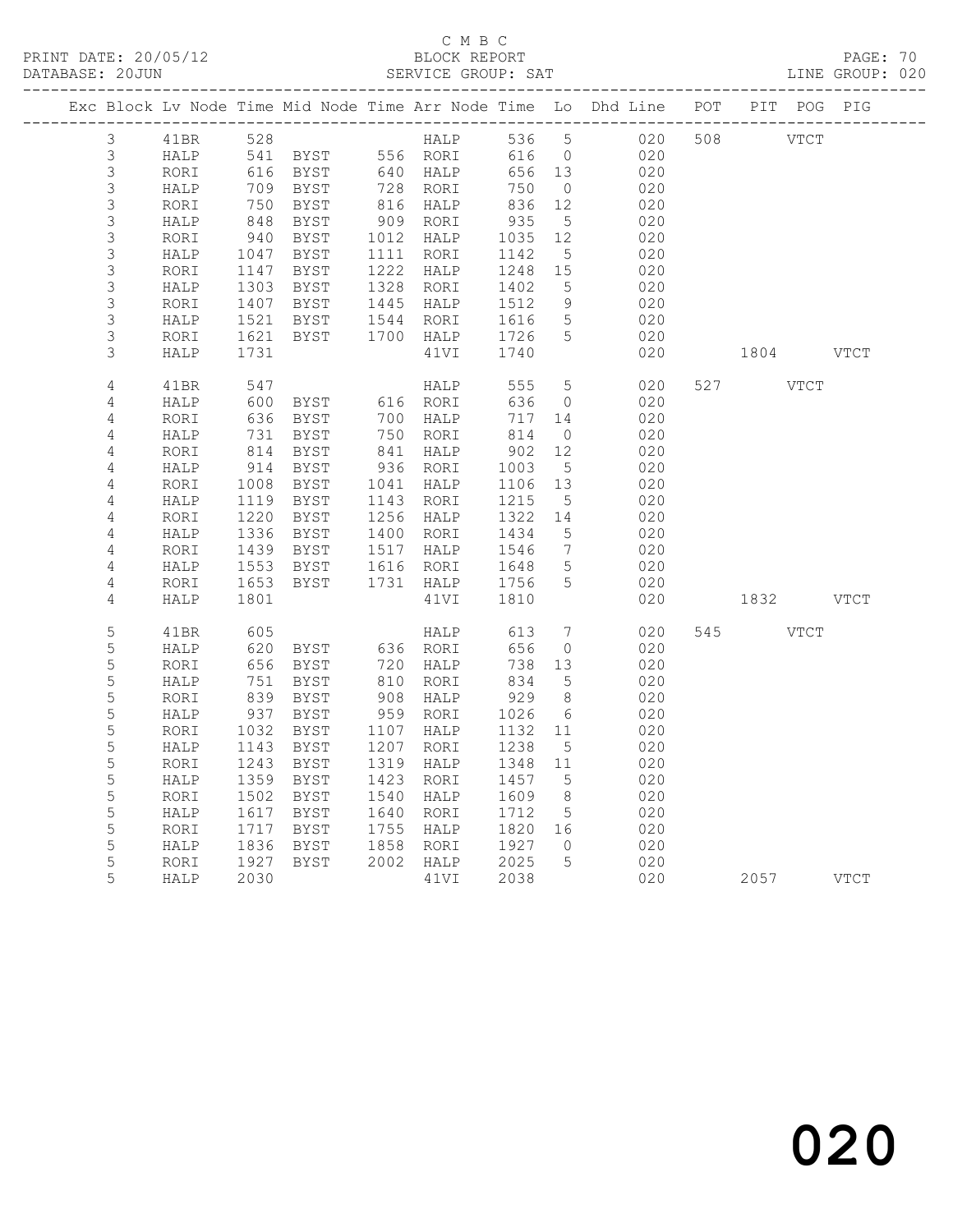C M B C
BLOCK REPORT
SERVICE GROUP: SAT

PRINT DATE: 20/05/12
DATABASE: 20JUN
LINE GROUP: 020

| Exc | Block | Lv | Node | Time | Mid Node | Time | Arr Node | Time | Lo | Dhd Line | POT | PIT | POG | PIG |
|---|---|---|---|---|---|---|---|---|---|---|---|---|---|---|
| | 3 | | 41BR | 528 | | | HALP | 536 | 5 | 020 | 508 | | VTCT | |
| | 3 | | HALP | 541 | BYST | 556 | RORI | 616 | 0 | 020 | | | | |
| | 3 | | RORI | 616 | BYST | 640 | HALP | 656 | 13 | 020 | | | | |
| | 3 | | HALP | 709 | BYST | 728 | RORI | 750 | 0 | 020 | | | | |
| | 3 | | RORI | 750 | BYST | 816 | HALP | 836 | 12 | 020 | | | | |
| | 3 | | HALP | 848 | BYST | 909 | RORI | 935 | 5 | 020 | | | | |
| | 3 | | RORI | 940 | BYST | 1012 | HALP | 1035 | 12 | 020 | | | | |
| | 3 | | HALP | 1047 | BYST | 1111 | RORI | 1142 | 5 | 020 | | | | |
| | 3 | | RORI | 1147 | BYST | 1222 | HALP | 1248 | 15 | 020 | | | | |
| | 3 | | HALP | 1303 | BYST | 1328 | RORI | 1402 | 5 | 020 | | | | |
| | 3 | | RORI | 1407 | BYST | 1445 | HALP | 1512 | 9 | 020 | | | | |
| | 3 | | HALP | 1521 | BYST | 1544 | RORI | 1616 | 5 | 020 | | | | |
| | 3 | | RORI | 1621 | BYST | 1700 | HALP | 1726 | 5 | 020 | | | | |
| | 3 | | HALP | 1731 | | | 41VI | 1740 | | 020 | | 1804 | | VTCT |
| | 4 | | 41BR | 547 | | | HALP | 555 | 5 | 020 | 527 | | VTCT | |
| | 4 | | HALP | 600 | BYST | 616 | RORI | 636 | 0 | 020 | | | | |
| | 4 | | RORI | 636 | BYST | 700 | HALP | 717 | 14 | 020 | | | | |
| | 4 | | HALP | 731 | BYST | 750 | RORI | 814 | 0 | 020 | | | | |
| | 4 | | RORI | 814 | BYST | 841 | HALP | 902 | 12 | 020 | | | | |
| | 4 | | HALP | 914 | BYST | 936 | RORI | 1003 | 5 | 020 | | | | |
| | 4 | | RORI | 1008 | BYST | 1041 | HALP | 1106 | 13 | 020 | | | | |
| | 4 | | HALP | 1119 | BYST | 1143 | RORI | 1215 | 5 | 020 | | | | |
| | 4 | | RORI | 1220 | BYST | 1256 | HALP | 1322 | 14 | 020 | | | | |
| | 4 | | HALP | 1336 | BYST | 1400 | RORI | 1434 | 5 | 020 | | | | |
| | 4 | | RORI | 1439 | BYST | 1517 | HALP | 1546 | 7 | 020 | | | | |
| | 4 | | HALP | 1553 | BYST | 1616 | RORI | 1648 | 5 | 020 | | | | |
| | 4 | | RORI | 1653 | BYST | 1731 | HALP | 1756 | 5 | 020 | | | | |
| | 4 | | HALP | 1801 | | | 41VI | 1810 | | 020 | | 1832 | | VTCT |
| | 5 | | 41BR | 605 | | | HALP | 613 | 7 | 020 | 545 | | VTCT | |
| | 5 | | HALP | 620 | BYST | 636 | RORI | 656 | 0 | 020 | | | | |
| | 5 | | RORI | 656 | BYST | 720 | HALP | 738 | 13 | 020 | | | | |
| | 5 | | HALP | 751 | BYST | 810 | RORI | 834 | 5 | 020 | | | | |
| | 5 | | RORI | 839 | BYST | 908 | HALP | 929 | 8 | 020 | | | | |
| | 5 | | HALP | 937 | BYST | 959 | RORI | 1026 | 6 | 020 | | | | |
| | 5 | | RORI | 1032 | BYST | 1107 | HALP | 1132 | 11 | 020 | | | | |
| | 5 | | HALP | 1143 | BYST | 1207 | RORI | 1238 | 5 | 020 | | | | |
| | 5 | | RORI | 1243 | BYST | 1319 | HALP | 1348 | 11 | 020 | | | | |
| | 5 | | HALP | 1359 | BYST | 1423 | RORI | 1457 | 5 | 020 | | | | |
| | 5 | | RORI | 1502 | BYST | 1540 | HALP | 1609 | 8 | 020 | | | | |
| | 5 | | HALP | 1617 | BYST | 1640 | RORI | 1712 | 5 | 020 | | | | |
| | 5 | | RORI | 1717 | BYST | 1755 | HALP | 1820 | 16 | 020 | | | | |
| | 5 | | HALP | 1836 | BYST | 1858 | RORI | 1927 | 0 | 020 | | | | |
| | 5 | | RORI | 1927 | BYST | 2002 | HALP | 2025 | 5 | 020 | | | | |
| | 5 | | HALP | 2030 | | | 41VI | 2038 | | 020 | | 2057 | | VTCT |

020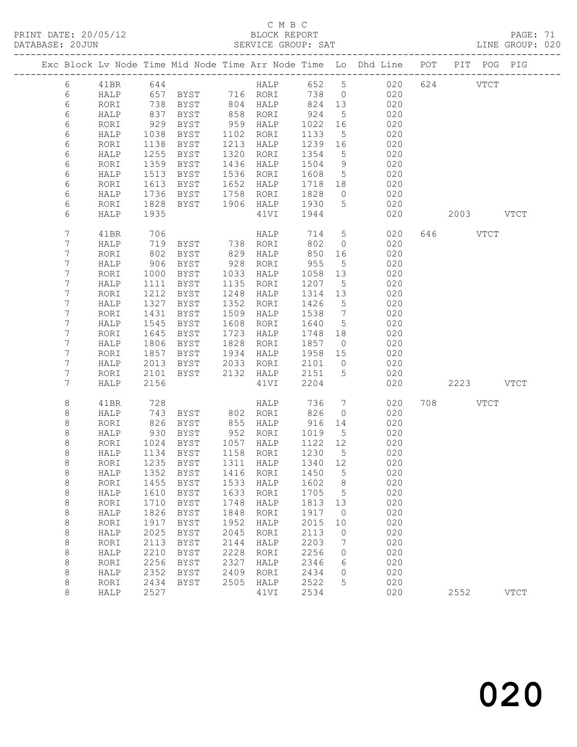C M B C

PRINT DATE: 20/05/12 BLOCK REPORT

DATABASE: 20JUN SERVICE GROUP: SAT LINE GROUP: 020

| Exc | Block | Lv | Node | Time | Mid Node | Time | Arr Node | Time | Lo | Dhd Line | POT | PIT | POG | PIG |
|---|---|---|---|---|---|---|---|---|---|---|---|---|---|---|
| | 6 | | 41BR | 644 | | | HALP | 652 | 5 | 020 | 624 | | VTCT | |
| | 6 | | HALP | 657 | BYST | 716 | RORI | 738 | 0 | 020 | | | | |
| | 6 | | RORI | 738 | BYST | 804 | HALP | 824 | 13 | 020 | | | | |
| | 6 | | HALP | 837 | BYST | 858 | RORI | 924 | 5 | 020 | | | | |
| | 6 | | RORI | 929 | BYST | 959 | HALP | 1022 | 16 | 020 | | | | |
| | 6 | | HALP | 1038 | BYST | 1102 | RORI | 1133 | 5 | 020 | | | | |
| | 6 | | RORI | 1138 | BYST | 1213 | HALP | 1239 | 16 | 020 | | | | |
| | 6 | | HALP | 1255 | BYST | 1320 | RORI | 1354 | 5 | 020 | | | | |
| | 6 | | RORI | 1359 | BYST | 1436 | HALP | 1504 | 9 | 020 | | | | |
| | 6 | | HALP | 1513 | BYST | 1536 | RORI | 1608 | 5 | 020 | | | | |
| | 6 | | RORI | 1613 | BYST | 1652 | HALP | 1718 | 18 | 020 | | | | |
| | 6 | | HALP | 1736 | BYST | 1758 | RORI | 1828 | 0 | 020 | | | | |
| | 6 | | RORI | 1828 | BYST | 1906 | HALP | 1930 | 5 | 020 | | | | |
| | 6 | | HALP | 1935 | | | 41VI | 1944 | | 020 | | 2003 | | VTCT |
| | 7 | | 41BR | 706 | | | HALP | 714 | 5 | 020 | 646 | | VTCT | |
| | 7 | | HALP | 719 | BYST | 738 | RORI | 802 | 0 | 020 | | | | |
| | 7 | | RORI | 802 | BYST | 829 | HALP | 850 | 16 | 020 | | | | |
| | 7 | | HALP | 906 | BYST | 928 | RORI | 955 | 5 | 020 | | | | |
| | 7 | | RORI | 1000 | BYST | 1033 | HALP | 1058 | 13 | 020 | | | | |
| | 7 | | HALP | 1111 | BYST | 1135 | RORI | 1207 | 5 | 020 | | | | |
| | 7 | | RORI | 1212 | BYST | 1248 | HALP | 1314 | 13 | 020 | | | | |
| | 7 | | HALP | 1327 | BYST | 1352 | RORI | 1426 | 5 | 020 | | | | |
| | 7 | | RORI | 1431 | BYST | 1509 | HALP | 1538 | 7 | 020 | | | | |
| | 7 | | HALP | 1545 | BYST | 1608 | RORI | 1640 | 5 | 020 | | | | |
| | 7 | | RORI | 1645 | BYST | 1723 | HALP | 1748 | 18 | 020 | | | | |
| | 7 | | HALP | 1806 | BYST | 1828 | RORI | 1857 | 0 | 020 | | | | |
| | 7 | | RORI | 1857 | BYST | 1934 | HALP | 1958 | 15 | 020 | | | | |
| | 7 | | HALP | 2013 | BYST | 2033 | RORI | 2101 | 0 | 020 | | | | |
| | 7 | | RORI | 2101 | BYST | 2132 | HALP | 2151 | 5 | 020 | | | | |
| | 7 | | HALP | 2156 | | | 41VI | 2204 | | 020 | | 2223 | | VTCT |
| | 8 | | 41BR | 728 | | | HALP | 736 | 7 | 020 | 708 | | VTCT | |
| | 8 | | HALP | 743 | BYST | 802 | RORI | 826 | 0 | 020 | | | | |
| | 8 | | RORI | 826 | BYST | 855 | HALP | 916 | 14 | 020 | | | | |
| | 8 | | HALP | 930 | BYST | 952 | RORI | 1019 | 5 | 020 | | | | |
| | 8 | | RORI | 1024 | BYST | 1057 | HALP | 1122 | 12 | 020 | | | | |
| | 8 | | HALP | 1134 | BYST | 1158 | RORI | 1230 | 5 | 020 | | | | |
| | 8 | | RORI | 1235 | BYST | 1311 | HALP | 1340 | 12 | 020 | | | | |
| | 8 | | HALP | 1352 | BYST | 1416 | RORI | 1450 | 5 | 020 | | | | |
| | 8 | | RORI | 1455 | BYST | 1533 | HALP | 1602 | 8 | 020 | | | | |
| | 8 | | HALP | 1610 | BYST | 1633 | RORI | 1705 | 5 | 020 | | | | |
| | 8 | | RORI | 1710 | BYST | 1748 | HALP | 1813 | 13 | 020 | | | | |
| | 8 | | HALP | 1826 | BYST | 1848 | RORI | 1917 | 0 | 020 | | | | |
| | 8 | | RORI | 1917 | BYST | 1952 | HALP | 2015 | 10 | 020 | | | | |
| | 8 | | HALP | 2025 | BYST | 2045 | RORI | 2113 | 0 | 020 | | | | |
| | 8 | | RORI | 2113 | BYST | 2144 | HALP | 2203 | 7 | 020 | | | | |
| | 8 | | HALP | 2210 | BYST | 2228 | RORI | 2256 | 0 | 020 | | | | |
| | 8 | | RORI | 2256 | BYST | 2327 | HALP | 2346 | 6 | 020 | | | | |
| | 8 | | HALP | 2352 | BYST | 2409 | RORI | 2434 | 0 | 020 | | | | |
| | 8 | | RORI | 2434 | BYST | 2505 | HALP | 2522 | 5 | 020 | | | | |
| | 8 | | HALP | 2527 | | | 41VI | 2534 | | 020 | | 2552 | | VTCT |

020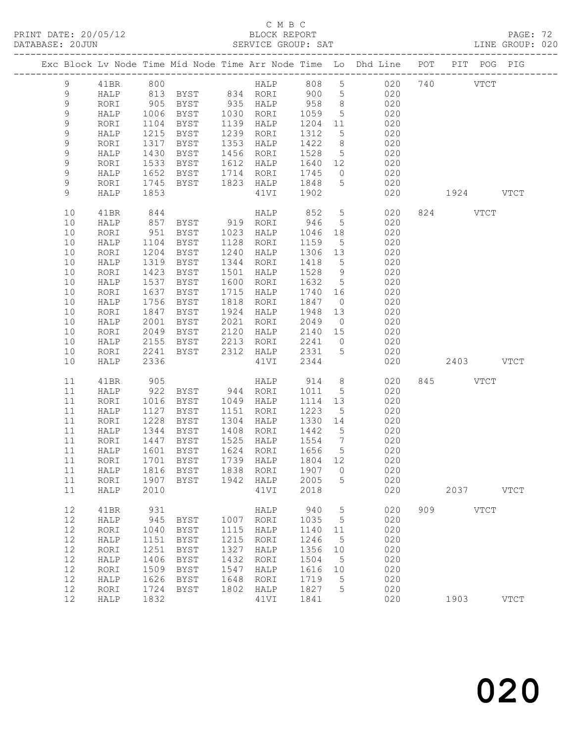C M B C
BLOCK REPORT
SERVICE GROUP: SAT

PRINT DATE: 20/05/12
DATABASE: 20JUN
LINE GROUP: 020

| Exc | Block | Lv | Node | Time | Mid Node | Time | Arr Node | Time | Lo | Dhd Line | POT | PIT | POG | PIG |
|---|---|---|---|---|---|---|---|---|---|---|---|---|---|---|
| | 9 | | 41BR | 800 | | | HALP | 808 | 5 | 020 | 740 | | VTCT | |
| | 9 | | HALP | 813 | BYST | 834 | RORI | 900 | 5 | 020 | | | | |
| | 9 | | RORI | 905 | BYST | 935 | HALP | 958 | 8 | 020 | | | | |
| | 9 | | HALP | 1006 | BYST | 1030 | RORI | 1059 | 5 | 020 | | | | |
| | 9 | | RORI | 1104 | BYST | 1139 | HALP | 1204 | 11 | 020 | | | | |
| | 9 | | HALP | 1215 | BYST | 1239 | RORI | 1312 | 5 | 020 | | | | |
| | 9 | | RORI | 1317 | BYST | 1353 | HALP | 1422 | 8 | 020 | | | | |
| | 9 | | HALP | 1430 | BYST | 1456 | RORI | 1528 | 5 | 020 | | | | |
| | 9 | | RORI | 1533 | BYST | 1612 | HALP | 1640 | 12 | 020 | | | | |
| | 9 | | HALP | 1652 | BYST | 1714 | RORI | 1745 | 0 | 020 | | | | |
| | 9 | | RORI | 1745 | BYST | 1823 | HALP | 1848 | 5 | 020 | | | | |
| | 9 | | HALP | 1853 | | | 41VI | 1902 | | 020 | | 1924 | | VTCT |
| | 10 | | 41BR | 844 | | | HALP | 852 | 5 | 020 | 824 | | VTCT | |
| | 10 | | HALP | 857 | BYST | 919 | RORI | 946 | 5 | 020 | | | | |
| | 10 | | RORI | 951 | BYST | 1023 | HALP | 1046 | 18 | 020 | | | | |
| | 10 | | HALP | 1104 | BYST | 1128 | RORI | 1159 | 5 | 020 | | | | |
| | 10 | | RORI | 1204 | BYST | 1240 | HALP | 1306 | 13 | 020 | | | | |
| | 10 | | HALP | 1319 | BYST | 1344 | RORI | 1418 | 5 | 020 | | | | |
| | 10 | | RORI | 1423 | BYST | 1501 | HALP | 1528 | 9 | 020 | | | | |
| | 10 | | HALP | 1537 | BYST | 1600 | RORI | 1632 | 5 | 020 | | | | |
| | 10 | | RORI | 1637 | BYST | 1715 | HALP | 1740 | 16 | 020 | | | | |
| | 10 | | HALP | 1756 | BYST | 1818 | RORI | 1847 | 0 | 020 | | | | |
| | 10 | | RORI | 1847 | BYST | 1924 | HALP | 1948 | 13 | 020 | | | | |
| | 10 | | HALP | 2001 | BYST | 2021 | RORI | 2049 | 0 | 020 | | | | |
| | 10 | | RORI | 2049 | BYST | 2120 | HALP | 2140 | 15 | 020 | | | | |
| | 10 | | HALP | 2155 | BYST | 2213 | RORI | 2241 | 0 | 020 | | | | |
| | 10 | | RORI | 2241 | BYST | 2312 | HALP | 2331 | 5 | 020 | | | | |
| | 10 | | HALP | 2336 | | | 41VI | 2344 | | 020 | | 2403 | | VTCT |
| | 11 | | 41BR | 905 | | | HALP | 914 | 8 | 020 | 845 | | VTCT | |
| | 11 | | HALP | 922 | BYST | 944 | RORI | 1011 | 5 | 020 | | | | |
| | 11 | | RORI | 1016 | BYST | 1049 | HALP | 1114 | 13 | 020 | | | | |
| | 11 | | HALP | 1127 | BYST | 1151 | RORI | 1223 | 5 | 020 | | | | |
| | 11 | | RORI | 1228 | BYST | 1304 | HALP | 1330 | 14 | 020 | | | | |
| | 11 | | HALP | 1344 | BYST | 1408 | RORI | 1442 | 5 | 020 | | | | |
| | 11 | | RORI | 1447 | BYST | 1525 | HALP | 1554 | 7 | 020 | | | | |
| | 11 | | HALP | 1601 | BYST | 1624 | RORI | 1656 | 5 | 020 | | | | |
| | 11 | | RORI | 1701 | BYST | 1739 | HALP | 1804 | 12 | 020 | | | | |
| | 11 | | HALP | 1816 | BYST | 1838 | RORI | 1907 | 0 | 020 | | | | |
| | 11 | | RORI | 1907 | BYST | 1942 | HALP | 2005 | 5 | 020 | | | | |
| | 11 | | HALP | 2010 | | | 41VI | 2018 | | 020 | | 2037 | | VTCT |
| | 12 | | 41BR | 931 | | | HALP | 940 | 5 | 020 | 909 | | VTCT | |
| | 12 | | HALP | 945 | BYST | 1007 | RORI | 1035 | 5 | 020 | | | | |
| | 12 | | RORI | 1040 | BYST | 1115 | HALP | 1140 | 11 | 020 | | | | |
| | 12 | | HALP | 1151 | BYST | 1215 | RORI | 1246 | 5 | 020 | | | | |
| | 12 | | RORI | 1251 | BYST | 1327 | HALP | 1356 | 10 | 020 | | | | |
| | 12 | | HALP | 1406 | BYST | 1432 | RORI | 1504 | 5 | 020 | | | | |
| | 12 | | RORI | 1509 | BYST | 1547 | HALP | 1616 | 10 | 020 | | | | |
| | 12 | | HALP | 1626 | BYST | 1648 | RORI | 1719 | 5 | 020 | | | | |
| | 12 | | RORI | 1724 | BYST | 1802 | HALP | 1827 | 5 | 020 | | | | |
| | 12 | | HALP | 1832 | | | 41VI | 1841 | | 020 | | 1903 | | VTCT |

020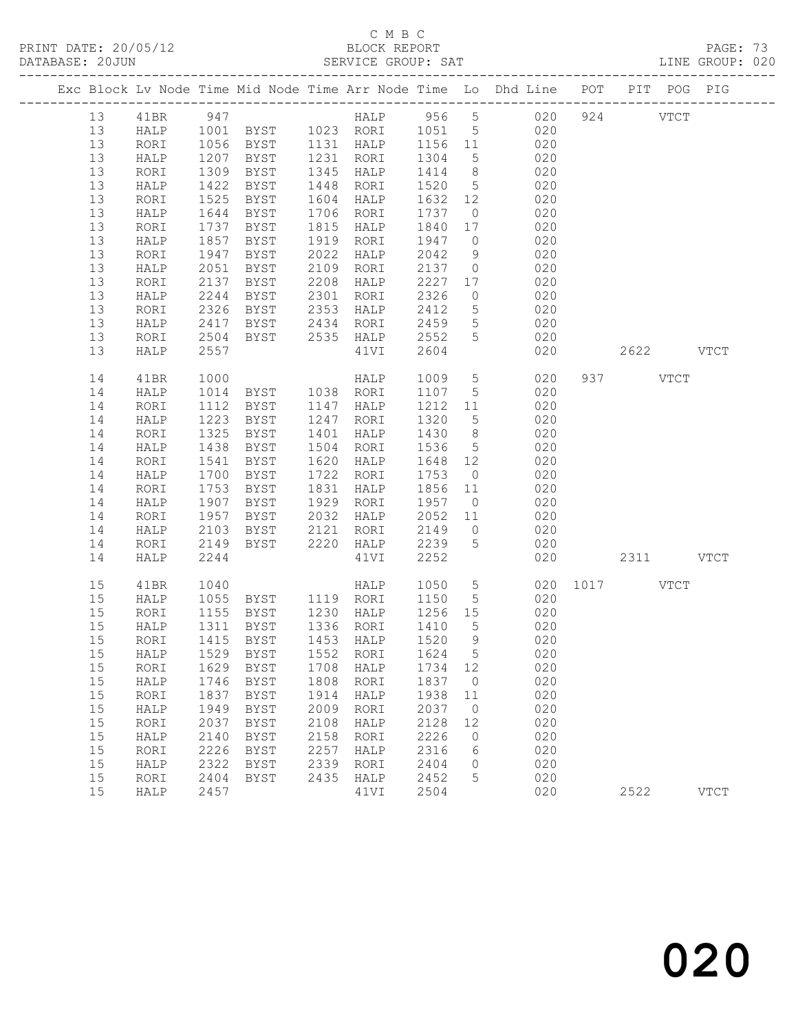C M B C
BLOCK REPORT
SERVICE GROUP: SAT

PRINT DATE: 20/05/12
DATABASE: 20JUN
LINE GROUP: 020

| Exc | Block | Lv | Node | Time | Mid Node | Time | Arr Node | Time | Lo | Dhd Line | POT | PIT | POG | PIG |
|---|---|---|---|---|---|---|---|---|---|---|---|---|---|---|
| | 13 | | 41BR | 947 | | | HALP | 956 | 5 | 020 | 924 | | VTCT | |
| | 13 | | HALP | 1001 | BYST | 1023 | RORI | 1051 | 5 | 020 | | | | |
| | 13 | | RORI | 1056 | BYST | 1131 | HALP | 1156 | 11 | 020 | | | | |
| | 13 | | HALP | 1207 | BYST | 1231 | RORI | 1304 | 5 | 020 | | | | |
| | 13 | | RORI | 1309 | BYST | 1345 | HALP | 1414 | 8 | 020 | | | | |
| | 13 | | HALP | 1422 | BYST | 1448 | RORI | 1520 | 5 | 020 | | | | |
| | 13 | | RORI | 1525 | BYST | 1604 | HALP | 1632 | 12 | 020 | | | | |
| | 13 | | HALP | 1644 | BYST | 1706 | RORI | 1737 | 0 | 020 | | | | |
| | 13 | | RORI | 1737 | BYST | 1815 | HALP | 1840 | 17 | 020 | | | | |
| | 13 | | HALP | 1857 | BYST | 1919 | RORI | 1947 | 0 | 020 | | | | |
| | 13 | | RORI | 1947 | BYST | 2022 | HALP | 2042 | 9 | 020 | | | | |
| | 13 | | HALP | 2051 | BYST | 2109 | RORI | 2137 | 0 | 020 | | | | |
| | 13 | | RORI | 2137 | BYST | 2208 | HALP | 2227 | 17 | 020 | | | | |
| | 13 | | HALP | 2244 | BYST | 2301 | RORI | 2326 | 0 | 020 | | | | |
| | 13 | | RORI | 2326 | BYST | 2353 | HALP | 2412 | 5 | 020 | | | | |
| | 13 | | HALP | 2417 | BYST | 2434 | RORI | 2459 | 5 | 020 | | | | |
| | 13 | | RORI | 2504 | BYST | 2535 | HALP | 2552 | 5 | 020 | | | | |
| | 13 | | HALP | 2557 | | | 41VI | 2604 | | 020 | | 2622 | | VTCT |
| | 14 | | 41BR | 1000 | | | HALP | 1009 | 5 | 020 | 937 | | VTCT | |
| | 14 | | HALP | 1014 | BYST | 1038 | RORI | 1107 | 5 | 020 | | | | |
| | 14 | | RORI | 1112 | BYST | 1147 | HALP | 1212 | 11 | 020 | | | | |
| | 14 | | HALP | 1223 | BYST | 1247 | RORI | 1320 | 5 | 020 | | | | |
| | 14 | | RORI | 1325 | BYST | 1401 | HALP | 1430 | 8 | 020 | | | | |
| | 14 | | HALP | 1438 | BYST | 1504 | RORI | 1536 | 5 | 020 | | | | |
| | 14 | | RORI | 1541 | BYST | 1620 | HALP | 1648 | 12 | 020 | | | | |
| | 14 | | HALP | 1700 | BYST | 1722 | RORI | 1753 | 0 | 020 | | | | |
| | 14 | | RORI | 1753 | BYST | 1831 | HALP | 1856 | 11 | 020 | | | | |
| | 14 | | HALP | 1907 | BYST | 1929 | RORI | 1957 | 0 | 020 | | | | |
| | 14 | | RORI | 1957 | BYST | 2032 | HALP | 2052 | 11 | 020 | | | | |
| | 14 | | HALP | 2103 | BYST | 2121 | RORI | 2149 | 0 | 020 | | | | |
| | 14 | | RORI | 2149 | BYST | 2220 | HALP | 2239 | 5 | 020 | | | | |
| | 14 | | HALP | 2244 | | | 41VI | 2252 | | 020 | | 2311 | | VTCT |
| | 15 | | 41BR | 1040 | | | HALP | 1050 | 5 | 020 | 1017 | | VTCT | |
| | 15 | | HALP | 1055 | BYST | 1119 | RORI | 1150 | 5 | 020 | | | | |
| | 15 | | RORI | 1155 | BYST | 1230 | HALP | 1256 | 15 | 020 | | | | |
| | 15 | | HALP | 1311 | BYST | 1336 | RORI | 1410 | 5 | 020 | | | | |
| | 15 | | RORI | 1415 | BYST | 1453 | HALP | 1520 | 9 | 020 | | | | |
| | 15 | | HALP | 1529 | BYST | 1552 | RORI | 1624 | 5 | 020 | | | | |
| | 15 | | RORI | 1629 | BYST | 1708 | HALP | 1734 | 12 | 020 | | | | |
| | 15 | | HALP | 1746 | BYST | 1808 | RORI | 1837 | 0 | 020 | | | | |
| | 15 | | RORI | 1837 | BYST | 1914 | HALP | 1938 | 11 | 020 | | | | |
| | 15 | | HALP | 1949 | BYST | 2009 | RORI | 2037 | 0 | 020 | | | | |
| | 15 | | RORI | 2037 | BYST | 2108 | HALP | 2128 | 12 | 020 | | | | |
| | 15 | | HALP | 2140 | BYST | 2158 | RORI | 2226 | 0 | 020 | | | | |
| | 15 | | RORI | 2226 | BYST | 2257 | HALP | 2316 | 6 | 020 | | | | |
| | 15 | | HALP | 2322 | BYST | 2339 | RORI | 2404 | 0 | 020 | | | | |
| | 15 | | RORI | 2404 | BYST | 2435 | HALP | 2452 | 5 | 020 | | | | |
| | 15 | | HALP | 2457 | | | 41VI | 2504 | | 020 | | 2522 | | VTCT |

020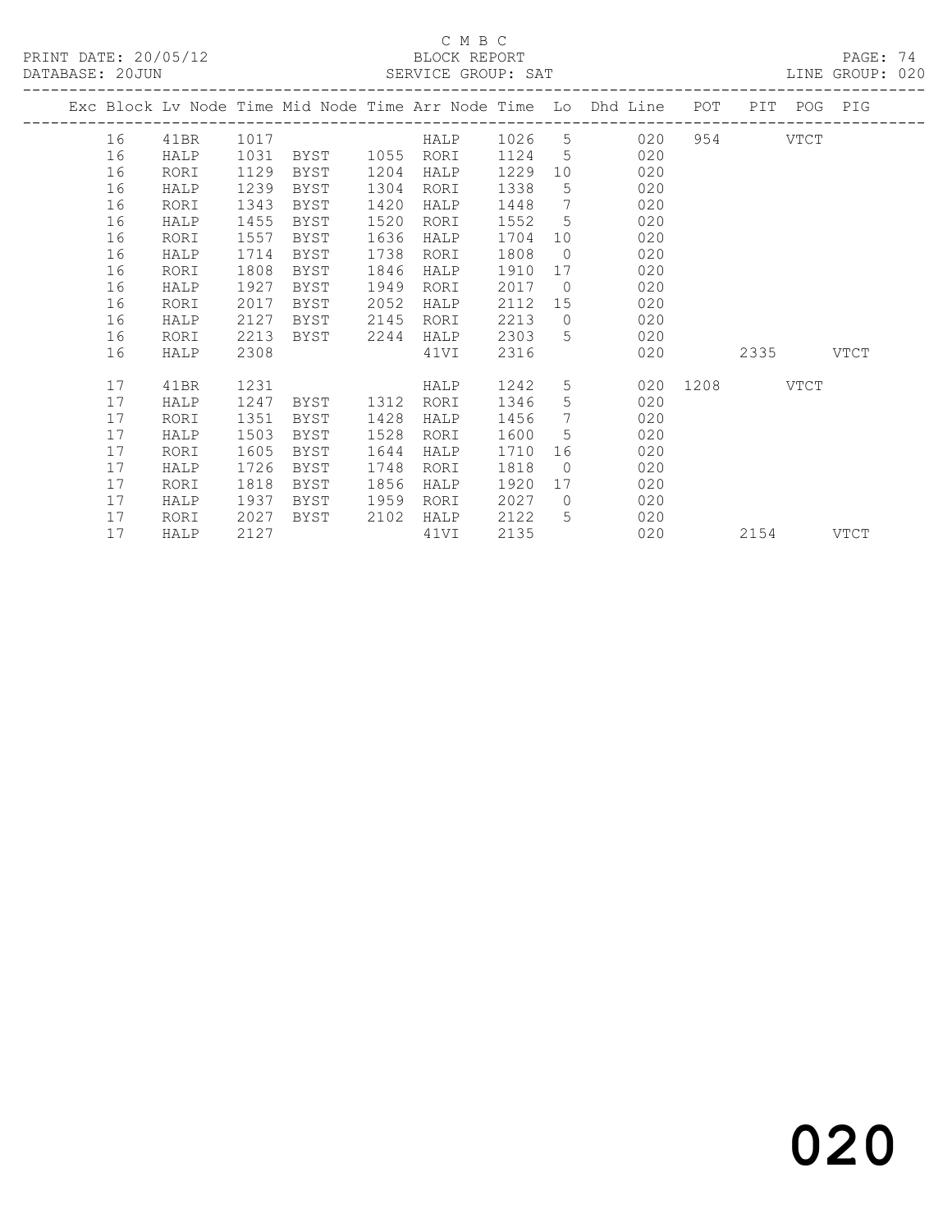C M B C

PRINT DATE: 20/05/12 BLOCK REPORT

DATABASE: 20JUN SERVICE GROUP: SAT LINE GROUP: 020

| Exc | Block | Lv | Node | Time | Mid Node | Time | Arr Node | Time | Lo | Dhd Line | POT | PIT | POG | PIG |
|---|---|---|---|---|---|---|---|---|---|---|---|---|---|---|
| | 16 | | 41BR | 1017 | | | HALP | 1026 | 5 | 020 | 954 | | VTCT | |
| | 16 | | HALP | 1031 | BYST | 1055 | RORI | 1124 | 5 | 020 | | | | |
| | 16 | | RORI | 1129 | BYST | 1204 | HALP | 1229 | 10 | 020 | | | | |
| | 16 | | HALP | 1239 | BYST | 1304 | RORI | 1338 | 5 | 020 | | | | |
| | 16 | | RORI | 1343 | BYST | 1420 | HALP | 1448 | 7 | 020 | | | | |
| | 16 | | HALP | 1455 | BYST | 1520 | RORI | 1552 | 5 | 020 | | | | |
| | 16 | | RORI | 1557 | BYST | 1636 | HALP | 1704 | 10 | 020 | | | | |
| | 16 | | HALP | 1714 | BYST | 1738 | RORI | 1808 | 0 | 020 | | | | |
| | 16 | | RORI | 1808 | BYST | 1846 | HALP | 1910 | 17 | 020 | | | | |
| | 16 | | HALP | 1927 | BYST | 1949 | RORI | 2017 | 0 | 020 | | | | |
| | 16 | | RORI | 2017 | BYST | 2052 | HALP | 2112 | 15 | 020 | | | | |
| | 16 | | HALP | 2127 | BYST | 2145 | RORI | 2213 | 0 | 020 | | | | |
| | 16 | | RORI | 2213 | BYST | 2244 | HALP | 2303 | 5 | 020 | | | | |
| | 16 | | HALP | 2308 | | | 41VI | 2316 | | 020 | | 2335 | | VTCT |
| | 17 | | 41BR | 1231 | | | HALP | 1242 | 5 | 020 | 1208 | | VTCT | |
| | 17 | | HALP | 1247 | BYST | 1312 | RORI | 1346 | 5 | 020 | | | | |
| | 17 | | RORI | 1351 | BYST | 1428 | HALP | 1456 | 7 | 020 | | | | |
| | 17 | | HALP | 1503 | BYST | 1528 | RORI | 1600 | 5 | 020 | | | | |
| | 17 | | RORI | 1605 | BYST | 1644 | HALP | 1710 | 16 | 020 | | | | |
| | 17 | | HALP | 1726 | BYST | 1748 | RORI | 1818 | 0 | 020 | | | | |
| | 17 | | RORI | 1818 | BYST | 1856 | HALP | 1920 | 17 | 020 | | | | |
| | 17 | | HALP | 1937 | BYST | 1959 | RORI | 2027 | 0 | 020 | | | | |
| | 17 | | RORI | 2027 | BYST | 2102 | HALP | 2122 | 5 | 020 | | | | |
| | 17 | | HALP | 2127 | | | 41VI | 2135 | | 020 | | 2154 | | VTCT |

020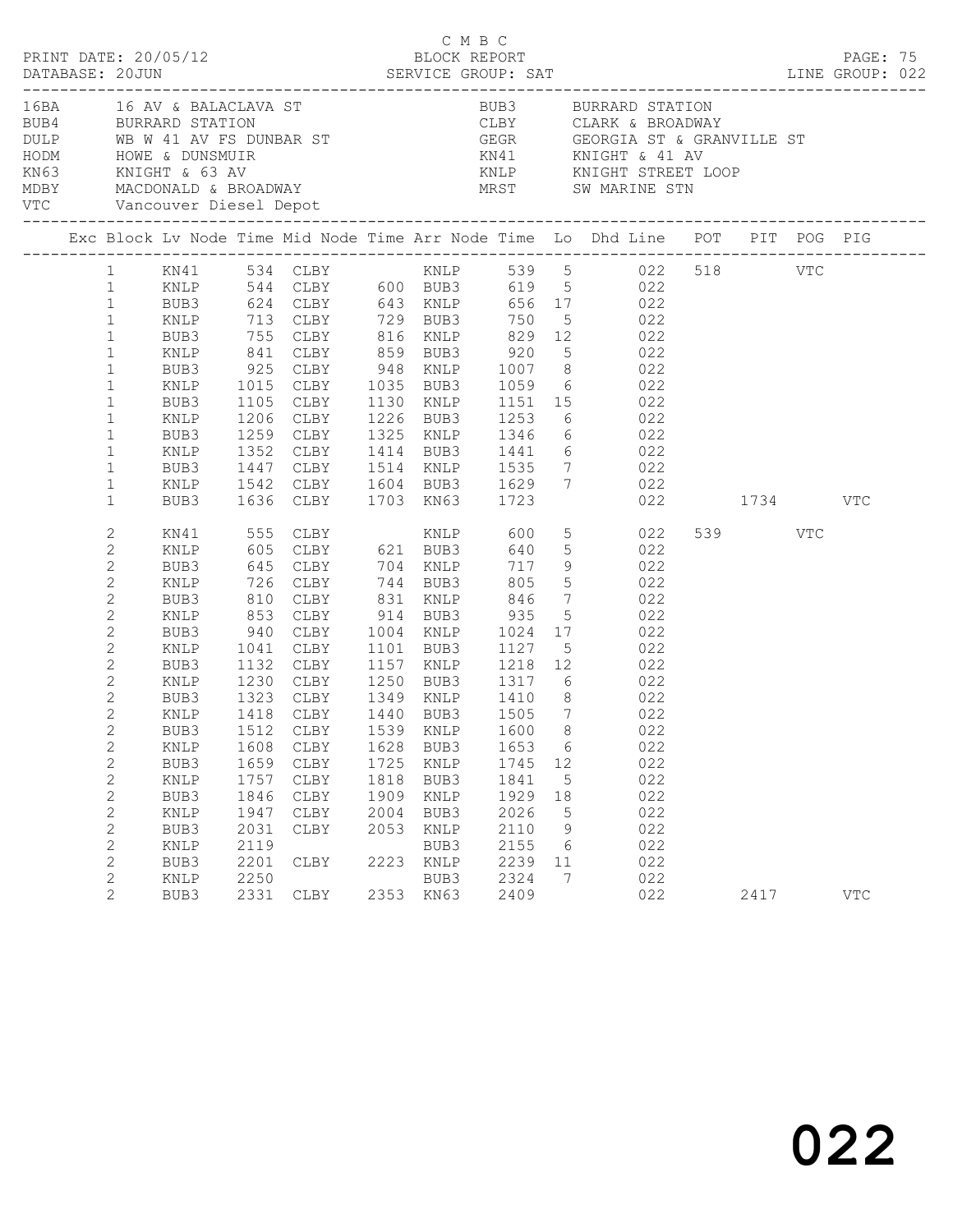C M B C
BLOCK REPORT
SERVICE GROUP: SAT

PRINT DATE: 20/05/12
DATABASE: 20JUN
PAGE: 75
LINE GROUP: 022

| Code | Description | Code | Description |
|---|---|---|---|
| 16BA | 16 AV & BALACLAVA ST | BUB3 | BURRARD STATION |
| BUB4 | BURRARD STATION | CLBY | CLARK & BROADWAY |
| DULP | WB W 41 AV FS DUNBAR ST | GEGR | GEORGIA ST & GRANVILLE ST |
| HODM | HOWE & DUNSMUIR | KN41 | KNIGHT & 41 AV |
| KN63 | KNIGHT & 63 AV | KNLP | KNIGHT STREET LOOP |
| MDBY | MACDONALD & BROADWAY | MRST | SW MARINE STN |
| VTC | Vancouver Diesel Depot | | |

| Exc | Block | Lv Node | Time | Mid Node | Time | Arr Node | Time | Lo | Dhd Line | POT | PIT | POG | PIG |
|---|---|---|---|---|---|---|---|---|---|---|---|---|---|
| | 1 | KN41 | 534 | CLBY | | KNLP | 539 | 5 | 022 | 518 | | VTC | |
| | 1 | KNLP | 544 | CLBY | 600 | BUB3 | 619 | 5 | 022 | | | | |
| | 1 | BUB3 | 624 | CLBY | 643 | KNLP | 656 | 17 | 022 | | | | |
| | 1 | KNLP | 713 | CLBY | 729 | BUB3 | 750 | 5 | 022 | | | | |
| | 1 | BUB3 | 755 | CLBY | 816 | KNLP | 829 | 12 | 022 | | | | |
| | 1 | KNLP | 841 | CLBY | 859 | BUB3 | 920 | 5 | 022 | | | | |
| | 1 | BUB3 | 925 | CLBY | 948 | KNLP | 1007 | 8 | 022 | | | | |
| | 1 | KNLP | 1015 | CLBY | 1035 | BUB3 | 1059 | 6 | 022 | | | | |
| | 1 | BUB3 | 1105 | CLBY | 1130 | KNLP | 1151 | 15 | 022 | | | | |
| | 1 | KNLP | 1206 | CLBY | 1226 | BUB3 | 1253 | 6 | 022 | | | | |
| | 1 | BUB3 | 1259 | CLBY | 1325 | KNLP | 1346 | 6 | 022 | | | | |
| | 1 | KNLP | 1352 | CLBY | 1414 | BUB3 | 1441 | 6 | 022 | | | | |
| | 1 | BUB3 | 1447 | CLBY | 1514 | KNLP | 1535 | 7 | 022 | | | | |
| | 1 | KNLP | 1542 | CLBY | 1604 | BUB3 | 1629 | 7 | 022 | | | | |
| | 1 | BUB3 | 1636 | CLBY | 1703 | KN63 | 1723 | | 022 | | 1734 | | VTC |
| | 2 | KN41 | 555 | CLBY | | KNLP | 600 | 5 | 022 | 539 | | VTC | |
| | 2 | KNLP | 605 | CLBY | 621 | BUB3 | 640 | 5 | 022 | | | | |
| | 2 | BUB3 | 645 | CLBY | 704 | KNLP | 717 | 9 | 022 | | | | |
| | 2 | KNLP | 726 | CLBY | 744 | BUB3 | 805 | 5 | 022 | | | | |
| | 2 | BUB3 | 810 | CLBY | 831 | KNLP | 846 | 7 | 022 | | | | |
| | 2 | KNLP | 853 | CLBY | 914 | BUB3 | 935 | 5 | 022 | | | | |
| | 2 | BUB3 | 940 | CLBY | 1004 | KNLP | 1024 | 17 | 022 | | | | |
| | 2 | KNLP | 1041 | CLBY | 1101 | BUB3 | 1127 | 5 | 022 | | | | |
| | 2 | BUB3 | 1132 | CLBY | 1157 | KNLP | 1218 | 12 | 022 | | | | |
| | 2 | KNLP | 1230 | CLBY | 1250 | BUB3 | 1317 | 6 | 022 | | | | |
| | 2 | BUB3 | 1323 | CLBY | 1349 | KNLP | 1410 | 8 | 022 | | | | |
| | 2 | KNLP | 1418 | CLBY | 1440 | BUB3 | 1505 | 7 | 022 | | | | |
| | 2 | BUB3 | 1512 | CLBY | 1539 | KNLP | 1600 | 8 | 022 | | | | |
| | 2 | KNLP | 1608 | CLBY | 1628 | BUB3 | 1653 | 6 | 022 | | | | |
| | 2 | BUB3 | 1659 | CLBY | 1725 | KNLP | 1745 | 12 | 022 | | | | |
| | 2 | KNLP | 1757 | CLBY | 1818 | BUB3 | 1841 | 5 | 022 | | | | |
| | 2 | BUB3 | 1846 | CLBY | 1909 | KNLP | 1929 | 18 | 022 | | | | |
| | 2 | KNLP | 1947 | CLBY | 2004 | BUB3 | 2026 | 5 | 022 | | | | |
| | 2 | BUB3 | 2031 | CLBY | 2053 | KNLP | 2110 | 9 | 022 | | | | |
| | 2 | KNLP | 2119 | | | BUB3 | 2155 | 6 | 022 | | | | |
| | 2 | BUB3 | 2201 | CLBY | 2223 | KNLP | 2239 | 11 | 022 | | | | |
| | 2 | KNLP | 2250 | | | BUB3 | 2324 | 7 | 022 | | | | |
| | 2 | BUB3 | 2331 | CLBY | 2353 | KN63 | 2409 | | 022 | | 2417 | | VTC |

022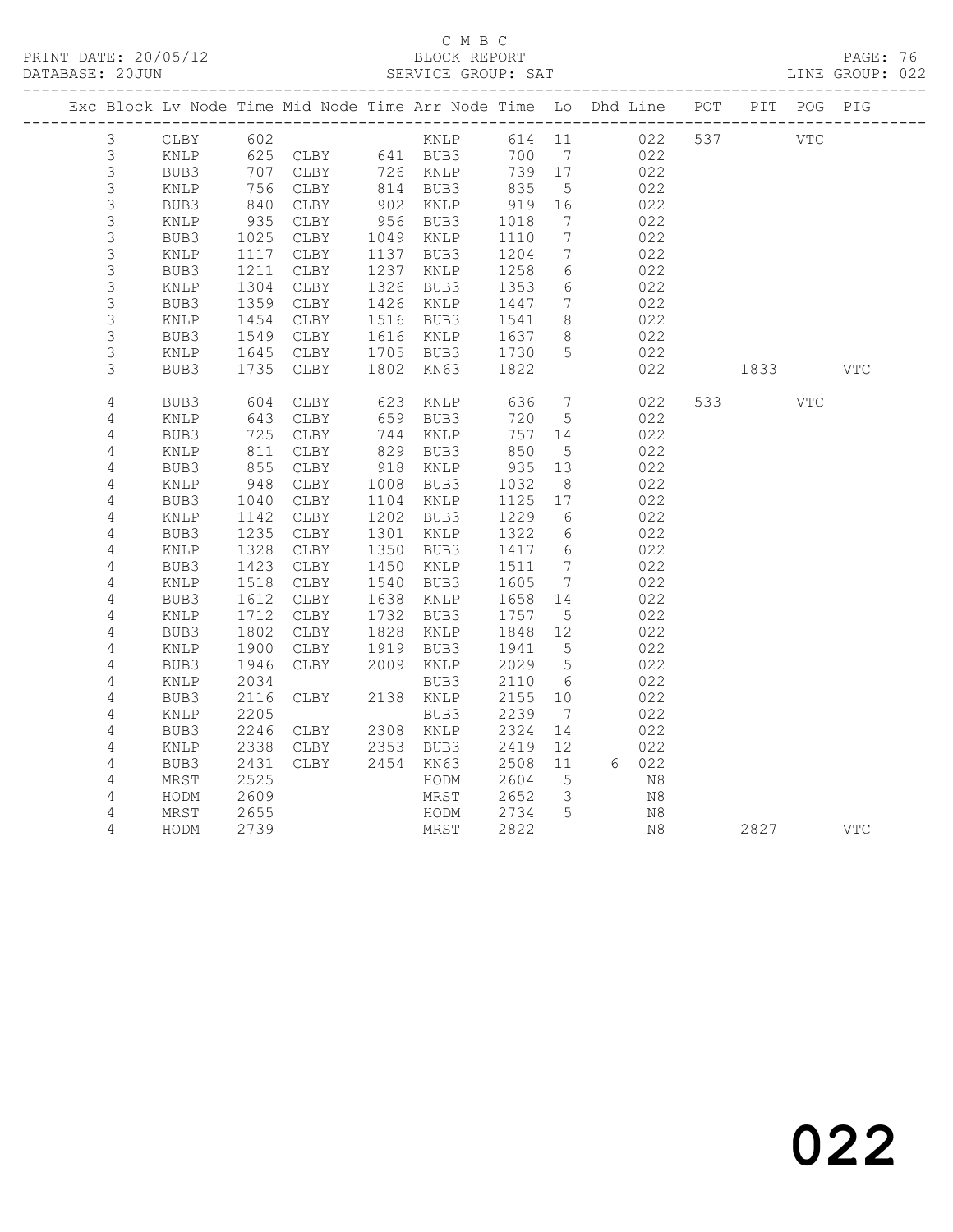C M B C

BLOCK REPORT

SERVICE GROUP: SAT

LINE GROUP: 022

| Exc | Block | Lv | Node | Time | Mid Node | Time | Arr Node | Time | Lo | Dhd | Line | POT | PIT | POG | PIG |
|---|---|---|---|---|---|---|---|---|---|---|---|---|---|---|---|
| | 3 | | CLBY | 602 | | | KNLP | 614 | 11 | | 022 | 537 | | VTC | |
| | 3 | | KNLP | 625 | CLBY | 641 | BUB3 | 700 | 7 | | 022 | | | | |
| | 3 | | BUB3 | 707 | CLBY | 726 | KNLP | 739 | 17 | | 022 | | | | |
| | 3 | | KNLP | 756 | CLBY | 814 | BUB3 | 835 | 5 | | 022 | | | | |
| | 3 | | BUB3 | 840 | CLBY | 902 | KNLP | 919 | 16 | | 022 | | | | |
| | 3 | | KNLP | 935 | CLBY | 956 | BUB3 | 1018 | 7 | | 022 | | | | |
| | 3 | | BUB3 | 1025 | CLBY | 1049 | KNLP | 1110 | 7 | | 022 | | | | |
| | 3 | | KNLP | 1117 | CLBY | 1137 | BUB3 | 1204 | 7 | | 022 | | | | |
| | 3 | | BUB3 | 1211 | CLBY | 1237 | KNLP | 1258 | 6 | | 022 | | | | |
| | 3 | | KNLP | 1304 | CLBY | 1326 | BUB3 | 1353 | 6 | | 022 | | | | |
| | 3 | | BUB3 | 1359 | CLBY | 1426 | KNLP | 1447 | 7 | | 022 | | | | |
| | 3 | | KNLP | 1454 | CLBY | 1516 | BUB3 | 1541 | 8 | | 022 | | | | |
| | 3 | | BUB3 | 1549 | CLBY | 1616 | KNLP | 1637 | 8 | | 022 | | | | |
| | 3 | | KNLP | 1645 | CLBY | 1705 | BUB3 | 1730 | 5 | | 022 | | | | |
| | 3 | | BUB3 | 1735 | CLBY | 1802 | KN63 | 1822 | | | 022 | | 1833 | | VTC |
| | 4 | | BUB3 | 604 | CLBY | 623 | KNLP | 636 | 7 | | 022 | 533 | | VTC | |
| | 4 | | KNLP | 643 | CLBY | 659 | BUB3 | 720 | 5 | | 022 | | | | |
| | 4 | | BUB3 | 725 | CLBY | 744 | KNLP | 757 | 14 | | 022 | | | | |
| | 4 | | KNLP | 811 | CLBY | 829 | BUB3 | 850 | 5 | | 022 | | | | |
| | 4 | | BUB3 | 855 | CLBY | 918 | KNLP | 935 | 13 | | 022 | | | | |
| | 4 | | KNLP | 948 | CLBY | 1008 | BUB3 | 1032 | 8 | | 022 | | | | |
| | 4 | | BUB3 | 1040 | CLBY | 1104 | KNLP | 1125 | 17 | | 022 | | | | |
| | 4 | | KNLP | 1142 | CLBY | 1202 | BUB3 | 1229 | 6 | | 022 | | | | |
| | 4 | | BUB3 | 1235 | CLBY | 1301 | KNLP | 1322 | 6 | | 022 | | | | |
| | 4 | | KNLP | 1328 | CLBY | 1350 | BUB3 | 1417 | 6 | | 022 | | | | |
| | 4 | | BUB3 | 1423 | CLBY | 1450 | KNLP | 1511 | 7 | | 022 | | | | |
| | 4 | | KNLP | 1518 | CLBY | 1540 | BUB3 | 1605 | 7 | | 022 | | | | |
| | 4 | | BUB3 | 1612 | CLBY | 1638 | KNLP | 1658 | 14 | | 022 | | | | |
| | 4 | | KNLP | 1712 | CLBY | 1732 | BUB3 | 1757 | 5 | | 022 | | | | |
| | 4 | | BUB3 | 1802 | CLBY | 1828 | KNLP | 1848 | 12 | | 022 | | | | |
| | 4 | | KNLP | 1900 | CLBY | 1919 | BUB3 | 1941 | 5 | | 022 | | | | |
| | 4 | | BUB3 | 1946 | CLBY | 2009 | KNLP | 2029 | 5 | | 022 | | | | |
| | 4 | | KNLP | 2034 | | | BUB3 | 2110 | 6 | | 022 | | | | |
| | 4 | | BUB3 | 2116 | CLBY | 2138 | KNLP | 2155 | 10 | | 022 | | | | |
| | 4 | | KNLP | 2205 | | | BUB3 | 2239 | 7 | | 022 | | | | |
| | 4 | | BUB3 | 2246 | CLBY | 2308 | KNLP | 2324 | 14 | | 022 | | | | |
| | 4 | | KNLP | 2338 | CLBY | 2353 | BUB3 | 2419 | 12 | | 022 | | | | |
| | 4 | | BUB3 | 2431 | CLBY | 2454 | KN63 | 2508 | 11 | 6 | 022 | | | | |
| | 4 | | MRST | 2525 | | | HODM | 2604 | 5 | | N8 | | | | |
| | 4 | | HODM | 2609 | | | MRST | 2652 | 3 | | N8 | | | | |
| | 4 | | MRST | 2655 | | | HODM | 2734 | 5 | | N8 | | | | |
| | 4 | | HODM | 2739 | | | MRST | 2822 | | | N8 | | 2827 | | VTC |

022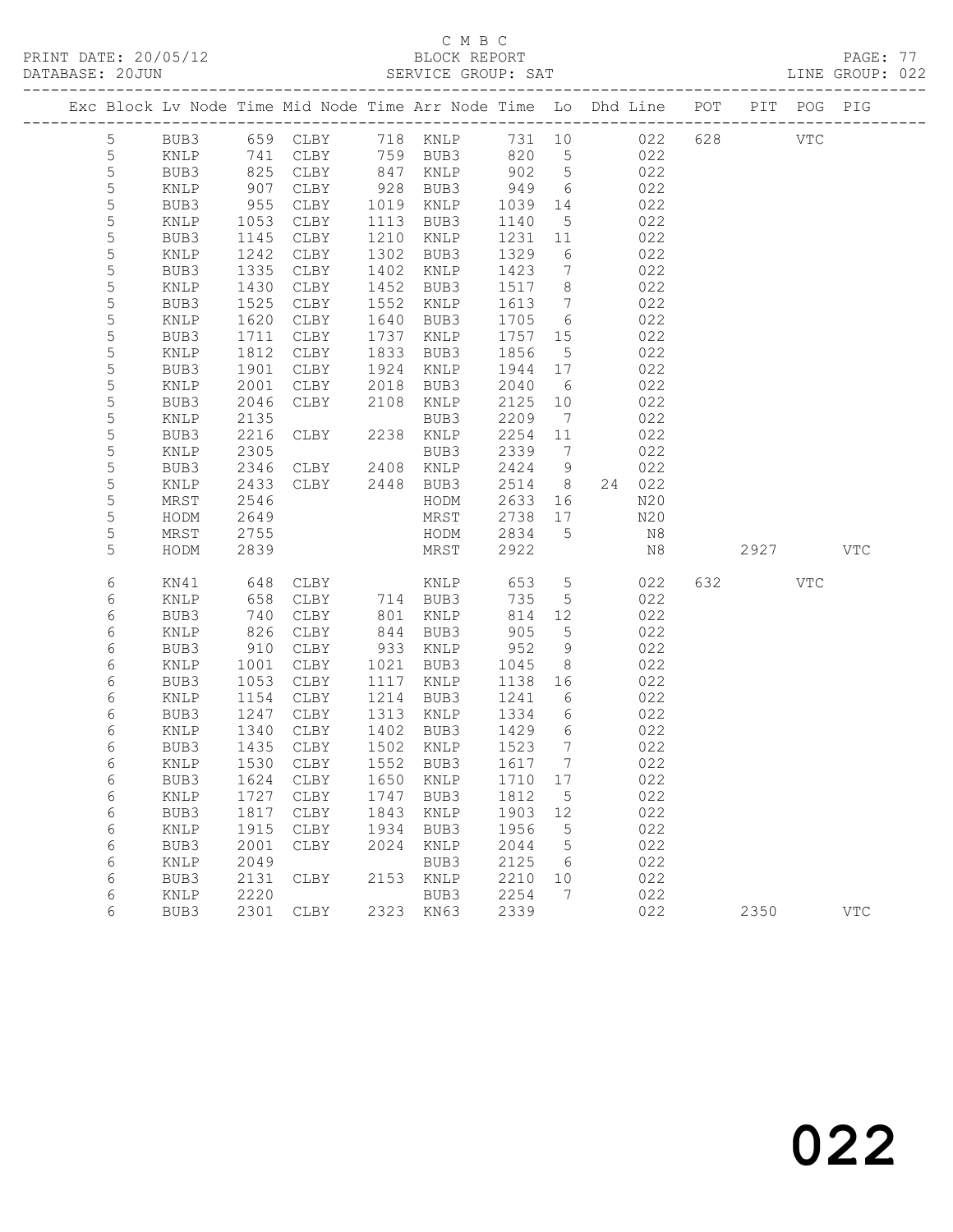C M B C
BLOCK REPORT
SERVICE GROUP: SAT

PRINT DATE: 20/05/12
DATABASE: 20JUN
LINE GROUP: 022

| Exc | Block | Lv | Node | Time | Mid Node | Time | Arr Node | Time | Lo | Dhd Line | POT | PIT | POG | PIG |
|---|---|---|---|---|---|---|---|---|---|---|---|---|---|---|
| | 5 | | BUB3 | 659 | CLBY | 718 | KNLP | 731 | 10 | 022 | 628 | | VTC | |
| | 5 | | KNLP | 741 | CLBY | 759 | BUB3 | 820 | 5 | 022 | | | | |
| | 5 | | BUB3 | 825 | CLBY | 847 | KNLP | 902 | 5 | 022 | | | | |
| | 5 | | KNLP | 907 | CLBY | 928 | BUB3 | 949 | 6 | 022 | | | | |
| | 5 | | BUB3 | 955 | CLBY | 1019 | KNLP | 1039 | 14 | 022 | | | | |
| | 5 | | KNLP | 1053 | CLBY | 1113 | BUB3 | 1140 | 5 | 022 | | | | |
| | 5 | | BUB3 | 1145 | CLBY | 1210 | KNLP | 1231 | 11 | 022 | | | | |
| | 5 | | KNLP | 1242 | CLBY | 1302 | BUB3 | 1329 | 6 | 022 | | | | |
| | 5 | | BUB3 | 1335 | CLBY | 1402 | KNLP | 1423 | 7 | 022 | | | | |
| | 5 | | KNLP | 1430 | CLBY | 1452 | BUB3 | 1517 | 8 | 022 | | | | |
| | 5 | | BUB3 | 1525 | CLBY | 1552 | KNLP | 1613 | 7 | 022 | | | | |
| | 5 | | KNLP | 1620 | CLBY | 1640 | BUB3 | 1705 | 6 | 022 | | | | |
| | 5 | | BUB3 | 1711 | CLBY | 1737 | KNLP | 1757 | 15 | 022 | | | | |
| | 5 | | KNLP | 1812 | CLBY | 1833 | BUB3 | 1856 | 5 | 022 | | | | |
| | 5 | | BUB3 | 1901 | CLBY | 1924 | KNLP | 1944 | 17 | 022 | | | | |
| | 5 | | KNLP | 2001 | CLBY | 2018 | BUB3 | 2040 | 6 | 022 | | | | |
| | 5 | | BUB3 | 2046 | CLBY | 2108 | KNLP | 2125 | 10 | 022 | | | | |
| | 5 | | KNLP | 2135 | | | BUB3 | 2209 | 7 | 022 | | | | |
| | 5 | | BUB3 | 2216 | CLBY | 2238 | KNLP | 2254 | 11 | 022 | | | | |
| | 5 | | KNLP | 2305 | | | BUB3 | 2339 | 7 | 022 | | | | |
| | 5 | | BUB3 | 2346 | CLBY | 2408 | KNLP | 2424 | 9 | 022 | | | | |
| | 5 | | KNLP | 2433 | CLBY | 2448 | BUB3 | 2514 | 8 | 24 022 | | | | |
| | 5 | | MRST | 2546 | | | HODM | 2633 | 16 | N20 | | | | |
| | 5 | | HODM | 2649 | | | MRST | 2738 | 17 | N20 | | | | |
| | 5 | | MRST | 2755 | | | HODM | 2834 | 5 | N8 | | | | |
| | 5 | | HODM | 2839 | | | MRST | 2922 | | N8 | | 2927 | | VTC |
| | 6 | | KN41 | 648 | CLBY | | KNLP | 653 | 5 | 022 | 632 | | VTC | |
| | 6 | | KNLP | 658 | CLBY | 714 | BUB3 | 735 | 5 | 022 | | | | |
| | 6 | | BUB3 | 740 | CLBY | 801 | KNLP | 814 | 12 | 022 | | | | |
| | 6 | | KNLP | 826 | CLBY | 844 | BUB3 | 905 | 5 | 022 | | | | |
| | 6 | | BUB3 | 910 | CLBY | 933 | KNLP | 952 | 9 | 022 | | | | |
| | 6 | | KNLP | 1001 | CLBY | 1021 | BUB3 | 1045 | 8 | 022 | | | | |
| | 6 | | BUB3 | 1053 | CLBY | 1117 | KNLP | 1138 | 16 | 022 | | | | |
| | 6 | | KNLP | 1154 | CLBY | 1214 | BUB3 | 1241 | 6 | 022 | | | | |
| | 6 | | BUB3 | 1247 | CLBY | 1313 | KNLP | 1334 | 6 | 022 | | | | |
| | 6 | | KNLP | 1340 | CLBY | 1402 | BUB3 | 1429 | 6 | 022 | | | | |
| | 6 | | BUB3 | 1435 | CLBY | 1502 | KNLP | 1523 | 7 | 022 | | | | |
| | 6 | | KNLP | 1530 | CLBY | 1552 | BUB3 | 1617 | 7 | 022 | | | | |
| | 6 | | BUB3 | 1624 | CLBY | 1650 | KNLP | 1710 | 17 | 022 | | | | |
| | 6 | | KNLP | 1727 | CLBY | 1747 | BUB3 | 1812 | 5 | 022 | | | | |
| | 6 | | BUB3 | 1817 | CLBY | 1843 | KNLP | 1903 | 12 | 022 | | | | |
| | 6 | | KNLP | 1915 | CLBY | 1934 | BUB3 | 1956 | 5 | 022 | | | | |
| | 6 | | BUB3 | 2001 | CLBY | 2024 | KNLP | 2044 | 5 | 022 | | | | |
| | 6 | | KNLP | 2049 | | | BUB3 | 2125 | 6 | 022 | | | | |
| | 6 | | BUB3 | 2131 | CLBY | 2153 | KNLP | 2210 | 10 | 022 | | | | |
| | 6 | | KNLP | 2220 | | | BUB3 | 2254 | 7 | 022 | | | | |
| | 6 | | BUB3 | 2301 | CLBY | 2323 | KN63 | 2339 | | 022 | | 2350 | | VTC |

022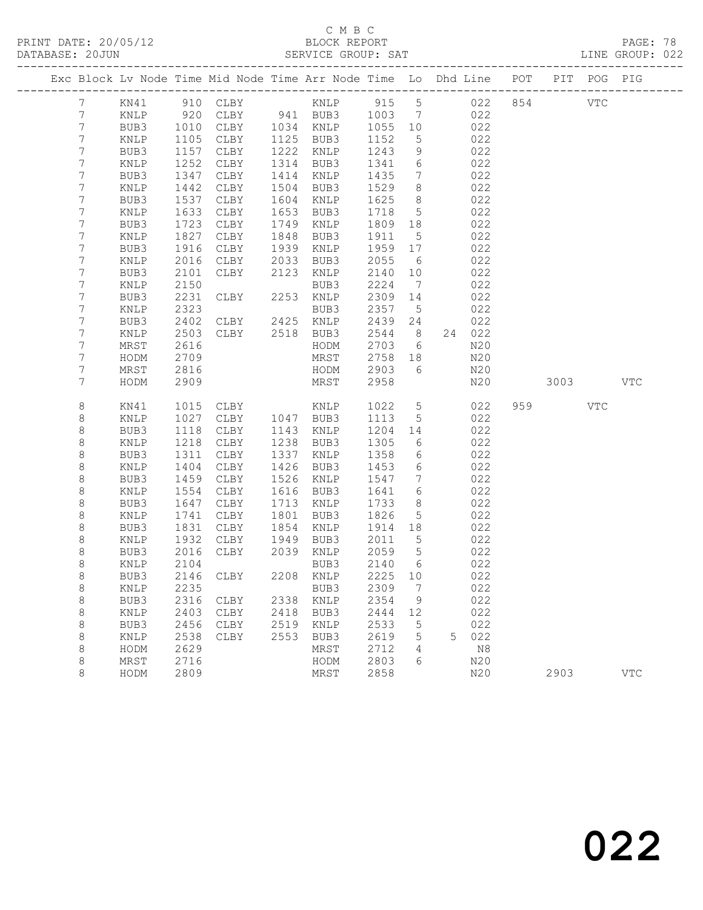C M B C
PRINT DATE: 20/05/12 BLOCK REPORT
DATABASE: 20JUN SERVICE GROUP: SAT LINE GROUP: 022

| Exc | Block | Lv | Node | Time | Mid Node | Time | Arr Node | Time | Lo | Dhd | Line | POT | PIT | POG | PIG |
|---|---|---|---|---|---|---|---|---|---|---|---|---|---|---|---|
| | 7 | | KN41 | 910 | CLBY | | KNLP | 915 | 5 | | 022 | 854 | | VTC | |
| | 7 | | KNLP | 920 | CLBY | 941 | BUB3 | 1003 | 7 | | 022 | | | | |
| | 7 | | BUB3 | 1010 | CLBY | 1034 | KNLP | 1055 | 10 | | 022 | | | | |
| | 7 | | KNLP | 1105 | CLBY | 1125 | BUB3 | 1152 | 5 | | 022 | | | | |
| | 7 | | BUB3 | 1157 | CLBY | 1222 | KNLP | 1243 | 9 | | 022 | | | | |
| | 7 | | KNLP | 1252 | CLBY | 1314 | BUB3 | 1341 | 6 | | 022 | | | | |
| | 7 | | BUB3 | 1347 | CLBY | 1414 | KNLP | 1435 | 7 | | 022 | | | | |
| | 7 | | KNLP | 1442 | CLBY | 1504 | BUB3 | 1529 | 8 | | 022 | | | | |
| | 7 | | BUB3 | 1537 | CLBY | 1604 | KNLP | 1625 | 8 | | 022 | | | | |
| | 7 | | KNLP | 1633 | CLBY | 1653 | BUB3 | 1718 | 5 | | 022 | | | | |
| | 7 | | BUB3 | 1723 | CLBY | 1749 | KNLP | 1809 | 18 | | 022 | | | | |
| | 7 | | KNLP | 1827 | CLBY | 1848 | BUB3 | 1911 | 5 | | 022 | | | | |
| | 7 | | BUB3 | 1916 | CLBY | 1939 | KNLP | 1959 | 17 | | 022 | | | | |
| | 7 | | KNLP | 2016 | CLBY | 2033 | BUB3 | 2055 | 6 | | 022 | | | | |
| | 7 | | BUB3 | 2101 | CLBY | 2123 | KNLP | 2140 | 10 | | 022 | | | | |
| | 7 | | KNLP | 2150 | | | BUB3 | 2224 | 7 | | 022 | | | | |
| | 7 | | BUB3 | 2231 | CLBY | 2253 | KNLP | 2309 | 14 | | 022 | | | | |
| | 7 | | KNLP | 2323 | | | BUB3 | 2357 | 5 | | 022 | | | | |
| | 7 | | BUB3 | 2402 | CLBY | 2425 | KNLP | 2439 | 24 | | 022 | | | | |
| | 7 | | KNLP | 2503 | CLBY | 2518 | BUB3 | 2544 | 8 | 24 | 022 | | | | |
| | 7 | | MRST | 2616 | | | HODM | 2703 | 6 | | N20 | | | | |
| | 7 | | HODM | 2709 | | | MRST | 2758 | 18 | | N20 | | | | |
| | 7 | | MRST | 2816 | | | HODM | 2903 | 6 | | N20 | | | | |
| | 7 | | HODM | 2909 | | | MRST | 2958 | | | N20 | | 3003 | | VTC |
| | 8 | | KN41 | 1015 | CLBY | | KNLP | 1022 | 5 | | 022 | 959 | | VTC | |
| | 8 | | KNLP | 1027 | CLBY | 1047 | BUB3 | 1113 | 5 | | 022 | | | | |
| | 8 | | BUB3 | 1118 | CLBY | 1143 | KNLP | 1204 | 14 | | 022 | | | | |
| | 8 | | KNLP | 1218 | CLBY | 1238 | BUB3 | 1305 | 6 | | 022 | | | | |
| | 8 | | BUB3 | 1311 | CLBY | 1337 | KNLP | 1358 | 6 | | 022 | | | | |
| | 8 | | KNLP | 1404 | CLBY | 1426 | BUB3 | 1453 | 6 | | 022 | | | | |
| | 8 | | BUB3 | 1459 | CLBY | 1526 | KNLP | 1547 | 7 | | 022 | | | | |
| | 8 | | KNLP | 1554 | CLBY | 1616 | BUB3 | 1641 | 6 | | 022 | | | | |
| | 8 | | BUB3 | 1647 | CLBY | 1713 | KNLP | 1733 | 8 | | 022 | | | | |
| | 8 | | KNLP | 1741 | CLBY | 1801 | BUB3 | 1826 | 5 | | 022 | | | | |
| | 8 | | BUB3 | 1831 | CLBY | 1854 | KNLP | 1914 | 18 | | 022 | | | | |
| | 8 | | KNLP | 1932 | CLBY | 1949 | BUB3 | 2011 | 5 | | 022 | | | | |
| | 8 | | BUB3 | 2016 | CLBY | 2039 | KNLP | 2059 | 5 | | 022 | | | | |
| | 8 | | KNLP | 2104 | | | BUB3 | 2140 | 6 | | 022 | | | | |
| | 8 | | BUB3 | 2146 | CLBY | 2208 | KNLP | 2225 | 10 | | 022 | | | | |
| | 8 | | KNLP | 2235 | | | BUB3 | 2309 | 7 | | 022 | | | | |
| | 8 | | BUB3 | 2316 | CLBY | 2338 | KNLP | 2354 | 9 | | 022 | | | | |
| | 8 | | KNLP | 2403 | CLBY | 2418 | BUB3 | 2444 | 12 | | 022 | | | | |
| | 8 | | BUB3 | 2456 | CLBY | 2519 | KNLP | 2533 | 5 | | 022 | | | | |
| | 8 | | KNLP | 2538 | CLBY | 2553 | BUB3 | 2619 | 5 | 5 | 022 | | | | |
| | 8 | | HODM | 2629 | | | MRST | 2712 | 4 | | N8 | | | | |
| | 8 | | MRST | 2716 | | | HODM | 2803 | 6 | | N20 | | | | |
| | 8 | | HODM | 2809 | | | MRST | 2858 | | | N20 | | 2903 | | VTC |

022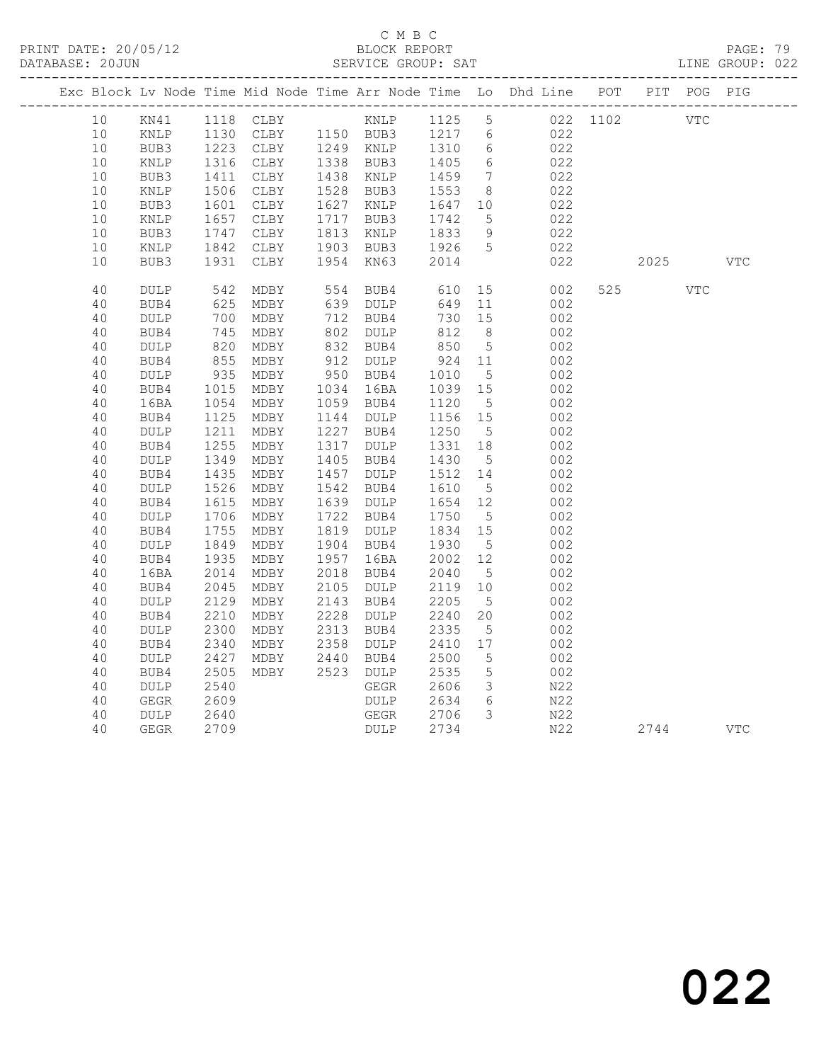C M B C

BLOCK REPORT

SERVICE GROUP: SAT

| Exc | Block | Lv | Node | Time | Mid Node | Time | Arr Node | Time | Lo | Dhd Line | POT | PIT | POG | PIG |
|---|---|---|---|---|---|---|---|---|---|---|---|---|---|---|
| | 10 | | KN41 | 1118 | CLBY | | KNLP | 1125 | 5 | 022 | 1102 | | VTC | |
| | 10 | | KNLP | 1130 | CLBY | 1150 | BUB3 | 1217 | 6 | 022 | | | | |
| | 10 | | BUB3 | 1223 | CLBY | 1249 | KNLP | 1310 | 6 | 022 | | | | |
| | 10 | | KNLP | 1316 | CLBY | 1338 | BUB3 | 1405 | 6 | 022 | | | | |
| | 10 | | BUB3 | 1411 | CLBY | 1438 | KNLP | 1459 | 7 | 022 | | | | |
| | 10 | | KNLP | 1506 | CLBY | 1528 | BUB3 | 1553 | 8 | 022 | | | | |
| | 10 | | BUB3 | 1601 | CLBY | 1627 | KNLP | 1647 | 10 | 022 | | | | |
| | 10 | | KNLP | 1657 | CLBY | 1717 | BUB3 | 1742 | 5 | 022 | | | | |
| | 10 | | BUB3 | 1747 | CLBY | 1813 | KNLP | 1833 | 9 | 022 | | | | |
| | 10 | | KNLP | 1842 | CLBY | 1903 | BUB3 | 1926 | 5 | 022 | | | | |
| | 10 | | BUB3 | 1931 | CLBY | 1954 | KN63 | 2014 | | 022 | | 2025 | | VTC |
| | 40 | | DULP | 542 | MDBY | 554 | BUB4 | 610 | 15 | 002 | 525 | | VTC | |
| | 40 | | BUB4 | 625 | MDBY | 639 | DULP | 649 | 11 | 002 | | | | |
| | 40 | | DULP | 700 | MDBY | 712 | BUB4 | 730 | 15 | 002 | | | | |
| | 40 | | BUB4 | 745 | MDBY | 802 | DULP | 812 | 8 | 002 | | | | |
| | 40 | | DULP | 820 | MDBY | 832 | BUB4 | 850 | 5 | 002 | | | | |
| | 40 | | BUB4 | 855 | MDBY | 912 | DULP | 924 | 11 | 002 | | | | |
| | 40 | | DULP | 935 | MDBY | 950 | BUB4 | 1010 | 5 | 002 | | | | |
| | 40 | | BUB4 | 1015 | MDBY | 1034 | 16BA | 1039 | 15 | 002 | | | | |
| | 40 | | 16BA | 1054 | MDBY | 1059 | BUB4 | 1120 | 5 | 002 | | | | |
| | 40 | | BUB4 | 1125 | MDBY | 1144 | DULP | 1156 | 15 | 002 | | | | |
| | 40 | | DULP | 1211 | MDBY | 1227 | BUB4 | 1250 | 5 | 002 | | | | |
| | 40 | | BUB4 | 1255 | MDBY | 1317 | DULP | 1331 | 18 | 002 | | | | |
| | 40 | | DULP | 1349 | MDBY | 1405 | BUB4 | 1430 | 5 | 002 | | | | |
| | 40 | | BUB4 | 1435 | MDBY | 1457 | DULP | 1512 | 14 | 002 | | | | |
| | 40 | | DULP | 1526 | MDBY | 1542 | BUB4 | 1610 | 5 | 002 | | | | |
| | 40 | | BUB4 | 1615 | MDBY | 1639 | DULP | 1654 | 12 | 002 | | | | |
| | 40 | | DULP | 1706 | MDBY | 1722 | BUB4 | 1750 | 5 | 002 | | | | |
| | 40 | | BUB4 | 1755 | MDBY | 1819 | DULP | 1834 | 15 | 002 | | | | |
| | 40 | | DULP | 1849 | MDBY | 1904 | BUB4 | 1930 | 5 | 002 | | | | |
| | 40 | | BUB4 | 1935 | MDBY | 1957 | 16BA | 2002 | 12 | 002 | | | | |
| | 40 | | 16BA | 2014 | MDBY | 2018 | BUB4 | 2040 | 5 | 002 | | | | |
| | 40 | | BUB4 | 2045 | MDBY | 2105 | DULP | 2119 | 10 | 002 | | | | |
| | 40 | | DULP | 2129 | MDBY | 2143 | BUB4 | 2205 | 5 | 002 | | | | |
| | 40 | | BUB4 | 2210 | MDBY | 2228 | DULP | 2240 | 20 | 002 | | | | |
| | 40 | | DULP | 2300 | MDBY | 2313 | BUB4 | 2335 | 5 | 002 | | | | |
| | 40 | | BUB4 | 2340 | MDBY | 2358 | DULP | 2410 | 17 | 002 | | | | |
| | 40 | | DULP | 2427 | MDBY | 2440 | BUB4 | 2500 | 5 | 002 | | | | |
| | 40 | | BUB4 | 2505 | MDBY | 2523 | DULP | 2535 | 5 | 002 | | | | |
| | 40 | | DULP | 2540 | | | GEGR | 2606 | 3 | N22 | | | | |
| | 40 | | GEGR | 2609 | | | DULP | 2634 | 6 | N22 | | | | |
| | 40 | | DULP | 2640 | | | GEGR | 2706 | 3 | N22 | | | | |
| | 40 | | GEGR | 2709 | | | DULP | 2734 | | N22 | | 2744 | | VTC |

022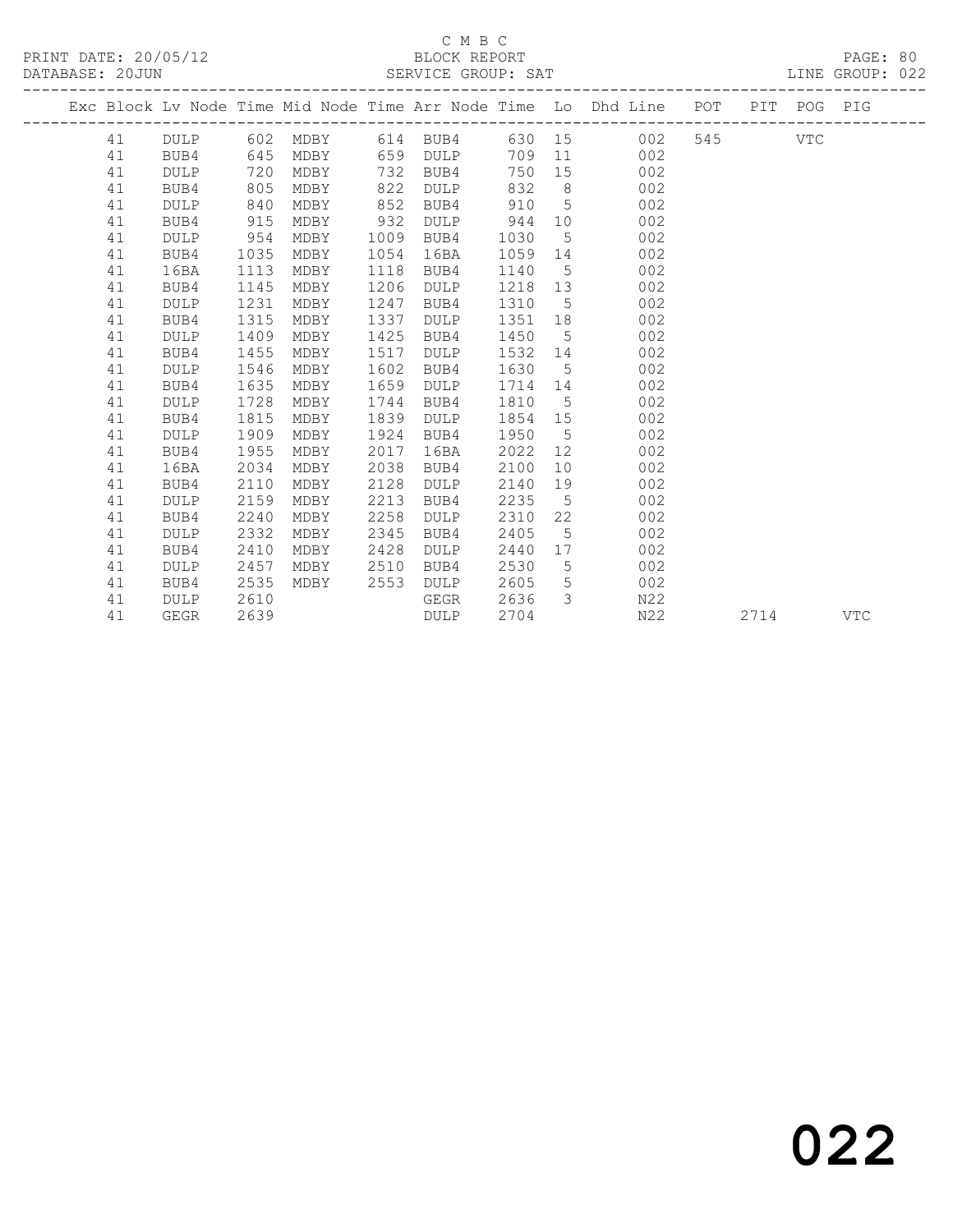C M B C

BLOCK REPORT

SERVICE GROUP: SAT

PRINT DATE: 20/05/12

DATABASE: 20JUN

LINE GROUP: 022

| Exc | Block | Lv | Node | Time | Mid Node | Time | Arr Node | Time | Lo | Dhd Line | POT | PIT | POG | PIG |
|---|---|---|---|---|---|---|---|---|---|---|---|---|---|---|
| | 41 | | DULP | 602 | MDBY | 614 | BUB4 | 630 | 15 | 002 | 545 | | VTC | |
| | 41 | | BUB4 | 645 | MDBY | 659 | DULP | 709 | 11 | 002 | | | | |
| | 41 | | DULP | 720 | MDBY | 732 | BUB4 | 750 | 15 | 002 | | | | |
| | 41 | | BUB4 | 805 | MDBY | 822 | DULP | 832 | 8 | 002 | | | | |
| | 41 | | DULP | 840 | MDBY | 852 | BUB4 | 910 | 5 | 002 | | | | |
| | 41 | | BUB4 | 915 | MDBY | 932 | DULP | 944 | 10 | 002 | | | | |
| | 41 | | DULP | 954 | MDBY | 1009 | BUB4 | 1030 | 5 | 002 | | | | |
| | 41 | | BUB4 | 1035 | MDBY | 1054 | 16BA | 1059 | 14 | 002 | | | | |
| | 41 | | 16BA | 1113 | MDBY | 1118 | BUB4 | 1140 | 5 | 002 | | | | |
| | 41 | | BUB4 | 1145 | MDBY | 1206 | DULP | 1218 | 13 | 002 | | | | |
| | 41 | | DULP | 1231 | MDBY | 1247 | BUB4 | 1310 | 5 | 002 | | | | |
| | 41 | | BUB4 | 1315 | MDBY | 1337 | DULP | 1351 | 18 | 002 | | | | |
| | 41 | | DULP | 1409 | MDBY | 1425 | BUB4 | 1450 | 5 | 002 | | | | |
| | 41 | | BUB4 | 1455 | MDBY | 1517 | DULP | 1532 | 14 | 002 | | | | |
| | 41 | | DULP | 1546 | MDBY | 1602 | BUB4 | 1630 | 5 | 002 | | | | |
| | 41 | | BUB4 | 1635 | MDBY | 1659 | DULP | 1714 | 14 | 002 | | | | |
| | 41 | | DULP | 1728 | MDBY | 1744 | BUB4 | 1810 | 5 | 002 | | | | |
| | 41 | | BUB4 | 1815 | MDBY | 1839 | DULP | 1854 | 15 | 002 | | | | |
| | 41 | | DULP | 1909 | MDBY | 1924 | BUB4 | 1950 | 5 | 002 | | | | |
| | 41 | | BUB4 | 1955 | MDBY | 2017 | 16BA | 2022 | 12 | 002 | | | | |
| | 41 | | 16BA | 2034 | MDBY | 2038 | BUB4 | 2100 | 10 | 002 | | | | |
| | 41 | | BUB4 | 2110 | MDBY | 2128 | DULP | 2140 | 19 | 002 | | | | |
| | 41 | | DULP | 2159 | MDBY | 2213 | BUB4 | 2235 | 5 | 002 | | | | |
| | 41 | | BUB4 | 2240 | MDBY | 2258 | DULP | 2310 | 22 | 002 | | | | |
| | 41 | | DULP | 2332 | MDBY | 2345 | BUB4 | 2405 | 5 | 002 | | | | |
| | 41 | | BUB4 | 2410 | MDBY | 2428 | DULP | 2440 | 17 | 002 | | | | |
| | 41 | | DULP | 2457 | MDBY | 2510 | BUB4 | 2530 | 5 | 002 | | | | |
| | 41 | | BUB4 | 2535 | MDBY | 2553 | DULP | 2605 | 5 | 002 | | | | |
| | 41 | | DULP | 2610 | | | GEGR | 2636 | 3 | N22 | | | | |
| | 41 | | GEGR | 2639 | | | DULP | 2704 | | N22 | | 2714 | | VTC |

022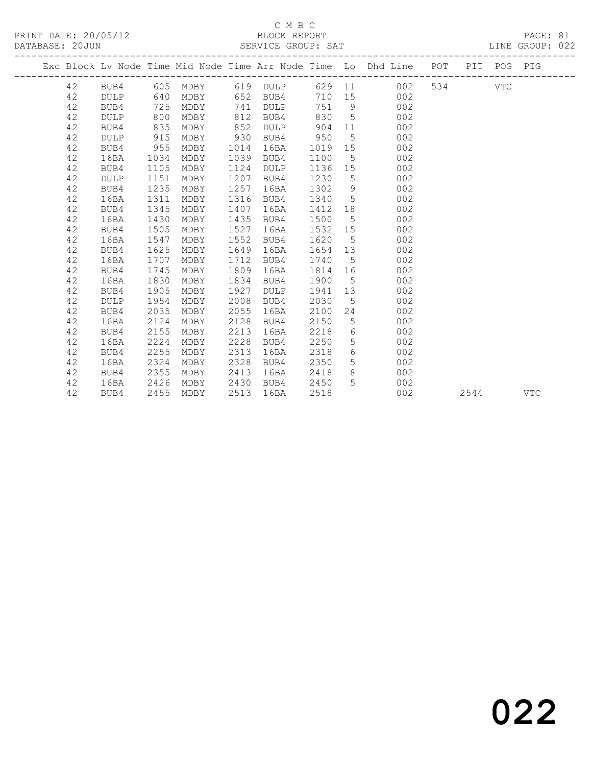C M B C

PRINT DATE: 20/05/12 BLOCK REPORT

DATABASE: 20JUN SERVICE GROUP: SAT LINE GROUP: 022

| Exc | Block | Lv | Node | Time | Mid Node | Time | Arr Node | Time | Lo | Dhd Line | POT | PIT | POG | PIG |
|---|---|---|---|---|---|---|---|---|---|---|---|---|---|---|
| | 42 | | BUB4 | 605 | MDBY | 619 | DULP | 629 | 11 | 002 | 534 | | VTC | |
| | 42 | | DULP | 640 | MDBY | 652 | BUB4 | 710 | 15 | 002 | | | | |
| | 42 | | BUB4 | 725 | MDBY | 741 | DULP | 751 | 9 | 002 | | | | |
| | 42 | | DULP | 800 | MDBY | 812 | BUB4 | 830 | 5 | 002 | | | | |
| | 42 | | BUB4 | 835 | MDBY | 852 | DULP | 904 | 11 | 002 | | | | |
| | 42 | | DULP | 915 | MDBY | 930 | BUB4 | 950 | 5 | 002 | | | | |
| | 42 | | BUB4 | 955 | MDBY | 1014 | 16BA | 1019 | 15 | 002 | | | | |
| | 42 | | 16BA | 1034 | MDBY | 1039 | BUB4 | 1100 | 5 | 002 | | | | |
| | 42 | | BUB4 | 1105 | MDBY | 1124 | DULP | 1136 | 15 | 002 | | | | |
| | 42 | | DULP | 1151 | MDBY | 1207 | BUB4 | 1230 | 5 | 002 | | | | |
| | 42 | | BUB4 | 1235 | MDBY | 1257 | 16BA | 1302 | 9 | 002 | | | | |
| | 42 | | 16BA | 1311 | MDBY | 1316 | BUB4 | 1340 | 5 | 002 | | | | |
| | 42 | | BUB4 | 1345 | MDBY | 1407 | 16BA | 1412 | 18 | 002 | | | | |
| | 42 | | 16BA | 1430 | MDBY | 1435 | BUB4 | 1500 | 5 | 002 | | | | |
| | 42 | | BUB4 | 1505 | MDBY | 1527 | 16BA | 1532 | 15 | 002 | | | | |
| | 42 | | 16BA | 1547 | MDBY | 1552 | BUB4 | 1620 | 5 | 002 | | | | |
| | 42 | | BUB4 | 1625 | MDBY | 1649 | 16BA | 1654 | 13 | 002 | | | | |
| | 42 | | 16BA | 1707 | MDBY | 1712 | BUB4 | 1740 | 5 | 002 | | | | |
| | 42 | | BUB4 | 1745 | MDBY | 1809 | 16BA | 1814 | 16 | 002 | | | | |
| | 42 | | 16BA | 1830 | MDBY | 1834 | BUB4 | 1900 | 5 | 002 | | | | |
| | 42 | | BUB4 | 1905 | MDBY | 1927 | DULP | 1941 | 13 | 002 | | | | |
| | 42 | | DULP | 1954 | MDBY | 2008 | BUB4 | 2030 | 5 | 002 | | | | |
| | 42 | | BUB4 | 2035 | MDBY | 2055 | 16BA | 2100 | 24 | 002 | | | | |
| | 42 | | 16BA | 2124 | MDBY | 2128 | BUB4 | 2150 | 5 | 002 | | | | |
| | 42 | | BUB4 | 2155 | MDBY | 2213 | 16BA | 2218 | 6 | 002 | | | | |
| | 42 | | 16BA | 2224 | MDBY | 2228 | BUB4 | 2250 | 5 | 002 | | | | |
| | 42 | | BUB4 | 2255 | MDBY | 2313 | 16BA | 2318 | 6 | 002 | | | | |
| | 42 | | 16BA | 2324 | MDBY | 2328 | BUB4 | 2350 | 5 | 002 | | | | |
| | 42 | | BUB4 | 2355 | MDBY | 2413 | 16BA | 2418 | 8 | 002 | | | | |
| | 42 | | 16BA | 2426 | MDBY | 2430 | BUB4 | 2450 | 5 | 002 | | | | |
| | 42 | | BUB4 | 2455 | MDBY | 2513 | 16BA | 2518 | | 002 | | 2544 | | VTC |

022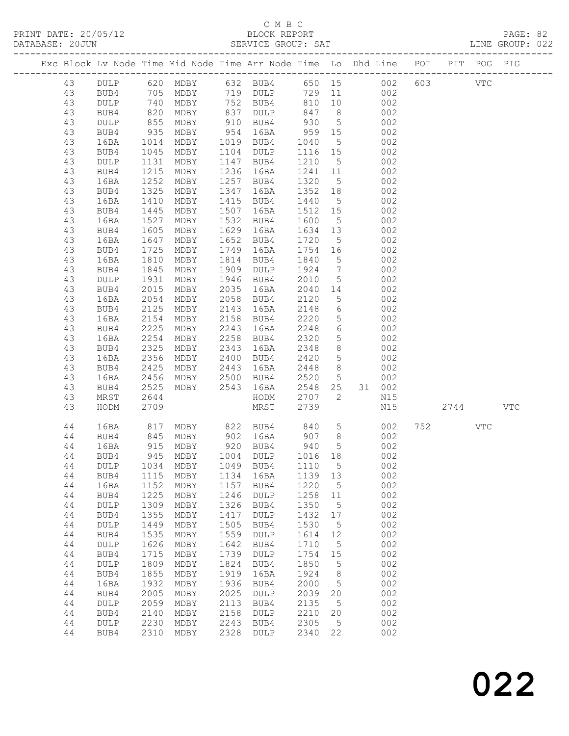C M B C
BLOCK REPORT
SERVICE GROUP: SAT

PRINT DATE: 20/05/12
DATABASE: 20JUN
LINE GROUP: 022

| Exc | Block | Lv | Node | Time | Mid Node | Time | Arr Node | Time | Lo | Dhd | Line | POT | PIT | POG | PIG |
|---|---|---|---|---|---|---|---|---|---|---|---|---|---|---|---|
| | 43 | | DULP | 620 | MDBY | 632 | BUB4 | 650 | 15 | | 002 | 603 | | VTC | |
| | 43 | | BUB4 | 705 | MDBY | 719 | DULP | 729 | 11 | | 002 | | | | |
| | 43 | | DULP | 740 | MDBY | 752 | BUB4 | 810 | 10 | | 002 | | | | |
| | 43 | | BUB4 | 820 | MDBY | 837 | DULP | 847 | 8 | | 002 | | | | |
| | 43 | | DULP | 855 | MDBY | 910 | BUB4 | 930 | 5 | | 002 | | | | |
| | 43 | | BUB4 | 935 | MDBY | 954 | 16BA | 959 | 15 | | 002 | | | | |
| | 43 | | 16BA | 1014 | MDBY | 1019 | BUB4 | 1040 | 5 | | 002 | | | | |
| | 43 | | BUB4 | 1045 | MDBY | 1104 | DULP | 1116 | 15 | | 002 | | | | |
| | 43 | | DULP | 1131 | MDBY | 1147 | BUB4 | 1210 | 5 | | 002 | | | | |
| | 43 | | BUB4 | 1215 | MDBY | 1236 | 16BA | 1241 | 11 | | 002 | | | | |
| | 43 | | 16BA | 1252 | MDBY | 1257 | BUB4 | 1320 | 5 | | 002 | | | | |
| | 43 | | BUB4 | 1325 | MDBY | 1347 | 16BA | 1352 | 18 | | 002 | | | | |
| | 43 | | 16BA | 1410 | MDBY | 1415 | BUB4 | 1440 | 5 | | 002 | | | | |
| | 43 | | BUB4 | 1445 | MDBY | 1507 | 16BA | 1512 | 15 | | 002 | | | | |
| | 43 | | 16BA | 1527 | MDBY | 1532 | BUB4 | 1600 | 5 | | 002 | | | | |
| | 43 | | BUB4 | 1605 | MDBY | 1629 | 16BA | 1634 | 13 | | 002 | | | | |
| | 43 | | 16BA | 1647 | MDBY | 1652 | BUB4 | 1720 | 5 | | 002 | | | | |
| | 43 | | BUB4 | 1725 | MDBY | 1749 | 16BA | 1754 | 16 | | 002 | | | | |
| | 43 | | 16BA | 1810 | MDBY | 1814 | BUB4 | 1840 | 5 | | 002 | | | | |
| | 43 | | BUB4 | 1845 | MDBY | 1909 | DULP | 1924 | 7 | | 002 | | | | |
| | 43 | | DULP | 1931 | MDBY | 1946 | BUB4 | 2010 | 5 | | 002 | | | | |
| | 43 | | BUB4 | 2015 | MDBY | 2035 | 16BA | 2040 | 14 | | 002 | | | | |
| | 43 | | 16BA | 2054 | MDBY | 2058 | BUB4 | 2120 | 5 | | 002 | | | | |
| | 43 | | BUB4 | 2125 | MDBY | 2143 | 16BA | 2148 | 6 | | 002 | | | | |
| | 43 | | 16BA | 2154 | MDBY | 2158 | BUB4 | 2220 | 5 | | 002 | | | | |
| | 43 | | BUB4 | 2225 | MDBY | 2243 | 16BA | 2248 | 6 | | 002 | | | | |
| | 43 | | 16BA | 2254 | MDBY | 2258 | BUB4 | 2320 | 5 | | 002 | | | | |
| | 43 | | BUB4 | 2325 | MDBY | 2343 | 16BA | 2348 | 8 | | 002 | | | | |
| | 43 | | 16BA | 2356 | MDBY | 2400 | BUB4 | 2420 | 5 | | 002 | | | | |
| | 43 | | BUB4 | 2425 | MDBY | 2443 | 16BA | 2448 | 8 | | 002 | | | | |
| | 43 | | 16BA | 2456 | MDBY | 2500 | BUB4 | 2520 | 5 | | 002 | | | | |
| | 43 | | BUB4 | 2525 | MDBY | 2543 | 16BA | 2548 | 25 | 31 | 002 | | | | |
| | 43 | | MRST | 2644 | | | HODM | 2707 | 2 | | N15 | | | | |
| | 43 | | HODM | 2709 | | | MRST | 2739 | | | N15 | | 2744 | | VTC |
| | 44 | | 16BA | 817 | MDBY | 822 | BUB4 | 840 | 5 | | 002 | 752 | | VTC | |
| | 44 | | BUB4 | 845 | MDBY | 902 | 16BA | 907 | 8 | | 002 | | | | |
| | 44 | | 16BA | 915 | MDBY | 920 | BUB4 | 940 | 5 | | 002 | | | | |
| | 44 | | BUB4 | 945 | MDBY | 1004 | DULP | 1016 | 18 | | 002 | | | | |
| | 44 | | DULP | 1034 | MDBY | 1049 | BUB4 | 1110 | 5 | | 002 | | | | |
| | 44 | | BUB4 | 1115 | MDBY | 1134 | 16BA | 1139 | 13 | | 002 | | | | |
| | 44 | | 16BA | 1152 | MDBY | 1157 | BUB4 | 1220 | 5 | | 002 | | | | |
| | 44 | | BUB4 | 1225 | MDBY | 1246 | DULP | 1258 | 11 | | 002 | | | | |
| | 44 | | DULP | 1309 | MDBY | 1326 | BUB4 | 1350 | 5 | | 002 | | | | |
| | 44 | | BUB4 | 1355 | MDBY | 1417 | DULP | 1432 | 17 | | 002 | | | | |
| | 44 | | DULP | 1449 | MDBY | 1505 | BUB4 | 1530 | 5 | | 002 | | | | |
| | 44 | | BUB4 | 1535 | MDBY | 1559 | DULP | 1614 | 12 | | 002 | | | | |
| | 44 | | DULP | 1626 | MDBY | 1642 | BUB4 | 1710 | 5 | | 002 | | | | |
| | 44 | | BUB4 | 1715 | MDBY | 1739 | DULP | 1754 | 15 | | 002 | | | | |
| | 44 | | DULP | 1809 | MDBY | 1824 | BUB4 | 1850 | 5 | | 002 | | | | |
| | 44 | | BUB4 | 1855 | MDBY | 1919 | 16BA | 1924 | 8 | | 002 | | | | |
| | 44 | | 16BA | 1932 | MDBY | 1936 | BUB4 | 2000 | 5 | | 002 | | | | |
| | 44 | | BUB4 | 2005 | MDBY | 2025 | DULP | 2039 | 20 | | 002 | | | | |
| | 44 | | DULP | 2059 | MDBY | 2113 | BUB4 | 2135 | 5 | | 002 | | | | |
| | 44 | | BUB4 | 2140 | MDBY | 2158 | DULP | 2210 | 20 | | 002 | | | | |
| | 44 | | DULP | 2230 | MDBY | 2243 | BUB4 | 2305 | 5 | | 002 | | | | |
| | 44 | | BUB4 | 2310 | MDBY | 2328 | DULP | 2340 | 22 | | 002 | | | | |

022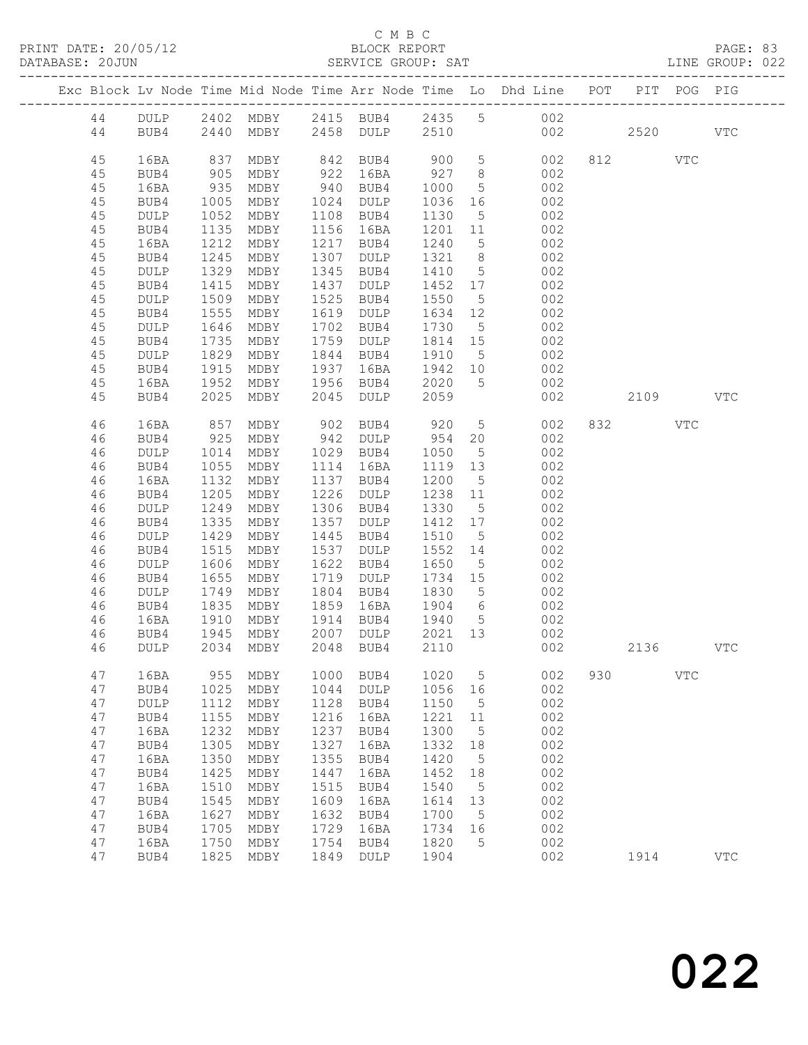C M B C

BLOCK REPORT

SERVICE GROUP: SAT

LINE GROUP: 022

PRINT DATE: 20/05/12
DATABASE: 20JUN

| Exc | Block | Lv | Node | Time | Mid Node | Time | Arr Node | Time | Lo | Dhd Line | POT | PIT | POG | PIG |
|---|---|---|---|---|---|---|---|---|---|---|---|---|---|---|
| | 44 | | DULP | 2402 | MDBY | 2415 | BUB4 | 2435 | 5 | 002 | | | | |
| | 44 | | BUB4 | 2440 | MDBY | 2458 | DULP | 2510 | | 002 | | 2520 | | VTC |
| | 45 | | 16BA | 837 | MDBY | 842 | BUB4 | 900 | 5 | 002 | 812 | | VTC | |
| | 45 | | BUB4 | 905 | MDBY | 922 | 16BA | 927 | 8 | 002 | | | | |
| | 45 | | 16BA | 935 | MDBY | 940 | BUB4 | 1000 | 5 | 002 | | | | |
| | 45 | | BUB4 | 1005 | MDBY | 1024 | DULP | 1036 | 16 | 002 | | | | |
| | 45 | | DULP | 1052 | MDBY | 1108 | BUB4 | 1130 | 5 | 002 | | | | |
| | 45 | | BUB4 | 1135 | MDBY | 1156 | 16BA | 1201 | 11 | 002 | | | | |
| | 45 | | 16BA | 1212 | MDBY | 1217 | BUB4 | 1240 | 5 | 002 | | | | |
| | 45 | | BUB4 | 1245 | MDBY | 1307 | DULP | 1321 | 8 | 002 | | | | |
| | 45 | | DULP | 1329 | MDBY | 1345 | BUB4 | 1410 | 5 | 002 | | | | |
| | 45 | | BUB4 | 1415 | MDBY | 1437 | DULP | 1452 | 17 | 002 | | | | |
| | 45 | | DULP | 1509 | MDBY | 1525 | BUB4 | 1550 | 5 | 002 | | | | |
| | 45 | | BUB4 | 1555 | MDBY | 1619 | DULP | 1634 | 12 | 002 | | | | |
| | 45 | | DULP | 1646 | MDBY | 1702 | BUB4 | 1730 | 5 | 002 | | | | |
| | 45 | | BUB4 | 1735 | MDBY | 1759 | DULP | 1814 | 15 | 002 | | | | |
| | 45 | | DULP | 1829 | MDBY | 1844 | BUB4 | 1910 | 5 | 002 | | | | |
| | 45 | | BUB4 | 1915 | MDBY | 1937 | 16BA | 1942 | 10 | 002 | | | | |
| | 45 | | 16BA | 1952 | MDBY | 1956 | BUB4 | 2020 | 5 | 002 | | | | |
| | 45 | | BUB4 | 2025 | MDBY | 2045 | DULP | 2059 | | 002 | | 2109 | | VTC |
| | 46 | | 16BA | 857 | MDBY | 902 | BUB4 | 920 | 5 | 002 | 832 | | VTC | |
| | 46 | | BUB4 | 925 | MDBY | 942 | DULP | 954 | 20 | 002 | | | | |
| | 46 | | DULP | 1014 | MDBY | 1029 | BUB4 | 1050 | 5 | 002 | | | | |
| | 46 | | BUB4 | 1055 | MDBY | 1114 | 16BA | 1119 | 13 | 002 | | | | |
| | 46 | | 16BA | 1132 | MDBY | 1137 | BUB4 | 1200 | 5 | 002 | | | | |
| | 46 | | BUB4 | 1205 | MDBY | 1226 | DULP | 1238 | 11 | 002 | | | | |
| | 46 | | DULP | 1249 | MDBY | 1306 | BUB4 | 1330 | 5 | 002 | | | | |
| | 46 | | BUB4 | 1335 | MDBY | 1357 | DULP | 1412 | 17 | 002 | | | | |
| | 46 | | DULP | 1429 | MDBY | 1445 | BUB4 | 1510 | 5 | 002 | | | | |
| | 46 | | BUB4 | 1515 | MDBY | 1537 | DULP | 1552 | 14 | 002 | | | | |
| | 46 | | DULP | 1606 | MDBY | 1622 | BUB4 | 1650 | 5 | 002 | | | | |
| | 46 | | BUB4 | 1655 | MDBY | 1719 | DULP | 1734 | 15 | 002 | | | | |
| | 46 | | DULP | 1749 | MDBY | 1804 | BUB4 | 1830 | 5 | 002 | | | | |
| | 46 | | BUB4 | 1835 | MDBY | 1859 | 16BA | 1904 | 6 | 002 | | | | |
| | 46 | | 16BA | 1910 | MDBY | 1914 | BUB4 | 1940 | 5 | 002 | | | | |
| | 46 | | BUB4 | 1945 | MDBY | 2007 | DULP | 2021 | 13 | 002 | | | | |
| | 46 | | DULP | 2034 | MDBY | 2048 | BUB4 | 2110 | | 002 | | 2136 | | VTC |
| | 47 | | 16BA | 955 | MDBY | 1000 | BUB4 | 1020 | 5 | 002 | 930 | | VTC | |
| | 47 | | BUB4 | 1025 | MDBY | 1044 | DULP | 1056 | 16 | 002 | | | | |
| | 47 | | DULP | 1112 | MDBY | 1128 | BUB4 | 1150 | 5 | 002 | | | | |
| | 47 | | BUB4 | 1155 | MDBY | 1216 | 16BA | 1221 | 11 | 002 | | | | |
| | 47 | | 16BA | 1232 | MDBY | 1237 | BUB4 | 1300 | 5 | 002 | | | | |
| | 47 | | BUB4 | 1305 | MDBY | 1327 | 16BA | 1332 | 18 | 002 | | | | |
| | 47 | | 16BA | 1350 | MDBY | 1355 | BUB4 | 1420 | 5 | 002 | | | | |
| | 47 | | BUB4 | 1425 | MDBY | 1447 | 16BA | 1452 | 18 | 002 | | | | |
| | 47 | | 16BA | 1510 | MDBY | 1515 | BUB4 | 1540 | 5 | 002 | | | | |
| | 47 | | BUB4 | 1545 | MDBY | 1609 | 16BA | 1614 | 13 | 002 | | | | |
| | 47 | | 16BA | 1627 | MDBY | 1632 | BUB4 | 1700 | 5 | 002 | | | | |
| | 47 | | BUB4 | 1705 | MDBY | 1729 | 16BA | 1734 | 16 | 002 | | | | |
| | 47 | | 16BA | 1750 | MDBY | 1754 | BUB4 | 1820 | 5 | 002 | | | | |
| | 47 | | BUB4 | 1825 | MDBY | 1849 | DULP | 1904 | | 002 | | 1914 | | VTC |

022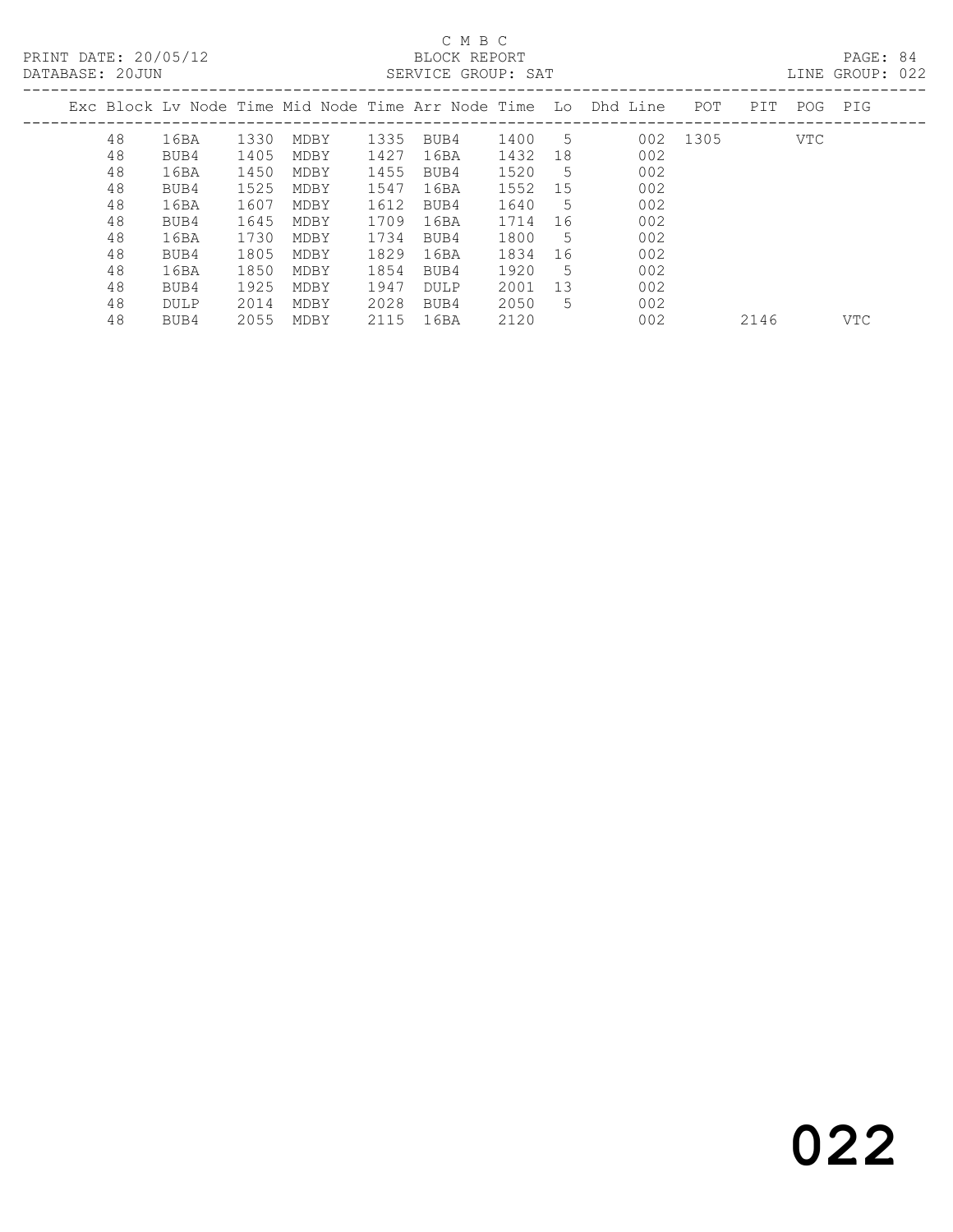# C M B C

PRINT DATE: 20/05/12 BLOCK REPORT
DATABASE: 20JUN SERVICE GROUP: SAT LINE GROUP: 022

| Exc | Block | Lv | Node | Time | Mid Node | Time | Arr Node | Time | Lo | Dhd Line | POT | PIT | POG | PIG |
|---|---|---|---|---|---|---|---|---|---|---|---|---|---|---|
| | 48 | | 16BA | 1330 | MDBY | 1335 | BUB4 | 1400 | 5 | 002 | 1305 | | VTC | |
| | 48 | | BUB4 | 1405 | MDBY | 1427 | 16BA | 1432 | 18 | 002 | | | | |
| | 48 | | 16BA | 1450 | MDBY | 1455 | BUB4 | 1520 | 5 | 002 | | | | |
| | 48 | | BUB4 | 1525 | MDBY | 1547 | 16BA | 1552 | 15 | 002 | | | | |
| | 48 | | 16BA | 1607 | MDBY | 1612 | BUB4 | 1640 | 5 | 002 | | | | |
| | 48 | | BUB4 | 1645 | MDBY | 1709 | 16BA | 1714 | 16 | 002 | | | | |
| | 48 | | 16BA | 1730 | MDBY | 1734 | BUB4 | 1800 | 5 | 002 | | | | |
| | 48 | | BUB4 | 1805 | MDBY | 1829 | 16BA | 1834 | 16 | 002 | | | | |
| | 48 | | 16BA | 1850 | MDBY | 1854 | BUB4 | 1920 | 5 | 002 | | | | |
| | 48 | | BUB4 | 1925 | MDBY | 1947 | DULP | 2001 | 13 | 002 | | | | |
| | 48 | | DULP | 2014 | MDBY | 2028 | BUB4 | 2050 | 5 | 002 | | | | |
| | 48 | | BUB4 | 2055 | MDBY | 2115 | 16BA | 2120 | | 002 | | 2146 | | VTC |

022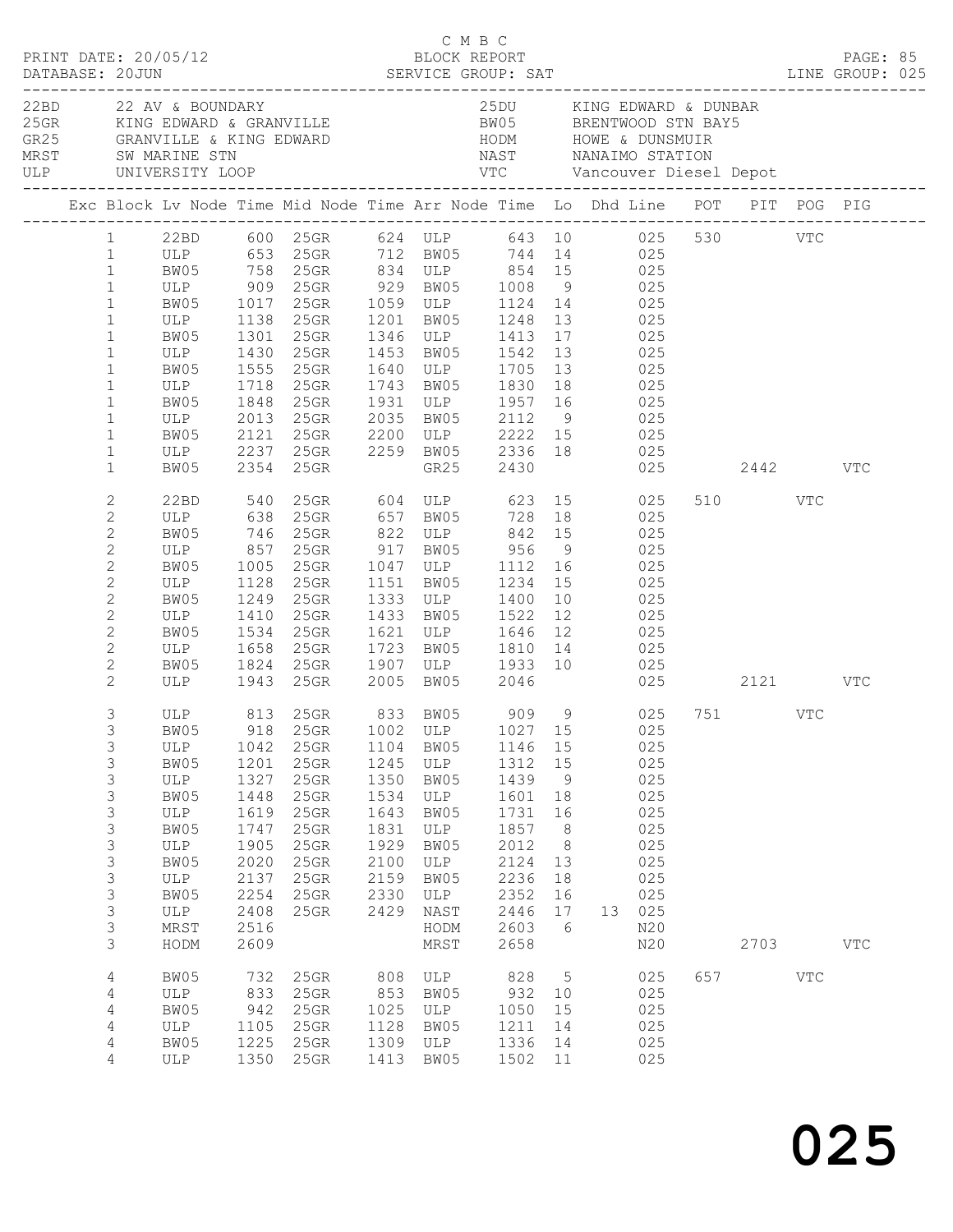PRINT DATE: 20/05/12 — C M B C BLOCK REPORT — DATABASE: 20JUN — SERVICE GROUP: SAT — LINE GROUP: 025

| Code | Location | Code | Location |
|---|---|---|---|
| 22BD | 22 AV & BOUNDARY | 25DU | KING EDWARD & DUNBAR |
| 25GR | KING EDWARD & GRANVILLE | BW05 | BRENTWOOD STN BAY5 |
| GR25 | GRANVILLE & KING EDWARD | HODM | HOWE & DUNSMUIR |
| MRST | SW MARINE STN | NAST | NANAIMO STATION |
| ULP | UNIVERSITY LOOP | VTC | Vancouver Diesel Depot |

| Exc | Block | Lv Node | Time | Mid Node | Time | Arr Node | Time | Lo | Dhd | Line | POT | PIT | POG | PIG |
|---|---|---|---|---|---|---|---|---|---|---|---|---|---|---|
| | 1 | 22BD | 600 | 25GR | 624 | ULP | 643 | 10 | | 025 | 530 | | VTC | |
| | 1 | ULP | 653 | 25GR | 712 | BW05 | 744 | 14 | | 025 | | | | |
| | 1 | BW05 | 758 | 25GR | 834 | ULP | 854 | 15 | | 025 | | | | |
| | 1 | ULP | 909 | 25GR | 929 | BW05 | 1008 | 9 | | 025 | | | | |
| | 1 | BW05 | 1017 | 25GR | 1059 | ULP | 1124 | 14 | | 025 | | | | |
| | 1 | ULP | 1138 | 25GR | 1201 | BW05 | 1248 | 13 | | 025 | | | | |
| | 1 | BW05 | 1301 | 25GR | 1346 | ULP | 1413 | 17 | | 025 | | | | |
| | 1 | ULP | 1430 | 25GR | 1453 | BW05 | 1542 | 13 | | 025 | | | | |
| | 1 | BW05 | 1555 | 25GR | 1640 | ULP | 1705 | 13 | | 025 | | | | |
| | 1 | ULP | 1718 | 25GR | 1743 | BW05 | 1830 | 18 | | 025 | | | | |
| | 1 | BW05 | 1848 | 25GR | 1931 | ULP | 1957 | 16 | | 025 | | | | |
| | 1 | ULP | 2013 | 25GR | 2035 | BW05 | 2112 | 9 | | 025 | | | | |
| | 1 | BW05 | 2121 | 25GR | 2200 | ULP | 2222 | 15 | | 025 | | | | |
| | 1 | ULP | 2237 | 25GR | 2259 | BW05 | 2336 | 18 | | 025 | | | | |
| | 1 | BW05 | 2354 | 25GR | | GR25 | 2430 | | | 025 | | 2442 | | VTC |
| | 2 | 22BD | 540 | 25GR | 604 | ULP | 623 | 15 | | 025 | 510 | | VTC | |
| | 2 | ULP | 638 | 25GR | 657 | BW05 | 728 | 18 | | 025 | | | | |
| | 2 | BW05 | 746 | 25GR | 822 | ULP | 842 | 15 | | 025 | | | | |
| | 2 | ULP | 857 | 25GR | 917 | BW05 | 956 | 9 | | 025 | | | | |
| | 2 | BW05 | 1005 | 25GR | 1047 | ULP | 1112 | 16 | | 025 | | | | |
| | 2 | ULP | 1128 | 25GR | 1151 | BW05 | 1234 | 15 | | 025 | | | | |
| | 2 | BW05 | 1249 | 25GR | 1333 | ULP | 1400 | 10 | | 025 | | | | |
| | 2 | ULP | 1410 | 25GR | 1433 | BW05 | 1522 | 12 | | 025 | | | | |
| | 2 | BW05 | 1534 | 25GR | 1621 | ULP | 1646 | 12 | | 025 | | | | |
| | 2 | ULP | 1658 | 25GR | 1723 | BW05 | 1810 | 14 | | 025 | | | | |
| | 2 | BW05 | 1824 | 25GR | 1907 | ULP | 1933 | 10 | | 025 | | | | |
| | 2 | ULP | 1943 | 25GR | 2005 | BW05 | 2046 | | | 025 | | 2121 | | VTC |
| | 3 | ULP | 813 | 25GR | 833 | BW05 | 909 | 9 | | 025 | 751 | | VTC | |
| | 3 | BW05 | 918 | 25GR | 1002 | ULP | 1027 | 15 | | 025 | | | | |
| | 3 | ULP | 1042 | 25GR | 1104 | BW05 | 1146 | 15 | | 025 | | | | |
| | 3 | BW05 | 1201 | 25GR | 1245 | ULP | 1312 | 15 | | 025 | | | | |
| | 3 | ULP | 1327 | 25GR | 1350 | BW05 | 1439 | 9 | | 025 | | | | |
| | 3 | BW05 | 1448 | 25GR | 1534 | ULP | 1601 | 18 | | 025 | | | | |
| | 3 | ULP | 1619 | 25GR | 1643 | BW05 | 1731 | 16 | | 025 | | | | |
| | 3 | BW05 | 1747 | 25GR | 1831 | ULP | 1857 | 8 | | 025 | | | | |
| | 3 | ULP | 1905 | 25GR | 1929 | BW05 | 2012 | 8 | | 025 | | | | |
| | 3 | BW05 | 2020 | 25GR | 2100 | ULP | 2124 | 13 | | 025 | | | | |
| | 3 | ULP | 2137 | 25GR | 2159 | BW05 | 2236 | 18 | | 025 | | | | |
| | 3 | BW05 | 2254 | 25GR | 2330 | ULP | 2352 | 16 | | 025 | | | | |
| | 3 | ULP | 2408 | 25GR | 2429 | NAST | 2446 | 17 | 13 | 025 | | | | |
| | 3 | MRST | 2516 | | | HODM | 2603 | 6 | | N20 | | | | |
| | 3 | HODM | 2609 | | | MRST | 2658 | | | N20 | | 2703 | | VTC |
| | 4 | BW05 | 732 | 25GR | 808 | ULP | 828 | 5 | | 025 | 657 | | VTC | |
| | 4 | ULP | 833 | 25GR | 853 | BW05 | 932 | 10 | | 025 | | | | |
| | 4 | BW05 | 942 | 25GR | 1025 | ULP | 1050 | 15 | | 025 | | | | |
| | 4 | ULP | 1105 | 25GR | 1128 | BW05 | 1211 | 14 | | 025 | | | | |
| | 4 | BW05 | 1225 | 25GR | 1309 | ULP | 1336 | 14 | | 025 | | | | |
| | 4 | ULP | 1350 | 25GR | 1413 | BW05 | 1502 | 11 | | 025 | | | | |

025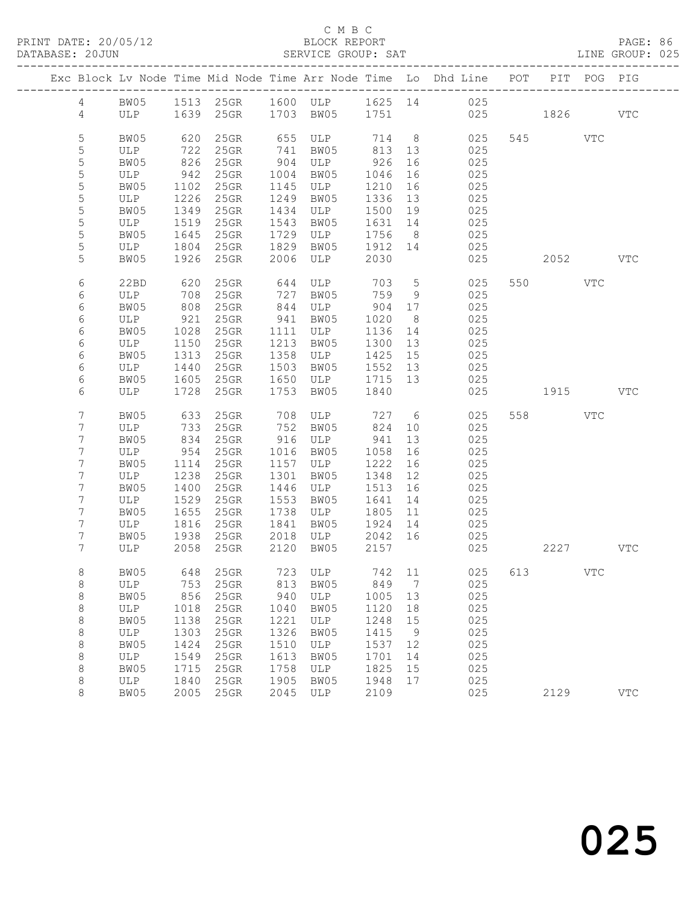C M B C

PRINT DATE: 20/05/12 BLOCK REPORT PAGE: 86
DATABASE: 20JUN SERVICE GROUP: SAT LINE GROUP: 025

| Exc | Block | Lv | Node | Time | Mid Node | Time | Arr Node | Time | Lo | Dhd Line | POT | PIT | POG | PIG |
|---|---|---|---|---|---|---|---|---|---|---|---|---|---|---|
| | 4 | | BW05 | 1513 | 25GR | 1600 | ULP | 1625 | 14 | 025 | | | | |
| | 4 | | ULP | 1639 | 25GR | 1703 | BW05 | 1751 | | 025 | | 1826 | | VTC |
| | 5 | | BW05 | 620 | 25GR | 655 | ULP | 714 | 8 | 025 | 545 | | VTC | |
| | 5 | | ULP | 722 | 25GR | 741 | BW05 | 813 | 13 | 025 | | | | |
| | 5 | | BW05 | 826 | 25GR | 904 | ULP | 926 | 16 | 025 | | | | |
| | 5 | | ULP | 942 | 25GR | 1004 | BW05 | 1046 | 16 | 025 | | | | |
| | 5 | | BW05 | 1102 | 25GR | 1145 | ULP | 1210 | 16 | 025 | | | | |
| | 5 | | ULP | 1226 | 25GR | 1249 | BW05 | 1336 | 13 | 025 | | | | |
| | 5 | | BW05 | 1349 | 25GR | 1434 | ULP | 1500 | 19 | 025 | | | | |
| | 5 | | ULP | 1519 | 25GR | 1543 | BW05 | 1631 | 14 | 025 | | | | |
| | 5 | | BW05 | 1645 | 25GR | 1729 | ULP | 1756 | 8 | 025 | | | | |
| | 5 | | ULP | 1804 | 25GR | 1829 | BW05 | 1912 | 14 | 025 | | | | |
| | 5 | | BW05 | 1926 | 25GR | 2006 | ULP | 2030 | | 025 | | 2052 | | VTC |
| | 6 | | 22BD | 620 | 25GR | 644 | ULP | 703 | 5 | 025 | 550 | | VTC | |
| | 6 | | ULP | 708 | 25GR | 727 | BW05 | 759 | 9 | 025 | | | | |
| | 6 | | BW05 | 808 | 25GR | 844 | ULP | 904 | 17 | 025 | | | | |
| | 6 | | ULP | 921 | 25GR | 941 | BW05 | 1020 | 8 | 025 | | | | |
| | 6 | | BW05 | 1028 | 25GR | 1111 | ULP | 1136 | 14 | 025 | | | | |
| | 6 | | ULP | 1150 | 25GR | 1213 | BW05 | 1300 | 13 | 025 | | | | |
| | 6 | | BW05 | 1313 | 25GR | 1358 | ULP | 1425 | 15 | 025 | | | | |
| | 6 | | ULP | 1440 | 25GR | 1503 | BW05 | 1552 | 13 | 025 | | | | |
| | 6 | | BW05 | 1605 | 25GR | 1650 | ULP | 1715 | 13 | 025 | | | | |
| | 6 | | ULP | 1728 | 25GR | 1753 | BW05 | 1840 | | 025 | | 1915 | | VTC |
| | 7 | | BW05 | 633 | 25GR | 708 | ULP | 727 | 6 | 025 | 558 | | VTC | |
| | 7 | | ULP | 733 | 25GR | 752 | BW05 | 824 | 10 | 025 | | | | |
| | 7 | | BW05 | 834 | 25GR | 916 | ULP | 941 | 13 | 025 | | | | |
| | 7 | | ULP | 954 | 25GR | 1016 | BW05 | 1058 | 16 | 025 | | | | |
| | 7 | | BW05 | 1114 | 25GR | 1157 | ULP | 1222 | 16 | 025 | | | | |
| | 7 | | ULP | 1238 | 25GR | 1301 | BW05 | 1348 | 12 | 025 | | | | |
| | 7 | | BW05 | 1400 | 25GR | 1446 | ULP | 1513 | 16 | 025 | | | | |
| | 7 | | ULP | 1529 | 25GR | 1553 | BW05 | 1641 | 14 | 025 | | | | |
| | 7 | | BW05 | 1655 | 25GR | 1738 | ULP | 1805 | 11 | 025 | | | | |
| | 7 | | ULP | 1816 | 25GR | 1841 | BW05 | 1924 | 14 | 025 | | | | |
| | 7 | | BW05 | 1938 | 25GR | 2018 | ULP | 2042 | 16 | 025 | | | | |
| | 7 | | ULP | 2058 | 25GR | 2120 | BW05 | 2157 | | 025 | | 2227 | | VTC |
| | 8 | | BW05 | 648 | 25GR | 723 | ULP | 742 | 11 | 025 | 613 | | VTC | |
| | 8 | | ULP | 753 | 25GR | 813 | BW05 | 849 | 7 | 025 | | | | |
| | 8 | | BW05 | 856 | 25GR | 940 | ULP | 1005 | 13 | 025 | | | | |
| | 8 | | ULP | 1018 | 25GR | 1040 | BW05 | 1120 | 18 | 025 | | | | |
| | 8 | | BW05 | 1138 | 25GR | 1221 | ULP | 1248 | 15 | 025 | | | | |
| | 8 | | ULP | 1303 | 25GR | 1326 | BW05 | 1415 | 9 | 025 | | | | |
| | 8 | | BW05 | 1424 | 25GR | 1510 | ULP | 1537 | 12 | 025 | | | | |
| | 8 | | ULP | 1549 | 25GR | 1613 | BW05 | 1701 | 14 | 025 | | | | |
| | 8 | | BW05 | 1715 | 25GR | 1758 | ULP | 1825 | 15 | 025 | | | | |
| | 8 | | ULP | 1840 | 25GR | 1905 | BW05 | 1948 | 17 | 025 | | | | |
| | 8 | | BW05 | 2005 | 25GR | 2045 | ULP | 2109 | | 025 | | 2129 | | VTC |

025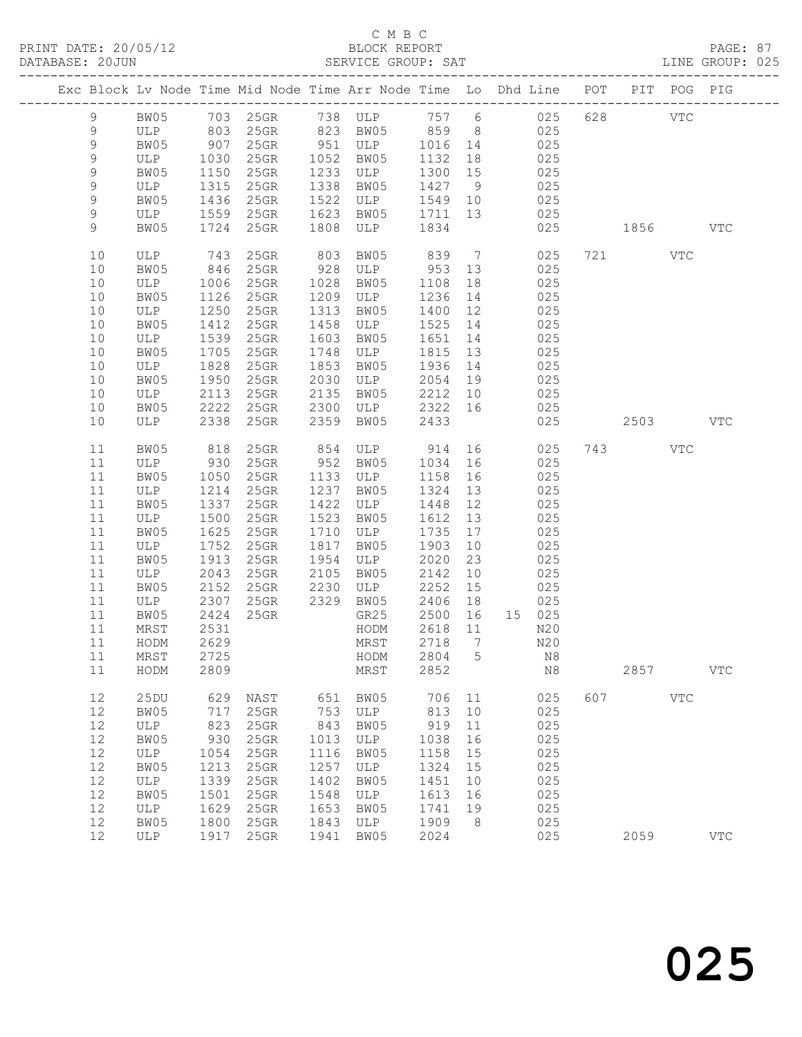C M B C

BLOCK REPORT

SERVICE GROUP: SAT

LINE GROUP: 025

| Exc | Block | Lv | Node | Time | Mid Node | Time | Arr Node | Time | Lo | Dhd | Line | POT | PIT | POG | PIG |
|---|---|---|---|---|---|---|---|---|---|---|---|---|---|---|---|
| | 9 | | BW05 | 703 | 25GR | 738 | ULP | 757 | 6 | | 025 | 628 | | VTC | |
| | 9 | | ULP | 803 | 25GR | 823 | BW05 | 859 | 8 | | 025 | | | | |
| | 9 | | BW05 | 907 | 25GR | 951 | ULP | 1016 | 14 | | 025 | | | | |
| | 9 | | ULP | 1030 | 25GR | 1052 | BW05 | 1132 | 18 | | 025 | | | | |
| | 9 | | BW05 | 1150 | 25GR | 1233 | ULP | 1300 | 15 | | 025 | | | | |
| | 9 | | ULP | 1315 | 25GR | 1338 | BW05 | 1427 | 9 | | 025 | | | | |
| | 9 | | BW05 | 1436 | 25GR | 1522 | ULP | 1549 | 10 | | 025 | | | | |
| | 9 | | ULP | 1559 | 25GR | 1623 | BW05 | 1711 | 13 | | 025 | | | | |
| | 9 | | BW05 | 1724 | 25GR | 1808 | ULP | 1834 | | | 025 | | 1856 | | VTC |
| | 10 | | ULP | 743 | 25GR | 803 | BW05 | 839 | 7 | | 025 | 721 | | VTC | |
| | 10 | | BW05 | 846 | 25GR | 928 | ULP | 953 | 13 | | 025 | | | | |
| | 10 | | ULP | 1006 | 25GR | 1028 | BW05 | 1108 | 18 | | 025 | | | | |
| | 10 | | BW05 | 1126 | 25GR | 1209 | ULP | 1236 | 14 | | 025 | | | | |
| | 10 | | ULP | 1250 | 25GR | 1313 | BW05 | 1400 | 12 | | 025 | | | | |
| | 10 | | BW05 | 1412 | 25GR | 1458 | ULP | 1525 | 14 | | 025 | | | | |
| | 10 | | ULP | 1539 | 25GR | 1603 | BW05 | 1651 | 14 | | 025 | | | | |
| | 10 | | BW05 | 1705 | 25GR | 1748 | ULP | 1815 | 13 | | 025 | | | | |
| | 10 | | ULP | 1828 | 25GR | 1853 | BW05 | 1936 | 14 | | 025 | | | | |
| | 10 | | BW05 | 1950 | 25GR | 2030 | ULP | 2054 | 19 | | 025 | | | | |
| | 10 | | ULP | 2113 | 25GR | 2135 | BW05 | 2212 | 10 | | 025 | | | | |
| | 10 | | BW05 | 2222 | 25GR | 2300 | ULP | 2322 | 16 | | 025 | | | | |
| | 10 | | ULP | 2338 | 25GR | 2359 | BW05 | 2433 | | | 025 | | 2503 | | VTC |
| | 11 | | BW05 | 818 | 25GR | 854 | ULP | 914 | 16 | | 025 | 743 | | VTC | |
| | 11 | | ULP | 930 | 25GR | 952 | BW05 | 1034 | 16 | | 025 | | | | |
| | 11 | | BW05 | 1050 | 25GR | 1133 | ULP | 1158 | 16 | | 025 | | | | |
| | 11 | | ULP | 1214 | 25GR | 1237 | BW05 | 1324 | 13 | | 025 | | | | |
| | 11 | | BW05 | 1337 | 25GR | 1422 | ULP | 1448 | 12 | | 025 | | | | |
| | 11 | | ULP | 1500 | 25GR | 1523 | BW05 | 1612 | 13 | | 025 | | | | |
| | 11 | | BW05 | 1625 | 25GR | 1710 | ULP | 1735 | 17 | | 025 | | | | |
| | 11 | | ULP | 1752 | 25GR | 1817 | BW05 | 1903 | 10 | | 025 | | | | |
| | 11 | | BW05 | 1913 | 25GR | 1954 | ULP | 2020 | 23 | | 025 | | | | |
| | 11 | | ULP | 2043 | 25GR | 2105 | BW05 | 2142 | 10 | | 025 | | | | |
| | 11 | | BW05 | 2152 | 25GR | 2230 | ULP | 2252 | 15 | | 025 | | | | |
| | 11 | | ULP | 2307 | 25GR | 2329 | BW05 | 2406 | 18 | | 025 | | | | |
| | 11 | | BW05 | 2424 | 25GR | | GR25 | 2500 | 16 | 15 | 025 | | | | |
| | 11 | | MRST | 2531 | | | HODM | 2618 | 11 | | N20 | | | | |
| | 11 | | HODM | 2629 | | | MRST | 2718 | 7 | | N20 | | | | |
| | 11 | | MRST | 2725 | | | HODM | 2804 | 5 | | N8 | | | | |
| | 11 | | HODM | 2809 | | | MRST | 2852 | | | N8 | | 2857 | | VTC |
| | 12 | | 25DU | 629 | NAST | 651 | BW05 | 706 | 11 | | 025 | 607 | | VTC | |
| | 12 | | BW05 | 717 | 25GR | 753 | ULP | 813 | 10 | | 025 | | | | |
| | 12 | | ULP | 823 | 25GR | 843 | BW05 | 919 | 11 | | 025 | | | | |
| | 12 | | BW05 | 930 | 25GR | 1013 | ULP | 1038 | 16 | | 025 | | | | |
| | 12 | | ULP | 1054 | 25GR | 1116 | BW05 | 1158 | 15 | | 025 | | | | |
| | 12 | | BW05 | 1213 | 25GR | 1257 | ULP | 1324 | 15 | | 025 | | | | |
| | 12 | | ULP | 1339 | 25GR | 1402 | BW05 | 1451 | 10 | | 025 | | | | |
| | 12 | | BW05 | 1501 | 25GR | 1548 | ULP | 1613 | 16 | | 025 | | | | |
| | 12 | | ULP | 1629 | 25GR | 1653 | BW05 | 1741 | 19 | | 025 | | | | |
| | 12 | | BW05 | 1800 | 25GR | 1843 | ULP | 1909 | 8 | | 025 | | | | |
| | 12 | | ULP | 1917 | 25GR | 1941 | BW05 | 2024 | | | 025 | | 2059 | | VTC |

025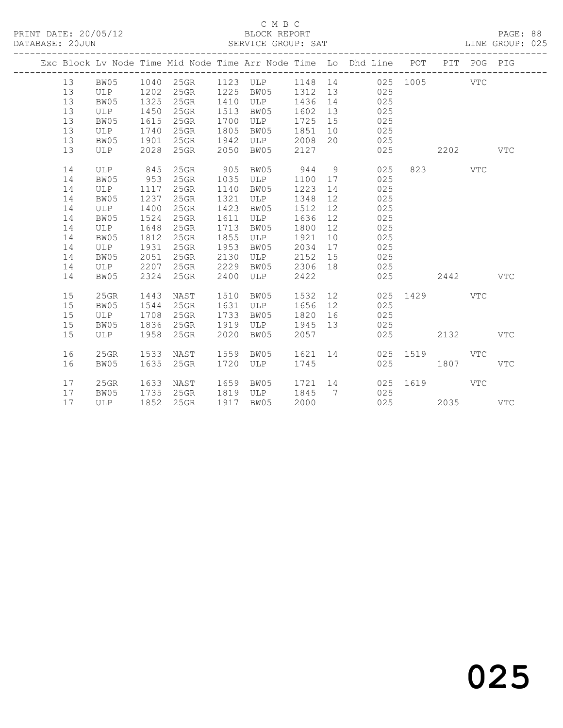C M B C
BLOCK REPORT
SERVICE GROUP: SAT

PRINT DATE: 20/05/12
DATABASE: 20JUN
LINE GROUP: 025

| Exc | Block | Lv | Node | Time | Mid Node | Time | Arr Node | Time | Lo | Dhd Line | POT | PIT | POG | PIG |
|---|---|---|---|---|---|---|---|---|---|---|---|---|---|---|
| | 13 | | BW05 | 1040 | 25GR | 1123 | ULP | 1148 | 14 | 025 | 1005 | | VTC | |
| | 13 | | ULP | 1202 | 25GR | 1225 | BW05 | 1312 | 13 | 025 | | | | |
| | 13 | | BW05 | 1325 | 25GR | 1410 | ULP | 1436 | 14 | 025 | | | | |
| | 13 | | ULP | 1450 | 25GR | 1513 | BW05 | 1602 | 13 | 025 | | | | |
| | 13 | | BW05 | 1615 | 25GR | 1700 | ULP | 1725 | 15 | 025 | | | | |
| | 13 | | ULP | 1740 | 25GR | 1805 | BW05 | 1851 | 10 | 025 | | | | |
| | 13 | | BW05 | 1901 | 25GR | 1942 | ULP | 2008 | 20 | 025 | | | | |
| | 13 | | ULP | 2028 | 25GR | 2050 | BW05 | 2127 | | 025 | | 2202 | | VTC |
| | 14 | | ULP | 845 | 25GR | 905 | BW05 | 944 | 9 | 025 | 823 | | VTC | |
| | 14 | | BW05 | 953 | 25GR | 1035 | ULP | 1100 | 17 | 025 | | | | |
| | 14 | | ULP | 1117 | 25GR | 1140 | BW05 | 1223 | 14 | 025 | | | | |
| | 14 | | BW05 | 1237 | 25GR | 1321 | ULP | 1348 | 12 | 025 | | | | |
| | 14 | | ULP | 1400 | 25GR | 1423 | BW05 | 1512 | 12 | 025 | | | | |
| | 14 | | BW05 | 1524 | 25GR | 1611 | ULP | 1636 | 12 | 025 | | | | |
| | 14 | | ULP | 1648 | 25GR | 1713 | BW05 | 1800 | 12 | 025 | | | | |
| | 14 | | BW05 | 1812 | 25GR | 1855 | ULP | 1921 | 10 | 025 | | | | |
| | 14 | | ULP | 1931 | 25GR | 1953 | BW05 | 2034 | 17 | 025 | | | | |
| | 14 | | BW05 | 2051 | 25GR | 2130 | ULP | 2152 | 15 | 025 | | | | |
| | 14 | | ULP | 2207 | 25GR | 2229 | BW05 | 2306 | 18 | 025 | | | | |
| | 14 | | BW05 | 2324 | 25GR | 2400 | ULP | 2422 | | 025 | | 2442 | | VTC |
| | 15 | | 25GR | 1443 | NAST | 1510 | BW05 | 1532 | 12 | 025 | 1429 | | VTC | |
| | 15 | | BW05 | 1544 | 25GR | 1631 | ULP | 1656 | 12 | 025 | | | | |
| | 15 | | ULP | 1708 | 25GR | 1733 | BW05 | 1820 | 16 | 025 | | | | |
| | 15 | | BW05 | 1836 | 25GR | 1919 | ULP | 1945 | 13 | 025 | | | | |
| | 15 | | ULP | 1958 | 25GR | 2020 | BW05 | 2057 | | 025 | | 2132 | | VTC |
| | 16 | | 25GR | 1533 | NAST | 1559 | BW05 | 1621 | 14 | 025 | 1519 | | VTC | |
| | 16 | | BW05 | 1635 | 25GR | 1720 | ULP | 1745 | | 025 | | 1807 | | VTC |
| | 17 | | 25GR | 1633 | NAST | 1659 | BW05 | 1721 | 14 | 025 | 1619 | | VTC | |
| | 17 | | BW05 | 1735 | 25GR | 1819 | ULP | 1845 | 7 | 025 | | | | |
| | 17 | | ULP | 1852 | 25GR | 1917 | BW05 | 2000 | | 025 | | 2035 | | VTC |

025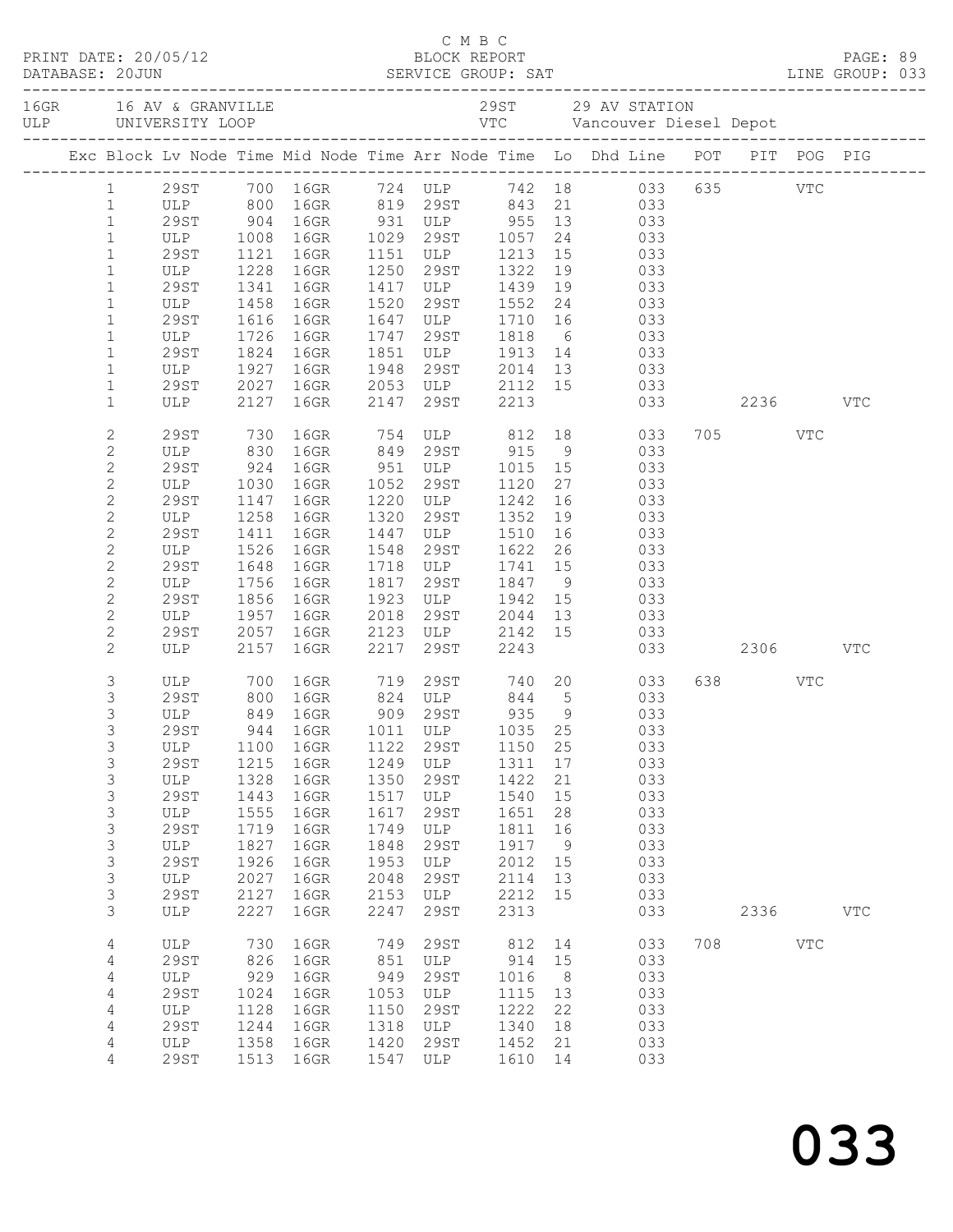C M B C
BLOCK REPORT
SERVICE GROUP: SAT

PRINT DATE: 20/05/12
DATABASE: 20JUN

LINE GROUP: 033

| 16GR | 16 AV & GRANVILLE | 29ST | 29 AV STATION |
|---|---|---|---|
| ULP | UNIVERSITY LOOP | VTC | Vancouver Diesel Depot |

| Exc | Block | Lv Node | Time | Mid Node | Time | Arr Node | Time | Lo | Dhd Line | POT | PIT | POG | PIG |
|---|---|---|---|---|---|---|---|---|---|---|---|---|---|
| | 1 | 29ST | 700 | 16GR | 724 | ULP | 742 | 18 | 033 | 635 | | VTC | |
| | 1 | ULP | 800 | 16GR | 819 | 29ST | 843 | 21 | 033 | | | | |
| | 1 | 29ST | 904 | 16GR | 931 | ULP | 955 | 13 | 033 | | | | |
| | 1 | ULP | 1008 | 16GR | 1029 | 29ST | 1057 | 24 | 033 | | | | |
| | 1 | 29ST | 1121 | 16GR | 1151 | ULP | 1213 | 15 | 033 | | | | |
| | 1 | ULP | 1228 | 16GR | 1250 | 29ST | 1322 | 19 | 033 | | | | |
| | 1 | 29ST | 1341 | 16GR | 1417 | ULP | 1439 | 19 | 033 | | | | |
| | 1 | ULP | 1458 | 16GR | 1520 | 29ST | 1552 | 24 | 033 | | | | |
| | 1 | 29ST | 1616 | 16GR | 1647 | ULP | 1710 | 16 | 033 | | | | |
| | 1 | ULP | 1726 | 16GR | 1747 | 29ST | 1818 | 6 | 033 | | | | |
| | 1 | 29ST | 1824 | 16GR | 1851 | ULP | 1913 | 14 | 033 | | | | |
| | 1 | ULP | 1927 | 16GR | 1948 | 29ST | 2014 | 13 | 033 | | | | |
| | 1 | 29ST | 2027 | 16GR | 2053 | ULP | 2112 | 15 | 033 | | | | |
| | 1 | ULP | 2127 | 16GR | 2147 | 29ST | 2213 | | 033 | | 2236 | | VTC |
| | 2 | 29ST | 730 | 16GR | 754 | ULP | 812 | 18 | 033 | 705 | | VTC | |
| | 2 | ULP | 830 | 16GR | 849 | 29ST | 915 | 9 | 033 | | | | |
| | 2 | 29ST | 924 | 16GR | 951 | ULP | 1015 | 15 | 033 | | | | |
| | 2 | ULP | 1030 | 16GR | 1052 | 29ST | 1120 | 27 | 033 | | | | |
| | 2 | 29ST | 1147 | 16GR | 1220 | ULP | 1242 | 16 | 033 | | | | |
| | 2 | ULP | 1258 | 16GR | 1320 | 29ST | 1352 | 19 | 033 | | | | |
| | 2 | 29ST | 1411 | 16GR | 1447 | ULP | 1510 | 16 | 033 | | | | |
| | 2 | ULP | 1526 | 16GR | 1548 | 29ST | 1622 | 26 | 033 | | | | |
| | 2 | 29ST | 1648 | 16GR | 1718 | ULP | 1741 | 15 | 033 | | | | |
| | 2 | ULP | 1756 | 16GR | 1817 | 29ST | 1847 | 9 | 033 | | | | |
| | 2 | 29ST | 1856 | 16GR | 1923 | ULP | 1942 | 15 | 033 | | | | |
| | 2 | ULP | 1957 | 16GR | 2018 | 29ST | 2044 | 13 | 033 | | | | |
| | 2 | 29ST | 2057 | 16GR | 2123 | ULP | 2142 | 15 | 033 | | | | |
| | 2 | ULP | 2157 | 16GR | 2217 | 29ST | 2243 | | 033 | | 2306 | | VTC |
| | 3 | ULP | 700 | 16GR | 719 | 29ST | 740 | 20 | 033 | 638 | | VTC | |
| | 3 | 29ST | 800 | 16GR | 824 | ULP | 844 | 5 | 033 | | | | |
| | 3 | ULP | 849 | 16GR | 909 | 29ST | 935 | 9 | 033 | | | | |
| | 3 | 29ST | 944 | 16GR | 1011 | ULP | 1035 | 25 | 033 | | | | |
| | 3 | ULP | 1100 | 16GR | 1122 | 29ST | 1150 | 25 | 033 | | | | |
| | 3 | 29ST | 1215 | 16GR | 1249 | ULP | 1311 | 17 | 033 | | | | |
| | 3 | ULP | 1328 | 16GR | 1350 | 29ST | 1422 | 21 | 033 | | | | |
| | 3 | 29ST | 1443 | 16GR | 1517 | ULP | 1540 | 15 | 033 | | | | |
| | 3 | ULP | 1555 | 16GR | 1617 | 29ST | 1651 | 28 | 033 | | | | |
| | 3 | 29ST | 1719 | 16GR | 1749 | ULP | 1811 | 16 | 033 | | | | |
| | 3 | ULP | 1827 | 16GR | 1848 | 29ST | 1917 | 9 | 033 | | | | |
| | 3 | 29ST | 1926 | 16GR | 1953 | ULP | 2012 | 15 | 033 | | | | |
| | 3 | ULP | 2027 | 16GR | 2048 | 29ST | 2114 | 13 | 033 | | | | |
| | 3 | 29ST | 2127 | 16GR | 2153 | ULP | 2212 | 15 | 033 | | | | |
| | 3 | ULP | 2227 | 16GR | 2247 | 29ST | 2313 | | 033 | | 2336 | | VTC |
| | 4 | ULP | 730 | 16GR | 749 | 29ST | 812 | 14 | 033 | 708 | | VTC | |
| | 4 | 29ST | 826 | 16GR | 851 | ULP | 914 | 15 | 033 | | | | |
| | 4 | ULP | 929 | 16GR | 949 | 29ST | 1016 | 8 | 033 | | | | |
| | 4 | 29ST | 1024 | 16GR | 1053 | ULP | 1115 | 13 | 033 | | | | |
| | 4 | ULP | 1128 | 16GR | 1150 | 29ST | 1222 | 22 | 033 | | | | |
| | 4 | 29ST | 1244 | 16GR | 1318 | ULP | 1340 | 18 | 033 | | | | |
| | 4 | ULP | 1358 | 16GR | 1420 | 29ST | 1452 | 21 | 033 | | | | |
| | 4 | 29ST | 1513 | 16GR | 1547 | ULP | 1610 | 14 | 033 | | | | |

033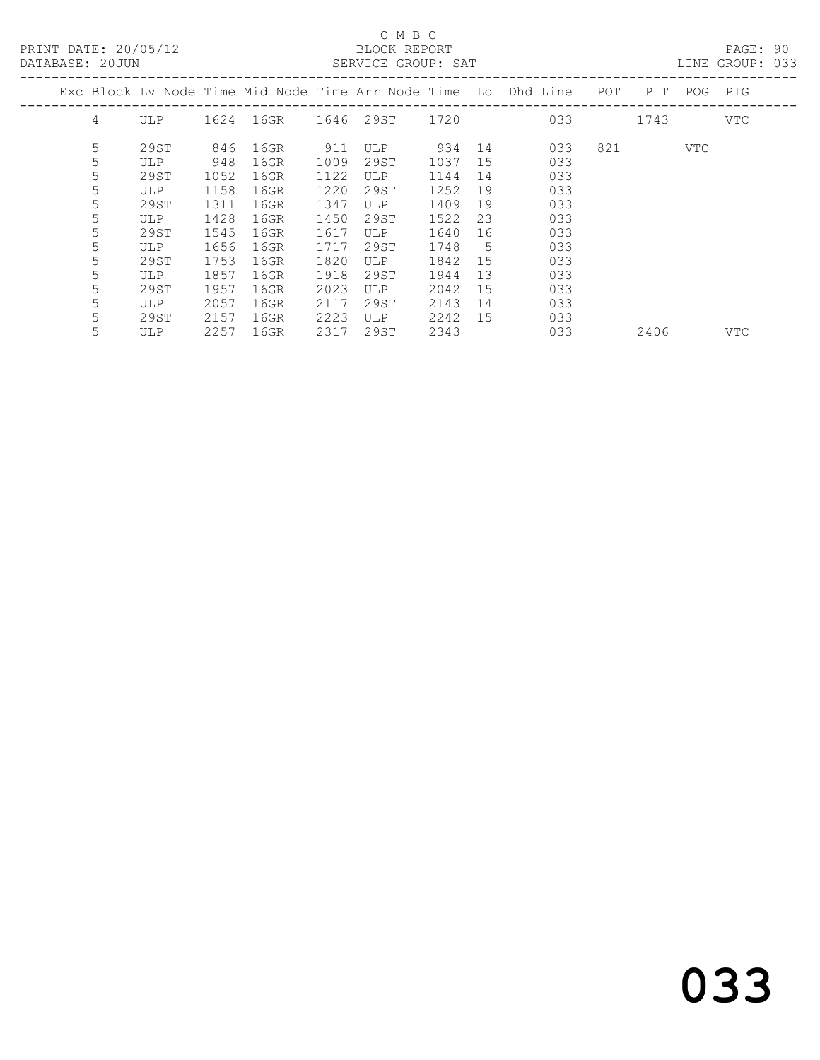C M B C

BLOCK REPORT

SERVICE GROUP: SAT

PRINT DATE: 20/05/12
DATABASE: 20JUN

LINE GROUP: 033

| Exc | Block | Lv Node | Time | Mid Node | Time | Arr Node | Time | Lo | Dhd Line | POT | PIT | POG | PIG |
|---|---|---|---|---|---|---|---|---|---|---|---|---|---|
| | 4 | ULP | 1624 | 16GR | 1646 | 29ST | 1720 | | 033 | | 1743 | | VTC |
| | 5 | 29ST | 846 | 16GR | 911 | ULP | 934 | 14 | 033 | 821 | | VTC | |
| | 5 | ULP | 948 | 16GR | 1009 | 29ST | 1037 | 15 | 033 | | | | |
| | 5 | 29ST | 1052 | 16GR | 1122 | ULP | 1144 | 14 | 033 | | | | |
| | 5 | ULP | 1158 | 16GR | 1220 | 29ST | 1252 | 19 | 033 | | | | |
| | 5 | 29ST | 1311 | 16GR | 1347 | ULP | 1409 | 19 | 033 | | | | |
| | 5 | ULP | 1428 | 16GR | 1450 | 29ST | 1522 | 23 | 033 | | | | |
| | 5 | 29ST | 1545 | 16GR | 1617 | ULP | 1640 | 16 | 033 | | | | |
| | 5 | ULP | 1656 | 16GR | 1717 | 29ST | 1748 | 5 | 033 | | | | |
| | 5 | 29ST | 1753 | 16GR | 1820 | ULP | 1842 | 15 | 033 | | | | |
| | 5 | ULP | 1857 | 16GR | 1918 | 29ST | 1944 | 13 | 033 | | | | |
| | 5 | 29ST | 1957 | 16GR | 2023 | ULP | 2042 | 15 | 033 | | | | |
| | 5 | ULP | 2057 | 16GR | 2117 | 29ST | 2143 | 14 | 033 | | | | |
| | 5 | 29ST | 2157 | 16GR | 2223 | ULP | 2242 | 15 | 033 | | | | |
| | 5 | ULP | 2257 | 16GR | 2317 | 29ST | 2343 | | 033 | | 2406 | | VTC |

033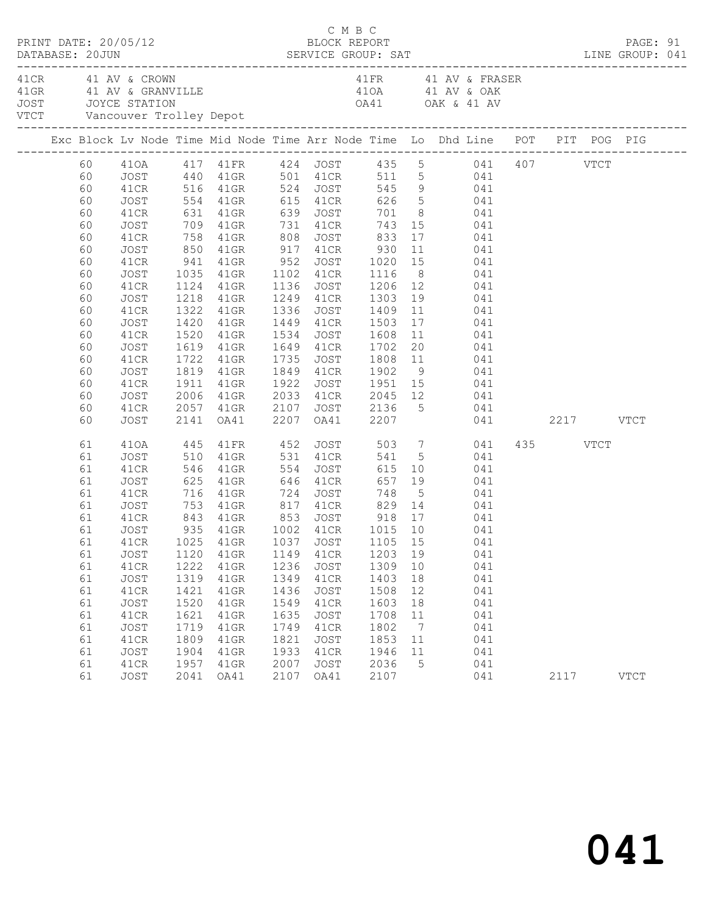C M B C

PRINT DATE: 20/05/12 BLOCK REPORT

DATABASE: 20JUN SERVICE GROUP: SAT LINE GROUP: 041

| | | | |
|---|---|---|---|
| 41CR | 41 AV & CROWN | 41FR | 41 AV & FRASER |
| 41GR | 41 AV & GRANVILLE | 41OA | 41 AV & OAK |
| JOST | JOYCE STATION | OA41 | OAK & 41 AV |
| VTCT | Vancouver Trolley Depot | | |

| Exc | Block | Lv Node | Time | Mid Node | Time | Arr Node | Time | Lo | Dhd Line | POT | PIT | POG | PIG |
|---|---|---|---|---|---|---|---|---|---|---|---|---|---|
| | 60 | 41OA | 417 | 41FR | 424 | JOST | 435 | 5 | 041 | 407 | | VTCT | |
| | 60 | JOST | 440 | 41GR | 501 | 41CR | 511 | 5 | 041 | | | | |
| | 60 | 41CR | 516 | 41GR | 524 | JOST | 545 | 9 | 041 | | | | |
| | 60 | JOST | 554 | 41GR | 615 | 41CR | 626 | 5 | 041 | | | | |
| | 60 | 41CR | 631 | 41GR | 639 | JOST | 701 | 8 | 041 | | | | |
| | 60 | JOST | 709 | 41GR | 731 | 41CR | 743 | 15 | 041 | | | | |
| | 60 | 41CR | 758 | 41GR | 808 | JOST | 833 | 17 | 041 | | | | |
| | 60 | JOST | 850 | 41GR | 917 | 41CR | 930 | 11 | 041 | | | | |
| | 60 | 41CR | 941 | 41GR | 952 | JOST | 1020 | 15 | 041 | | | | |
| | 60 | JOST | 1035 | 41GR | 1102 | 41CR | 1116 | 8 | 041 | | | | |
| | 60 | 41CR | 1124 | 41GR | 1136 | JOST | 1206 | 12 | 041 | | | | |
| | 60 | JOST | 1218 | 41GR | 1249 | 41CR | 1303 | 19 | 041 | | | | |
| | 60 | 41CR | 1322 | 41GR | 1336 | JOST | 1409 | 11 | 041 | | | | |
| | 60 | JOST | 1420 | 41GR | 1449 | 41CR | 1503 | 17 | 041 | | | | |
| | 60 | 41CR | 1520 | 41GR | 1534 | JOST | 1608 | 11 | 041 | | | | |
| | 60 | JOST | 1619 | 41GR | 1649 | 41CR | 1702 | 20 | 041 | | | | |
| | 60 | 41CR | 1722 | 41GR | 1735 | JOST | 1808 | 11 | 041 | | | | |
| | 60 | JOST | 1819 | 41GR | 1849 | 41CR | 1902 | 9 | 041 | | | | |
| | 60 | 41CR | 1911 | 41GR | 1922 | JOST | 1951 | 15 | 041 | | | | |
| | 60 | JOST | 2006 | 41GR | 2033 | 41CR | 2045 | 12 | 041 | | | | |
| | 60 | 41CR | 2057 | 41GR | 2107 | JOST | 2136 | 5 | 041 | | | | |
| | 60 | JOST | 2141 | OA41 | 2207 | OA41 | 2207 | | 041 | | 2217 | | VTCT |
| | 61 | 41OA | 445 | 41FR | 452 | JOST | 503 | 7 | 041 | 435 | | VTCT | |
| | 61 | JOST | 510 | 41GR | 531 | 41CR | 541 | 5 | 041 | | | | |
| | 61 | 41CR | 546 | 41GR | 554 | JOST | 615 | 10 | 041 | | | | |
| | 61 | JOST | 625 | 41GR | 646 | 41CR | 657 | 19 | 041 | | | | |
| | 61 | 41CR | 716 | 41GR | 724 | JOST | 748 | 5 | 041 | | | | |
| | 61 | JOST | 753 | 41GR | 817 | 41CR | 829 | 14 | 041 | | | | |
| | 61 | 41CR | 843 | 41GR | 853 | JOST | 918 | 17 | 041 | | | | |
| | 61 | JOST | 935 | 41GR | 1002 | 41CR | 1015 | 10 | 041 | | | | |
| | 61 | 41CR | 1025 | 41GR | 1037 | JOST | 1105 | 15 | 041 | | | | |
| | 61 | JOST | 1120 | 41GR | 1149 | 41CR | 1203 | 19 | 041 | | | | |
| | 61 | 41CR | 1222 | 41GR | 1236 | JOST | 1309 | 10 | 041 | | | | |
| | 61 | JOST | 1319 | 41GR | 1349 | 41CR | 1403 | 18 | 041 | | | | |
| | 61 | 41CR | 1421 | 41GR | 1436 | JOST | 1508 | 12 | 041 | | | | |
| | 61 | JOST | 1520 | 41GR | 1549 | 41CR | 1603 | 18 | 041 | | | | |
| | 61 | 41CR | 1621 | 41GR | 1635 | JOST | 1708 | 11 | 041 | | | | |
| | 61 | JOST | 1719 | 41GR | 1749 | 41CR | 1802 | 7 | 041 | | | | |
| | 61 | 41CR | 1809 | 41GR | 1821 | JOST | 1853 | 11 | 041 | | | | |
| | 61 | JOST | 1904 | 41GR | 1933 | 41CR | 1946 | 11 | 041 | | | | |
| | 61 | 41CR | 1957 | 41GR | 2007 | JOST | 2036 | 5 | 041 | | | | |
| | 61 | JOST | 2041 | OA41 | 2107 | OA41 | 2107 | | 041 | | 2117 | | VTCT |

041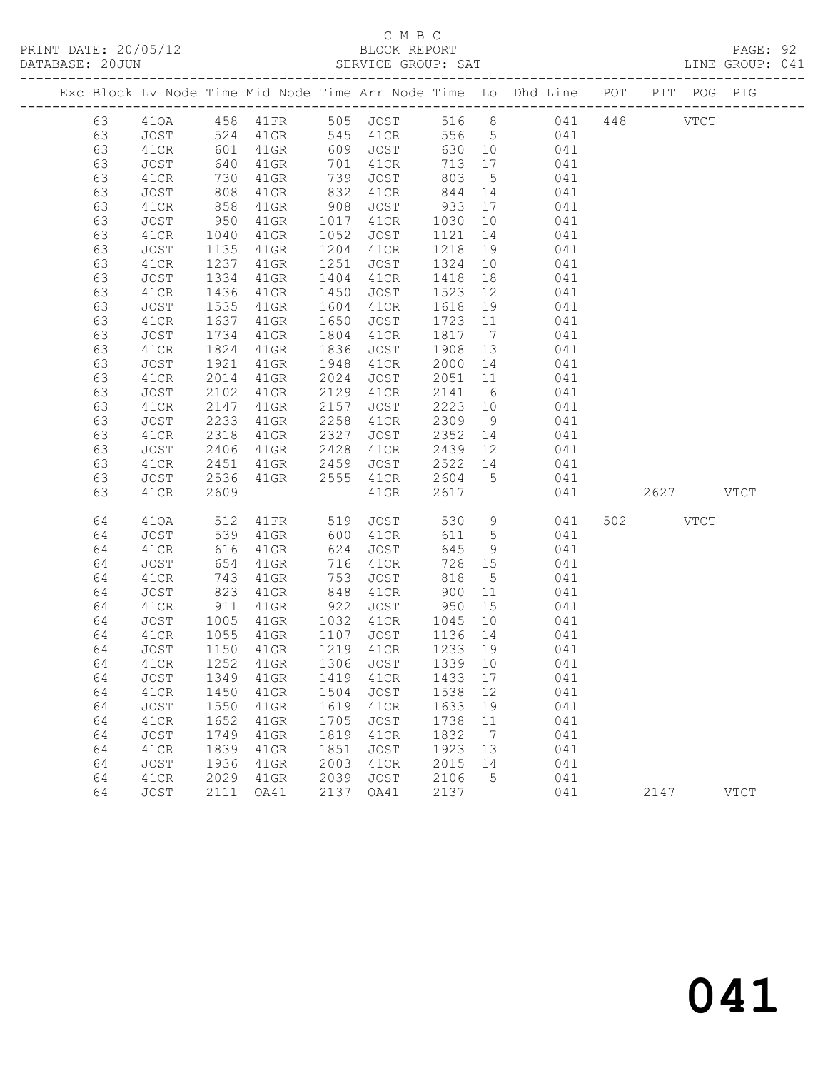C M B C
BLOCK REPORT
SERVICE GROUP: SAT

PRINT DATE: 20/05/12
DATABASE: 20JUN
LINE GROUP: 041

| Exc | Block | Lv | Node | Time | Mid Node | Time | Arr Node | Time | Lo | Dhd Line | POT | PIT | POG | PIG |
|---|---|---|---|---|---|---|---|---|---|---|---|---|---|---|
| | 63 | | 41OA | 458 | 41FR | 505 | JOST | 516 | 8 | 041 | 448 | | VTCT | |
| | 63 | | JOST | 524 | 41GR | 545 | 41CR | 556 | 5 | 041 | | | | |
| | 63 | | 41CR | 601 | 41GR | 609 | JOST | 630 | 10 | 041 | | | | |
| | 63 | | JOST | 640 | 41GR | 701 | 41CR | 713 | 17 | 041 | | | | |
| | 63 | | 41CR | 730 | 41GR | 739 | JOST | 803 | 5 | 041 | | | | |
| | 63 | | JOST | 808 | 41GR | 832 | 41CR | 844 | 14 | 041 | | | | |
| | 63 | | 41CR | 858 | 41GR | 908 | JOST | 933 | 17 | 041 | | | | |
| | 63 | | JOST | 950 | 41GR | 1017 | 41CR | 1030 | 10 | 041 | | | | |
| | 63 | | 41CR | 1040 | 41GR | 1052 | JOST | 1121 | 14 | 041 | | | | |
| | 63 | | JOST | 1135 | 41GR | 1204 | 41CR | 1218 | 19 | 041 | | | | |
| | 63 | | 41CR | 1237 | 41GR | 1251 | JOST | 1324 | 10 | 041 | | | | |
| | 63 | | JOST | 1334 | 41GR | 1404 | 41CR | 1418 | 18 | 041 | | | | |
| | 63 | | 41CR | 1436 | 41GR | 1450 | JOST | 1523 | 12 | 041 | | | | |
| | 63 | | JOST | 1535 | 41GR | 1604 | 41CR | 1618 | 19 | 041 | | | | |
| | 63 | | 41CR | 1637 | 41GR | 1650 | JOST | 1723 | 11 | 041 | | | | |
| | 63 | | JOST | 1734 | 41GR | 1804 | 41CR | 1817 | 7 | 041 | | | | |
| | 63 | | 41CR | 1824 | 41GR | 1836 | JOST | 1908 | 13 | 041 | | | | |
| | 63 | | JOST | 1921 | 41GR | 1948 | 41CR | 2000 | 14 | 041 | | | | |
| | 63 | | 41CR | 2014 | 41GR | 2024 | JOST | 2051 | 11 | 041 | | | | |
| | 63 | | JOST | 2102 | 41GR | 2129 | 41CR | 2141 | 6 | 041 | | | | |
| | 63 | | 41CR | 2147 | 41GR | 2157 | JOST | 2223 | 10 | 041 | | | | |
| | 63 | | JOST | 2233 | 41GR | 2258 | 41CR | 2309 | 9 | 041 | | | | |
| | 63 | | 41CR | 2318 | 41GR | 2327 | JOST | 2352 | 14 | 041 | | | | |
| | 63 | | JOST | 2406 | 41GR | 2428 | 41CR | 2439 | 12 | 041 | | | | |
| | 63 | | 41CR | 2451 | 41GR | 2459 | JOST | 2522 | 14 | 041 | | | | |
| | 63 | | JOST | 2536 | 41GR | 2555 | 41CR | 2604 | 5 | 041 | | | | |
| | 63 | | 41CR | 2609 | | | 41GR | 2617 | | 041 | | 2627 | | VTCT |
| | 64 | | 41OA | 512 | 41FR | 519 | JOST | 530 | 9 | 041 | 502 | | VTCT | |
| | 64 | | JOST | 539 | 41GR | 600 | 41CR | 611 | 5 | 041 | | | | |
| | 64 | | 41CR | 616 | 41GR | 624 | JOST | 645 | 9 | 041 | | | | |
| | 64 | | JOST | 654 | 41GR | 716 | 41CR | 728 | 15 | 041 | | | | |
| | 64 | | 41CR | 743 | 41GR | 753 | JOST | 818 | 5 | 041 | | | | |
| | 64 | | JOST | 823 | 41GR | 848 | 41CR | 900 | 11 | 041 | | | | |
| | 64 | | 41CR | 911 | 41GR | 922 | JOST | 950 | 15 | 041 | | | | |
| | 64 | | JOST | 1005 | 41GR | 1032 | 41CR | 1045 | 10 | 041 | | | | |
| | 64 | | 41CR | 1055 | 41GR | 1107 | JOST | 1136 | 14 | 041 | | | | |
| | 64 | | JOST | 1150 | 41GR | 1219 | 41CR | 1233 | 19 | 041 | | | | |
| | 64 | | 41CR | 1252 | 41GR | 1306 | JOST | 1339 | 10 | 041 | | | | |
| | 64 | | JOST | 1349 | 41GR | 1419 | 41CR | 1433 | 17 | 041 | | | | |
| | 64 | | 41CR | 1450 | 41GR | 1504 | JOST | 1538 | 12 | 041 | | | | |
| | 64 | | JOST | 1550 | 41GR | 1619 | 41CR | 1633 | 19 | 041 | | | | |
| | 64 | | 41CR | 1652 | 41GR | 1705 | JOST | 1738 | 11 | 041 | | | | |
| | 64 | | JOST | 1749 | 41GR | 1819 | 41CR | 1832 | 7 | 041 | | | | |
| | 64 | | 41CR | 1839 | 41GR | 1851 | JOST | 1923 | 13 | 041 | | | | |
| | 64 | | JOST | 1936 | 41GR | 2003 | 41CR | 2015 | 14 | 041 | | | | |
| | 64 | | 41CR | 2029 | 41GR | 2039 | JOST | 2106 | 5 | 041 | | | | |
| | 64 | | JOST | 2111 | OA41 | 2137 | OA41 | 2137 | | 041 | | 2147 | | VTCT |

# 041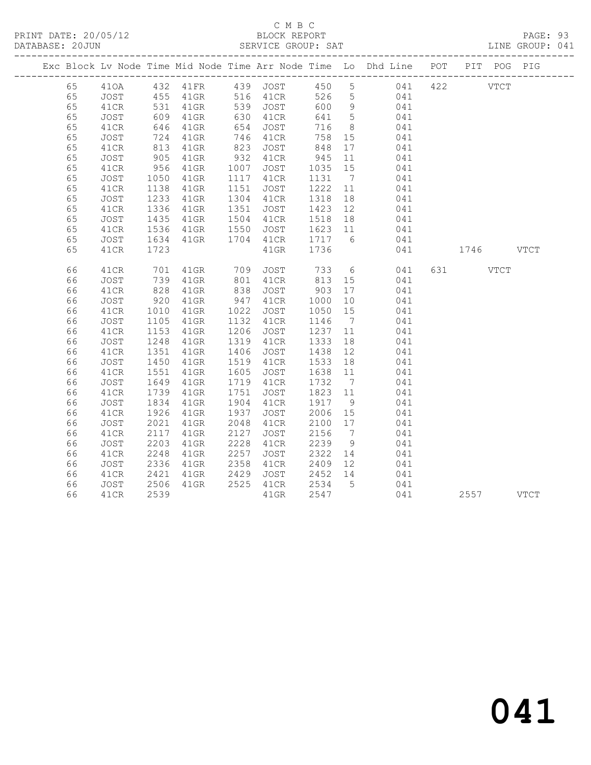C M B C
BLOCK REPORT
SERVICE GROUP: SAT

PRINT DATE: 20/05/12
DATABASE: 20JUN
LINE GROUP: 041

| Exc | Block | Lv | Node | Time | Mid Node | Time | Arr Node | Time | Lo | Dhd Line | POT | PIT | POG | PIG |
|---|---|---|---|---|---|---|---|---|---|---|---|---|---|---|
| | 65 | | 41OA | 432 | 41FR | 439 | JOST | 450 | 5 | 041 | 422 | | VTCT | |
| | 65 | | JOST | 455 | 41GR | 516 | 41CR | 526 | 5 | 041 | | | | |
| | 65 | | 41CR | 531 | 41GR | 539 | JOST | 600 | 9 | 041 | | | | |
| | 65 | | JOST | 609 | 41GR | 630 | 41CR | 641 | 5 | 041 | | | | |
| | 65 | | 41CR | 646 | 41GR | 654 | JOST | 716 | 8 | 041 | | | | |
| | 65 | | JOST | 724 | 41GR | 746 | 41CR | 758 | 15 | 041 | | | | |
| | 65 | | 41CR | 813 | 41GR | 823 | JOST | 848 | 17 | 041 | | | | |
| | 65 | | JOST | 905 | 41GR | 932 | 41CR | 945 | 11 | 041 | | | | |
| | 65 | | 41CR | 956 | 41GR | 1007 | JOST | 1035 | 15 | 041 | | | | |
| | 65 | | JOST | 1050 | 41GR | 1117 | 41CR | 1131 | 7 | 041 | | | | |
| | 65 | | 41CR | 1138 | 41GR | 1151 | JOST | 1222 | 11 | 041 | | | | |
| | 65 | | JOST | 1233 | 41GR | 1304 | 41CR | 1318 | 18 | 041 | | | | |
| | 65 | | 41CR | 1336 | 41GR | 1351 | JOST | 1423 | 12 | 041 | | | | |
| | 65 | | JOST | 1435 | 41GR | 1504 | 41CR | 1518 | 18 | 041 | | | | |
| | 65 | | 41CR | 1536 | 41GR | 1550 | JOST | 1623 | 11 | 041 | | | | |
| | 65 | | JOST | 1634 | 41GR | 1704 | 41CR | 1717 | 6 | 041 | | | | |
| | 65 | | 41CR | 1723 | | | 41GR | 1736 | | 041 | | 1746 | | VTCT |
| | 66 | | 41CR | 701 | 41GR | 709 | JOST | 733 | 6 | 041 | 631 | | VTCT | |
| | 66 | | JOST | 739 | 41GR | 801 | 41CR | 813 | 15 | 041 | | | | |
| | 66 | | 41CR | 828 | 41GR | 838 | JOST | 903 | 17 | 041 | | | | |
| | 66 | | JOST | 920 | 41GR | 947 | 41CR | 1000 | 10 | 041 | | | | |
| | 66 | | 41CR | 1010 | 41GR | 1022 | JOST | 1050 | 15 | 041 | | | | |
| | 66 | | JOST | 1105 | 41GR | 1132 | 41CR | 1146 | 7 | 041 | | | | |
| | 66 | | 41CR | 1153 | 41GR | 1206 | JOST | 1237 | 11 | 041 | | | | |
| | 66 | | JOST | 1248 | 41GR | 1319 | 41CR | 1333 | 18 | 041 | | | | |
| | 66 | | 41CR | 1351 | 41GR | 1406 | JOST | 1438 | 12 | 041 | | | | |
| | 66 | | JOST | 1450 | 41GR | 1519 | 41CR | 1533 | 18 | 041 | | | | |
| | 66 | | 41CR | 1551 | 41GR | 1605 | JOST | 1638 | 11 | 041 | | | | |
| | 66 | | JOST | 1649 | 41GR | 1719 | 41CR | 1732 | 7 | 041 | | | | |
| | 66 | | 41CR | 1739 | 41GR | 1751 | JOST | 1823 | 11 | 041 | | | | |
| | 66 | | JOST | 1834 | 41GR | 1904 | 41CR | 1917 | 9 | 041 | | | | |
| | 66 | | 41CR | 1926 | 41GR | 1937 | JOST | 2006 | 15 | 041 | | | | |
| | 66 | | JOST | 2021 | 41GR | 2048 | 41CR | 2100 | 17 | 041 | | | | |
| | 66 | | 41CR | 2117 | 41GR | 2127 | JOST | 2156 | 7 | 041 | | | | |
| | 66 | | JOST | 2203 | 41GR | 2228 | 41CR | 2239 | 9 | 041 | | | | |
| | 66 | | 41CR | 2248 | 41GR | 2257 | JOST | 2322 | 14 | 041 | | | | |
| | 66 | | JOST | 2336 | 41GR | 2358 | 41CR | 2409 | 12 | 041 | | | | |
| | 66 | | 41CR | 2421 | 41GR | 2429 | JOST | 2452 | 14 | 041 | | | | |
| | 66 | | JOST | 2506 | 41GR | 2525 | 41CR | 2534 | 5 | 041 | | | | |
| | 66 | | 41CR | 2539 | | | 41GR | 2547 | | 041 | | 2557 | | VTCT |

041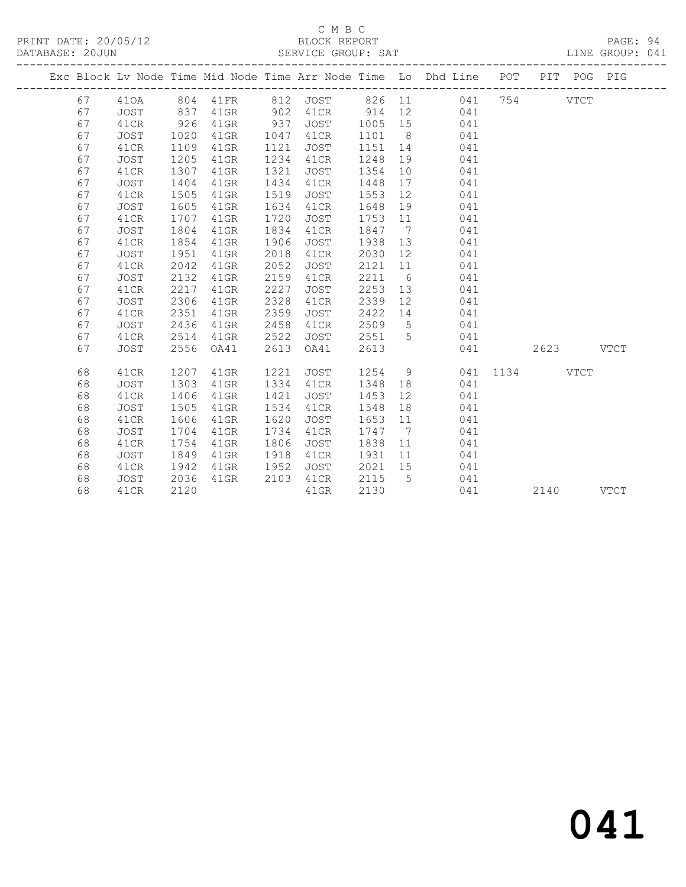C M B C

PRINT DATE: 20/05/12 BLOCK REPORT

DATABASE: 20JUN SERVICE GROUP: SAT LINE GROUP: 041

| Exc | Block | Lv | Node | Time | Mid Node | Time | Arr Node | Time | Lo | Dhd Line | POT | PIT | POG | PIG |
|---|---|---|---|---|---|---|---|---|---|---|---|---|---|---|
| | 67 | | 41OA | 804 | 41FR | 812 | JOST | 826 | 11 | 041 | 754 | | VTCT | |
| | 67 | | JOST | 837 | 41GR | 902 | 41CR | 914 | 12 | 041 | | | | |
| | 67 | | 41CR | 926 | 41GR | 937 | JOST | 1005 | 15 | 041 | | | | |
| | 67 | | JOST | 1020 | 41GR | 1047 | 41CR | 1101 | 8 | 041 | | | | |
| | 67 | | 41CR | 1109 | 41GR | 1121 | JOST | 1151 | 14 | 041 | | | | |
| | 67 | | JOST | 1205 | 41GR | 1234 | 41CR | 1248 | 19 | 041 | | | | |
| | 67 | | 41CR | 1307 | 41GR | 1321 | JOST | 1354 | 10 | 041 | | | | |
| | 67 | | JOST | 1404 | 41GR | 1434 | 41CR | 1448 | 17 | 041 | | | | |
| | 67 | | 41CR | 1505 | 41GR | 1519 | JOST | 1553 | 12 | 041 | | | | |
| | 67 | | JOST | 1605 | 41GR | 1634 | 41CR | 1648 | 19 | 041 | | | | |
| | 67 | | 41CR | 1707 | 41GR | 1720 | JOST | 1753 | 11 | 041 | | | | |
| | 67 | | JOST | 1804 | 41GR | 1834 | 41CR | 1847 | 7 | 041 | | | | |
| | 67 | | 41CR | 1854 | 41GR | 1906 | JOST | 1938 | 13 | 041 | | | | |
| | 67 | | JOST | 1951 | 41GR | 2018 | 41CR | 2030 | 12 | 041 | | | | |
| | 67 | | 41CR | 2042 | 41GR | 2052 | JOST | 2121 | 11 | 041 | | | | |
| | 67 | | JOST | 2132 | 41GR | 2159 | 41CR | 2211 | 6 | 041 | | | | |
| | 67 | | 41CR | 2217 | 41GR | 2227 | JOST | 2253 | 13 | 041 | | | | |
| | 67 | | JOST | 2306 | 41GR | 2328 | 41CR | 2339 | 12 | 041 | | | | |
| | 67 | | 41CR | 2351 | 41GR | 2359 | JOST | 2422 | 14 | 041 | | | | |
| | 67 | | JOST | 2436 | 41GR | 2458 | 41CR | 2509 | 5 | 041 | | | | |
| | 67 | | 41CR | 2514 | 41GR | 2522 | JOST | 2551 | 5 | 041 | | | | |
| | 67 | | JOST | 2556 | OA41 | 2613 | OA41 | 2613 | | 041 | | 2623 | | VTCT |
| | 68 | | 41CR | 1207 | 41GR | 1221 | JOST | 1254 | 9 | 041 | 1134 | | VTCT | |
| | 68 | | JOST | 1303 | 41GR | 1334 | 41CR | 1348 | 18 | 041 | | | | |
| | 68 | | 41CR | 1406 | 41GR | 1421 | JOST | 1453 | 12 | 041 | | | | |
| | 68 | | JOST | 1505 | 41GR | 1534 | 41CR | 1548 | 18 | 041 | | | | |
| | 68 | | 41CR | 1606 | 41GR | 1620 | JOST | 1653 | 11 | 041 | | | | |
| | 68 | | JOST | 1704 | 41GR | 1734 | 41CR | 1747 | 7 | 041 | | | | |
| | 68 | | 41CR | 1754 | 41GR | 1806 | JOST | 1838 | 11 | 041 | | | | |
| | 68 | | JOST | 1849 | 41GR | 1918 | 41CR | 1931 | 11 | 041 | | | | |
| | 68 | | 41CR | 1942 | 41GR | 1952 | JOST | 2021 | 15 | 041 | | | | |
| | 68 | | JOST | 2036 | 41GR | 2103 | 41CR | 2115 | 5 | 041 | | | | |
| | 68 | | 41CR | 2120 | | | 41GR | 2130 | | 041 | | 2140 | | VTCT |

041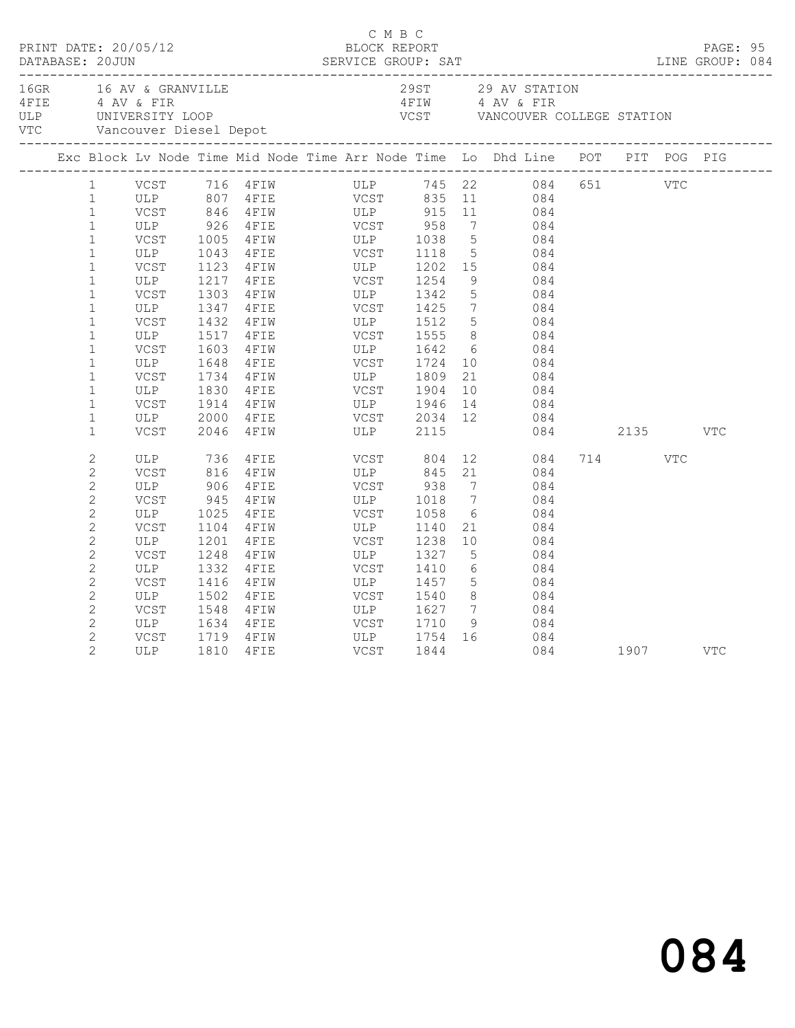C M B C

BLOCK REPORT

SERVICE GROUP: SAT

PRINT DATE: 20/05/12
DATABASE: 20JUN

LINE GROUP: 084

| | | | |
|---|---|---|---|
| 16GR | 16 AV & GRANVILLE | 29ST | 29 AV STATION |
| 4FIE | 4 AV & FIR | 4FIW | 4 AV & FIR |
| ULP | UNIVERSITY LOOP | VCST | VANCOUVER COLLEGE STATION |
| VTC | Vancouver Diesel Depot | | |

| Exc | Block | Lv Node | Time | Mid Node | Time | Arr Node | Time | Lo | Dhd Line | POT | PIT | POG | PIG |
|---|---|---|---|---|---|---|---|---|---|---|---|---|---|
| | 1 | VCST | 716 | 4FIW | | ULP | 745 | 22 | 084 | 651 | | VTC | |
| | 1 | ULP | 807 | 4FIE | | VCST | 835 | 11 | 084 | | | | |
| | 1 | VCST | 846 | 4FIW | | ULP | 915 | 11 | 084 | | | | |
| | 1 | ULP | 926 | 4FIE | | VCST | 958 | 7 | 084 | | | | |
| | 1 | VCST | 1005 | 4FIW | | ULP | 1038 | 5 | 084 | | | | |
| | 1 | ULP | 1043 | 4FIE | | VCST | 1118 | 5 | 084 | | | | |
| | 1 | VCST | 1123 | 4FIW | | ULP | 1202 | 15 | 084 | | | | |
| | 1 | ULP | 1217 | 4FIE | | VCST | 1254 | 9 | 084 | | | | |
| | 1 | VCST | 1303 | 4FIW | | ULP | 1342 | 5 | 084 | | | | |
| | 1 | ULP | 1347 | 4FIE | | VCST | 1425 | 7 | 084 | | | | |
| | 1 | VCST | 1432 | 4FIW | | ULP | 1512 | 5 | 084 | | | | |
| | 1 | ULP | 1517 | 4FIE | | VCST | 1555 | 8 | 084 | | | | |
| | 1 | VCST | 1603 | 4FIW | | ULP | 1642 | 6 | 084 | | | | |
| | 1 | ULP | 1648 | 4FIE | | VCST | 1724 | 10 | 084 | | | | |
| | 1 | VCST | 1734 | 4FIW | | ULP | 1809 | 21 | 084 | | | | |
| | 1 | ULP | 1830 | 4FIE | | VCST | 1904 | 10 | 084 | | | | |
| | 1 | VCST | 1914 | 4FIW | | ULP | 1946 | 14 | 084 | | | | |
| | 1 | ULP | 2000 | 4FIE | | VCST | 2034 | 12 | 084 | | | | |
| | 1 | VCST | 2046 | 4FIW | | ULP | 2115 | | 084 | | 2135 | | VTC |
| | 2 | ULP | 736 | 4FIE | | VCST | 804 | 12 | 084 | 714 | | VTC | |
| | 2 | VCST | 816 | 4FIW | | ULP | 845 | 21 | 084 | | | | |
| | 2 | ULP | 906 | 4FIE | | VCST | 938 | 7 | 084 | | | | |
| | 2 | VCST | 945 | 4FIW | | ULP | 1018 | 7 | 084 | | | | |
| | 2 | ULP | 1025 | 4FIE | | VCST | 1058 | 6 | 084 | | | | |
| | 2 | VCST | 1104 | 4FIW | | ULP | 1140 | 21 | 084 | | | | |
| | 2 | ULP | 1201 | 4FIE | | VCST | 1238 | 10 | 084 | | | | |
| | 2 | VCST | 1248 | 4FIW | | ULP | 1327 | 5 | 084 | | | | |
| | 2 | ULP | 1332 | 4FIE | | VCST | 1410 | 6 | 084 | | | | |
| | 2 | VCST | 1416 | 4FIW | | ULP | 1457 | 5 | 084 | | | | |
| | 2 | ULP | 1502 | 4FIE | | VCST | 1540 | 8 | 084 | | | | |
| | 2 | VCST | 1548 | 4FIW | | ULP | 1627 | 7 | 084 | | | | |
| | 2 | ULP | 1634 | 4FIE | | VCST | 1710 | 9 | 084 | | | | |
| | 2 | VCST | 1719 | 4FIW | | ULP | 1754 | 16 | 084 | | | | |
| | 2 | ULP | 1810 | 4FIE | | VCST | 1844 | | 084 | | 1907 | | VTC |

# 084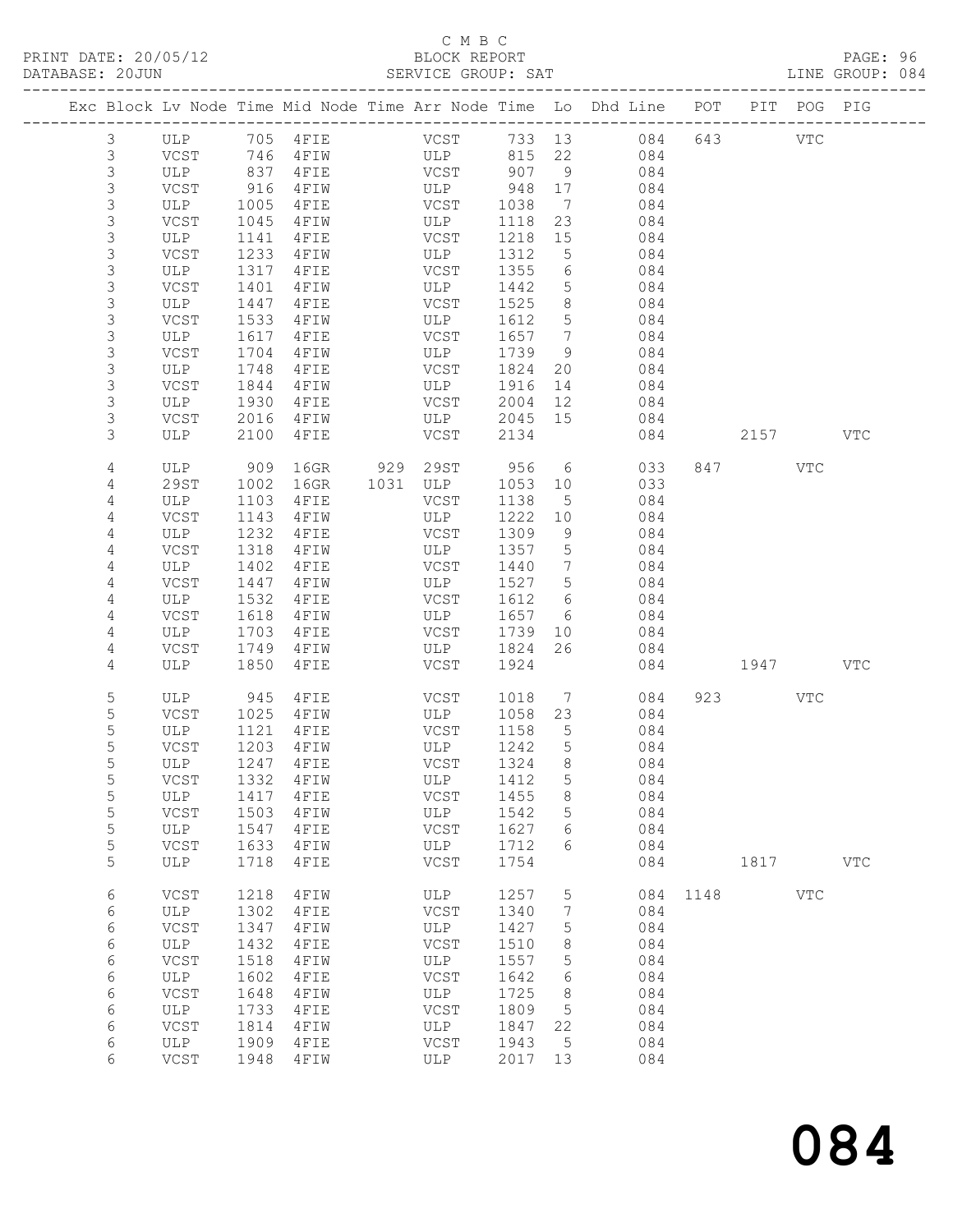C M B C

PRINT DATE: 20/05/12 BLOCK REPORT

DATABASE: 20JUN SERVICE GROUP: SAT LINE GROUP: 084

| Exc | Block | Lv | Node | Time | Mid Node | Time | Arr Node | Time | Lo | Dhd Line | POT | PIT | POG | PIG |
|---|---|---|---|---|---|---|---|---|---|---|---|---|---|---|
| | 3 | | ULP | 705 | 4FIE | | VCST | 733 | 13 | 084 | 643 | | VTC | |
| | 3 | | VCST | 746 | 4FIW | | ULP | 815 | 22 | 084 | | | | |
| | 3 | | ULP | 837 | 4FIE | | VCST | 907 | 9 | 084 | | | | |
| | 3 | | VCST | 916 | 4FIW | | ULP | 948 | 17 | 084 | | | | |
| | 3 | | ULP | 1005 | 4FIE | | VCST | 1038 | 7 | 084 | | | | |
| | 3 | | VCST | 1045 | 4FIW | | ULP | 1118 | 23 | 084 | | | | |
| | 3 | | ULP | 1141 | 4FIE | | VCST | 1218 | 15 | 084 | | | | |
| | 3 | | VCST | 1233 | 4FIW | | ULP | 1312 | 5 | 084 | | | | |
| | 3 | | ULP | 1317 | 4FIE | | VCST | 1355 | 6 | 084 | | | | |
| | 3 | | VCST | 1401 | 4FIW | | ULP | 1442 | 5 | 084 | | | | |
| | 3 | | ULP | 1447 | 4FIE | | VCST | 1525 | 8 | 084 | | | | |
| | 3 | | VCST | 1533 | 4FIW | | ULP | 1612 | 5 | 084 | | | | |
| | 3 | | ULP | 1617 | 4FIE | | VCST | 1657 | 7 | 084 | | | | |
| | 3 | | VCST | 1704 | 4FIW | | ULP | 1739 | 9 | 084 | | | | |
| | 3 | | ULP | 1748 | 4FIE | | VCST | 1824 | 20 | 084 | | | | |
| | 3 | | VCST | 1844 | 4FIW | | ULP | 1916 | 14 | 084 | | | | |
| | 3 | | ULP | 1930 | 4FIE | | VCST | 2004 | 12 | 084 | | | | |
| | 3 | | VCST | 2016 | 4FIW | | ULP | 2045 | 15 | 084 | | | | |
| | 3 | | ULP | 2100 | 4FIE | | VCST | 2134 | | 084 | | 2157 | | VTC |
| | 4 | | ULP | 909 | 16GR | 929 | 29ST | 956 | 6 | 033 | 847 | | VTC | |
| | 4 | | 29ST | 1002 | 16GR | 1031 | ULP | 1053 | 10 | 033 | | | | |
| | 4 | | ULP | 1103 | 4FIE | | VCST | 1138 | 5 | 084 | | | | |
| | 4 | | VCST | 1143 | 4FIW | | ULP | 1222 | 10 | 084 | | | | |
| | 4 | | ULP | 1232 | 4FIE | | VCST | 1309 | 9 | 084 | | | | |
| | 4 | | VCST | 1318 | 4FIW | | ULP | 1357 | 5 | 084 | | | | |
| | 4 | | ULP | 1402 | 4FIE | | VCST | 1440 | 7 | 084 | | | | |
| | 4 | | VCST | 1447 | 4FIW | | ULP | 1527 | 5 | 084 | | | | |
| | 4 | | ULP | 1532 | 4FIE | | VCST | 1612 | 6 | 084 | | | | |
| | 4 | | VCST | 1618 | 4FIW | | ULP | 1657 | 6 | 084 | | | | |
| | 4 | | ULP | 1703 | 4FIE | | VCST | 1739 | 10 | 084 | | | | |
| | 4 | | VCST | 1749 | 4FIW | | ULP | 1824 | 26 | 084 | | | | |
| | 4 | | ULP | 1850 | 4FIE | | VCST | 1924 | | 084 | | 1947 | | VTC |
| | 5 | | ULP | 945 | 4FIE | | VCST | 1018 | 7 | 084 | 923 | | VTC | |
| | 5 | | VCST | 1025 | 4FIW | | ULP | 1058 | 23 | 084 | | | | |
| | 5 | | ULP | 1121 | 4FIE | | VCST | 1158 | 5 | 084 | | | | |
| | 5 | | VCST | 1203 | 4FIW | | ULP | 1242 | 5 | 084 | | | | |
| | 5 | | ULP | 1247 | 4FIE | | VCST | 1324 | 8 | 084 | | | | |
| | 5 | | VCST | 1332 | 4FIW | | ULP | 1412 | 5 | 084 | | | | |
| | 5 | | ULP | 1417 | 4FIE | | VCST | 1455 | 8 | 084 | | | | |
| | 5 | | VCST | 1503 | 4FIW | | ULP | 1542 | 5 | 084 | | | | |
| | 5 | | ULP | 1547 | 4FIE | | VCST | 1627 | 6 | 084 | | | | |
| | 5 | | VCST | 1633 | 4FIW | | ULP | 1712 | 6 | 084 | | | | |
| | 5 | | ULP | 1718 | 4FIE | | VCST | 1754 | | 084 | | 1817 | | VTC |
| | 6 | | VCST | 1218 | 4FIW | | ULP | 1257 | 5 | 084 | 1148 | | VTC | |
| | 6 | | ULP | 1302 | 4FIE | | VCST | 1340 | 7 | 084 | | | | |
| | 6 | | VCST | 1347 | 4FIW | | ULP | 1427 | 5 | 084 | | | | |
| | 6 | | ULP | 1432 | 4FIE | | VCST | 1510 | 8 | 084 | | | | |
| | 6 | | VCST | 1518 | 4FIW | | ULP | 1557 | 5 | 084 | | | | |
| | 6 | | ULP | 1602 | 4FIE | | VCST | 1642 | 6 | 084 | | | | |
| | 6 | | VCST | 1648 | 4FIW | | ULP | 1725 | 8 | 084 | | | | |
| | 6 | | ULP | 1733 | 4FIE | | VCST | 1809 | 5 | 084 | | | | |
| | 6 | | VCST | 1814 | 4FIW | | ULP | 1847 | 22 | 084 | | | | |
| | 6 | | ULP | 1909 | 4FIE | | VCST | 1943 | 5 | 084 | | | | |
| | 6 | | VCST | 1948 | 4FIW | | ULP | 2017 | 13 | 084 | | | | |

# 084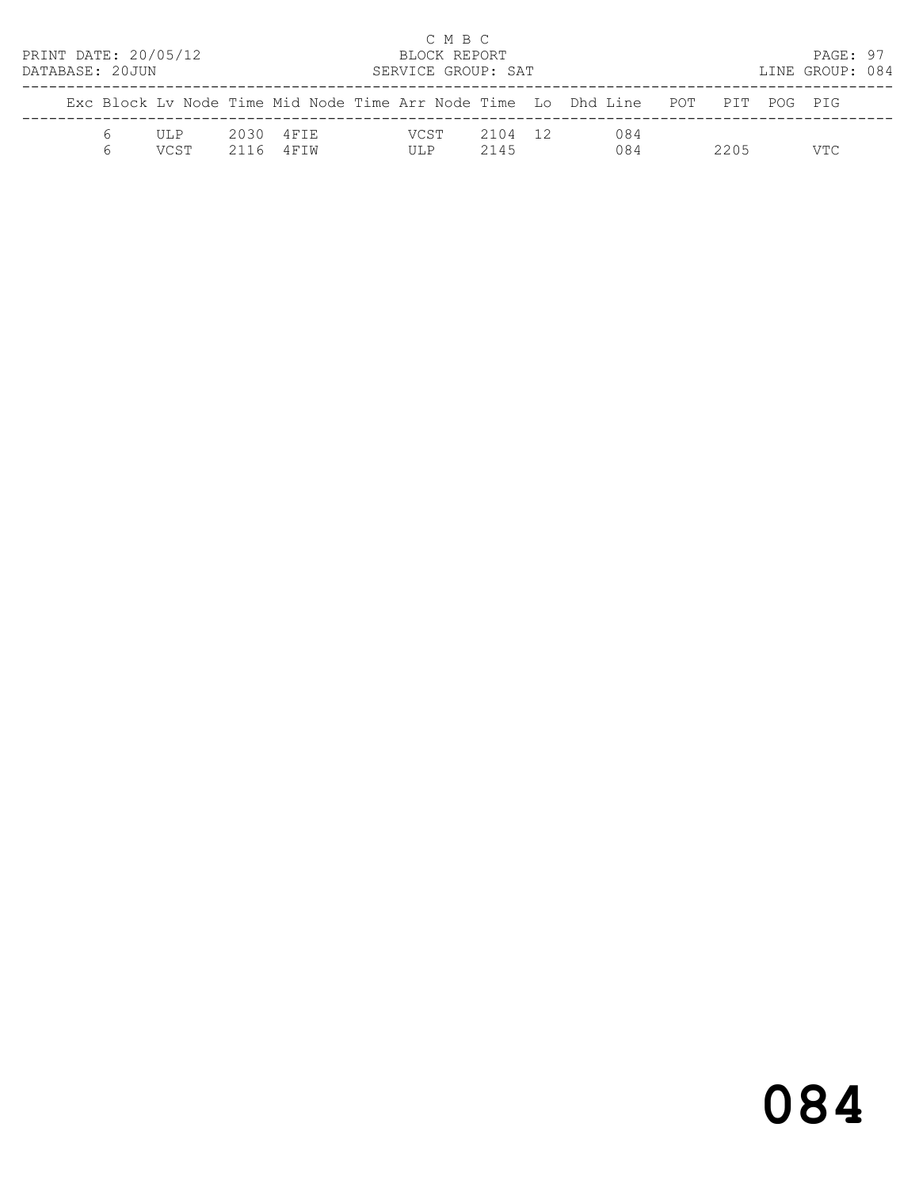C M B C

PRINT DATE: 20/05/12 BLOCK REPORT

DATABASE: 20JUN SERVICE GROUP: SAT LINE GROUP: 084

| Exc | Block | Lv Node | Time | Mid Node | Time | Arr Node | Time | Lo | Dhd | Line | POT | PIT | POG | PIG |
|---|---|---|---|---|---|---|---|---|---|---|---|---|---|---|
| | 6 | ULP | 2030 | 4FIE | | VCST | 2104 | 12 | | 084 | | | | |
| | 6 | VCST | 2116 | 4FIW | | ULP | 2145 | | | 084 | | 2205 | | VTC |

# 084